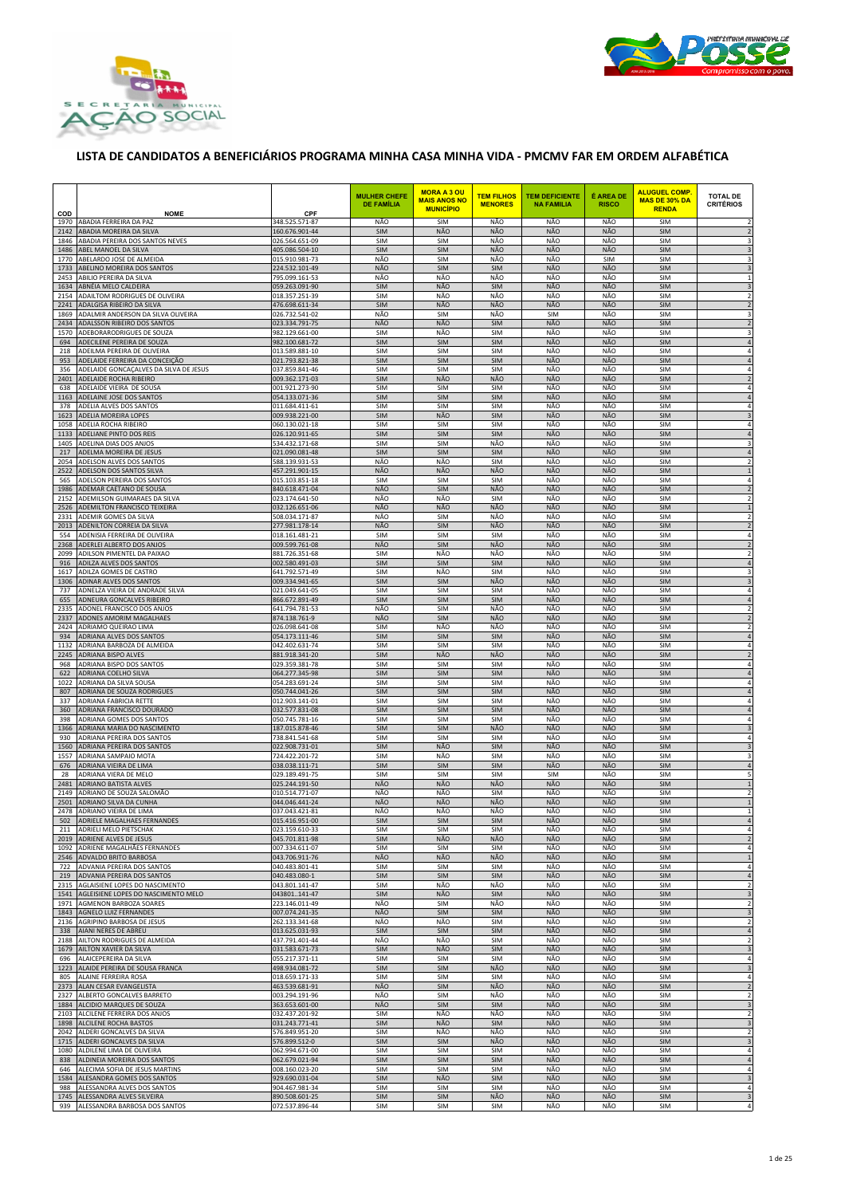# LISTA DE CANDIDATOS A BENEFICIÁRIOS PROGRAMA MINHA CASA MINHA VIDA - PMCMV FAR EM ORDEM ALFABÉTICA

| COD | NOME | CPF | MULHER CHEFE DE FAMÍLIA | MORA A 3 OU MAIS ANOS NO MUNICÍPIO | TEM FILHOS MENORES | TEM DEFICIENTE NA FAMILIA | É AREA DE RISCO | ALUGUEL COMP. MAS DE 30% DA RENDA | TOTAL DE CRITÉRIOS |
|---|---|---|---|---|---|---|---|---|---|
| 1970 | ABADIA FERREIRA DA PAZ | 348.525.571-87 | NÃO | SIM | NÃO | NÃO | NÃO | SIM | 2 |
| 2142 | ABADIA MOREIRA DA SILVA | 160.676.901-44 | SIM | NÃO | NÃO | NÃO | NÃO | SIM | 2 |
| 1846 | ABADIA PEREIRA DOS SANTOS NEVES | 026.564.651-09 | SIM | SIM | NÃO | NÃO | NÃO | SIM | 3 |
| 1486 | ABEL MANOEL DA SILVA | 405.086.504-10 | SIM | SIM | NÃO | NÃO | NÃO | SIM | 3 |
| 1770 | ABELARDO JOSE DE ALMEIDA | 015.910.981-73 | NÃO | SIM | NÃO | NÃO | SIM | SIM | 3 |
| 1733 | ABELINO MOREIRA DOS SANTOS | 224.532.101-49 | NÃO | SIM | SIM | NÃO | NÃO | SIM | 3 |
| 2453 | ABILIO PEREIRA DA SILVA | 795.099.161-53 | NÃO | NÃO | NÃO | NÃO | NÃO | SIM | 1 |
| 1634 | ABNÉIA MELO CALDEIRA | 059.263.091-90 | SIM | NÃO | SIM | NÃO | NÃO | SIM | 3 |
| 2154 | ADAILTOM RODRIGUES DE OLIVEIRA | 018.357.251-39 | SIM | NÃO | NÃO | NÃO | NÃO | SIM | 2 |
| 2241 | ADALGISA RIBEIRO DA SILVA | 476.698.611-34 | SIM | NÃO | NÃO | NÃO | NÃO | SIM | 2 |
| 1869 | ADALMIR ANDERSON DA SILVA OLIVEIRA | 026.732.541-02 | NÃO | SIM | NÃO | SIM | NÃO | SIM | 3 |
| 2434 | ADALSSON RIBEIRO DOS SANTOS | 023.334.791-75 | NÃO | NÃO | SIM | NÃO | NÃO | SIM | 2 |
| 1570 | ADEBORARODRIGUES DE SOUZA | 982.129.661-00 | SIM | NÃO | SIM | NÃO | NÃO | SIM | 3 |
| 694 | ADECILENE PEREIRA DE SOUZA | 982.100.681-72 | SIM | SIM | SIM | NÃO | NÃO | SIM | 4 |
| 218 | ADEILMA PEREIRA DE OLIVEIRA | 013.589.881-10 | SIM | SIM | SIM | NÃO | NÃO | SIM | 4 |
| 953 | ADELAIDE FERREIRA DA CONCEIÇÃO | 021.793.821-38 | SIM | SIM | SIM | NÃO | NÃO | SIM | 4 |
| 356 | ADELAIDE GONCAÇALVES DA SILVA DE JESUS | 037.859.841-46 | SIM | SIM | SIM | NÃO | NÃO | SIM | 4 |
| 2401 | ADELAIDE ROCHA RIBEIRO | 009.362.171-03 | SIM | NÃO | NÃO | NÃO | NÃO | SIM | 2 |
| 638 | ADELAIDE VIEIRA DE SOUSA | 001.921.273-90 | SIM | SIM | SIM | NÃO | NÃO | SIM | 4 |
| 1163 | ADELAINE JOSE DOS SANTOS | 054.133.071-36 | SIM | SIM | SIM | NÃO | NÃO | SIM | 4 |
| 378 | ADELIA ALVES DOS SANTOS | 011.684.411-61 | SIM | SIM | SIM | NÃO | NÃO | SIM | 4 |
| 1623 | ADELIA MOREIRA LOPES | 009.938.221-00 | SIM | NÃO | SIM | NÃO | NÃO | SIM | 3 |
| 1058 | ADELIA ROCHA RIBEIRO | 060.130.021-18 | SIM | SIM | SIM | NÃO | NÃO | SIM | 4 |
| 1133 | ADELIANE PINTO DOS REIS | 026.120.911-65 | SIM | SIM | SIM | NÃO | NÃO | SIM | 4 |
| 1405 | ADELINA DIAS DOS ANJOS | 534.432.171-68 | SIM | SIM | NÃO | NÃO | NÃO | SIM | 3 |
| 217 | ADELMA MOREIRA DE JESUS | 021.090.081-48 | SIM | SIM | SIM | NÃO | NÃO | SIM | 4 |
| 2054 | ADELSON ALVES DOS SANTOS | 588.139.931-53 | NÃO | NÃO | SIM | NÃO | NÃO | SIM | 2 |
| 2522 | ADELSON DOS SANTOS SILVA | 457.291.901-15 | NÃO | NÃO | NÃO | NÃO | NÃO | SIM | 1 |
| 565 | ADELSON PEREIRA DOS SANTOS | 015.103.851-18 | SIM | SIM | SIM | NÃO | NÃO | SIM | 4 |
| 1986 | ADEMAR CAETANO DE SOUSA | 840.618.471-04 | NÃO | SIM | NÃO | NÃO | NÃO | SIM | 2 |
| 2152 | ADEMILSON GUIMARAES DA SILVA | 023.174.641-50 | NÃO | NÃO | SIM | NÃO | NÃO | SIM | 2 |
| 2526 | ADEMILTON FRANCISCO TEIXEIRA | 032.126.651-06 | NÃO | NÃO | NÃO | NÃO | NÃO | SIM | 1 |
| 2331 | ADEMIR GOMES DA SILVA | 508.034.171-87 | NÃO | SIM | NÃO | NÃO | NÃO | SIM | 2 |
| 2013 | ADENILTON CORREIA DA SILVA | 277.981.178-14 | NÃO | SIM | NÃO | NÃO | NÃO | SIM | 2 |
| 554 | ADENISIA FERREIRA DE OLIVEIRA | 018.161.481-21 | SIM | SIM | SIM | NÃO | NÃO | SIM | 4 |
| 2368 | ADERLEI ALBERTO DOS ANJOS | 009.599.761-08 | NÃO | SIM | NÃO | NÃO | NÃO | SIM | 2 |
| 2099 | ADILSON PIMENTEL DA PAIXAO | 881.726.351-68 | SIM | NÃO | NÃO | NÃO | NÃO | SIM | 2 |
| 916 | ADILZA ALVES DOS SANTOS | 002.580.491-03 | SIM | SIM | SIM | NÃO | NÃO | SIM | 4 |
| 1617 | ADILZA GOMES DE CASTRO | 641.792.571-49 | SIM | NÃO | SIM | NÃO | NÃO | SIM | 3 |
| 1306 | ADINAR ALVES DOS SANTOS | 009.334.941-65 | SIM | SIM | NÃO | NÃO | NÃO | SIM | 3 |
| 737 | ADNELZA VIEIRA DE ANDRADE SILVA | 021.049.641-05 | SIM | SIM | SIM | NÃO | NÃO | SIM | 4 |
| 655 | ADNEURA GONCALVES RIBEIRO | 866.672.891-49 | SIM | SIM | SIM | NÃO | NÃO | SIM | 4 |
| 2335 | ADONEL FRANCISCO DOS ANJOS | 641.794.781-53 | NÃO | SIM | NÃO | NÃO | NÃO | SIM | 2 |
| 2337 | ADONES AMORIM MAGALHAES | 874.138.761-9 | NÃO | SIM | NÃO | NÃO | NÃO | SIM | 2 |
| 2424 | ADRIAMO QUEIRAO LIMA | 026.098.641-08 | SIM | NÃO | NÃO | NÃO | NÃO | SIM | 2 |
| 934 | ADRIANA ALVES DOS SANTOS | 054.173.111-46 | SIM | SIM | SIM | NÃO | NÃO | SIM | 4 |
| 1132 | ADRIANA BARBOZA DE ALMEIDA | 042.402.631-74 | SIM | SIM | SIM | NÃO | NÃO | SIM | 4 |
| 2245 | ADRIANA BISPO ALVES | 881.918.341-20 | SIM | NÃO | NÃO | NÃO | NÃO | SIM | 2 |
| 968 | ADRIANA BISPO DOS SANTOS | 029.359.381-78 | SIM | SIM | SIM | NÃO | NÃO | SIM | 4 |
| 622 | ADRIANA COELHO SILVA | 064.277.345-98 | SIM | SIM | SIM | NÃO | NÃO | SIM | 4 |
| 1022 | ADRIANA DA SILVA SOUSA | 054.283.691-24 | SIM | SIM | SIM | NÃO | NÃO | SIM | 4 |
| 807 | ADRIANA DE SOUZA RODRIGUES | 050.744.041-26 | SIM | SIM | SIM | NÃO | NÃO | SIM | 4 |
| 337 | ADRIANA FABRICIA RETTE | 012.903.141-01 | SIM | SIM | SIM | NÃO | NÃO | SIM | 4 |
| 360 | ADRIANA FRANCISCO DOURADO | 032.577.831-08 | SIM | SIM | SIM | NÃO | NÃO | SIM | 4 |
| 398 | ADRIANA GOMES DOS SANTOS | 050.745.781-16 | SIM | SIM | SIM | NÃO | NÃO | SIM | 4 |
| 1366 | ADRIANA MARIA DO NASCIMENTO | 187.015.878-46 | SIM | SIM | NÃO | NÃO | NÃO | SIM | 3 |
| 930 | ADRIANA PEREIRA DOS SANTOS | 738.841.541-68 | SIM | SIM | SIM | NÃO | NÃO | SIM | 4 |
| 1560 | ADRIANA PEREIRA DOS SANTOS | 022.908.731-01 | SIM | NÃO | SIM | NÃO | NÃO | SIM | 3 |
| 1557 | ADRIANA SAMPAIO MOTA | 724.422.201-72 | SIM | NÃO | SIM | NÃO | NÃO | SIM | 3 |
| 676 | ADRIANA VIEIRA DE LIMA | 038.038.111-71 | SIM | SIM | SIM | NÃO | NÃO | SIM | 4 |
| 28 | ADRIANA VIERA DE MELO | 029.189.491-75 | SIM | SIM | SIM | SIM | NÃO | SIM | 5 |
| 2481 | ADRIANO BATISTA ALVES | 025.244.191-50 | NÃO | NÃO | NÃO | NÃO | NÃO | SIM | 1 |
| 2149 | ADRIANO DE SOUZA SALOMÃO | 010.514.771-07 | NÃO | NÃO | SIM | NÃO | NÃO | SIM | 2 |
| 2501 | ADRIANO SILVA DA CUNHA | 044.046.441-24 | NÃO | NÃO | NÃO | NÃO | NÃO | SIM | 1 |
| 2478 | ADRIANO VIEIRA DE LIMA | 037.043.421-81 | NÃO | NÃO | NÃO | NÃO | NÃO | SIM | 1 |
| 502 | ADRIELE MAGALHAES FERNANDES | 015.416.951-00 | SIM | SIM | SIM | NÃO | NÃO | SIM | 4 |
| 211 | ADRIELI MELO PIETSCHAK | 023.159.610-33 | SIM | SIM | SIM | NÃO | NÃO | SIM | 4 |
| 2019 | ADRIENE ALVES DE JESUS | 045.701.811-98 | SIM | NÃO | NÃO | NÃO | NÃO | SIM | 2 |
| 1092 | ADRIENE MAGALHÃES FERNANDES | 007.334.611-07 | SIM | SIM | SIM | NÃO | NÃO | SIM | 4 |
| 2546 | ADVALDO BRITO BARBOSA | 043.706.911-76 | NÃO | NÃO | NÃO | NÃO | NÃO | SIM | 1 |
| 722 | ADVANIA PEREIRA DOS SANTOS | 040.483.801-41 | SIM | SIM | SIM | NÃO | NÃO | SIM | 4 |
| 219 | ADVANIA PEREIRA DOS SANTOS | 040.483.080-1 | SIM | SIM | SIM | NÃO | NÃO | SIM | 4 |
| 2315 | AGLAISIENE LOPES DO NASCIMENTO | 043.801.141-47 | SIM | NÃO | NÃO | NÃO | NÃO | SIM | 2 |
| 1541 | AGLEISIENE LOPES DO NASCIMENTO MELO | 043801..141-47 | SIM | NÃO | SIM | NÃO | NÃO | SIM | 3 |
| 1971 | AGMENON BARBOZA SOARES | 223.146.011-49 | NÃO | SIM | NÃO | NÃO | NÃO | SIM | 2 |
| 1843 | AGNELO LUIZ FERNANDES | 007.074.241-35 | NÃO | SIM | SIM | NÃO | NÃO | SIM | 3 |
| 2136 | AGRIPINO BARBOSA DE JESUS | 262.133.341-68 | NÃO | NÃO | SIM | NÃO | NÃO | SIM | 2 |
| 338 | AIANI NERES DE ABREU | 013.625.031-93 | SIM | SIM | SIM | NÃO | NÃO | SIM | 4 |
| 2188 | AILTON RODRIGUES DE ALMEIDA | 437.791.401-44 | NÃO | NÃO | SIM | NÃO | NÃO | SIM | 2 |
| 1679 | AILTON XAVIER DA SILVA | 031.583.671-73 | SIM | NÃO | SIM | NÃO | NÃO | SIM | 3 |
| 696 | ALAICEPEREIRA DA SILVA | 055.217.371-11 | SIM | SIM | SIM | NÃO | NÃO | SIM | 4 |
| 1223 | ALAIDE PEREIRA DE SOUSA FRANCA | 498.934.081-72 | SIM | SIM | NÃO | NÃO | NÃO | SIM | 3 |
| 805 | ALAINE FERREIRA ROSA | 018.659.171-33 | SIM | SIM | SIM | NÃO | NÃO | SIM | 4 |
| 2373 | ALAN CESAR EVANGELISTA | 463.539.681-91 | NÃO | SIM | NÃO | NÃO | NÃO | SIM | 2 |
| 2327 | ALBERTO GONCALVES BARRETO | 003.294.191-96 | NÃO | SIM | NÃO | NÃO | NÃO | SIM | 2 |
| 1884 | ALCIDIO MARQUES DE SOUZA | 363.653.601-00 | NÃO | SIM | SIM | NÃO | NÃO | SIM | 3 |
| 2103 | ALCILENE FERREIRA DOS ANJOS | 032.437.201-92 | SIM | NÃO | NÃO | NÃO | NÃO | SIM | 2 |
| 1898 | ALCILENE ROCHA BASTOS | 031.243.771-41 | SIM | NÃO | SIM | NÃO | NÃO | SIM | 3 |
| 2042 | ALDERI GONCALVES DA SILVA | 576.849.951-20 | SIM | NÃO | NÃO | NÃO | NÃO | SIM | 2 |
| 1715 | ALDERI GONCALVES DA SILVA | 576.899.512-0 | SIM | SIM | NÃO | NÃO | NÃO | SIM | 3 |
| 1080 | ALDILENE LIMA DE OLIVEIRA | 062.994.671-00 | SIM | SIM | SIM | NÃO | NÃO | SIM | 4 |
| 838 | ALDINEIA MOREIRA DOS SANTOS | 062.679.021-94 | SIM | SIM | SIM | NÃO | NÃO | SIM | 4 |
| 646 | ALECIMA SOFIA DE JESUS MARTINS | 008.160.023-20 | SIM | SIM | SIM | NÃO | NÃO | SIM | 4 |
| 1584 | ALESANDRA GOMES DOS SANTOS | 929.690.031-04 | SIM | NÃO | SIM | NÃO | NÃO | SIM | 3 |
| 988 | ALESSANDRA ALVES DOS SANTOS | 904.467.981-34 | SIM | SIM | SIM | NÃO | NÃO | SIM | 4 |
| 1745 | ALESSANDRA ALVES SILVEIRA | 890.508.601-25 | SIM | SIM | NÃO | NÃO | NÃO | SIM | 3 |
| 939 | ALESSANDRA BARBOSA DOS SANTOS | 072.537.896-44 | SIM | SIM | SIM | NÃO | NÃO | SIM | 4 |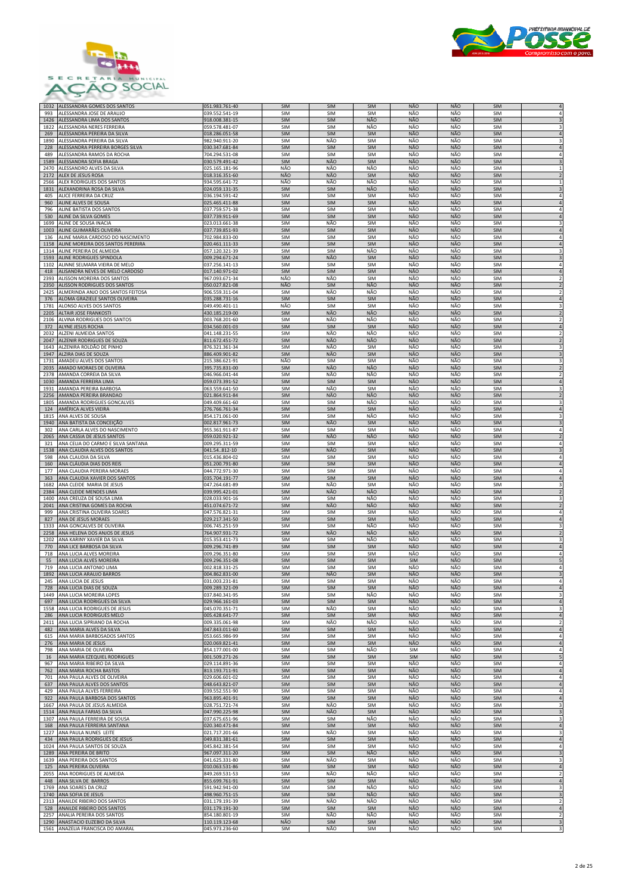| | | | | | | | | | |
|---|---|---|---|---|---|---|---|---|---|
| 1032 | ALESSANDRA GOMES DOS SANTOS | 051.983.761-40 | SIM | SIM | SIM | NÃO | NÃO | SIM | 4 |
| 993 | ALESSANDRA JOSE DE ARAUJO | 039.552.541-19 | SIM | SIM | SIM | NÃO | NÃO | SIM | 4 |
| 1426 | ALESSANDRA LIMA DOS SANTOS | 918.008.381-15 | SIM | SIM | NÃO | NÃO | NÃO | SIM | 3 |
| 1822 | ALESSANDRA NERES FERREIRA | 059.578.481-07 | SIM | SIM | NÃO | NÃO | NÃO | SIM | 3 |
| 269 | ALESSANDRA PEREIRA DA SILVA | 018.286.051-58 | SIM | SIM | SIM | NÃO | NÃO | SIM | 4 |
| 1890 | ALESSANDRA PEREIRA DA SILVA | 982.940.911-20 | SIM | NÃO | SIM | NÃO | NÃO | SIM | 3 |
| 228 | ALESSANDRA PERREIRA BORGES SILVA | 030.347.681-84 | SIM | SIM | SIM | NÃO | NÃO | SIM | 4 |
| 489 | ALESSANDRA RAMOS DA ROCHA | 704.294.531-08 | SIM | SIM | SIM | NÃO | NÃO | SIM | 4 |
| 1589 | ALESSANDRA SOFIA BRAGA | 030.579.491-42 | SIM | NÃO | SIM | NÃO | NÃO | SIM | 3 |
| 2470 | ALESSANDRO ALVES DA SILVA | 025.165.181-96 | NÃO | NÃO | NÃO | NÃO | NÃO | SIM | 1 |
| 2172 | ALEX DE JESUS ROSA | 018.316.351-60 | NÃO | NÃO | SIM | NÃO | NÃO | SIM | 2 |
| 2566 | ALEX RODRIGUES DOS SANTOS | 934.595.641-72 | NÃO | NÃO | NÃO | NÃO | NÃO | SIM | 1 |
| 1831 | ALEXANDRINA ROSA DA SILVA | 024.059.131-35 | SIM | SIM | NÃO | NÃO | NÃO | SIM | 3 |
| 405 | ALICE FERREIRA DA CRUZ | 036.194.591-42 | SIM | SIM | SIM | NÃO | NÃO | SIM | 4 |
| 960 | ALINE ALVES DE SOUSA | 025.465.411-88 | SIM | SIM | SIM | NÃO | NÃO | SIM | 4 |
| 796 | ALINE BATISTA DOS SANTOS | 037.759.571-38 | SIM | SIM | SIM | NÃO | NÃO | SIM | 4 |
| 530 | ALINE DA SILVA GOMES | 037.739.911-69 | SIM | SIM | SIM | NÃO | NÃO | SIM | 4 |
| 1699 | ALINE DE SOUSA INACIA | 023.013.661-38 | SIM | NÃO | SIM | NÃO | NÃO | SIM | 3 |
| 1003 | ALINE GUIMARÃES OLIVEIRA | 037.739.851-93 | SIM | SIM | SIM | NÃO | NÃO | SIM | 4 |
| 136 | ALINE MARIA CARDOSO DO NASCIMENTO | 702.984.833-00 | SIM | SIM | SIM | NÃO | NÃO | SIM | 4 |
| 1158 | ALINE MOREIRA DOS SANTOS PERERIRA | 020.461.111-33 | SIM | SIM | SIM | NÃO | NÃO | SIM | 4 |
| 1314 | ALINE PEREIRA DE ALMEIDA | 057.120.321-39 | SIM | SIM | NÃO | NÃO | NÃO | SIM | 3 |
| 1593 | ALINE RODRIGUES SPINDOLA | 009.294.671-24 | SIM | NÃO | SIM | NÃO | NÃO | SIM | 3 |
| 1102 | ALINNE SELMARA VIEIRA DE MELO | 037.256.141-13 | SIM | SIM | SIM | NÃO | NÃO | SIM | 4 |
| 418 | ALISANDRA NEVES DE MELO CARDOSO | 017.140.971-02 | SIM | SIM | SIM | NÃO | NÃO | SIM | 4 |
| 2393 | ALISSON MOREIRA DOS SANTOS | 967.093.671-34 | NÃO | NÃO | SIM | NÃO | NÃO | SIM | 2 |
| 2350 | ALISSON RODRIGUES DOS SANTOS | 050.027.821-08 | NÃO | SIM | NÃO | NÃO | NÃO | SIM | 2 |
| 2425 | ALMERINDA ANJO DOS SANTOS FEITOSA | 906.559.311-04 | SIM | NÃO | NÃO | NÃO | NÃO | SIM | 2 |
| 376 | ALOMA GRAZIELE SANTOS OLIVEIRA | 035.288.731-16 | SIM | SIM | SIM | NÃO | NÃO | SIM | 4 |
| 1781 | ALONSO ALVES DOS SANTOS | 049.490.401-11 | NÃO | SIM | SIM | NÃO | NÃO | SIM | 3 |
| 2205 | ALTAIR JOSE FRANKOSTI | 430.185.219-00 | SIM | NÃO | NÃO | NÃO | NÃO | SIM | 2 |
| 2106 | ALVINA RODRIGUES DOS SANTOS | 003.768.201-60 | SIM | NÃO | NÃO | NÃO | NÃO | SIM | 2 |
| 372 | ALYNE JESUS ROCHA | 034.560.001-03 | SIM | SIM | SIM | NÃO | NÃO | SIM | 4 |
| 2032 | ALZENI ALMEIDA SANTOS | 041.148.231-55 | SIM | NÃO | NÃO | NÃO | NÃO | SIM | 2 |
| 2047 | ALZENIR RODRIGUES DE SOUZA | 811.672.451-72 | SIM | NÃO | NÃO | NÃO | NÃO | SIM | 2 |
| 1643 | ALZENIRA ROLDÃO DE PINHO | 876.321.361-34 | SIM | NÃO | SIM | NÃO | NÃO | SIM | 3 |
| 1947 | ALZIRA DIAS DE SOUZA | 886.409.901-82 | SIM | NÃO | SIM | NÃO | NÃO | SIM | 3 |
| 1731 | AMADEU ALVES DOS SANTOS | 215.386.621-91 | NÃO | SIM | SIM | NÃO | NÃO | SIM | 3 |
| 2035 | AMADO MORAES DE OLIVEIRA | 395.735.831-00 | SIM | NÃO | NÃO | NÃO | NÃO | SIM | 2 |
| 2378 | AMANDA CORREIA DA SILVA | 046.966.041-44 | SIM | NÃO | NÃO | NÃO | NÃO | SIM | 2 |
| 1030 | AMANDA FERREIRA LIMA | 059.073.391-52 | SIM | SIM | SIM | NÃO | NÃO | SIM | 4 |
| 1931 | AMANDA PEREIRA BARBOSA | 063.559.641-50 | SIM | NÃO | SIM | NÃO | NÃO | SIM | 3 |
| 2256 | AMANDA PEREIRA BRANDAO | 021.864.911-84 | SIM | NÃO | NÃO | NÃO | NÃO | SIM | 2 |
| 1805 | AMANDA RODRIGUES GONCALVES | 049.409.661-60 | SIM | SIM | NÃO | NÃO | NÃO | SIM | 3 |
| 124 | AMÉRICA ALVES VIEIRA | 276.766.761-34 | SIM | SIM | SIM | NÃO | NÃO | SIM | 4 |
| 1815 | ANA ALVES DE SOUSA | 854.171.061-00 | SIM | SIM | NÃO | NÃO | NÃO | SIM | 3 |
| 1940 | ANA BATISTA DA CONCEIÇÃO | 002.817.961-73 | SIM | NÃO | SIM | NÃO | NÃO | SIM | 3 |
| 302 | ANA CARLA ALVES DO NASCIMENTO | 955.361.911-87 | SIM | SIM | SIM | NÃO | NÃO | SIM | 4 |
| 2065 | ANA CASSIA DE JESUS SANTOS | 059.020.921-32 | SIM | NÃO | NÃO | NÃO | NÃO | SIM | 2 |
| 321 | ANA CELIA DO CARMO E SILVA SANTANA | 009.295.311-59 | SIM | SIM | SIM | NÃO | NÃO | SIM | 4 |
| 1538 | ANA CLAUDIA ALVES DOS SANTOS | 041.54..812-10 | SIM | NÃO | SIM | NÃO | NÃO | SIM | 3 |
| 598 | ANA CLAUDIA DA SILVA | 015.436.804-02 | SIM | SIM | SIM | NÃO | NÃO | SIM | 4 |
| 160 | ANA CLÁUDIA DIAS DOS REIS | 051.200.791-80 | SIM | SIM | SIM | NÃO | NÃO | SIM | 4 |
| 177 | ANA CLAUDIA PEREIRA MORAES | 044.772.971-30 | SIM | SIM | SIM | NÃO | NÃO | SIM | 4 |
| 363 | ANA CLAUDIA XAVIER DOS SANTOS | 035.704.191-77 | SIM | SIM | SIM | NÃO | NÃO | SIM | 4 |
| 1682 | ANA CLEIDE MARIA DE JESUS | 047.264.681-89 | SIM | NÃO | SIM | NÃO | NÃO | SIM | 3 |
| 2384 | ANA CLEIDE MENDES LIMA | 039.995.421-01 | SIM | NÃO | NÃO | NÃO | NÃO | SIM | 2 |
| 1400 | ANA CREUZA DE SOUSA LIMA | 028.033.901-16 | SIM | SIM | NÃO | NÃO | NÃO | SIM | 3 |
| 2041 | ANA CRISTINA GOMES DA ROCHA | 451.074.671-72 | SIM | NÃO | NÃO | NÃO | NÃO | SIM | 2 |
| 999 | ANA CRISTINA OLIVEIRA SOARES | 047.576.821-31 | SIM | SIM | SIM | NÃO | NÃO | SIM | 4 |
| 827 | ANA DE JESUS MORAES | 029.217.341-50 | SIM | SIM | SIM | NÃO | NÃO | SIM | 4 |
| 1333 | ANA GONCALVES DE OLIVEIRA | 006.745.251-59 | SIM | SIM | NÃO | NÃO | NÃO | SIM | 3 |
| 2258 | ANA HELENA DOS ANJOS DE JESUS | 764.907.931-72 | SIM | NÃO | NÃO | NÃO | NÃO | SIM | 2 |
| 1202 | ANA KARINY XAVIER DA SILVA | 015.353.411-73 | SIM | SIM | NÃO | NÃO | NÃO | SIM | 3 |
| 770 | ANA LICE BARBOSA DA SILVA | 009.296.741-89 | SIM | SIM | SIM | NÃO | NÃO | SIM | 4 |
| 718 | ANA LUCIA ALVES MOREIRA | 009.296.351-80 | SIM | SIM | SIM | NÃO | NÃO | SIM | 4 |
| 55 | ANA LUCIA ALVES MOREIRA | 009.296.351-08 | SIM | SIM | SIM | SIM | NÃO | SIM | 5 |
| 719 | ANA LUCIA ANTONIO LIMA | 002.818.331-25 | SIM | SIM | SIM | NÃO | NÃO | SIM | 4 |
| 1892 | ANA LUCIA ARAUJO BARROS | 004.862.831-00 | SIM | NÃO | SIM | NÃO | NÃO | SIM | 3 |
| 245 | ANA LUCIA DE JESUS | 031.003.231-81 | SIM | SIM | SIM | NÃO | NÃO | SIM | 4 |
| 728 | ANA LUCIA DIAS DE SOUZA | 009.289.321-09 | SIM | SIM | SIM | NÃO | NÃO | SIM | 4 |
| 1449 | ANA LUCIA MOREIRA LOPES | 037.840.341-95 | SIM | SIM | NÃO | NÃO | NÃO | SIM | 3 |
| 697 | ANA LUCIA RODRIGUES DA SILVA | 029.966.161-03 | SIM | SIM | SIM | NÃO | NÃO | SIM | 4 |
| 1558 | ANA LUCIA RODRIGUES DE JESUS | 045.070.351-71 | SIM | NÃO | SIM | NÃO | NÃO | SIM | 3 |
| 286 | ANA LUCIA RODRIGUES MELO | 005.428.641-77 | SIM | SIM | SIM | NÃO | NÃO | SIM | 4 |
| 2411 | ANA LUCIA SIPRIANO DA ROCHA | 009.335.061-98 | SIM | NÃO | NÃO | NÃO | NÃO | SIM | 2 |
| 482 | ANA MARIA ALVES DA SILVA | 047.843.011-60 | SIM | SIM | SIM | NÃO | NÃO | SIM | 4 |
| 615 | ANA MARIA BARBOSADOS SANTOS | 053.665.986-99 | SIM | SIM | SIM | NÃO | NÃO | SIM | 4 |
| 276 | ANA MARIA DE JESUS | 020.069.821-41 | SIM | SIM | SIM | NÃO | NÃO | SIM | 4 |
| 798 | ANA MARIA DE OLIVEIRA | 854.177.001-00 | SIM | SIM | NÃO | SIM | NÃO | SIM | 4 |
| 16 | ANA MARIA EZEQUIEL RODRIGUES | 001.509.271-26 | SIM | SIM | SIM | SIM | NÃO | SIM | 5 |
| 967 | ANA MARIA RIBEIRO DA SILVA | 029.114.891-36 | SIM | SIM | SIM | NÃO | NÃO | SIM | 4 |
| 762 | ANA MARIA ROCHA BASTOS | 813.193.711-91 | SIM | SIM | SIM | NÃO | NÃO | SIM | 4 |
| 701 | ANA PAULA ALVES DE OLIVEIRA | 029.606.601-02 | SIM | SIM | SIM | NÃO | NÃO | SIM | 4 |
| 637 | ANA PAULA ALVES DOS SANTOS | 048.643.821-07 | SIM | SIM | SIM | NÃO | NÃO | SIM | 4 |
| 429 | ANA PAULA ALVES FERREIRA | 039.552.551-90 | SIM | SIM | SIM | NÃO | NÃO | SIM | 4 |
| 922 | ANA PAULA BARBOSA DOS SANTOS | 963.895.401-91 | SIM | SIM | SIM | NÃO | NÃO | SIM | 4 |
| 1667 | ANA PAULA DE JESUS ALMEIDA | 028.751.721-74 | SIM | NÃO | SIM | NÃO | NÃO | SIM | 3 |
| 1514 | ANA PAULA FARIAS DA SILVA | 047.990.225-98 | SIM | NÃO | SIM | NÃO | NÃO | SIM | 3 |
| 1307 | ANA PAULA FERREIRA DE SOUSA | 037.675.651-96 | SIM | SIM | NÃO | NÃO | NÃO | SIM | 3 |
| 168 | ANA PAULA FERREIRA SANTANA | 020.340.471-84 | SIM | SIM | SIM | NÃO | NÃO | SIM | 4 |
| 1227 | ANA PAULA NUNES LEITE | 021.717.201-66 | SIM | NÃO | SIM | NÃO | NÃO | SIM | 3 |
| 434 | ANA PAULA RODRIGUES DE JESUS | 049.831.381-61 | SIM | SIM | SIM | NÃO | NÃO | SIM | 4 |
| 1024 | ANA PAULA SANTOS DE SOUZA | 045.842.381-54 | SIM | SIM | SIM | NÃO | NÃO | SIM | 4 |
| 1289 | ANA PEREIRA DE BRITO | 967.097.311-20 | SIM | SIM | NÃO | NÃO | NÃO | SIM | 3 |
| 1639 | ANA PEREIRA DOS SANTOS | 041.625.331-80 | SIM | NÃO | SIM | NÃO | NÃO | SIM | 3 |
| 125 | ANA PEREIRA OLIVEIRA | 010.063.531-86 | SIM | SIM | SIM | NÃO | NÃO | SIM | 4 |
| 2055 | ANA RODRIGUES DE ALMEIDA | 849.269.531-53 | SIM | NÃO | NÃO | NÃO | NÃO | SIM | 2 |
| 448 | ANA SILVA DE BARROS | 855.699.761-91 | SIM | SIM | SIM | NÃO | NÃO | SIM | 4 |
| 1769 | ANA SOARES DA CRUZ | 591.942.941-00 | SIM | SIM | NÃO | NÃO | NÃO | SIM | 3 |
| 1740 | ANA SOFIA DE JESUS | 498.960.751-15 | SIM | SIM | NÃO | NÃO | NÃO | SIM | 3 |
| 2313 | ANAILDE RIBEIRO DOS SANTOS | 031.179.191-39 | SIM | NÃO | NÃO | NÃO | NÃO | SIM | 2 |
| 528 | ANAILDE RIBEIRO DOS SANTOS | 031.179.191-30 | SIM | SIM | SIM | NÃO | NÃO | SIM | 4 |
| 2257 | ANALIA PEREIRA DOS SANTOS | 854.180.801-19 | SIM | NÃO | NÃO | NÃO | NÃO | SIM | 2 |
| 1290 | ANASTACIO EUZEBIO DA SILVA | 110.119.123-68 | NÃO | SIM | SIM | NÃO | NÃO | SIM | 3 |
| 1561 | ANAZELIA FRANCISCA DO AMARAL | 045.973.236-60 | SIM | NÃO | SIM | NÃO | NÃO | SIM | 3 |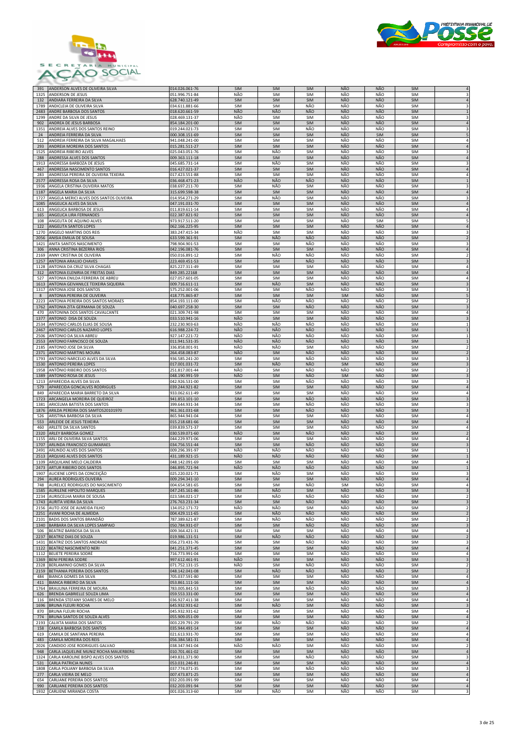| | | | | | | | | | |
|---|---|---|---|---|---|---|---|---|---|
| 391 | ANDERSON ALVES DE OLIVEIRA SILVA | 014.026.061-76 | SIM | SIM | SIM | NÃO | NÃO | SIM | 4 |
| 1325 | ANDERSON DE JESUS | 051.996.751-84 | NÃO | SIM | SIM | NÃO | NÃO | SIM | 3 |
| 132 | ANDIARA FERREIRA DA SILVA | 628.740.121-49 | SIM | SIM | SIM | NÃO | NÃO | SIM | 4 |
| 1789 | ANDICLEIA DE OLIVEIRA SILVA | 034.611.881-66 | SIM | SIM | NÃO | NÃO | NÃO | SIM | 3 |
| 2483 | ANDRE BARBOSA DOS SANTOS | 018.620.661-59 | NÃO | NÃO | NÃO | NÃO | NÃO | SIM | 1 |
| 1299 | ANDRE DA SILVA DE JESUS | 028.469.131-37 | NÃO | SIM | SIM | NÃO | NÃO | SIM | 3 |
| 902 | ANDREA DE JESUS BARBOSA | 854.184.201-00 | SIM | SIM | SIM | NÃO | NÃO | SIM | 4 |
| 1351 | ANDREIA ALVES DOS SANTOS REINO | 019.244.021-73 | SIM | SIM | NÃO | NÃO | NÃO | SIM | 3 |
| 24 | ANDREIA FERREIRA DA SILVA | 000.308.151-69 | SIM | SIM | SIM | NÃO | SIM | SIM | 5 |
| 512 | ANDREIA FERREIRA DA SILVA MAGALHAES | 941.048.241-00 | SIM | SIM | SIM | NÃO | NÃO | SIM | 4 |
| 293 | ANDREIA MOREIRA DOS SANTOS | 015.281.511-27 | SIM | SIM | SIM | NÃO | NÃO | SIM | 4 |
| 1525 | ANDREIA RIBEIRO ALVES | 025.043.051-76 | SIM | NÃO | SIM | NÃO | NÃO | SIM | 3 |
| 288 | ANDRESSA ALVES DOS SANTOS | 009.363.111-18 | SIM | SIM | SIM | NÃO | NÃO | SIM | 4 |
| 1913 | ANDRESSA BARBOZA DE JESUS | 045.685.731-14 | SIM | NÃO | SIM | NÃO | NÃO | SIM | 3 |
| 467 | ANDRESSA NASCIMENTO SANTOS | 016.427.021-37 | SIM | SIM | SIM | NÃO | NÃO | SIM | 4 |
| 283 | ANDRESSA PEREIRA DE OLIVEIRA TEIXEIRA | 017.423.551-88 | SIM | SIM | SIM | NÃO | NÃO | SIM | 4 |
| 2577 | ANDRESSA ROSA DA SILVA | 036.468.471-23 | NÃO | NÃO | NÃO | NÃO | NÃO | SIM | 1 |
| 1936 | ANGELA CRISTINA OLIVEIRA MATOS | 038.697.211-70 | SIM | NÃO | SIM | NÃO | NÃO | SIM | 3 |
| 1187 | ANGELA MARIA DA SILVA | 315.699.598-38 | SIM | SIM | SIM | NÃO | NÃO | SIM | 4 |
| 1727 | ANGELA MERICI ALVES DOS SANTOS OLIVEIRA | 014.954.271-29 | SIM | NÃO | SIM | NÃO | NÃO | SIM | 3 |
| 1085 | ANGELICA ALVES DA SILVA | 047.191.031-70 | SIM | SIM | SIM | NÃO | NÃO | SIM | 4 |
| 613 | ANGELICA BARBOSA DE JESUS | 011.819.611-14 | SIM | SIM | SIM | NÃO | NÃO | SIM | 4 |
| 165 | ANGELICA LIRA FERNANDES | 022.387.821-92 | SIM | SIM | SIM | NÃO | NÃO | SIM | 4 |
| 108 | ANGELITA DE AQUINO ALVES | 973.917.511-20 | SIM | SIM | SIM | NÃO | SIM | SIM | 5 |
| 122 | ANGELITA SANTOS LOPES | 062.166.225-95 | SIM | SIM | SIM | NÃO | NÃO | SIM | 4 |
| 1270 | ANGELO MARTINS DOS REIS | 383.247.415-34 | NÃO | SIM | SIM | NÃO | NÃO | SIM | 3 |
| 2056 | ANISIA EMILIA DE SOUSA | 633.599.361-91 | SIM | NÃO | NÃO | NÃO | NÃO | SIM | 2 |
| 1421 | ANITA SANTOS NASCIMENTO | 798.904.901-53 | SIM | SIM | NÃO | NÃO | NÃO | SIM | 3 |
| 306 | ANNA CRISTINA BEZERRA RIOS | 042.196.081-76 | SIM | SIM | SIM | NÃO | NÃO | SIM | 4 |
| 2169 | ANNY CRISTINA DE OLIVEIRA | 050.016.891-12 | SIM | NÃO | NÃO | NÃO | NÃO | SIM | 2 |
| 1257 | ANTONIA ARAUJO CHAVES | 223.469.451-53 | SIM | SIM | NÃO | NÃO | NÃO | SIM | 3 |
| 1128 | ANTONIA DA CRUZ SILVA CHAGAS | 825.227.311-49 | SIM | SIM | SIM | NÃO | NÃO | SIM | 4 |
| 312 | ANTONIA ELENIRIA DE FREITAS DIAS | 849.285.22168 | SIM | SIM | SIM | NÃO | NÃO | SIM | 4 |
| 527 | ANTONIA ENILDA FERREIRA DE ABREU | 027.057.601-05 | SIM | SIM | SIM | NÃO | NÃO | SIM | 4 |
| 1613 | ANTONIA GEIVANILCE TEIXEIRA SIQUEIRA | 009.716.611-11 | SIM | NÃO | SIM | NÃO | NÃO | SIM | 3 |
| 1317 | ANTONIA JOSE DOS SANTOS | 575.252.001-06 | SIM | SIM | NÃO | NÃO | NÃO | SIM | 3 |
| 8 | ANTONIA PEREIRA DE OLIVEIRA | 418.775.865-87 | SIM | SIM | SIM | SIM | NÃO | SIM | 5 |
| 2223 | ANTONIA PEREIRA DOS SANTOS MORAES | 854.193.111-00 | SIM | NÃO | NÃO | NÃO | NÃO | SIM | 2 |
| 1762 | ANTONIA ZITA GERMANA DE SOUZA | 040.697.258-30 | SIM | SIM | NÃO | NÃO | NÃO | SIM | 3 |
| 470 | ANTONINA DOS SANTOS CAVALCANTE | 021.309.741-98 | SIM | SIM | SIM | NÃO | NÃO | SIM | 4 |
| 1377 | ANTONIO DISA DE SOUZA | 033.510.941-16 | NÃO | SIM | SIM | NÃO | NÃO | SIM | 3 |
| 2534 | ANTONIO CARLOS ELIAS DE SOUSA | 232.230.903-63 | NÃO | NÃO | NÃO | NÃO | NÃO | SIM | 1 |
| 2467 | ANTONIO CARLOS NAZARIO LOPES | 616.988.224-72 | NÃO | NÃO | NÃO | NÃO | NÃO | SIM | 1 |
| 2506 | ANTONIO DA SILVA ABREU | 927.147.221-72 | NÃO | NÃO | NÃO | NÃO | NÃO | SIM | 1 |
| 2553 | ANTONIO FARNCISCO DE SOUZA | 011.941.531-35 | NÃO | NÃO | NÃO | NÃO | NÃO | SIM | 1 |
| 2185 | ANTONIO JOSE DA SILVA | 336.858.001-91 | NÃO | NÃO | SIM | NÃO | NÃO | SIM | 2 |
| 2371 | ANTONIO MARTINS MOURA | 264.458.083-87 | NÃO | SIM | NÃO | NÃO | NÃO | SIM | 2 |
| 1793 | ANTONIO NARCELIO ALVES DA SILVA | 936.585.241-20 | SIM | SIM | NÃO | NÃO | NÃO | SIM | 3 |
| 1530 | ANTONIO PEREIRA LOPES | 017.001.031-72 | SIM | NÃO | NÃO | SIM | NÃO | SIM | 3 |
| 1958 | ANTÔNIO RIBEIRO DOS SANTOS | 251.817.001-44 | NÃO | SIM | NÃO | NÃO | NÃO | SIM | 2 |
| 1389 | ANTONIO ROSA DE JESUS | 048.190.991-59 | NÃO | SIM | NÃO | SIM | NÃO | SIM | 3 |
| 1213 | APARECIDA ALVES DA SILVA | 042.926.531-00 | SIM | SIM | NÃO | NÃO | NÃO | SIM | 3 |
| 579 | APARECIDA GONCALVES RODRIGUES | 039.244.921-82 | SIM | SIM | SIM | NÃO | NÃO | SIM | 4 |
| 849 | APARECIDA MARIA BARRETO DA SILVA | 933.062.611-49 | SIM | SIM | SIM | NÃO | NÃO | SIM | 4 |
| 1723 | ARCANGELA MOREIRA DE QUEIROZ | 941.853.101-10 | SIM | SIM | NÃO | NÃO | NÃO | SIM | 3 |
| 1381 | ARICELMA BATISTA DOS SANTOS | 399.644.931-34 | SIM | SIM | NÃO | NÃO | NÃO | SIM | 3 |
| 1876 | ARILDA PEREIRA DOS SAMTOS20101970 | 961.361.031-68 | SIM | SIM | NÃO | NÃO | NÃO | SIM | 3 |
| 526 | ARISTINA BARBOSA DA SILVA | 865.944.941-04 | SIM | SIM | SIM | NÃO | NÃO | SIM | 4 |
| 553 | ARLEIDE DE JESUS TEIXEIRA | 015.218.681-66 | SIM | SIM | SIM | NÃO | NÃO | SIM | 4 |
| 460 | ARLETE DA SILVA SANTOS | 039.839.571-37 | SIM | SIM | SIM | NÃO | NÃO | SIM | 4 |
| 2320 | ARLEY BARBOSA GOMEZ | 030.539.071-60 | NÃO | SIM | NÃO | NÃO | NÃO | SIM | 2 |
| 1155 | ARLI DE OLIVEIRA SILVA SANTOS | 044.229.971-06 | SIM | SIM | SIM | NÃO | NÃO | SIM | 4 |
| 1707 | ARLINDA FRANCISCO GUIMARAES | 034.756.551-44 | SIM | SIM | NÃO | NÃO | NÃO | SIM | 3 |
| 2491 | ARLINDO ALVES DOS SANTOS | 009.296.391-97 | NÃO | NÃO | NÃO | NÃO | NÃO | SIM | 1 |
| 2513 | ARQUIAS ALVES DOS SANTOS | 431.189.921-15 | NÃO | NÃO | NÃO | NÃO | NÃO | SIM | 1 |
| 1109 | ARQUILANE MELO CALDEIRA | 048.142.091-69 | SIM | SIM | SIM | NÃO | NÃO | SIM | 4 |
| 2473 | ARTUR RIBEIRO DOS SANTOS | 046.895.721-94 | NÃO | NÃO | NÃO | NÃO | NÃO | SIM | 1 |
| 1907 | AUCIENE LOPES DA CONCEIÇÃO | 025.220.021-71 | SIM | NÃO | SIM | NÃO | NÃO | SIM | 3 |
| 294 | AUREA RODRIGUES OLIVEIRA | 009.294.341-10 | SIM | SIM | SIM | NÃO | NÃO | SIM | 4 |
| 748 | AURELICE RODRIGUES DO NASCIMENTO | 004.654.581-65 | SIM | SIM | NÃO | SIM | NÃO | SIM | 4 |
| 1585 | AURILENE HIPOLITO MARQUES | 047.245.161-86 | SIM | NÃO | SIM | NÃO | NÃO | SIM | 3 |
| 2234 | AURISCELHA MARIA DE SOUSA | 023.584.021-17 | SIM | NÃO | NÃO | NÃO | NÃO | SIM | 2 |
| 1743 | AURITA VIEIRA DA SILVA | 276.763.231-34 | SIM | SIM | NÃO | NÃO | NÃO | SIM | 3 |
| 2156 | AUTO JOSE DE ALMEIDA FILHO | 134.052.171-72 | NÃO | NÃO | SIM | NÃO | NÃO | SIM | 2 |
| 2251 | AVANI ROCHA DE ALMEIDA | 004.429.111-65 | SIM | NÃO | NÃO | NÃO | NÃO | SIM | 2 |
| 2101 | BADIS DOS SANTOS BRANDÃO | 787.389.621-87 | SIM | NÃO | NÃO | NÃO | NÃO | SIM | 2 |
| 1340 | BARBARA DA SILVA LOPES SAMPAIO | 050.784.931-07 | SIM | SIM | NÃO | NÃO | NÃO | SIM | 3 |
| 506 | BEATRIZ BARBOSA DA SILVA | 009.364.421-31 | SIM | SIM | SIM | NÃO | NÃO | SIM | 4 |
| 2237 | BEATRIZ DIAS DE SOUZA | 019.986.131-51 | SIM | NÃO | NÃO | NÃO | NÃO | SIM | 2 |
| 1431 | BEATRIZ DOS SANTOS ANDRADE | 056.273.431-76 | SIM | SIM | NÃO | NÃO | NÃO | SIM | 3 |
| 1122 | BEATRIZ NASCIMENTO NERI | 041.251.371-45 | SIM | SIM | SIM | NÃO | NÃO | SIM | 4 |
| 1112 | BELIETE PEREIRA SODRÉ | 716.773.991-04 | SIM | SIM | SIM | NÃO | NÃO | SIM | 4 |
| 1369 | BENI PEREIRA SODRE | 997.612.461-91 | NÃO | SIM | SIM | NÃO | NÃO | SIM | 3 |
| 2328 | BERLAMINIO GOMES DA SILVA | 071.752.131-15 | NÃO | SIM | NÃO | NÃO | NÃO | SIM | 2 |
| 2159 | BETHANIA PEREIRA DOS SANTOS | 048.142.041-08 | SIM | NÃO | NÃO | NÃO | NÃO | SIM | 2 |
| 484 | BIANCA GOMES DA SILVA | 705.037.591-80 | SIM | SIM | SIM | NÃO | NÃO | SIM | 4 |
| 411 | BIANCA RIBEIRO DA SILVA | 053.861.111-16 | SIM | SIM | SIM | NÃO | NÃO | SIM | 4 |
| 1764 | BRAULINA FERREIRA DE MOURA | 783.005.841-53 | SIM | SIM | NÃO | NÃO | NÃO | SIM | 3 |
| 626 | BRENDA GABRIELLE SOUZA LIMA | 059.553.331-00 | SIM | SIM | SIM | NÃO | NÃO | SIM | 4 |
| 116 | BRENDA STEFANY SOARES DE MELO | 036.927.411-38 | SIM | SIM | SIM | NÃO | NÃO | SIM | 4 |
| 1696 | BRUNA FLEURI ROCHA | 645.932.931-62 | SIM | NÃO | SIM | NÃO | NÃO | SIM | 3 |
| 870 | BRUNA FLEURI ROCHA | 645.932.931-62 | SIM | SIM | SIM | NÃO | NÃO | SIM | 4 |
| 774 | BRUNA SANTOS DE SOUZA ALVES | 055.909.051-09 | SIM | SIM | SIM | NÃO | NÃO | SIM | 4 |
| 2193 | CALIXTA MARIA DOS SANTOS | 003.229.791-29 | SIM | NÃO | NÃO | NÃO | NÃO | SIM | 2 |
| 158 | CAMILA BARBOSA DOS SANTOS | 035.944.491-14 | SIM | SIM | SIM | NÃO | NÃO | SIM | 4 |
| 619 | CAMILA DE SANTANA PEREIRA | 021.613.931-70 | SIM | SIM | SIM | NÃO | NÃO | SIM | 4 |
| 483 | CAMILA MOREIRA DOS REIS | 056.384.581-31 | SIM | SIM | SIM | NÃO | NÃO | SIM | 4 |
| 2026 | CANDIDO JOSE RODRIGUES GALVAO | 038.347.941-04 | NÃO | NÃO | SIM | NÃO | NÃO | SIM | 2 |
| 948 | CARLA JAQUELINE MUNIZ ROCHA MAUERBERG | 010.701.461-02 | SIM | SIM | SIM | NÃO | NÃO | SIM | 4 |
| 1324 | CARLA KAROLINE BISPO ALVES DOS SANTOS | 049.831.371-90 | SIM | SIM | NÃO | NÃO | NÃO | SIM | 3 |
| 531 | CARLA PATRICIA NUNES | 053.031.246-81 | SIM | SIM | SIM | NÃO | NÃO | SIM | 4 |
| 1808 | CARLA POLIANY BARBOSA DA SILVA | 037.774.071-35 | SIM | SIM | NÃO | NÃO | NÃO | SIM | 3 |
| 277 | CARLA VIEIRA DE MELO | 007.473.871-25 | SIM | SIM | SIM | NÃO | NÃO | SIM | 4 |
| 654 | CARLIANE PEREIRA DOS SANTOS | 032.203.091-99 | SIM | SIM | SIM | NÃO | NÃO | SIM | 4 |
| 990 | CARLIANE PEREIRA DOS SANTOS | 032.203.091-94 | SIM | SIM | SIM | NÃO | NÃO | SIM | 4 |
| 1932 | CARLIENE MIRANDA COSTA | 001.026.313-60 | SIM | NÃO | SIM | NÃO | NÃO | SIM | 3 |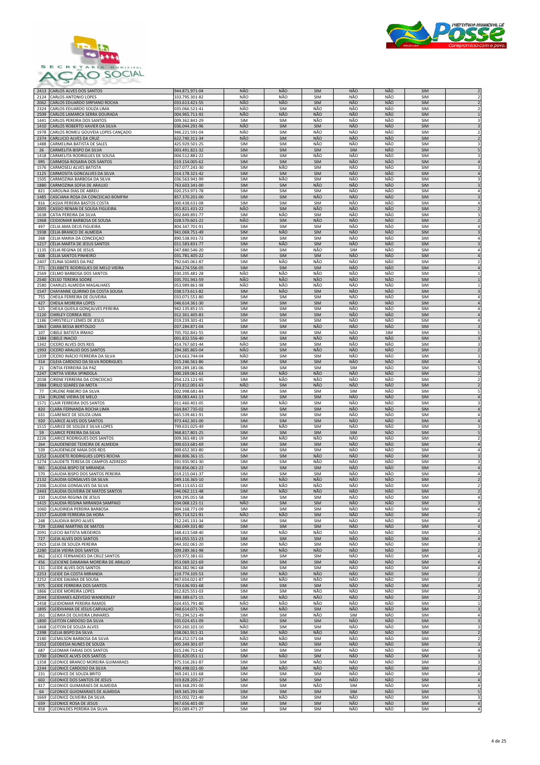| | | | | | | | | | |
|---|---|---|---|---|---|---|---|---|---|
| 2413 | CARLOS ALVES DOS SANTOS | 944.871.971-04 | NÃO | NÃO | SIM | NÃO | NÃO | SIM | 2 |
| 2124 | CARLOS ANTONIO LOPES | 333.795.301-82 | NÃO | NÃO | SIM | NÃO | NÃO | SIM | 2 |
| 2062 | CARLOS EDUARDO SIRPIANO ROCHA | 033.613.421-55 | NÃO | NÃO | SIM | NÃO | NÃO | SIM | 2 |
| 2324 | CARLOS EDUARDO SOUZA LIMA | 035.066.521-41 | NÃO | SIM | NÃO | NÃO | NÃO | SIM | 2 |
| 2509 | CARLOS LAMARCA SERRA DOURADA | 004.965.711-92 | NÃO | NÃO | NÃO | NÃO | NÃO | SIM | 1 |
| 1441 | CARLOS PEREIRA DOS SANTOS | 009.362.841-29 | SIM | SIM | NÃO | NÃO | NÃO | SIM | 3 |
| 1410 | CARLOS ROBERTO XAVIER DA SILVA | 036.044.291-96 | NÃO | SIM | SIM | NÃO | NÃO | SIM | 3 |
| 1978 | CARLOS ROMEU GOUVEIA LOPES CANÇADO | 946.221.591-04 | NÃO | SIM | NÃO | NÃO | NÃO | SIM | 2 |
| 2374 | CARLUCIO ALVES DA CRUZ | 622.740.311-34 | NÃO | SIM | NÃO | NÃO | NÃO | SIM | 2 |
| 1488 | CARMELINA BATISTA DE SALES | 425.929.501-25 | SIM | SIM | NÃO | NÃO | NÃO | SIM | 3 |
| 26 | CARMELITA BISPO DA SILVA | 003.491.821-32 | SIM | SIM | SIM | SIM | NÃO | SIM | 5 |
| 1418 | CARMELITA RODRIGUES DE SOUSA | 004.512.881-22 | SIM | SIM | NÃO | NÃO | NÃO | SIM | 3 |
| 995 | CARMOSA ROSARIA DOS SANTOS | 019.154.005-62 | SIM | SIM | SIM | NÃO | NÃO | SIM | 4 |
| 1576 | CARMOSELI ALVES BATISTA | 027.077.241-30 | SIM | NÃO | SIM | NÃO | NÃO | SIM | 3 |
| 1125 | CARMOSITA GONCALVES DA SILVA | 014.178.321-42 | SIM | SIM | SIM | NÃO | NÃO | SIM | 4 |
| 1505 | CARMOZINA BARBOSA DA SILVA | 036.563.941-99 | SIM | NÃO | SIM | NÃO | NÃO | SIM | 3 |
| 1880 | CARMOZINA SOFIA DE ARAUJO | 763.603.341-00 | SIM | SIM | NÃO | NÃO | NÃO | SIM | 3 |
| 821 | CAROLINA DIAS DE ABREU | 020.253.971-78 | SIM | SIM | SIM | NÃO | NÃO | SIM | 4 |
| 1485 | CASCIANA ROSA DA CONCEICAO BOMFIM | 857.370.201-00 | SIM | SIM | NÃO | NÃO | NÃO | SIM | 3 |
| 816 | CASSIA PEREIRA BASTOS COSTA | 000.438.631-08 | SIM | SIM | SIM | NÃO | NÃO | SIM | 4 |
| 2005 | CASSIO RENAN DE SOUSA FIGUEIRA | 055.821.431-22 | NÃO | SIM | NÃO | NÃO | NÃO | SIM | 2 |
| 1638 | CATIA PEREIRA DA SILVA | 002.849.891-77 | SIM | NÃO | SIM | NÃO | NÃO | SIM | 3 |
| 1968 | CEIDIOMAR BARBOSA DE SOUSA | 028.570.601-22 | NÃO | SIM | NÃO | NÃO | NÃO | SIM | 2 |
| 497 | CELIA AMA DEUS FIGUEIRA | 804.347.701-91 | SIM | SIM | SIM | NÃO | NÃO | SIM | 4 |
| 1938 | CELIA BRANCO DE ALMEIDA | 941.069.751-49 | SIM | NÃO | SIM | NÃO | NÃO | SIM | 3 |
| 268 | CELIA MARIA DA CONCEIÇAO | 890.538.931-72 | SIM | SIM | SIM | NÃO | NÃO | SIM | 4 |
| 1217 | CÉLIA MARTA DE JESUS SANTOS | 011.583.831-77 | SIM | NÃO | SIM | NÃO | NÃO | SIM | 3 |
| 1135 | CELIA REGINA DE JESUS | 047.880.546-20 | SIM | SIM | NÃO | SIM | NÃO | SIM | 4 |
| 608 | CELIA SANTOS PINHEIRO | 031.781.405-22 | SIM | SIM | SIM | NÃO | NÃO | SIM | 4 |
| 2407 | CELINA SOARES DA PAZ | 792.645.061-87 | SIM | NÃO | NÃO | NÃO | NÃO | SIM | 2 |
| 771 | CELISBETE RODRIGUES DE MELO VIEIRA | 064.274.556-05 | SIM | SIM | SIM | NÃO | NÃO | SIM | 4 |
| 2569 | CELMO BARBOSA DOS SANTOS | 030.205.481-28 | NÃO | NÃO | NÃO | NÃO | NÃO | SIM | 1 |
| 2540 | CELSO TEREIRA SODRE | 035.701.941-59 | NÃO | NÃO | NÃO | NÃO | NÃO | SIM | 1 |
| 2580 | CHARLES ALMEIDA MAGALHAES | 053.989.861-98 | NÃO | NÃO | NÃO | NÃO | NÃO | SIM | 1 |
| 1547 | CHAYANNE QUIRINO DA COSTA SOUSA | 038.573.611-82 | SIM | NÃO | SIM | NÃO | NÃO | SIM | 3 |
| 755 | CHEILA FERREIRA DE OLIVEIRA | 033.071.551-80 | SIM | SIM | SIM | NÃO | NÃO | SIM | 4 |
| 427 | CHEILA MOREIRA LOPES | 046.614.361-30 | SIM | SIM | SIM | NÃO | NÃO | SIM | 4 |
| 525 | CHEILA QUEILA GONÇALVES PEREIRA | 942.135.851-15 | SIM | SIM | SIM | NÃO | NÃO | SIM | 4 |
| 1120 | CHIRLEY CORREA REIS | 012.361.405-83 | SIM | SIM | SIM | NÃO | NÃO | SIM | 4 |
| 1186 | CHRISTIELLY LEMES DE JESUS | 019.239.301-41 | SIM | SIM | SIM | NÃO | NÃO | SIM | 4 |
| 1863 | CIARA BESSA BERTOLDO | 037.284.871-04 | SIM | SIM | NÃO | NÃO | NÃO | SIM | 3 |
| 107 | CIBELE BATISTA IRMAO | 705.702.841-55 | SIM | SIM | SIM | NÃO | SIM | SIM | 5 |
| 1384 | CIBELE INACIO | 001.832.556-40 | SIM | SIM | NÃO | NÃO | NÃO | SIM | 3 |
| 1342 | CICERO ALVES DOS REIS | 414.767.601-44 | NÃO | SIM | SIM | NÃO | NÃO | SIM | 3 |
| 1993 | CICERO ARAUJO DOS SANTOS | 294.385.865-04 | NÃO | SIM | NÃO | NÃO | NÃO | SIM | 2 |
| 1209 | CÍCERO INÁCIO FERREIRA DA SILVA | 324.663.744-04 | NÃO | SIM | SIM | NÃO | NÃO | SIM | 3 |
| 314 | CILEIA CARDOSO DA SILVA RODRIGUES | 015.246.561-86 | SIM | SIM | SIM | NÃO | NÃO | SIM | 4 |
| 21 | CINTIA FERREIRA DA PAZ | 009.289.181-06 | SIM | SIM | SIM | SIM | NÃO | SIM | 5 |
| 2247 | CINTYA VIEIRA SPINDOLA | 000.269.061-63 | SIM | NÃO | NÃO | NÃO | NÃO | SIM | 2 |
| 2038 | CIRENE FERREIRA DA CONCEICAO | 054.123.121-95 | SIM | NÃO | NÃO | NÃO | NÃO | SIM | 2 |
| 1984 | CIRILO SOARES DA MOTA | 273.812.001-63 | NÃO | SIM | NÃO | NÃO | NÃO | SIM | 2 |
| 77 | CIRLENE RIBEIRO DA SILVA | 002.998.681-84 | SIM | SIM | SIM | SIM | NÃO | SIM | 5 |
| 154 | CIRLENE VIEIRA DE MELO | 038.083.441-13 | SIM | SIM | SIM | NÃO | NÃO | SIM | 4 |
| 1571 | CLAIR FERREIRA DOS SANTOS | 011.460.401-05 | SIM | NÃO | SIM | NÃO | NÃO | SIM | 3 |
| 820 | CLARA FERNANDA ROCHA LIMA | 034.847.735-02 | SIM | SIM | SIM | NÃO | NÃO | SIM | 4 |
| 631 | CLARENICE DE SOUZA LIMA | 665.539.461-91 | SIM | SIM | SIM | NÃO | NÃO | SIM | 4 |
| 920 | CLARICE ALVES DOS SANTOS | 973.442.301-00 | SIM | SIM | SIM | NÃO | NÃO | SIM | 4 |
| 1515 | CLARICE DE SOUZA E SILVA LOPES | 799.631.025-49 | SIM | NÃO | SIM | NÃO | NÃO | SIM | 3 |
| 59 | CLARICE PEREIRA DA SILVA | 968.817.801-25 | SIM | SIM | SIM | SIM | NÃO | SIM | 5 |
| 2226 | CLARICE RODRIGUES DOS SANTOS | 009.363.481-19 | SIM | NÃO | NÃO | NÃO | NÃO | SIM | 2 |
| 264 | CLAUDENEIDE TEIXEIRA DE ALMEIDA | 000.653.681-69 | SIM | SIM | SIM | NÃO | NÃO | SIM | 4 |
| 539 | CLAUDENILDE MAIA DOS REIS | 009.652.301-80 | SIM | SIM | SIM | NÃO | NÃO | SIM | 4 |
| 1252 | CLAUDETE RODRIGUES LOPES ROCHA | 860.806.361-15 | SIM | SIM | NÃO | NÃO | NÃO | SIM | 3 |
| 1274 | CLAUDETE TERESA DE CAMPOS AZEREDO | 591.935.901-30 | SIM | SIM | NÃO | NÃO | NÃO | SIM | 3 |
| 965 | CLAUDIA BISPO DE MIRANDA | 030.856.061-22 | SIM | SIM | SIM | NÃO | NÃO | SIM | 4 |
| 570 | CLAUDIA BISPO DOS SANTOS PEREIRA | 019.215.041-37 | SIM | SIM | SIM | NÃO | NÃO | SIM | 4 |
| 2132 | CLAUDIA GONSALVES DA SILVA | 049.116.365-10 | SIM | NÃO | NÃO | NÃO | NÃO | SIM | 2 |
| 2306 | CLAUDIA GONSALVES DA SILVA | 049.113.651-02 | SIM | NÃO | NÃO | NÃO | NÃO | SIM | 2 |
| 2443 | CLAUDIA OLIVEIRA DE MATOS SANTOS | 046.062.111-48 | SIM | NÃO | NÃO | NÃO | NÃO | SIM | 2 |
| 150 | CLAUDIA REGINA DE JESUS | 009.295.051-58 | SIM | SIM | SIM | NÃO | NÃO | SIM | 4 |
| 1415 | CLAUDIA REGINA MIRANDA SAMPAIO | 034.068.121-11 | NÃO | SIM | SIM | NÃO | NÃO | SIM | 3 |
| 1060 | CLAUDINEIA PEREIRA BARBOSA | 004.168.771-09 | SIM | SIM | SIM | NÃO | NÃO | SIM | 4 |
| 2157 | CLAUDIR FERREIRA DA HORA | 905.714.521-91 | NÃO | NÃO | SIM | NÃO | NÃO | SIM | 2 |
| 248 | CLAUDIVA BISPO ALVES | 712.245.131-34 | SIM | SIM | SIM | NÃO | NÃO | SIM | 4 |
| 729 | CLEANE MARTINS DE MATOS | 060.049.331-80 | SIM | SIM | SIM | NÃO | NÃO | SIM | 4 |
| 2091 | CLECIO BATISTA MEDEIROS | 348.413.548-40 | SIM | NÃO | NÃO | NÃO | NÃO | SIM | 2 |
| 727 | CLEIA ALVES DOS SANTOS | 043.055.551-23 | SIM | SIM | SIM | NÃO | NÃO | SIM | 4 |
| 1925 | CLEIA DE SOUZA PEREIRA | 044.302.061-20 | SIM | NÃO | SIM | NÃO | NÃO | SIM | 3 |
| 2280 | CLEIA VIEIRA DOS SANTOS | 009.289.361-98 | SIM | NÃO | NÃO | NÃO | NÃO | SIM | 2 |
| 862 | CLEICE FERNANDES DA CRUZ SANTOS | 029.972.381-02 | SIM | SIM | SIM | NÃO | NÃO | SIM | 4 |
| 456 | CLEICIENE DAMIANA MOREIRA DE ARAUJO | 053.069.321-69 | SIM | SIM | SIM | NÃO | NÃO | SIM | 4 |
| 131 | CLEIDE ALVES DOS SANTOS | 804.382.961-68 | SIM | SIM | SIM | NÃO | NÃO | SIM | 4 |
| 2253 | CLEIDE DA COSTA MIRANDA | 219.774.105-53 | SIM | NÃO | NÃO | NÃO | NÃO | SIM | 2 |
| 2252 | CLEIDE DAIANA DE SOUSA | 967.654.021-87 | SIM | NÃO | NÃO | NÃO | NÃO | SIM | 2 |
| 975 | CLEIDE FERREIRA DOS SANTOS | 733.636.931-68 | SIM | SIM | SIM | NÃO | NÃO | SIM | 4 |
| 1866 | CLEIDE MOREIRA LOPES | 012.825.551-03 | SIM | SIM | NÃO | NÃO | NÃO | SIM | 3 |
| 2044 | CLEIDIANES AZEVEDO WANDERLEY | 989.389.671-15 | SIM | NÃO | NÃO | NÃO | NÃO | SIM | 2 |
| 2458 | CLEIDIOMAR PEREIRA RAMOS | 024.455.791-80 | NÃO | NÃO | NÃO | NÃO | NÃO | SIM | 1 |
| 1895 | CLEIDIVANIA DE JESUS CARVALHO | 048.614.071-76 | SIM | NÃO | SIM | NÃO | NÃO | SIM | 3 |
| 261 | CLEIMIA DE OLIVEIRA LINHARES | 701.294.521-49 | SIM | SIM | NÃO | SIM | NÃO | SIM | 4 |
| 1800 | CLEITON CARDOSO DA SILVA | 035.024.451-09 | NÃO | SIM | SIM | NÃO | NÃO | SIM | 3 |
| 1468 | CLEITON DE SOUZA ALVES | 920.260.101-10 | NÃO | SIM | SIM | NÃO | NÃO | SIM | 3 |
| 2398 | CLELIA BISPO DA SILVA | 038.061.911-31 | SIM | NÃO | NÃO | NÃO | NÃO | SIM | 2 |
| 2180 | CLEMILSON BARBOSA DA SILVA | 854.252.571-04 | NÃO | NÃO | SIM | NÃO | NÃO | SIM | 2 |
| 1552 | CLEODESIA NUNES DE SOUZA | 005.349.301-07 | SIM | NÃO | SIM | NÃO | NÃO | SIM | 3 |
| 687 | CLEOMAR FARIAS DOS SANTOS | 015.246.711-42 | SIM | SIM | SIM | NÃO | NÃO | SIM | 4 |
| 1700 | CLEONICE ALVES DOS SANTOS | 031.820.051-11 | SIM | NÃO | SIM | NÃO | NÃO | SIM | 3 |
| 1358 | CLEONICE BRANCO MOREIRA GUIMARAES | 975.316.261-87 | SIM | SIM | NÃO | NÃO | NÃO | SIM | 3 |
| 2244 | CLEONICE CARDOSO DA SILVA | 900.498.021-00 | SIM | NÃO | NÃO | NÃO | NÃO | SIM | 2 |
| 231 | CLEONICE DE SOUZA BRITO | 369.241.131-68 | SIM | SIM | SIM | NÃO | NÃO | SIM | 4 |
| 602 | CLEONICE DOS SANTOS DE JESUS | 019.828.205-27 | SIM | SIM | SIM | NÃO | NÃO | SIM | 4 |
| 817 | CLEONICE GUIMARAES DE ALMEIDA | 369.368.291-00 | SIM | SIM | NÃO | SIM | NÃO | SIM | 4 |
| 64 | CLEONICE GUIOMARAES DE ALMEIDA | 369.365.291-00 | SIM | SIM | SIM | SIM | NÃO | SIM | 5 |
| 1669 | CLEONICE OLIVEIRA DA SILVA | 015.002.721-40 | SIM | NÃO | SIM | NÃO | NÃO | SIM | 3 |
| 659 | CLEONICE ROSA DE JESUS | 967.656.401-00 | SIM | SIM | SIM | NÃO | NÃO | SIM | 4 |
| 858 | CLEONILDES PEREIRA DA SILVA | 051.089.471-27 | SIM | SIM | SIM | NÃO | NÃO | SIM | 4 |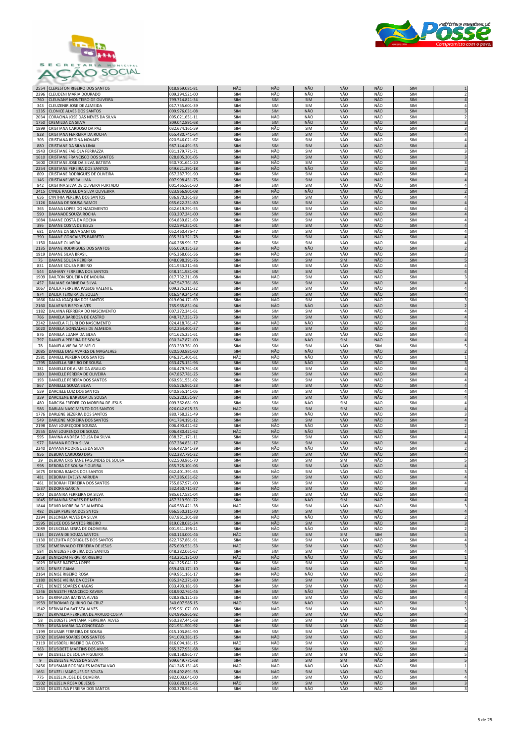| | | | | | | | | | |
|---|---|---|---|---|---|---|---|---|---|
| 2554 | CLERESTON RIBEIRO DOS SANTOS | 018.869.081-81 | NÃO | NÃO | NÃO | NÃO | NÃO | SIM | 1 |
| 2396 | CLEUDENI MARIA DOURADO | 009.294.521-00 | SIM | NÃO | NÃO | NÃO | NÃO | SIM | 2 |
| 760 | CLEUVANY MONTEIRO DE OLIVEIRA | 799.714.821-34 | SIM | SIM | SIM | NÃO | NÃO | SIM | 4 |
| 343 | CLEUZENIR JOSE DE ALMEIDA | 017.755.601-39 | SIM | SIM | SIM | NÃO | NÃO | SIM | 4 |
| 1335 | CLONICE ALVES DOS SANTOS | 009.976.031-08 | SIM | SIM | NÃO | NÃO | NÃO | SIM | 3 |
| 2034 | CORACINA JOSE DAS NEVES DA SILVA | 005.021.651-11 | SIM | NÃO | NÃO | NÃO | NÃO | SIM | 2 |
| 1750 | CREMILDA DA SILVA | 809.042.891-68 | SIM | SIM | NÃO | NÃO | NÃO | SIM | 3 |
| 1899 | CRISTIANA CARDOSO DA PAZ | 032.674.161-59 | SIM | NÃO | SIM | NÃO | NÃO | SIM | 3 |
| 828 | CRISTIANA FERREIRA DA ROCHA | 055.480.741-64 | SIM | SIM | SIM | NÃO | NÃO | SIM | 4 |
| 303 | CRISTIANA REGINA NOVAES | 020.546.021-67 | SIM | SIM | SIM | NÃO | NÃO | SIM | 4 |
| 880 | CRISTIANE DA SILVA LIMA | 987.144.491-53 | SIM | SIM | SIM | NÃO | NÃO | SIM | 4 |
| 1943 | CRISTIANE FABIOLA FERRAZZA | 031.179.771-71 | SIM | NÃO | SIM | NÃO | NÃO | SIM | 3 |
| 1610 | CRISTIANE FRANCISCO DOS SANTOS | 028.805.301-05 | SIM | NÃO | SIM | NÃO | NÃO | SIM | 3 |
| 1600 | CRISTIANE JOSE DA SILVA BATISTA | 940.701.641-20 | SIM | NÃO | SIM | NÃO | NÃO | SIM | 3 |
| 2254 | CRISTIANE PEREIRA DOS SANTOS | 049.621.391-18 | SIM | NÃO | NÃO | NÃO | NÃO | SIM | 2 |
| 809 | CRISTIANE RODRIGUES DE OLIVEIRA | 057.287.791-90 | SIM | SIM | SIM | NÃO | NÃO | SIM | 4 |
| 146 | CRISTIANE VIEIRA LIMA | 007.998.451-75 | SIM | SIM | SIM | NÃO | NÃO | SIM | 4 |
| 842 | CRISTINA SILVA DE OLIVEIRA FURTADO | 001.465.561-60 | SIM | SIM | SIM | NÃO | NÃO | SIM | 4 |
| 2415 | CYNDE RAQUEL DA SILVA OLIVE3IRA | 023.966.901-08 | SIM | NÃO | NÃO | NÃO | NÃO | SIM | 2 |
| 656 | CYNTHIA PEREIRA DOS SANTOS | 036.870.261-83 | SIM | SIM | SIM | NÃO | NÃO | SIM | 4 |
| 1126 | DAIANA DE SOUSA RAMOS | 055.622.231-80 | SIM | SIM | SIM | NÃO | NÃO | SIM | 4 |
| 365 | DAIANA LOPES DO NASCIMENTO | 042.619.291-55 | SIM | SIM | SIM | NÃO | NÃO | SIM | 4 |
| 590 | DAIANADE SOUZA ROCHA | 033.207.241-00 | SIM | SIM | SIM | NÃO | NÃO | SIM | 4 |
| 1084 | DAIANE COSTA DA ROCHA | 054.839.821-69 | SIM | SIM | SIM | NÃO | NÃO | SIM | 4 |
| 395 | DAIANE COSTA DE JESUS | 032.594.251-01 | SIM | SIM | SIM | NÃO | NÃO | SIM | 4 |
| 681 | DAIANE DA SILVA SANTOS | 052.460.475-47 | SIM | SIM | SIM | NÃO | NÃO | SIM | 4 |
| 390 | DAIANE GONCALVES BARRETO | 035.310.321-78 | SIM | SIM | SIM | NÃO | NÃO | SIM | 4 |
| 1150 | DAIANE OLIVEÍRA | 046.268.991-37 | SIM | SIM | SIM | NÃO | NÃO | SIM | 4 |
| 2135 | DAIANE RODRIGUES DOS SANTOS | 055.029.151-23 | SIM | NÃO | NÃO | NÃO | NÃO | SIM | 2 |
| 1919 | DAIANE SILVA BRASIL | 045.368.061-56 | SIM | NÃO | SIM | NÃO | NÃO | SIM | 3 |
| 75 | DAIANE SOUSA PEREIRA | 048.098.391-76 | SIM | SIM | SIM | SIM | NÃO | SIM | 5 |
| 831 | DAIANE SOUSA RIBEIRO | 011.933.211-66 | SIM | SIM | SIM | NÃO | NÃO | SIM | 4 |
| 544 | DAIHANY FERREIRA DOS SANTOS | 048.141.981-08 | SIM | SIM | SIM | NÃO | NÃO | SIM | 4 |
| 1909 | DAILTON SIQUEIRA DE MOURA | 017.732.211-08 | SIM | NÃO | SIM | NÃO | NÃO | SIM | 3 |
| 457 | DALIANE KARINE DA SILVA | 047.547.761-86 | SIM | SIM | SIM | NÃO | NÃO | SIM | 4 |
| 1067 | DALILA FERREIRA PASSOS VALENTE. | 009.375.211-32 | SIM | SIM | SIM | NÃO | NÃO | SIM | 4 |
| 974 | DALILA TEIXEIRA DE SOUZA | 016.549.241-48 | SIM | SIM | SIM | NÃO | NÃO | SIM | 4 |
| 1666 | DALVA JOAQUIM DOS SANTOS | 019.604.171-69 | SIM | NÃO | SIM | NÃO | NÃO | SIM | 3 |
| 2160 | DALVENIR BISPO ALVES | 765.965.831-04 | SIM | NÃO | NÃO | NÃO | NÃO | SIM | 2 |
| 1182 | DALVINA FERREIRA DO NASCIMENTO | 007.272.341-61 | SIM | SIM | SIM | NÃO | NÃO | SIM | 4 |
| 766 | DANIELA BARBOSA DE CASTRO | 048.717.331-73 | SIM | SIM | SIM | NÃO | NÃO | SIM | 4 |
| 2242 | DANIELA FLEURI DO NASCIMENTO | 024.418.761-47 | SIM | NÃO | NÃO | NÃO | NÃO | SIM | 2 |
| 1020 | DANIELA GONSALVES DE ALMEIDA | 042.264.401-37 | SIM | SIM | SIM | NÃO | NÃO | SIM | 4 |
| 876 | DANIELA LUANA DA SILVA | 041.625.251-61 | SIM | SIM | SIM | NÃO | NÃO | SIM | 4 |
| 797 | DANIELA PEREIRA DE SOUSA | 030.247.871-00 | SIM | SIM | NÃO | SIM | NÃO | SIM | 4 |
| 78 | DANIELA VIEIRA DE MELO | 033.239.761-00 | SIM | SIM | SIM | NÃO | SIM | SIM | 5 |
| 2085 | DANIELE DIAS AVARES DE MAGALHES | 020.503.881-60 | SIM | NÃO | NÃO | NÃO | NÃO | SIM | 2 |
| 2581 | DANIELL PEREIRA DOS SANTOS | 046.371.401-61 | NÃO | NÃO | NÃO | NÃO | NÃO | SIM | 1 |
| 1795 | DANIELLA RIBEIRO DE SOUSA | 033.475.151-96 | SIM | SIM | NÃO | NÃO | NÃO | SIM | 3 |
| 381 | DANIELLE DE ALMEIDA ARAUJO | 036.479.761-48 | SIM | SIM | SIM | NÃO | NÃO | SIM | 4 |
| 180 | DANIELLE PEREIRA DE OLIVEIRA | 047.867.781-25 | SIM | SIM | SIM | NÃO | NÃO | SIM | 4 |
| 193 | DANIELLE PEREIRA DOS SANTOS | 060.931.551-02 | SIM | SIM | SIM | NÃO | NÃO | SIM | 4 |
| 867 | DANIELLE SOUZA SILVA | 055.526.961-23 | SIM | SIM | SIM | NÃO | NÃO | SIM | 4 |
| 559 | DARCIELE LUIZ DOS SANTOS | 040.855.141-05 | SIM | SIM | SIM | NÃO | NÃO | SIM | 4 |
| 359 | DARCILENE BARBOSA DE SOUSA | 025.220.051-97 | SIM | SIM | SIM | NÃO | NÃO | SIM | 4 |
| 480 | DARCISA FREDERICO MOREIRA DE JESUS | 009.362.681-90 | SIM | SIM | NÃO | SIM | NÃO | SIM | 4 |
| 586 | DARLAN NASCIMENTO DOS SANTOS | 026.042.625-33 | NÃO | SIM | SIM | SIM | NÃO | SIM | 4 |
| 1776 | DARLENE BEZERRA DOS SANTOS | 880.768.221-49 | SIM | SIM | NÃO | NÃO | NÃO | SIM | 3 |
| 549 | DARLENE MOREIRA DOS SANTOS | 041.734.191-12 | SIM | SIM | SIM | NÃO | NÃO | SIM | 4 |
| 2198 | DAVI LOUREÇODE SOUSZA | 006.490.421-62 | SIM | NÃO | NÃO | NÃO | NÃO | SIM | 2 |
| 2555 | DAVI LOURENÇO DE SOUZA | 006.490.421-62 | NÃO | NÃO | NÃO | NÃO | NÃO | SIM | 1 |
| 595 | DAVINA ANDREA SOUSA DA SILVA | 038.371.171-11 | SIM | SIM | SIM | NÃO | NÃO | SIM | 4 |
| 977 | DAYANA ROCHA SILVA | 037.284.831-17 | SIM | SIM | SIM | NÃO | NÃO | SIM | 4 |
| 2240 | DAYANA RODRIGUES DA SILVA | 056.487.841-39 | SIM | NÃO | NÃO | NÃO | NÃO | SIM | 2 |
| 956 | DEBORA CARDOSO DIAS | 022.387.791-32 | SIM | SIM | SIM | NÃO | NÃO | SIM | 4 |
| 29 | DEBORA CRISTIANE FAGUNDES DE SOUSA | 022.503.861-70 | SIM | SIM | SIM | SIM | NÃO | SIM | 5 |
| 998 | DEBORA DE SOUSA FIGUEIRA | 055.725.101-06 | SIM | SIM | SIM | NÃO | NÃO | SIM | 4 |
| 1675 | DEBORA RAMOS DOS SANTOS | 042.401.391-63 | SIM | NÃO | SIM | NÃO | NÃO | SIM | 3 |
| 481 | DEBORAH EVELYN ARRUDA | 047.285.631-62 | SIM | SIM | SIM | NÃO | NÃO | SIM | 4 |
| 461 | DEBORAH FERREIRA DOS SANTOS | 755.867.971-00 | SIM | SIM | SIM | NÃO | NÃO | SIM | 4 |
| 1537 | DEDORA GARCIA | 532.460.711-87 | SIM | NÃO | SIM | NÃO | NÃO | SIM | 3 |
| 540 | DEIJANIRA FERREIRA DA SILVA | 985.617.581-04 | SIM | SIM | SIM | NÃO | NÃO | SIM | 4 |
| 1045 | DEIJANIRA SOARES DE MELO | 457.319.501-72 | SIM | SIM | NÃO | SIM | NÃO | SIM | 4 |
| 1844 | DEIVID MOREIRA DE ALMEIDA | 046.583.421-38 | NÃO | SIM | SIM | NÃO | NÃO | SIM | 3 |
| 492 | DELBA PEREIRA DOS SNTOS | 066.550.211-70 | SIM | SIM | SIM | NÃO | NÃO | SIM | 4 |
| 2294 | DELCINEIA ALVES DA SILVA | 037.861.201-88 | SIM | NÃO | NÃO | NÃO | NÃO | SIM | 2 |
| 1595 | DELICE DOS SANTOS RIBEIRO | 819.028.081-34 | SIM | NÃO | SIM | NÃO | NÃO | SIM | 3 |
| 2089 | DELSICELIA SESPA DE OLOIVEIRA | 001.941.195-21 | SIM | NÃO | NÃO | NÃO | NÃO | SIM | 2 |
| 114 | DELVAN DE SOUZA SANTOS | 060.113.001-46 | NÃO | SIM | SIM | SIM | SIM | SIM | 5 |
| 1130 | DELZUITA RODRIGUES DOS SANTOS | 622.767.861-91 | SIM | SIM | SIM | NÃO | NÃO | SIM | 4 |
| 1256 | DEMERIVALDO FERREIRA DE JESUS | 875.693.531-53 | NÃO | SIM | SIM | NÃO | NÃO | SIM | 3 |
| 584 | DENILDES FERREIRA DOS SANTOS | 048.282.061-67 | SIM | SIM | SIM | NÃO | NÃO | SIM | 4 |
| 2558 | DENILSOM FERREIRA RIBEIRO | 413.261.131-00 | NÃO | NÃO | NÃO | NÃO | NÃO | SIM | 1 |
| 1029 | DENISE BATISTA LOPES | 041.225.041-12 | SIM | SIM | SIM | NÃO | NÃO | SIM | 4 |
| 1631 | DENISE GAMA | 059.460.171-10 | SIM | NÃO | SIM | NÃO | NÃO | SIM | 3 |
| 2164 | DENISE RIBEIRO ROSA | 049.951.161-17 | SIM | NÃO | NÃO | NÃO | NÃO | SIM | 2 |
| 1180 | DENISE VIEIRA DA COSTA | 035.242.271-80 | SIM | SIM | SIM | NÃO | NÃO | SIM | 4 |
| 471 | DENIZE SOARES CHAGAS | 033.493.181-93 | SIM | SIM | SIM | NÃO | NÃO | SIM | 4 |
| 1246 | DENIZETH FRANCISCO XAVIER | 018.902.761-46 | SIM | SIM | NÃO | NÃO | NÃO | SIM | 3 |
| 545 | DERINALDA BATISTA ALVES | 028.886.121-35 | SIM | SIM | SIM | NÃO | NÃO | SIM | 4 |
| 1959 | DERIOMAR QUIRINO DA CRUZ | 340.607.585-15 | NÃO | SIM | NÃO | NÃO | NÃO | SIM | 2 |
| 1542 | DERIVALDA BATISTA ALVES | 695.961.071-00 | SIM | NÃO | SIM | NÃO | NÃO | SIM | 3 |
| 197 | DERIVALDA FERREIRA DE ARAUJO COSTA | 024.995.861-92 | SIM | SIM | SIM | NÃO | NÃO | SIM | 4 |
| 58 | DEUDESTE SANTANA FERREIRA ALVES | 950.387.441-68 | SIM | SIM | SIM | SIM | NÃO | SIM | 5 |
| 739 | DEUSA MARIA DA CONCEICAO | 021.931.501-92 | SIM | SIM | SIM | NÃO | NÃO | SIM | 4 |
| 1199 | DEUSAIR FERREIRA DE SOUSA | 015.103.861-90 | SIM | SIM | SIM | NÃO | NÃO | SIM | 4 |
| 1702 | DEUSANI SOARES DOS SANTOS | 941.093.381-15 | SIM | NÃO | SIM | NÃO | NÃO | SIM | 3 |
| 2119 | DEUSDERLI RIBEIRO DA COSTA | 816.094.181-15 | NÃO | NÃO | SIM | NÃO | NÃO | SIM | 2 |
| 963 | DEUSIDETE MARTINS DOS ANJOS | 965.377.951-68 | SIM | SIM | SIM | NÃO | NÃO | SIM | 4 |
| 69 | DEUSIELE DE SOUSA FIGUEIRA | 038.158.961-77 | SIM | SIM | SIM | SIM | NÃO | SIM | 5 |
| 9 | DEUSILENE ALVES DA SILVA | 909.649.771-68 | SIM | SIM | SIM | SIM | NÃO | SIM | 5 |
| 2456 | DEUSMAR RODRIGUES MONTALVAO | 041.245.151-46 | NÃO | NÃO | NÃO | NÃO | NÃO | SIM | 1 |
| 1661 | DEUZELI MARQUES DE SOUZA | 018.492.891-58 | SIM | NÃO | SIM | NÃO | NÃO | SIM | 3 |
| 775 | DEUZELIA JOSE DE OLIVEIRA | 982.003.641-00 | SIM | SIM | SIM | NÃO | NÃO | SIM | 4 |
| 1502 | DEUZELIA ROSA DE JESUS | 033.680.511-05 | NÃO | SIM | SIM | NÃO | NÃO | SIM | 3 |
| 1263 | DEUZELINA PEREIRA DOS SANTOS | 000.378.961-64 | SIM | SIM | NÃO | NÃO | NÃO | SIM | 3 |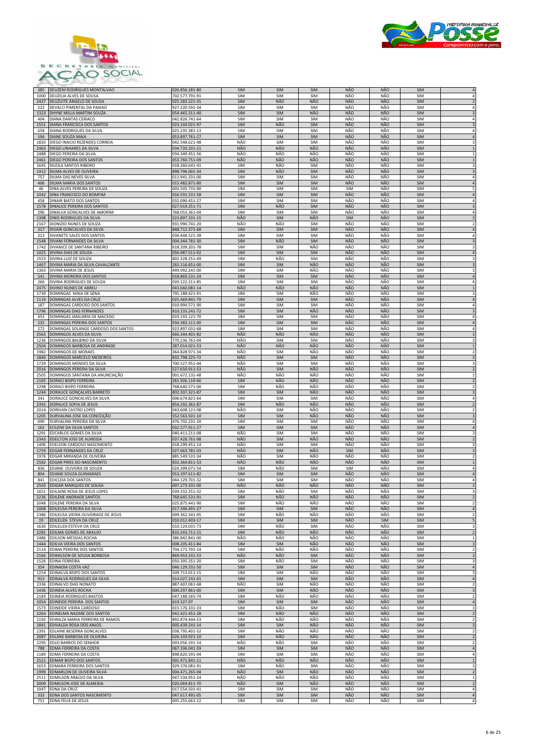| | | | | | | | | | |
|---|---|---|---|---|---|---|---|---|---|
| 385 | DEUZENI RODRIGUES MONTALVAO | 026.856.181-80 | SIM | SIM | SIM | NÃO | NÃO | SIM | 4 |
| 1000 | DEUZILIA ALVES DE SOUSA | 702.577.791-91 | SIM | SIM | SIM | NÃO | NÃO | SIM | 4 |
| 2427 | DEUZUITE ANGELO DE SOUSA | 025.283.221-35 | SIM | NÃO | NÃO | NÃO | NÃO | SIM | 2 |
| 522 | DEVALCI PIMENTAL DA PAIXAO | 927.220.591-34 | SIM | SIM | SIM | NÃO | NÃO | SIM | 4 |
| 1323 | DHYNE MILLA MARTIM SOUZA | 054.465.311-40 | SIM | SIM | NÃO | NÃO | NÃO | SIM | 3 |
| 404 | DIANA DANTAS CERIACO | 042.826.741-64 | SIM | SIM | SIM | NÃO | NÃO | SIM | 4 |
| 1551 | DIANA FRANCISCA DOS SANTOS | 023.144.021-97 | SIM | NÃO | SIM | NÃO | NÃO | SIM | 3 |
| 658 | DIANA RODRIGUES DA SILVA | 025.235.381-13 | SIM | SIM | SIM | NÃO | NÃO | SIM | 4 |
| 194 | DIANE SOUZA MAIA | 053.897.761-27 | SIM | SIM | SIM | NÃO | NÃO | SIM | 4 |
| 1820 | DIEGO INACIO REZENDES CORREIA | 042.548.621-48 | NÃO | SIM | SIM | NÃO | NÃO | SIM | 3 |
| 2463 | DIEGO LINHARES DA SILVA | 034.720.201-21 | NÃO | NÃO | NÃO | NÃO | NÃO | SIM | 1 |
| 2488 | DIEGO PEREIRA DA SILVA | 034.349.451-56 | NÃO | NÃO | NÃO | NÃO | NÃO | SIM | 1 |
| 2461 | DIEGO PEREIRA DOS SANTOS | 053.760.751-09 | NÃO | NÃO | NÃO | NÃO | NÃO | SIM | 1 |
| 1645 | DILEILA SANTOS RIBEIRO | 018.260.641-41 | SIM | NÃO | SIM | NÃO | NÃO | SIM | 3 |
| 1912 | DILMA ALVES DE OLIVEIRA | 898.796.001-34 | SIM | NÃO | SIM | NÃO | NÃO | SIM | 3 |
| 757 | DILMA DAS NEVES SILVA | 011.941.331-00 | SIM | SIM | SIM | NÃO | NÃO | SIM | 4 |
| 406 | DILMA MARIA DOS SANTOS | 015.482.871-80 | SIM | SIM | SIM | NÃO | NÃO | SIM | 4 |
| 46 | DINA ALVES PEREIRA DE SOUZA | 003.505.731-90 | SIM | SIM | SIM | SIM | NÃO | SIM | 5 |
| 1042 | DINA FRANCISCO DO BOMFIM | 016.591.531-58 | SIM | SIM | SIM | NÃO | NÃO | SIM | 4 |
| 458 | DINAIR BIATO DOS SANTOS | 032.090.451-27 | SIM | SIM | SIM | NÃO | NÃO | SIM | 4 |
| 1578 | DINALICE PEREIRA DOS SANTOS | 027.919.251-71 | SIM | NÃO | SIM | NÃO | NÃO | SIM | 3 |
| 296 | DINALVA GONCALVES DE AMORIM | 768.053.361-04 | SIM | SIM | SIM | NÃO | NÃO | SIM | 4 |
| 1398 | DINIS RODRIGUES DA SILVA | 223.897.331-15 | NÃO | SIM | NÃO | SIM | NÃO | SIM | 3 |
| 2167 | DIONIZIO NUNES DE SOUZA | 931.990.741-20 | NÃO | NÃO | SIM | NÃO | NÃO | SIM | 2 |
| 317 | DIVAIR GONCALVES DA SILVA | 848.712.371-68 | SIM | SIM | SIM | NÃO | NÃO | SIM | 4 |
| 313 | DIVANETE SALES DOS SANTOS | 036.448.521-38 | SIM | SIM | SIM | NÃO | NÃO | SIM | 4 |
| 1548 | DIVANI FERNANDES DA SILVA | 004.344.781-30 | SIM | NÃO | SIM | NÃO | NÃO | SIM | 3 |
| 1742 | DIVANICE DE SANTANA RIBEIRO | 618.209.201-78 | SIM | SIM | NÃO | NÃO | NÃO | SIM | 3 |
| 1025 | DIVINA DIAS DE SOUZA | 056.987.511-02 | SIM | SIM | SIM | NÃO | NÃO | SIM | 4 |
| 1553 | DIVINA LUIZ DE SOUZA | 802.328.251-49 | SIM | NÃO | SIM | NÃO | NÃO | SIM | 3 |
| 1467 | DIVINA MARIA DA SILVA CAVALCANTE | 265.116.651-00 | SIM | SIM | NÃO | NÃO | NÃO | SIM | 3 |
| 1363 | DIVINA MARIA DE JESUS | 449.992.241-00 | SIM | SIM | NÃO | NÃO | NÃO | SIM | 3 |
| 541 | DIVINA MOREIRA DOS SANTOS | 018.869.231-24 | SIM | SIM | SIM | NÃO | NÃO | SIM | 4 |
| 266 | DIVINA RODRIGUES DE SOUZA | 020.122.211-85 | SIM | SIM | SIM | NÃO | NÃO | SIM | 4 |
| 2475 | DIVINO NUNES DE ABREU | 043.660.081-14 | NÃO | NÃO | NÃO | NÃO | NÃO | SIM | 1 |
| 1730 | DOMINGAS MAIA DE SENA | 795.188.421-91 | SIM | SIM | NÃO | NÃO | NÃO | SIM | 3 |
| 1119 | DOMINGAS ALVES DA CRUZ | 025.469.841-79 | SIM | SIM | SIM | NÃO | NÃO | SIM | 4 |
| 187 | DOMINGAS CARDOSO DOS SANTOS | 010.994.571-90 | SIM | SIM | SIM | NÃO | NÃO | SIM | 4 |
| 1796 | DOMINGAS DIAS FERNANDES | 810.233.241-72 | SIM | SIM | NÃO | NÃO | NÃO | SIM | 3 |
| 453 | DOMINGAS JANUARIA DE MACEDO | 019.193.121-70 | SIM | SIM | SIM | NÃO | NÃO | SIM | 4 |
| 232 | DOMINGAS PEREIRA DOS SANTOS | 934.383.111-00 | SIM | SIM | SIM | NÃO | NÃO | SIM | 4 |
| 272 | DOMINGAS SOLANGE CARDOSO DOS SANTOS | 922.897.031-68 | SIM | SIM | SIM | NÃO | NÃO | SIM | 4 |
| 2563 | DOMINGOS ALVES DA SILVA | 666.344.401-82 | NÃO | NÃO | NÃO | NÃO | NÃO | SIM | 1 |
| 1236 | DOMINGOS BALBINO DA SILVA | 770.236.761-04 | NÃO | SIM | SIM | NÃO | NÃO | SIM | 3 |
| 2504 | DOMINGOS BARBOSA DE ANDRADE | 287.014.021-53 | NÃO | NÃO | NÃO | NÃO | NÃO | SIM | 1 |
| 1982 | DOMINGOS DE MORAES | 364.828.971-34 | NÃO | SIM | NÃO | NÃO | NÃO | SIM | 2 |
| 1840 | DOMINGOS MARCELO MEDEIROS | 832.798.225-72 | NÃO | SIM | SIM | NÃO | NÃO | SIM | 3 |
| 1729 | DOMINGOS MENDES DA SILVA | 700.527.951-44 | NÃO | SIM | SIM | NÃO | NÃO | SIM | 3 |
| 2016 | DOMINGOS PEREIRA DA SILVA | 527.650.911-53 | NÃO | SIM | NÃO | NÃO | NÃO | SIM | 2 |
| 2505 | DOMINGOS SANTANA DA ANUNCIAÇÃO | 001.672.131-48 | NÃO | NÃO | NÃO | NÃO | NÃO | SIM | 1 |
| 2165 | DORACI BISPO FERREIRA | 261.926.110-66 | SIM | NÃO | NÃO | NÃO | NÃO | SIM | 2 |
| 2298 | DORACI BISPO FERREIRA | 768.640.571-00 | SIM | NÃO | NÃO | NÃO | NÃO | SIM | 2 |
| 1244 | DORALICE GONÇALVES BARRETO | 802.337.321-87 | SIM | SIM | NÃO | NÃO | NÃO | SIM | 3 |
| 341 | DORALICE GONCALVES DA SILVA | 006.674.821-64 | SIM | SIM | SIM | NÃO | NÃO | SIM | 4 |
| 2392 | DORALICE SOFIA DE JESUS | 854.292.361-87 | SIM | NÃO | NÃO | NÃO | NÃO | SIM | 2 |
| 2014 | DORIVAN CASTRO LOPES | 043.608.121-08 | NÃO | SIM | NÃO | NÃO | NÃO | SIM | 2 |
| 1205 | DURVALINA JOSE DA CONCEIÇÃO | 552.563.501-10 | SIM | SIM | NÃO | NÃO | NÃO | SIM | 3 |
| 690 | DURVALINA PEREIRA DA SILVA | 476.702.231-20 | SIM | SIM | SIM | NÃO | NÃO | SIM | 4 |
| 162 | ECILENE DA SILVA SANTOS | 032.577.911-27 | SIM | SIM | SIM | NÃO | NÃO | SIM | 4 |
| 1291 | EDCARLOS GOMES DA SILVA | 040.411.211-08 | NÃO | SIM | SIM | NÃO | NÃO | SIM | 3 |
| 2343 | EDEILTON JOSE DE ALMEIDA | 037.428.761-98 | NÃO | SIM | NÃO | NÃO | NÃO | SIM | 2 |
| 1406 | EDELSON CARDOSO NASCIMENTO | 018.299.451-14 | NÃO | SIM | SIM | NÃO | NÃO | SIM | 3 |
| 1759 | EDGAR FERNANDES DA CRUZ | 027.663.781-03 | NÃO | SIM | NÃO | SIM | NÃO | SIM | 3 |
| 1976 | EDGAR MIRANDA DE OLIVEIRA | 885.549.531-34 | NÃO | SIM | NÃO | NÃO | NÃO | SIM | 2 |
| 2582 | EDGAR PIRES DO NASCIMENTO | 832.364.811-53 | NÃO | NÃO | NÃO | NÃO | NÃO | SIM | 1 |
| 836 | EDIANE OLIVEIRA DE SOUZA | 024.399.071-54 | SIM | NÃO | SIM | SIM | NÃO | SIM | 4 |
| 804 | EDIANE SOUZA GUIMARAES | 053.297.611-82 | SIM | SIM | SIM | NÃO | NÃO | SIM | 4 |
| 841 | EDICLEIA DOS SANTOS | 044.129.701-32 | SIM | SIM | SIM | NÃO | NÃO | SIM | 4 |
| 2503 | EDIGAR MARQUES DE SOUSA | 007.273.331-00 | NÃO | NÃO | NÃO | NÃO | NÃO | SIM | 1 |
| 1651 | EDILAINE ROSA DE JESUS LOPES | 039.332.251-32 | SIM | NÃO | SIM | NÃO | NÃO | SIM | 3 |
| 2236 | EDILENE ANDRADE SANTOS | 768.645.531-91 | SIM | NÃO | NÃO | NÃO | NÃO | SIM | 2 |
| 2048 | EDILENE PEREIRA DA SILVA | 025.875.441-90 | SIM | NÃO | NÃO | NÃO | NÃO | SIM | 2 |
| 1068 | EDILEUSA PEREIRA DA SILVA | 017.346.491-27 | SIM | SIM | SIM | NÃO | NÃO | SIM | 4 |
| 2386 | EDILEUSA VIEIRA OLIVEIRADE DE JESUS | 009.362.341-05 | SIM | NÃO | NÃO | NÃO | NÃO | SIM | 2 |
| 19 | EDILEUZA STEVA DA CRUZ | 010.012.403-17 | SIM | SIM | SIM | NÃO | SIM | SIM | 5 |
| 1630 | EDILEUZA ESTEVA DA CRUZ | 010.124.031-73 | SIM | NÃO | SIM | NÃO | NÃO | SIM | 3 |
| 2285 | EDILMA GOMES DE ARAUJO | 810.243.711-15 | SIM | NÃO | NÃO | NÃO | NÃO | SIM | 2 |
| 2486 | EDILSON MESSIAS ROCHA | 386.842.841-00 | NÃO | NÃO | NÃO | NÃO | NÃO | SIM | 1 |
| 1444 | EDILVA VIEIRA DOS SANTOS | 008.205.411-84 | SIM | SIM | NÃO | NÃO | NÃO | SIM | 3 |
| 2114 | EDIMA PEREIRA DOS SANTOS | 704.171.701-14 | SIM | NÃO | NÃO | NÃO | NÃO | SIM | 2 |
| 2166 | EDIMILSON DE SOUSA BORBOSA | 869.953.241-53 | NÃO | NÃO | SIM | NÃO | NÃO | SIM | 2 |
| 1526 | EDINA FERREIRA | 050.395.351-20 | SIM | NÃO | SIM | NÃO | NÃO | SIM | 3 |
| 354 | EDINADIA COSTA VAZ | 046.129.331-50 | SIM | SIM | SIM | NÃO | NÃO | SIM | 4 |
| 1254 | EDINALVA BISPO DOS SANTOS | 509.713.011-15 | SIM | SIM | NÃO | NÃO | NÃO | SIM | 3 |
| 913 | EDINALVA RODRIGUES DA SILVA | 014.027.241-01 | SIM | SIM | SIM | NÃO | NÃO | SIM | 4 |
| 2336 | EDINALVO DIAS NONATO | 887.407.061-68 | NÃO | SIM | NÃO | NÃO | NÃO | SIM | 2 |
| 1436 | EDINEIA ALVES ROCHA | 000.297.861-00 | SIM | SIM | NÃO | NÃO | NÃO | SIM | 3 |
| 2183 | EDINEIA RODRIGUES BASTOS | 047.188.565-74 | SIM | NÃO | NÃO | NÃO | NÃO | SIM | 2 |
| 1054 | EDINEIDE PEREIRA DOS SANTOS | 619.327.97 | SIM | SIM | SIM | NÃO | NÃO | SIM | 4 |
| 1573 | EDINEIDE VIEIRA CARDOSO | 015.176.331-33 | SIM | NÃO | SIM | NÃO | NÃO | SIM | 3 |
| 2264 | EDINELMA NAZARE DOS SANTOS | 042.421.451-28 | SIM | NÃO | NÃO | NÃO | NÃO | SIM | 2 |
| 2192 | EDINILZA MARIA FERREIRA DE RAMOS | 892.874.444-53 | SIM | NÃO | NÃO | NÃO | NÃO | SIM | 2 |
| 1841 | EDIVALDA ROSA DOS ANJOS | 005.439.241-14 | SIM | SIM | NÃO | NÃO | NÃO | SIM | 3 |
| 2391 | EDLAINE BESERRA GONCALVES | 038.795.401-52 | SIM | NÃO | NÃO | NÃO | NÃO | SIM | 2 |
| 2087 | EDLANE BARBOSA DE OLIVEIRA | 026.193.921-10 | SIM | NÃO | NÃO | NÃO | NÃO | SIM | 2 |
| 2295 | EDLEI BARROS DO SENHOR | 003.056.191-14 | NÃO | NÃO | SIM | NÃO | NÃO | SIM | 2 |
| 788 | EDMA FERREIRA DA COSTA | 067.336.041-59 | SIM | SIM | SIM | NÃO | NÃO | SIM | 4 |
| 1189 | EDMA FERREIRA DA COSTA | 898.820.591-04 | SIM | SIM | SIM | NÃO | NÃO | SIM | 4 |
| 2521 | EDMAR BISPO DOS SANTOS | 001.971.841-11 | NÃO | NÃO | NÃO | NÃO | NÃO | SIM | 1 |
| 1653 | EDMARA FERREIRA DOS SANTOS | 929.376.081-91 | SIM | NÃO | SIM | NÃO | NÃO | SIM | 3 |
| 1999 | EDMARLON DE OLIVEIRA SILVA | 004.471.265-04 | NÃO | SIM | NÃO | NÃO | NÃO | SIM | 2 |
| 2511 | EDMILSON ARAÚJO DA SILVA | 047.534.951-24 | NÃO | NÃO | NÃO | NÃO | NÃO | SIM | 1 |
| 2009 | EDMILSON JOSE DE ALMEIDA | 020.069.811-70 | NÃO | SIM | NÃO | NÃO | NÃO | SIM | 2 |
| 1047 | EDNA DA CRUZ | 017.554.501-41 | SIM | SIM | SIM | NÃO | NÃO | SIM | 4 |
| 333 | EDNA DOS SANTOS NASCIMENTO | 047.617.491-05 | SIM | SIM | SIM | NÃO | NÃO | SIM | 4 |
| 751 | EDNA FELIX DE JESUS | 005.255.661-12 | SIM | SIM | SIM | NÃO | NÃO | SIM | 4 |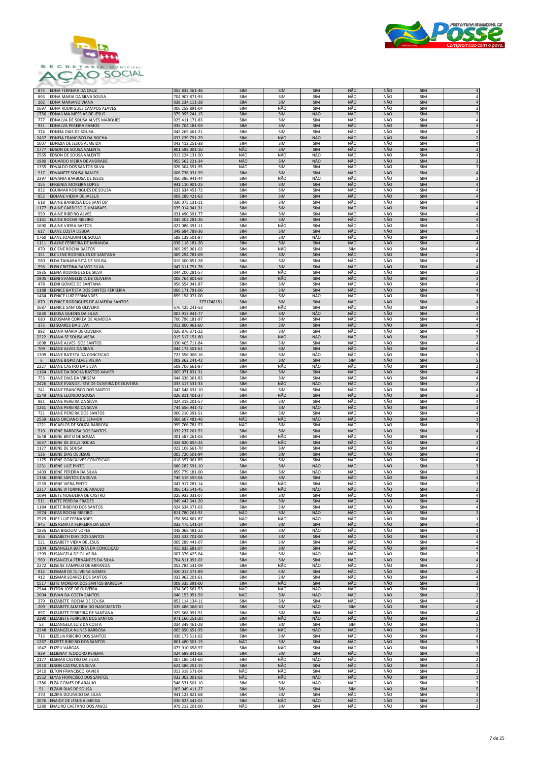| | | | | | | | | | |
|---|---|---|---|---|---|---|---|---|---|
| 874 | EDNA FERREIRA DA CRUZ | 055.832.461-46 | SIM | SIM | SIM | NÃO | NÃO | SIM | 4 |
| 803 | EDNA MARIA DA SILVA SOUSA | 704.907.871-93 | SIM | SIM | SIM | NÃO | NÃO | SIM | 4 |
| 202 | EDNA MARIANO VIANA | 038.234.111-28 | SIM | SIM | SIM | NÃO | NÃO | SIM | 4 |
| 1697 | EDNA RODRIGUES CAMPOS ALAVES | 006.259.891-04 | SIM | NÃO | SIM | NÃO | NÃO | SIM | 3 |
| 1756 | EDNAILMA MESSIAS DE JESUS | 379.995.241-15 | SIM | SIM | NÃO | NÃO | NÃO | SIM | 3 |
| 777 | EDNALVA DE SOUSA ALVES MARQUES | 025.411.171-83 | SIM | SIM | SIM | NÃO | NÃO | SIM | 4 |
| 931 | EDNALVA PEREIRA RAMOS | 035.704.181-03 | SIM | SIM | SIM | NÃO | NÃO | SIM | 4 |
| 374 | EDNEIA DIAS DE SOUSA | 042.265.461-21 | SIM | SIM | SIM | NÃO | NÃO | SIM | 4 |
| 2437 | EDNEIA FRANCISCO DA ROCHA | 033.239.791-29 | SIM | NÃO | NÃO | NÃO | NÃO | SIM | 2 |
| 1007 | EDNIZIA DE JESUS ALMEIDA | 043.412.251-38 | SIM | SIM | SIM | NÃO | NÃO | SIM | 4 |
| 1777 | EDSON DE SOUSA VALENTE | 801.598.001-10 | NÃO | SIM | SIM | NÃO | NÃO | SIM | 3 |
| 2565 | EDSON DE SOUSA VALENTE | 013.224.131-50 | NÃO | NÃO | NÃO | NÃO | NÃO | SIM | 1 |
| 1980 | EDUARDO VIEIRA DE ANDRADE | 955.562.221-34 | NÃO | SIM | NÃO | NÃO | NÃO | SIM | 2 |
| 1355 | EDVALDO DOS SANTOS SILVA | 026.304.591-95 | NÃO | SIM | SIM | NÃO | NÃO | SIM | 3 |
| 917 | EDVANETE SOUSA RAMOS | 006.736.031-99 | SIM | SIM | SIM | NÃO | NÃO | SIM | 4 |
| 2397 | EDVANIA BARBOSA DE JESUS | 050.386.941-44 | SIM | NÃO | NÃO | NÃO | NÃO | SIM | 2 |
| 255 | EFIGENIA MOREIRA LOPES | 941.110.901-25 | SIM | SIM | SIM | NÃO | NÃO | SIM | 4 |
| 832 | EGUIMAR RODRIGUES DE SOUSA | 633.634.451-72 | SIM | SIM | SIM | NÃO | NÃO | SIM | 4 |
| 952 | EIDIANE VIEIRA DE JAESUS | 009.289.421-63 | SIM | SIM | SIM | NÃO | NÃO | SIM | 4 |
| 618 | ELAINE BARBOSA DOS SANTOS' | 030.075.131-11 | SIM | SIM | SIM | NÃO | NÃO | SIM | 4 |
| 1177 | ELAINE CARDOSO GUIMARAES | 035.014.041-31 | SIM | SIM | SIM | NÃO | NÃO | SIM | 4 |
| 959 | ELAINE RIBEIRO ALVES | 031.490.391-77 | SIM | SIM | SIM | NÃO | NÃO | SIM | 4 |
| 1161 | ELAINE ROCHA RIBEIRO | 045.302.281-26 | SIM | SIM | SIM | NÃO | NÃO | SIM | 4 |
| 1690 | ELAINE VIEIRA BASTOS | 022.086.391-11 | SIM | NÃO | SIM | NÃO | NÃO | SIM | 3 |
| 617 | ELANE COSTA LISBOA | 349.684.788-36 | SIM | SIM | SIM | NÃO | NÃO | SIM | 4 |
| 1760 | ELANE JOAQUIM DE SOUZA | 588.139.501-87 | SIM | SIM | NÃO | NÃO | NÃO | SIM | 3 |
| 1111 | ELAYNE FERREIRA DE MIRANDA | 038.118.181-20 | SIM | SIM | SIM | NÃO | NÃO | SIM | 4 |
| 879 | ELCIENE ROCHA BASTOS | 009.295.961-02 | SIM | NÃO | SIM | SIM | NÃO | SIM | 4 |
| 151 | ELCILENE RODRIGUES DE SANTANA | 009.294.781-69 | SIM | SIM | SIM | NÃO | NÃO | SIM | 4 |
| 580 | ELDA TAINARA RITA DE SOUSA | 015.300.851-28 | SIM | SIM | SIM | NÃO | NÃO | SIM | 4 |
| 996 | ELEN CRISTINA RAMOS SILVA | 047.311.751-78 | SIM | SIM | SIM | NÃO | NÃO | SIM | 4 |
| 1935 | ELENA RODRIGUES DE SILVA | 044.200.281-57 | SIM | NÃO | SIM | NÃO | NÃO | SIM | 3 |
| 1905 | ELENI EVANGELISTA DE OLIVEIRA | 008.764.801-64 | SIM | NÃO | SIM | NÃO | NÃO | SIM | 3 |
| 478 | ELENI GOMES DE SANTANA | 956.654.041-87 | SIM | SIM | SIM | NÃO | NÃO | SIM | 4 |
| 1188 | ELENICE BATISTA DOS SANTOS FERREIRA | 000.171.791-06 | SIM | SIM | SIM | NÃO | NÃO | SIM | 4 |
| 1464 | ELENICE LUIZ FERNANDES | 859.158.071-00 | SIM | SIM | NÃO | NÃO | NÃO | SIM | 3 |
| 679 | ELENICE RODRIGUES DE ALMEIDA SANTOS | 3771748151 | SIM | SIM | SIM | NÃO | NÃO | SIM | 4 |
| 1687 | ELENICE SANTOS OLIVEIRA | 576.425.241-53 | SIM | NÃO | SIM | NÃO | NÃO | SIM | 3 |
| 1830 | ELEUSA GUEDES DA SILVA | 003.913.941-77 | SIM | SIM | NÃO | NÃO | NÃO | SIM | 3 |
| 680 | ELEUSMAR CORREA DE ALMEIDA | 700.796.181-97 | SIM | SIM | SIM | NÃO | NÃO | SIM | 4 |
| 375 | ELI SOARES DA SILVA | 012.800.961-60 | SIM | SIM | SIM | NÃO | NÃO | SIM | 4 |
| 892 | ELIANA MARIA DE OLIVEIRA | 026.876.371-22 | SIM | SIM | SIM | NÃO | NÃO | SIM | 4 |
| 2222 | ELIANA SE SOUSA VIERA | 015.517.151-80 | SIM | NÃO | NÃO | NÃO | NÃO | SIM | 2 |
| 1098 | ELIANE ALVES DOS SANTOS | 030.405.711-84 | SIM | SIM | SIM | NÃO | NÃO | SIM | 4 |
| 709 | ELIANE ALVES DA SILVA | 044.174.501-61 | SIM | SIM | SIM | NÃO | NÃO | SIM | 4 |
| 1309 | ELIANE BATISTA DA CONCEICAO | 723.556.006-16 | SIM | SIM | NÃO | NÃO | NÃO | SIM | 3 |
| 6 | ELIANE BISPO ALVES VIEIRA | 009.362.241-42 | SIM | SIM | SIM | SIM | NÃO | SIM | 5 |
| 2227 | ELIANE CASTRO DA SILVA | 509.706.661-87 | SIM | NÃO | NÃO | NÃO | NÃO | SIM | 2 |
| 1164 | ELIANE DA ROCHA BASTOS XAVIER | 009.071.831-31 | SIM | SIM | SIM | NÃO | NÃO | SIM | 4 |
| 753 | ELIANE DIAS DA VIRGEM | 044.636.361-83 | SIM | SIM | SIM | NÃO | NÃO | SIM | 4 |
| 2426 | ELIANE EVANGELISTA DE OLIVEIRA DE OLIVEIRA | 033.417.531-33 | SIM | NÃO | NÃO | NÃO | NÃO | SIM | 2 |
| 241 | ELIANE FRANCISCO DOS SANTOS | 042.548.631-10 | SIM | SIM | SIM | NÃO | NÃO | SIM | 4 |
| 1549 | ELIANE LEONIDO SOUSA | 026.811.401-37 | SIM | NÃO | SIM | NÃO | NÃO | SIM | 3 |
| 981 | ELIANE PEREIRA DA SILVA | 024.318.201-57 | SIM | SIM | SIM | NÃO | NÃO | SIM | 4 |
| 1261 | ELIANE PEREIRA DA SILVA | 744.656.941-72 | SIM | SIM | NÃO | NÃO | NÃO | SIM | 3 |
| 731 | ELIANE PEREIRA DOS SANTOS | 000.210.391-51 | SIM | SIM | SIM | NÃO | NÃO | SIM | 4 |
| 2559 | ELIAS ORCIANO DO SENHOR | 008.607.481-46 | NÃO | NÃO | NÃO | NÃO | NÃO | SIM | 1 |
| 1221 | ELICARLOS DE SOUZA BARBOSA | 995.766.781-53 | NÃO | SIM | SIM | NÃO | NÃO | SIM | 3 |
| 510 | ELIENE BARBOSA DOS SANTOS | 032.237.261-52 | SIM | SIM | SIM | NÃO | NÃO | SIM | 4 |
| 1648 | ELIENE BRITO DE SOUZA | 001.587.261-03 | SIM | NÃO | SIM | NÃO | NÃO | SIM | 3 |
| 1657 | ELIENE DE JESUS ROCHA | 028.820.855-24 | SIM | NÃO | SIM | NÃO | NÃO | SIM | 3 |
| 1127 | ELIENE DE SOUSA | 022.108.661-70 | SIM | SIM | SIM | NÃO | NÃO | SIM | 4 |
| 536 | ELIENE DIAS DE JESUS | 005.720.501-94 | SIM | SIM | SIM | NÃO | NÃO | SIM | 4 |
| 1175 | ELIENE GONCALVES CONCEICAO | 018.357.061-85 | SIM | SIM | SIM | NÃO | NÃO | SIM | 4 |
| 1231 | ELIENE LUIZ PINTO | 060.282.591-10 | SIM | SIM | NÃO | NÃO | NÃO | SIM | 3 |
| 1403 | ELIENE PEREIRA DA SILVA | 859.779.181-00 | SIM | SIM | NÃO | NÃO | NÃO | SIM | 3 |
| 1136 | ELIENE SANTOS DA SILVA | 749.519.555-04 | SIM | SIM | SIM | NÃO | NÃO | SIM | 4 |
| 1539 | ELIENE VIERA PINTO | 047.917.281-14 | SIM | NÃO | SIM | NÃO | NÃO | SIM | 3 |
| 2317 | ELIENE VITORINO DE ARAUJO | 006.143.541-45 | SIM | NÃO | NÃO | NÃO | NÃO | SIM | 2 |
| 1094 | ELIETE NOGUEIRA DE CASTRO | 025.933.031-07 | SIM | SIM | SIM | NÃO | NÃO | SIM | 4 |
| 511 | ELIETE PEREIRA FRADES | 049.442.341-20 | SIM | SIM | SIM | NÃO | NÃO | SIM | 4 |
| 1184 | ELIETE RIBEIRO DOS SANTOS | 024.634.371-03 | SIM | SIM | SIM | NÃO | NÃO | SIM | 4 |
| 1974 | ELIFAS ROCHA RIBEIRO | 811.780.261-91 | NÃO | SIM | NÃO | NÃO | NÃO | SIM | 2 |
| 2529 | ELIPE LUIZ FERNANDES | 258.894.861-87 | NÃO | NÃO | NÃO | NÃO | NÃO | SIM | 1 |
| 945 | ELIS RENATA FERREIRA DA SILVA | 033.475.141-14 | SIM | SIM | SIM | NÃO | NÃO | SIM | 4 |
| 1835 | ELISA BIGOLIM LOPES | 048.068.481-23 | SIM | SIM | NÃO | NÃO | NÃO | SIM | 3 |
| 856 | ELISABETH DIAS DOS SANTOS | 032.332.701-00 | SIM | SIM | SIM | NÃO | NÃO | SIM | 4 |
| 521 | ELISABETY VIERA DE JESUS | 009.289.441-07 | SIM | SIM | SIM | NÃO | NÃO | SIM | 4 |
| 1104 | ELISANGELA BATISTA DA CONCEIÇAO | 015.835.681-07 | SIM | SIM | SIM | NÃO | NÃO | SIM | 4 |
| 1399 | ELISANGELA DE OLIVEIRA | 007.376.425-64 | SIM | SIM | NÃO | NÃO | NÃO | SIM | 3 |
| 569 | ELISANGELA FERNANDES DA SILVA | 704.811.091-02 | SIM | SIM | SIM | NÃO | NÃO | SIM | 4 |
| 2272 | ELISENE CAMPELO DE MIRANDA | 052.784.531-09 | SIM | NÃO | NÃO | NÃO | NÃO | SIM | 2 |
| 912 | ELISMAR DE OLIVEIRA GOMES | 020.012.371-89 | SIM | SIM | SIM | NÃO | NÃO | SIM | 4 |
| 412 | ELISMAR SOARES DOS SANTOS | 033.962.201-61 | SIM | SIM | SIM | NÃO | NÃO | SIM | 4 |
| 1517 | ELITE MOREIRA DOS SANTOS BARBOSA | 009.335.391-00 | SIM | NÃO | SIM | NÃO | NÃO | SIM | 3 |
| 2544 | ELITON JOSE DE OLIVEIRA | 634.362.561-53 | NÃO | NÃO | NÃO | NÃO | NÃO | SIM | 1 |
| 2004 | ELIVAN DA COSTA SANTOS | 040.153.051-59 | NÃO | SIM | NÃO | NÃO | NÃO | SIM | 2 |
| 279 | ELIZABETE ROCHA DE SOUSA | 853.114.134-11 | SIM | SIM | SIM | NÃO | NÃO | SIM | 4 |
| 209 | ELIZABETE ALMEIDA DO NASCIMENTO | 035.486.368-10 | SIM | SIM | NÃO | SIM | NÃO | SIM | 4 |
| 897 | ELIZABETE FERREIRA DE SANTANA | 925.568.091-91 | SIM | SIM | SIM | NÃO | NÃO | SIM | 4 |
| 2390 | ELIZABETE FERREIRA DOS SANTOS | 971.160.251-20 | SIM | NÃO | NÃO | NÃO | NÃO | SIM | 2 |
| 53 | ELIZANGELA LUIZ DA COSTA | 034.349.461-28 | SIM | SIM | SIM | SIM | NÃO | SIM | 5 |
| 2248 | ELIZANGELA NUNES BARBOSA | 005.850.651-95 | SIM | NÃO | NÃO | NÃO | NÃO | SIM | 2 |
| 715 | ELIZELIA RIBEIRO DOS SANTOS | 039.173.511-02 | SIM | SIM | SIM | NÃO | NÃO | SIM | 4 |
| 1267 | ELIZETE RIBEIRO DOS SANTOS | 801.480.501-15 | NÃO | SIM | SIM | NÃO | NÃO | SIM | 3 |
| 1647 | ELIZEU VARGAS | 073.910.658-97 | SIM | NÃO | SIM | NÃO | NÃO | SIM | 3 |
| 839 | ELLIENAY TEODORO PEREIRA | 024.689.841-02 | SIM | SIM | SIM | NÃO | NÃO | SIM | 4 |
| 2177 | ELSMAR CASTRO DA SILVA | 007.186.141-60 | SIM | NÃO | NÃO | NÃO | NÃO | SIM | 2 |
| 1910 | ELSON CASTRA DA SILVA | 624.486.251-15 | SIM | NÃO | SIM | NÃO | NÃO | SIM | 3 |
| 2410 | ELTON FRANCISCO XAVIER | 013.318.571-04 | NÃO | NÃO | SIM | NÃO | NÃO | SIM | 2 |
| 2552 | ELYAS FRANCISCO DOS SANTOS | 032.002.001-03 | NÃO | NÃO | NÃO | NÃO | NÃO | SIM | 1 |
| 1786 | ELZA GOMES DE ARAUJO | 548.531.501-10 | SIM | SIM | NÃO | NÃO | NÃO | SIM | 3 |
| 51 | ELZAIR DIAS DE SOUSA | 005.049.411-27 | SIM | SIM | SIM | SIM | NÃO | SIM | 5 |
| 270 | ELZIRA DOURADO DA SILVA | 941.122.821-68 | SIM | SIM | SIM | NÃO | NÃO | SIM | 4 |
| 2076 | ENAIDY DE JESUS ALMEIDA | 036.823.441-01 | SIM | NÃO | NÃO | NÃO | NÃO | SIM | 2 |
| 1280 | ENAURO CAETANO DOS ANJOS | 979.212.201-00 | NÃO | SIM | SIM | NÃO | NÃO | SIM | 3 |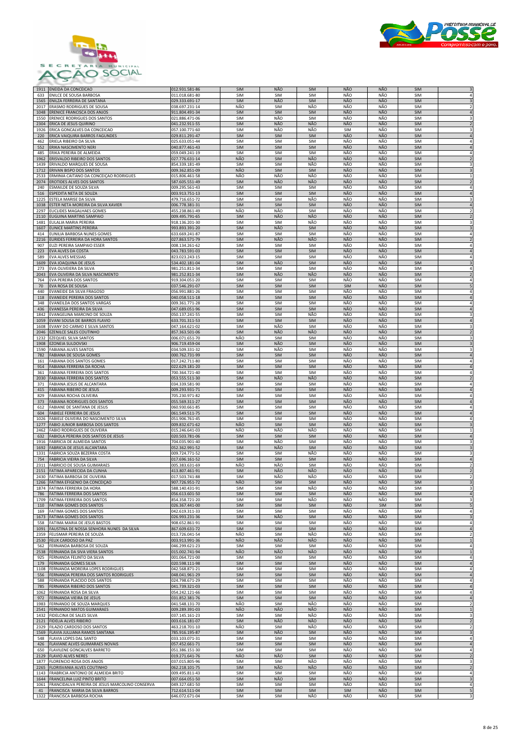| | | | | | | | | | |
|---|---|---|---|---|---|---|---|---|---|
| 1911 | ENEIDA DA CONCEICAO | 012.931.581-86 | SIM | NÃO | SIM | NÃO | NÃO | SIM | 3 |
| 633 | ENILCE DE SOUSA BARBOSA | 011.018.681-80 | SIM | SIM | SIM | NÃO | NÃO | SIM | 4 |
| 1565 | ENILZA FERREIRA DE SANTANA | 029.333.691-17 | SIM | NÃO | SIM | NÃO | NÃO | SIM | 3 |
| 2017 | ERASMO RODRIGUES DE SOUSA | 038.697.231-14 | NÃO | SIM | NÃO | NÃO | NÃO | SIM | 2 |
| 1048 | ERENICE FRANCISCA DOS ANJOS | 911.804.491-34 | SIM | SIM | SIM | NÃO | NÃO | SIM | 4 |
| 1550 | ERENICE RODRIGUES DOS SANTOS | 021.886.471-06 | SIM | NÃO | SIM | NÃO | NÃO | SIM | 3 |
| 2304 | ERICA DE JESUS QUIRINO | 041.232.911-55 | SIM | NÃO | NÃO | NÃO | NÃO | SIM | 2 |
| 1926 | ERICA GONCALVES DA CONCEICAO | 057.100.771-60 | SIM | NÃO | NÃO | SIM | NÃO | SIM | 3 |
| 220 | ERICA VAIQUIRA BARROS FAGUNDES | 029.811.291-47 | SIM | SIM | SIM | NÃO | NÃO | SIM | 4 |
| 462 | ERIELA RIBEIRO DA SILVA | 025.633.051-44 | SIM | SIM | SIM | NÃO | NÃO | SIM | 4 |
| 552 | ERIKA NASCIMENTO NERI | 040.877.461-43 | SIM | SIM | SIM | NÃO | NÃO | SIM | 4 |
| 485 | ERIKA PEREIRA DE ALMEIDA | 059.049.241-19 | SIM | SIM | SIM | NÃO | NÃO | SIM | 4 |
| 1962 | ERISVALDO RIBEIRO DOS SANTOS | 027.776.631-14 | NÃO | SIM | NÃO | NÃO | NÃO | SIM | 2 |
| 1439 | ERIVALDO MARQUES DE SOUSA | 854.339.181-49 | SIM | SIM | NÃO | NÃO | NÃO | SIM | 3 |
| 1712 | ERIVAN BISPO DOS SANTOS | 009.362.851-09 | NÃO | SIM | SIM | NÃO | NÃO | SIM | 3 |
| 2533 | ERMINIA CAITANO DA CONCEIÇAO RODRIGUES | 015.806.461-58 | NÃO | NÃO | NÃO | NÃO | NÃO | SIM | 1 |
| 2074 | EROTIDES ALVES DOS SANTOS | 587.605.551-49 | SIM | NÃO | NÃO | NÃO | NÃO | SIM | 2 |
| 240 | ESMAILDE DE SOUZA SILVA | 009.295.561-43 | SIM | SIM | SIM | NÃO | NÃO | SIM | 4 |
| 516 | ESPEDITA NETA DE SOUZA | 003.913.751-13 | SIM | SIM | SIM | NÃO | NÃO | SIM | 4 |
| 1225 | ESTELA MARISE DA SILVA | 479.716.651-72 | SIM | SIM | NÃO | NÃO | NÃO | SIM | 3 |
| 1038 | ESTER NETA MOREIRA DA SILVA XAVIER | 006.778.381-31 | SIM | SIM | SIM | NÃO | NÃO | SIM | 4 |
| 2297 | EUCLIDES MAGALHAES GOMES | 455.238.861-49 | NÃO | NÃO | SIM | NÃO | NÃO | SIM | 2 |
| 2110 | EUGLINA MARTINS SAMPAIO | 009.495.791-65 | SIM | NÃO | NÃO | NÃO | NÃO | SIM | 2 |
| 1481 | EULALIA MARIA PEREIRA | 918.136.201-30 | SIM | SIM | NÃO | NÃO | NÃO | SIM | 3 |
| 1607 | EUNICE MARTINS PEREIRA | 993.893.391-20 | SIM | NÃO | SIM | NÃO | NÃO | SIM | 3 |
| 414 | EUNILIA BARBOSA NUNES GOMES | 633.669.241-87 | SIM | SIM | SIM | NÃO | NÃO | SIM | 4 |
| 2216 | EURIDES FERREIRA DA HORA SANTOS | 027.863.571-79 | SIM | NÃO | NÃO | NÃO | NÃO | SIM | 2 |
| 907 | EUZI PEREIRA SAMPAIO ESSER | 008.134.261-62 | SIM | SIM | SIM | NÃO | NÃO | SIM | 4 |
| 223 | EVA ALVES DA COSTA | 043.783.591-03 | SIM | SIM | SIM | NÃO | NÃO | SIM | 4 |
| 589 | EVA ALVES MESSIAS | 823.023.243-15 | SIM | SIM | SIM | NÃO | NÃO | SIM | 4 |
| 1609 | EVA JOAQUINA DE JESUS | 534.402.181-04 | SIM | NÃO | SIM | NÃO | NÃO | SIM | 3 |
| 273 | EVA OLIVEIRA DA SILVA | 981.251.811-34 | SIM | SIM | SIM | NÃO | NÃO | SIM | 4 |
| 2043 | EVA OLIVEIRA DA SILVA NASCIMENTO | 981.252.811-34 | SIM | NÃO | NÃO | NÃO | NÃO | SIM | 2 |
| 764 | EVA PEREIRA DOS SANTOS | 919.304.051-20 | SIM | SIM | SIM | NÃO | NÃO | SIM | 4 |
| 70 | EVA ROSA DE SOUSA | 037.546.291-07 | SIM | SIM | SIM | SIM | NÃO | SIM | 5 |
| 440 | EVANEIDE DA SILVA FRAGOSO | 056.991.881-26 | SIM | SIM | SIM | NÃO | NÃO | SIM | 4 |
| 118 | EVANEIDE PEREIRA DOS SANTOS | 040.058.511-18 | SIM | SIM | SIM | NÃO | NÃO | SIM | 4 |
| 348 | EVANEILDA DOS SANTOS VARGAS | 009.361.771-28 | SIM | SIM | SIM | NÃO | NÃO | SIM | 4 |
| 436 | EVANESSA PEREIRA DA SILVA | 047.689.051-96 | SIM | SIM | SIM | NÃO | NÃO | SIM | 4 |
| 1842 | EVANGELINA MARCINO DE SOUZA | 050.137.241-55 | SIM | SIM | NÃO | NÃO | NÃO | SIM | 3 |
| 1059 | EVANI SOUSA DE BARROS FLAVIO | 633.701.311-53 | SIM | SIM | SIM | NÃO | NÃO | SIM | 4 |
| 1608 | EVANY DO CARMO E SILVA SANTOS | 047.164.621-02 | SIM | NÃO | SIM | NÃO | NÃO | SIM | 3 |
| 2046 | EZENILCE SALES COUTINHO | 857.363.501-06 | SIM | NÃO | NÃO | NÃO | NÃO | SIM | 2 |
| 1232 | EZEQUIEL SILVA SANTOS | 006.071.651-70 | NÃO | SIM | SIM | NÃO | NÃO | SIM | 3 |
| 1908 | EZONEIA SULDOVSKI | 906.719.459-04 | SIM | NÃO | SIM | NÃO | NÃO | SIM | 3 |
| 1590 | FABIANA ALVES SANTOS | 034.509.331-32 | SIM | NÃO | SIM | NÃO | NÃO | SIM | 3 |
| 782 | FABIANA DE SOUSA GOMES | 000.762.731-99 | SIM | SIM | SIM | NÃO | NÃO | SIM | 4 |
| 161 | FABIANA DOS SANTOS GOMES | 017.242.711-80 | SIM | SIM | SIM | NÃO | NÃO | SIM | 4 |
| 914 | FABIANA FERREIRA DA ROCHA | 022.629.181-20 | SIM | SIM | SIM | NÃO | NÃO | SIM | 4 |
| 361 | FABIANA FERREIRA DOS SANTOS | 700.364.721-40 | SIM | SIM | SIM | NÃO | NÃO | SIM | 4 |
| 2030 | FABIANA FERREIRA DOS SANTOS | 053.555.511-30 | SIM | NÃO | NÃO | NÃO | NÃO | SIM | 2 |
| 371 | FABIANA JESUS DE ALCANTARA | 034.339.581-90 | SIM | SIM | SIM | NÃO | NÃO | SIM | 4 |
| 415 | FABIANA RIBEIRO DE JESUS | 009.293.931-71 | SIM | SIM | SIM | NÃO | NÃO | SIM | 4 |
| 829 | FABIANA ROCHA OLIVEIRA | 705.230.971-82 | SIM | SIM | SIM | NÃO | NÃO | SIM | 4 |
| 373 | FABIANA RODRIGUES DOS SANTOS | 055.569.311-27 | SIM | SIM | SIM | NÃO | NÃO | SIM | 4 |
| 612 | FABIANE DE SANTANA DE JESUS | 060.930.661-85 | SIM | SIM | SIM | NÃO | NÃO | SIM | 4 |
| 604 | FABIELE FERREIRA DE JESUS | 061.549.511-75 | SIM | SIM | SIM | NÃO | NÃO | SIM | 4 |
| 1026 | FABIELE OLIVEIRA DO NASCIMENTO SILVA | 051.906.761-45 | SIM | SIM | SIM | NÃO | NÃO | SIM | 4 |
| 1277 | FABIO JUNIOR BARBOSA DOS SANTOS | 009.832.671-62 | NÃO | SIM | SIM | NÃO | NÃO | SIM | 3 |
| 2462 | FABIO RODRIGUES DE OLIVEIRA | 015.246.641-03 | NÃO | NÃO | NÃO | NÃO | NÃO | SIM | 1 |
| 632 | FABIOLA PEREIRA DOS SANTOS DE JESUS | 020.503.781-06 | SIM | SIM | SIM | NÃO | NÃO | SIM | 4 |
| 1916 | FABRICIA DE ALMEIDA SANTOS | 704.035.901-40 | SIM | NÃO | SIM | NÃO | NÃO | SIM | 3 |
| 1692 | FABRICIA DE JESUS ALCANTARA | 052.362.991-52 | SIM | NÃO | SIM | NÃO | NÃO | SIM | 3 |
| 1331 | FABRICIA SOUZA BEZERRA COSTA | 009.724.771-52 | SIM | SIM | NÃO | NÃO | NÃO | SIM | 3 |
| 754 | FABRICIA VIEIRA DA SILVA | 017.696.161-52 | SIM | SIM | SIM | NÃO | NÃO | SIM | 4 |
| 2311 | FABRICIO DE SOUSA GUIMARAES | 005.383.631-69 | NÃO | NÃO | SIM | NÃO | NÃO | SIM | 2 |
| 2151 | FATIMA APARECIDA DA CUNHA | 413.807.461-91 | SIM | NÃO | NÃO | NÃO | NÃO | SIM | 2 |
| 2430 | FATIMA BARBOSA DE OLIVEIRA | 017.503.741-88 | SIM | NÃO | NÃO | NÃO | NÃO | SIM | 2 |
| 1266 | FATIMA EFIGENIO DA CONCEIÇAO | 907.726.951-72 | NÃO | SIM | SIM | NÃO | NÃO | SIM | 3 |
| 1874 | FATIMA FERREIRA DA HORA | 588.140.431-91 | SIM | SIM | NÃO | NÃO | NÃO | SIM | 3 |
| 786 | FATIMA FERREIRA DOS SANTOS | 056.613.601-50 | SIM | SIM | SIM | NÃO | NÃO | SIM | 4 |
| 1709 | FATIMA FERREIRA DOS SANTOS | 854.358.721-20 | SIM | SIM | NÃO | NÃO | NÃO | SIM | 3 |
| 110 | FATIMA GOMES DOS SANTOS | 026.367.441-00 | SIM | SIM | SIM | NÃO | SIM | SIM | 5 |
| 169 | FATIMA GOMES DOS SANTOS | 042.619.311-33 | SIM | SIM | SIM | NÃO | NÃO | SIM | 4 |
| 1673 | FATIMA GOMES DOS SANTOS | 026.993.231-36 | SIM | NÃO | SIM | NÃO | NÃO | SIM | 3 |
| 558 | FATIMA MARIA DE JESUS BASTOS | 908.652.861-91 | SIM | SIM | SIM | NÃO | NÃO | SIM | 4 |
| 1091 | FAUSTINA DE NOSSA SENHORA NUNES DA SILVA | 867.609.631-72 | SIM | SIM | SIM | NÃO | NÃO | SIM | 4 |
| 2359 | FELISMAR PEREIRA DE SOUZA | 013.726.041-54 | NÃO | SIM | NÃO | NÃO | NÃO | SIM | 2 |
| 2530 | FELIX CARDOSO DA PAZ | 003.913.991-36 | NÃO | NÃO | NÃO | NÃO | NÃO | SIM | 1 |
| 562 | FERNANDA BARBOSA DE SOUZA | 046.299.621-23 | SIM | SIM | SIM | NÃO | NÃO | SIM | 4 |
| 2538 | FERNANDA DA SIVA VIERA SANTOS | 015.002.741-94 | NÃO | NÃO | NÃO | NÃO | NÃO | SIM | 1 |
| 925 | FERNANDA FELINTO DA SILVA | 001.064.721-00 | SIM | SIM | SIM | NÃO | NÃO | SIM | 4 |
| 179 | FERNANDA GOMES SILVA | 020.598.111-98 | SIM | SIM | SIM | NÃO | NÃO | SIM | 4 |
| 1108 | FERNANDA MOREIRA LOPES RODRIGUES | 042.568.871-21 | SIM | SIM | SIM | NÃO | NÃO | SIM | 4 |
| 556 | FERNANDA PEREIRA DOS SANTOS RODRIGUES | 048.041.961-29 | SIM | SIM | SIM | NÃO | NÃO | SIM | 4 |
| 588 | FERNANDA PLACIDO DOS SANTOS | 024.798.671-29 | SIM | SIM | SIM | NÃO | NÃO | SIM | 4 |
| 785 | FERNANDA RIBEIRO DOS SANTOS | 041.739.321-03 | SIM | SIM | SIM | NÃO | NÃO | SIM | 4 |
| 1062 | FERNANDA ROSA DA SILVA | 054.242.121-66 | SIM | SIM | SIM | NÃO | NÃO | SIM | 4 |
| 972 | FERNANDA VIEIRA DE JESUS | 031.852.381-76 | SIM | SIM | SIM | NÃO | NÃO | SIM | 4 |
| 1983 | FERNANDO DE SOUZA MARQUES | 041.548.131-70 | NÃO | SIM | NÃO | NÃO | NÃO | SIM | 2 |
| 2541 | FERNANDO MATOS GUIMARAES | 009.289.391-03 | NÃO | NÃO | NÃO | NÃO | NÃO | SIM | 1 |
| 1432 | FIDELCINA DE SALES SILVA | 037.145.161-23 | SIM | SIM | NÃO | NÃO | NÃO | SIM | 3 |
| 2121 | FIDELIA ALVES RIBEIRO | 003.616.181-07 | SIM | NÃO | NÃO | NÃO | NÃO | SIM | 2 |
| 2329 | FILAZIO CARDOSO DOS SANTOS | 463.218.701-10 | NÃO | SIM | NÃO | NÃO | NÃO | SIM | 2 |
| 1569 | FLAVIA JULLIANA RAMOS SANTANA | 785.916.195-87 | SIM | NÃO | SIM | NÃO | NÃO | SIM | 3 |
| 548 | FLAVIA LOPES DAL SANTO | 033.103.071-31 | SIM | SIM | SIM | NÃO | NÃO | SIM | 4 |
| 426 | FLAVIANE ALVES GUIMARAES NOVAIS | 057.452.661-71 | SIM | SIM | SIM | NÃO | NÃO | SIM | 4 |
| 650 | FLAVILENE GONCALVES BARRETO | 051.386.151-30 | SIM | SIM | SIM | NÃO | NÃO | SIM | 4 |
| 2129 | FLAVIO ALVES NERES | 019.271.641-76 | NÃO | NÃO | SIM | NÃO | NÃO | SIM | 2 |
| 1877 | FLORENCIO ROSA DOS ANJOS | 037.015.805-96 | SIM | SIM | NÃO | NÃO | NÃO | SIM | 3 |
| 2265 | FLORISVANIA ALVES COUTINHO | 062.218.101-75 | SIM | NÃO | NÃO | NÃO | NÃO | SIM | 2 |
| 1143 | FRABRICIA ANTONIO DE ALMEIDA BRITO | 009.495.811-43 | SIM | SIM | SIM | NÃO | NÃO | SIM | 4 |
| 1644 | FRANCELINA LUIZ PINTO BRITO | 007.664.051-50 | SIM | NÃO | SIM | NÃO | NÃO | SIM | 3 |
| 1061 | FRANCIDALVA PEREIRA DE JESUS MARCOLINO CONSERVA | 049.327.681-50 | SIM | SIM | SIM | NÃO | NÃO | SIM | 4 |
| 41 | FRANCISCA MARIA DA SILVA BARROS | 712.614.511-04 | SIM | SIM | SIM | SIM | NÃO | SIM | 5 |
| 1322 | FRANCISCA BARBOSA ROCHA | 646.072.671-04 | SIM | SIM | NÃO | NÃO | NÃO | SIM | 3 |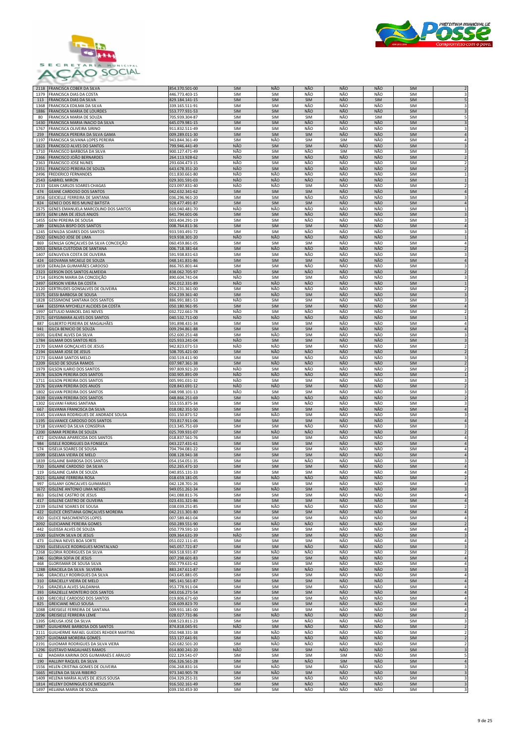| | | | | | | | | | |
|---|---|---|---|---|---|---|---|---|---|
| 2118 | FRANCISCA COBER DA SILVA | 854.370.501-00 | SIM | NÃO | NÃO | NÃO | NÃO | SIM | 2 |
| 1379 | FRANCISCA DIAS DA COSTA | 446.773.403-15 | SIM | SIM | NÃO | NÃO | NÃO | SIM | 3 |
| 113 | FRANCISCA DIAS DA SILVA | 829.184.141-15 | SIM | SIM | SIM | NÃO | SIM | SIM | 5 |
| 1368 | FRANCISCA EDILMA DA SILVA | 339.165.511-91 | SIM | SIM | NÃO | NÃO | NÃO | SIM | 3 |
| 1886 | FRANCISCA MARIA DE LOURDES | 553.777.931-53 | SIM | SIM | NÃO | NÃO | NÃO | SIM | 3 |
| 80 | FRANCISCA MARIA DE SOUZA | 705.939.304-87 | SIM | SIM | SIM | NÃO | SIM | SIM | 5 |
| 1430 | FRANCISCA MARIA INACIO DA SILVA | 645.079.981-15 | SIM | SIM | NÃO | NÃO | NÃO | SIM | 3 |
| 1767 | FRANCISCA OLIVEIRA SIRINO | 911.832.511-49 | SIM | SIM | NÃO | NÃO | NÃO | SIM | 3 |
| 259 | FRANCISCA PEREIRA DA SILVA GAMA | 009.289.011-30 | SIM | SIM | SIM | NÃO | NÃO | SIM | 4 |
| 1197 | FRANCISCA SILVANA LOPES PEREIRA | 943.844.361-49 | SIM | NÃO | SIM | SIM | NÃO | SIM | 4 |
| 1823 | FRANCISCO ALVES DO SANTOS | 799.946.441-49 | NÃO | SIM | SIM | NÃO | NÃO | SIM | 3 |
| 1710 | FRANCISCO BARBOSA DA SILVA | 900.127.471-49 | NÃO | SIM | NÃO | SIM | NÃO | SIM | 3 |
| 2366 | FRANCISCO JOÃO BERNARDES | 264.113.928-62 | NÃO | SIM | NÃO | NÃO | NÃO | SIM | 2 |
| 2363 | FRANCISCO JOSE NUNES | 293.604.473-15 | NÃO | SIM | NÃO | NÃO | NÃO | SIM | 2 |
| 2351 | FRANCISCO PEREIRA DE SOUZA | 643.678.351-20 | NÃO | SIM | NÃO | NÃO | NÃO | SIM | 2 |
| 2496 | FREDERICO FERNANDES | 011.830.661-80 | NÃO | NÃO | NÃO | NÃO | NÃO | SIM | 1 |
| 2543 | GABRIEL MIRON | 029.301.591-03 | NÃO | NÃO | NÃO | NÃO | NÃO | SIM | 1 |
| 2133 | GEAN CARLOS SOARES CHAGAS | 023.097.831-40 | NÃO | NÃO | SIM | NÃO | NÃO | SIM | 2 |
| 474 | GEANE CARDOSO DOS SANTOS | 042.632.341-62 | SIM | SIM | SIM | NÃO | NÃO | SIM | 4 |
| 1856 | GEICIELLE FERREIRA DE SANTANA | 036.296.961-20 | SIM | SIM | NÃO | NÃO | NÃO | SIM | 3 |
| 824 | GENECI DOS REIS MUNIZ BATISTA | 928.477.491-87 | SIM | SIM | SIM | NÃO | NÃO | SIM | 4 |
| 2575 | GENES EMANUELA MARCOLINO DOS SANTOS | 019.040.481-70 | NÃO | NÃO | NÃO | NÃO | NÃO | SIM | 1 |
| 1873 | GENI LIMA DE JESUS ANJOS | 641.794.601-06 | SIM | SIM | NÃO | NÃO | NÃO | SIM | 3 |
| 1455 | GENI PEREIRA DE SOUSA | 003.404.291-19 | SIM | SIM | NÃO | NÃO | NÃO | SIM | 3 |
| 289 | GENILDA BISPO DOS SANTOS | 008.764.811-36 | SIM | SIM | SIM | NÃO | NÃO | SIM | 4 |
| 1245 | GENILDA SOARES DOS SANTOS | 933.593.491-72 | SIM | SIM | NÃO | NÃO | NÃO | SIM | 3 |
| 2502 | GENILDO JOSE DE LIMA | 919.938.301-20 | NÃO | NÃO | NÃO | NÃO | NÃO | SIM | 1 |
| 869 | GENILSA GONÇALVES DA SILVA CONCEIÇÃO | 060.459.861-05 | SIM | SIM | SIM | NÃO | NÃO | SIM | 4 |
| 2053 | GENISA CUSTÓDIA DE SANTANA | 006.718.381-64 | SIM | NÃO | NÃO | NÃO | NÃO | SIM | 2 |
| 1407 | GENUVEVA COSTA DE OLIVEIRA | 591.938.831-63 | SIM | SIM | NÃO | NÃO | NÃO | SIM | 3 |
| 424 | GEOVANIA MICAELE DE SOUZA | 048.141.831-86 | SIM | SIM | SIM | NÃO | NÃO | SIM | 4 |
| 1859 | GERALDA GUIMARÃES CARDOSO | 866.765.801-44 | SIM | SIM | NÃO | NÃO | NÃO | SIM | 3 |
| 2323 | GERSON DOS SANTOS ALMEIDA | 838.062.705-97 | NÃO | SIM | NÃO | NÃO | NÃO | SIM | 2 |
| 1714 | GERSON MARIA DA CONCEIÇÃO | 890.604.741-04 | NÃO | SIM | SIM | NÃO | NÃO | SIM | 3 |
| 2497 | GERSON VIEIRA DA COSTA | 042.012.331-89 | NÃO | NÃO | NÃO | NÃO | NÃO | SIM | 1 |
| 2120 | GERTRUDES GONSALVES DE OLIVEIRA | 476.231.361-00 | SIM | NÃO | NÃO | NÃO | NÃO | SIM | 2 |
| 1575 | GESSI BARBOSA DE SOUSA | 014.239.361-40 | SIM | NÃO | SIM | NÃO | NÃO | SIM | 3 |
| 1828 | GESSIMONE SANTANA DOS SANTOS | 886.991.881-53 | NÃO | SIM | SIM | NÃO | NÃO | SIM | 3 |
| 644 | GESSYKA MYCHELLY ALCIDES DA COSTA | 050.180.961-95 | SIM | SIM | SIM | NÃO | NÃO | SIM | 4 |
| 1997 | GETULIO MANOEL DAS NEVES | 032.722.661-78 | NÃO | SIM | NÃO | NÃO | NÃO | SIM | 2 |
| 2571 | GEYSSIMARA ALVES DOS SANTOS | 040.532.711-00 | NÃO | NÃO | NÃO | NÃO | NÃO | SIM | 1 |
| 887 | GILBERTO PEREIRA DE MAGALHÃES | 591.898.431-34 | SIM | SIM | SIM | NÃO | NÃO | SIM | 4 |
| 941 | GILCA BENICIO DE SOUZA | 009.294.861-88 | SIM | SIM | SIM | NÃO | NÃO | SIM | 4 |
| 1691 | GILIENE ALVES DA SILVA | 052.600.251-48 | SIM | NÃO | SIM | NÃO | NÃO | SIM | 3 |
| 1784 | GILMAR DOS SANTOS REIS | 025.933.241-04 | NÃO | SIM | SIM | NÃO | NÃO | SIM | 3 |
| 2170 | GILMAR GONÇALVES DE JESUS | 942.823.071-53 | NÃO | NÃO | SIM | NÃO | NÃO | SIM | 2 |
| 2194 | GILMAR JOSE DE JESUS | 508.705.421-00 | SIM | NÃO | NÃO | NÃO | NÃO | SIM | 2 |
| 1273 | GILMAR SANTOS MELO | 030.519.411-90 | SIM | SIM | NÃO | NÃO | NÃO | SIM | 3 |
| 2209 | GILSO DE SOUSA RAMOS | 037.987.361-38 | SIM | NÃO | NÃO | NÃO | NÃO | SIM | 2 |
| 1979 | GILSON ILARIO DOS SANTOS | 997.809.921-20 | NÃO | SIM | NÃO | NÃO | NÃO | SIM | 2 |
| 2578 | GILSON PEREIRA DOS SANTOS | 030.905.891-09 | NÃO | NÃO | NÃO | NÃO | NÃO | SIM | 1 |
| 1711 | GILSON PEREIRA DOS SANTOS | 005.991.031-32 | NÃO | SIM | SIM | NÃO | NÃO | SIM | 3 |
| 2376 | GILVAN PEREIRA DOS ANJOS | 028.843.691-12 | NÃO | NÃO | SIM | NÃO | NÃO | SIM | 2 |
| 1802 | GILVAN PEREIRA DOS SANTOS | 048.998.101-13 | NÃO | SIM | SIM | NÃO | NÃO | SIM | 3 |
| 2439 | GILVAN PEREIRA DOS SANTOS | 048.866.251-69 | SIM | NÃO | NÃO | NÃO | NÃO | SIM | 2 |
| 1302 | GILVANI FARIAS SANTANA | 553.555.875-34 | SIM | SIM | NÃO | NÃO | NÃO | SIM | 3 |
| 667 | GILVANIA FRANCISCA DA SILVA | 018.082.351-50 | SIM | SIM | SIM | NÃO | NÃO | SIM | 4 |
| 1545 | GILVANIA RODRIGUES DE ANDRADE SOUSA | 031.150.871-52 | SIM | NÃO | SIM | NÃO | NÃO | SIM | 3 |
| 1195 | GILVANICE CARDOSO DOS SANTOS | 703.817.911-06 | SIM | SIM | SIM | NÃO | NÃO | SIM | 4 |
| 1718 | GILVANIO DA SILVA CONSERVA | 013.345.751-69 | SIM | SIM | NÃO | NÃO | NÃO | SIM | 3 |
| 2200 | GIMAR PEREIRA DE SOUZA | 025.709.931-07 | SIM | NÃO | NÃO | NÃO | NÃO | SIM | 2 |
| 472 | GIOVANA APARECIDA DOS SANTOS | 018.837.561-76 | SIM | SIM | SIM | NÃO | NÃO | SIM | 4 |
| 984 | GISELE RODRIGUES DA FONSECA | 043.227.431-61 | SIM | SIM | SIM | NÃO | NÃO | SIM | 4 |
| 574 | GISELIA SOARES DE SOUSA | 704.794.081-22 | SIM | SIM | SIM | NÃO | NÃO | SIM | 4 |
| 1099 | GISELMA VIEIRA DE MELO | 008.128.941-38 | SIM | SIM | SIM | NÃO | NÃO | SIM | 4 |
| 1839 | GISLAINE BARBOSA DOS SANTOS | 054.154.051-35 | SIM | SIM | NÃO | NÃO | NÃO | SIM | 3 |
| 710 | GISLAINE CARDOSO DA SILVA | 052.265.471-10 | SIM | SIM | SIM | NÃO | NÃO | SIM | 4 |
| 119 | GISLAINE CLARA DE SOUZA | 040.855.131-33 | SIM | SIM | SIM | NÃO | NÃO | SIM | 4 |
| 2021 | GISLAINE FERREIRA ROSA | 018.659.181-05 | SIM | NÃO | NÃO | NÃO | NÃO | SIM | 2 |
| 997 | GISLANY GONCALVES GUIMARAES | 042.128.701-26 | SIM | SIM | SIM | NÃO | NÃO | SIM | 4 |
| 1672 | GISLENE ANTONIO LIMA NEVES | 949.051.261-34 | SIM | NÃO | SIM | NÃO | NÃO | SIM | 3 |
| 863 | GISLENE CASTRO DE JESUS | 041.088.811-76 | SIM | SIM | SIM | NÃO | NÃO | SIM | 4 |
| 417 | GISLENE CASTRO DE OLIVEIRA | 023.431.321-86 | SIM | SIM | SIM | NÃO | NÃO | SIM | 4 |
| 2239 | GISLENE SOARES DE SOUSA | 038.039.251-85 | SIM | NÃO | NÃO | NÃO | NÃO | SIM | 2 |
| 422 | GLEICE CRISTIANA GONÇALVES MOREIRA | 042.211.301-80 | SIM | SIM | SIM | NÃO | NÃO | SIM | 4 |
| 450 | GLEICE NASCIMENTOS LOPES | 007.589.461-04 | SIM | SIM | SIM | NÃO | NÃO | SIM | 4 |
| 2092 | GLEICIANNE PEREIRA GOMES | 050.289.551-90 | SIM | NÃO | NÃO | NÃO | NÃO | SIM | 2 |
| 442 | GLEISSA ALVES DE SOUZA | 050.779.591-10 | SIM | SIM | SIM | NÃO | NÃO | SIM | 4 |
| 1500 | GLEIVON SILVA DE JESUS | 009.364.631-39 | NÃO | SIM | SIM | NÃO | NÃO | SIM | 3 |
| 473 | GLENIA NEVES BOA SORTE | 051.022.111-45 | SIM | SIM | SIM | NÃO | NÃO | SIM | 4 |
| 1293 | GLESEULICE RODRIGUES MONTALVAO | 045.057.721-87 | SIM | SIM | NÃO | NÃO | NÃO | SIM | 3 |
| 2268 | GLORIA RODRIGUES DA SILVA | 969.518.931-87 | SIM | NÃO | NÃO | NÃO | NÃO | SIM | 2 |
| 246 | GLORIA SOFIA DE JESUS | 007.298.601-83 | SIM | SIM | SIM | NÃO | NÃO | SIM | 4 |
| 468 | GLORISMAR DE SOUSA SILVA | 050.779.631-42 | SIM | SIM | SIM | NÃO | NÃO | SIM | 4 |
| 1288 | GRACIELA DA SILVA SILVEIRA | 883.247.611-87 | SIM | SIM | NÃO | NÃO | NÃO | SIM | 3 |
| 346 | GRACIELLY RODRIGUES DA SILVA | 043.645.881-05 | SIM | SIM | SIM | NÃO | NÃO | SIM | 4 |
| 310 | GRACIELLY VIEIRA DE MELO | 985.141.561-87 | SIM | SIM | SIM | NÃO | NÃO | SIM | 4 |
| 716 | GRAZIELA ALVES SALDANHA | 953.778.911-04 | SIM | SIM | SIM | NÃO | NÃO | SIM | 4 |
| 393 | GRAZIELLE MONTEIRO DOS SANTOS | 043.016.271-54 | SIM | SIM | SIM | NÃO | NÃO | SIM | 4 |
| 630 | GRECIELE CARDOSO DOS SANTOS | 019.806.671-60 | SIM | SIM | SIM | NÃO | NÃO | SIM | 4 |
| 825 | GREICIANE MELO SOUSA | 028.609.823-70 | SIM | SIM | SIM | NÃO | NÃO | SIM | 4 |
| 1088 | GREISIELE FERREIRA DE SANTANA | 009.931.181-00 | SIM | SIM | SIM | NÃO | NÃO | SIM | 4 |
| 2296 | GREISIELE FERREIRA LEME | 028.027.731-86 | SIM | NÃO | NÃO | NÃO | NÃO | SIM | 2 |
| 1395 | GREUSA JOSE DA SILVA | 008.523.811-23 | SIM | SIM | NÃO | NÃO | NÃO | SIM | 3 |
| 1987 | GUILHERME BARBOSA DOS SANTOS | 874.818.045-91 | NÃO | SIM | NÃO | NÃO | NÃO | SIM | 2 |
| 2111 | GUILHERME RAFAEL GUEDES REHDER MARTINS | 050.948.331-38 | SIM | NÃO | NÃO | NÃO | NÃO | SIM | 2 |
| 2057 | GUIOMAR MOREIRA GOMES | 553.127.641-91 | SIM | NÃO | NÃO | NÃO | NÃO | SIM | 2 |
| 2191 | GUIOMAR RODRIGUES DA SILVA VIERA | 620.682.501-20 | SIM | NÃO | NÃO | NÃO | NÃO | SIM | 2 |
| 1296 | GUSTAVO MAGALHAES RAMOS | 014.800.241-20 | NÃO | SIM | SIM | NÃO | NÃO | SIM | 3 |
| 62 | HADARA KARINA DOS GUIMARAES E ARAUJO | 022.129.541-07 | SIM | SIM | SIM | SIM | NÃO | SIM | 5 |
| 190 | HALLINY RAQUEL DA SILVA | 056.326.561-28 | SIM | SIM | NÃO | SIM | NÃO | SIM | 4 |
| 1556 | HELEN CRISTINA GOMES DE OLIVEIRA | 036.268.831-16 | SIM | NÃO | SIM | NÃO | NÃO | SIM | 3 |
| 1665 | HELENA DA SILVA RIBEIRO | 973.340.905-78 | SIM | NÃO | SIM | NÃO | NÃO | SIM | 3 |
| 1409 | HELENA MARIA ALVES DE JESUS SOUSA | 034.329.251-31 | SIM | SIM | NÃO | NÃO | NÃO | SIM | 3 |
| 1814 | HELENY DOMINGUES DE MESQUITA | 916.502.161-49 | SIM | SIM | NÃO | NÃO | NÃO | SIM | 3 |
| 1497 | HELIANA MARIA DE SOUZA | 039.150.453-30 | SIM | SIM | NÃO | NÃO | NÃO | SIM | 3 |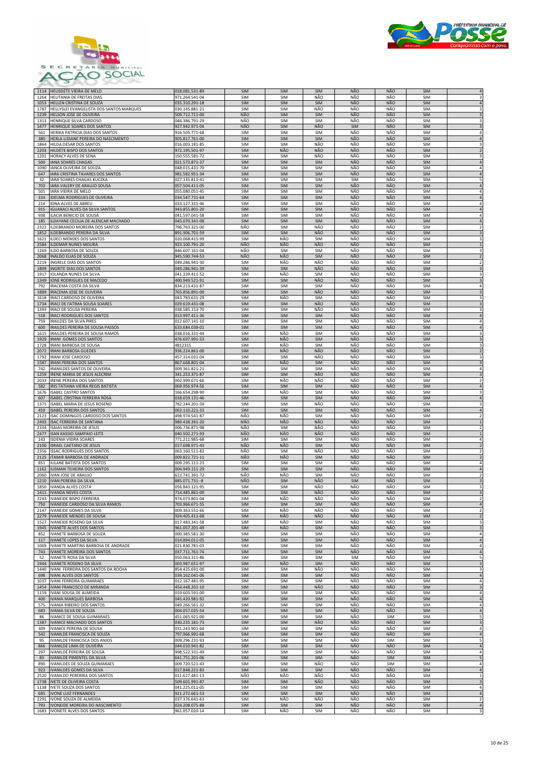| | | | | | | | | | |
|---|---|---|---|---|---|---|---|---|---|
| 1114 | HELISDETE VIEIRA DE MELO | 018.081.531-89 | SIM | SIM | SIM | NÃO | NÃO | SIM | 4 |
| 1264 | HELITANIA DE FREITAS DIAS | 971.264.541-04 | SIM | SIM | NÃO | NÃO | NÃO | SIM | 3 |
| 1053 | HELLEN CRISTINA DE SOUZA | 035.310.291-18 | SIM | SIM | SIM | NÃO | NÃO | SIM | 4 |
| 1787 | HELLYSLEI EVANGELISTA DOS SANTOS MARQUES | 030.145.881-21 | SIM | SIM | NÃO | NÃO | NÃO | SIM | 3 |
| 1239 | HELSON JOSE DE OLIVEIRA | 509.712.711-00 | NÃO | SIM | SIM | NÃO | NÃO | SIM | 3 |
| 1313 | HENRIQUE SILVA CARDOSO | 046.386.791-29 | NÃO | SIM | SIM | NÃO | NÃO | SIM | 3 |
| 1477 | HENRIQUE SOARES DOS SANTOS | 927.942.971-04 | NÃO | SIM | NÃO | SIM | NÃO | SIM | 3 |
| 561 | HERIKA PATRICIA DIAS DOS SANTOS | 916.505.771-68 | SIM | SIM | SIM | NÃO | NÃO | SIM | 4 |
| 380 | HERLA LIDIANE PEREIRA DO NASCIMENTO | 905.817.761-00 | SIM | SIM | SIM | NÃO | NÃO | SIM | 4 |
| 1864 | HILDA DESAR DOS SANTOS | 016.003.181-85 | SIM | SIM | NÃO | NÃO | NÃO | SIM | 3 |
| 2203 | HILDETE BISPO DOS SANTOS | 972.195.501-97 | SIM | NÃO | NÃO | NÃO | NÃO | SIM | 2 |
| 1201 | HORACY ALVES DE SENA | 150.555.581-72 | SIM | SIM | NÃO | NÃO | NÃO | SIM | 3 |
| 500 | IANA SOARES CHAGAS | 021.573.871-37 | SIM | SIM | SIM | NÃO | NÃO | SIM | 4 |
| 1090 | IANCA OLIVEIRA DE SOUZA | 048.015.431-70 | SIM | SIM | SIM | NÃO | NÃO | SIM | 4 |
| 647 | IARA CRISTINA TAVARES DOS SANTOS | 981.582.951-34 | SIM | SIM | SIM | NÃO | NÃO | SIM | 4 |
| 32 | IARA SOARES CHAGAS KUCZKA | 027.135.811-41 | SIM | SIM | SIM | SIM | NÃO | SIM | 5 |
| 703 | IARA VALERY DE ARAUJO SOUSA | 057.504.411-05 | SIM | SIM | SIM | NÃO | NÃO | SIM | 4 |
| 501 | IARA VIEIRA DE MELO | 055.080.051-45 | SIM | SIM | SIM | NÃO | NÃO | SIM | 4 |
| 334 | IDELMA RODRIGUES DE OLIVEIRA | 034.547.731-64 | SIM | SIM | SIM | NÃO | NÃO | SIM | 4 |
| 214 | IDNA ALVES DE ABREU | 033.127.331-46 | SIM | SIM | SIM | NÃO | NÃO | SIM | 4 |
| 915 | IGUARACI ALVES DA SILVA SANTOS | 943.855.801-20 | SIM | SIM | SIM | NÃO | NÃO | SIM | 4 |
| 938 | ILACIA BENICIO DE SOUSA | 041.597.041-58 | SIM | SIM | SIM | NÃO | NÃO | SIM | 4 |
| 185 | ILDAYANE CECILIA DE ALENCAR MACHADO | 045.070.341-08 | SIM | SIM | SIM | NÃO | NÃO | SIM | 4 |
| 2322 | ILDEBRANDO MOREIRA DOS SANTOS | 796.763.321-00 | NÃO | SIM | NÃO | NÃO | NÃO | SIM | 2 |
| 1852 | ILDEBRANDO PEREIRA DA SILVA | 891.906.701-59 | SIM | SIM | NÃO | NÃO | NÃO | SIM | 3 |
| 1621 | ILDECI MENDES DOS SANTOS | 020.068.415-99 | SIM | NÃO | SIM | NÃO | NÃO | SIM | 3 |
| 2584 | ILDEMAR NUNES MOURA | 923.100.791-20 | NÃO | NÃO | NÃO | NÃO | NÃO | SIM | 1 |
| 1269 | ILDO BARBOSA DE SOUZA | 846.607.161-04 | NÃO | SIM | SIM | NÃO | NÃO | SIM | 3 |
| 2068 | INALDO ELIAS DE SOUZA | 945.590.744-53 | NÃO | NÃO | SIM | NÃO | NÃO | SIM | 2 |
| 2219 | INGRELE DIAS DOS SANTOS | 049.286.941-30 | SIM | NÃO | NÃO | NÃO | NÃO | SIM | 2 |
| 1809 | INGRITE DIAS DOS SANTOS | 049.286.941-39 | SIM | SIM | NÃO | NÃO | NÃO | SIM | 3 |
| 1917 | IOLANDA NUNES DA SILVA | 041.339.411-52 | SIM | NÃO | SIM | NÃO | NÃO | SIM | 3 |
| 1349 | IONE RODRIGUES DE MACEDO | 400.949.521-91 | SIM | SIM | NÃO | NÃO | NÃO | SIM | 3 |
| 792 | IRACEMA COSTA DA SILVA | 834.213.431-87 | SIM | SIM | SIM | NÃO | NÃO | SIM | 4 |
| 1889 | IRACEMA JOSE DE OLIVEIRA | 765.856.891-00 | SIM | SIM | NÃO | NÃO | NÃO | SIM | 3 |
| 1618 | IRACI CARDOSO DE OLIVEIRA | 043.783.631-29 | SIM | NÃO | SIM | NÃO | NÃO | SIM | 3 |
| 1734 | IRACI DE FATIMA SOUSA SOARES | 029.619.431-08 | SIM | SIM | NÃO | NÃO | NÃO | SIM | 3 |
| 1393 | IRACI DE SOUSA PEREIRA | 038.585.153-70 | SIM | SIM | NÃO | NÃO | NÃO | SIM | 3 |
| 518 | IRACI RODRIGUES DOS SANTOS | 013.997.411-16 | SIM | SIM | SIM | NÃO | NÃO | SIM | 4 |
| 759 | IRAILDES DA SILVA PIRES | 012.607.141-10 | SIM | SIM | SIM | NÃO | NÃO | SIM | 4 |
| 600 | IRAILDES PEREIRA DE SOUSA PASSOS | 633.684.038-01 | SIM | SIM | SIM | NÃO | NÃO | SIM | 4 |
| 1615 | IRAILDES PEREIRA DE SOUSA RAMOS | 038.016.331-44 | SIM | NÃO | SIM | NÃO | NÃO | SIM | 3 |
| 1929 | IRANI GOMES DOS SANTOS | 476.697.991-53 | SIM | NÃO | SIM | NÃO | NÃO | SIM | 3 |
| 1728 | IRANI BARBOSA DE SOUSA | 4812315 | SIM | NÃO | SIM | NÃO | NÃO | SIM | 3 |
| 2072 | IRANI BARBOSA GUEDES | 936.224.861-00 | SIM | NÃO | NÃO | NÃO | NÃO | SIM | 2 |
| 1792 | IRANI JOSE CARDOSO | 457.314.031-04 | SIM | SIM | NÃO | NÃO | NÃO | SIM | 3 |
| 1587 | IRANI PEREIRA DOS SANTOS | 867.668.801-04 | SIM | NÃO | SIM | NÃO | NÃO | SIM | 3 |
| 742 | IRANILDES SANTOS DE OLIVEIRA | 009.361.821-21 | SIM | SIM | SIM | NÃO | NÃO | SIM | 4 |
| 1259 | IRENE MARIA DE JESUS ALECRIM | 341.253.371-87 | SIM | SIM | NÃO | NÃO | NÃO | SIM | 3 |
| 2033 | IRENE PEREIRA DOS SANTOS | 002.999.671-66 | SIM | NÃO | NÃO | NÃO | NÃO | SIM | 2 |
| 582 | IRIS TATIANA VIEIRA REGIS BATISTA | 069.956.974-56 | SIM | SIM | SIM | NÃO | NÃO | SIM | 4 |
| 1676 | ISABEL CASTRO SANTOS | 166.654.298-90 | SIM | NÃO | SIM | NÃO | NÃO | SIM | 3 |
| 607 | ISABEL CRISTINA FERREIRA ROSA | 018.659.131-46 | SIM | SIM | SIM | NÃO | NÃO | SIM | 4 |
| 1371 | ISABEL MARIA DE JESUS ROSENO | 782.244.201-59 | SIM | SIM | NÃO | NÃO | NÃO | SIM | 3 |
| 459 | ISABEL PEREIRA DOS SANTOS | 063.110.221-33 | SIM | SIM | SIM | NÃO | NÃO | SIM | 4 |
| 2123 | ISAC DOMINGOS CARDOSO DOS SANTOS | 498.974.541-87 | NÃO | NÃO | SIM | NÃO | NÃO | SIM | 2 |
| 2493 | ISAC FERREIRA DE SANTANA | 989.438.391-20 | NÃO | NÃO | NÃO | NÃO | NÃO | SIM | 1 |
| 2334 | ISAIAS MOREIRA DE JESUS | 006.736.871-98 | NÃO | SIM | NÃO | NÃO | NÃO | SIM | 2 |
| 2477 | ISAN KASSIO SAMPAIO LEITE | 040.502.271-93 | NÃO | NÃO | NÃO | NÃO | NÃO | SIM | 1 |
| 143 | ISDENIA VIEIRA SOARES | 771.211.985-68 | SIM | SIM | SIM | NÃO | NÃO | SIM | 4 |
| 2100 | ISRAEL CAETANO DE JESUS | 017.698.971-43 | NÃO | NÃO | SIM | NÃO | NÃO | SIM | 2 |
| 2356 | ISSAC RODRIGUES DOS SANTOS | 063.160.511-82 | NÃO | SIM | NÃO | NÃO | NÃO | SIM | 2 |
| 2125 | ITAMIR BARBOSA DE ANDRADE | 009.822.721-11 | NÃO | NÃO | SIM | NÃO | NÃO | SIM | 2 |
| 851 | IULANE BATISTA DOS SANTOS | 009.295.111-23 | SIM | SIM | SIM | NÃO | NÃO | SIM | 4 |
| 1162 | IUSMAN TEIXEIRA DOS SANTOS | 004.949.151-29 | SIM | SIM | SIM | NÃO | NÃO | SIM | 4 |
| 2060 | IVAN JOSE DE ARAUJO | 622.741.391-72 | NÃO | NÃO | SIM | NÃO | NÃO | SIM | 2 |
| 1210 | IVAN PEREIRA DA SILVA | 885.071.731--8 | NÃO | SIM | NÃO | SIM | NÃO | SIM | 3 |
| 1850 | IVANDA ALVES COSTA | 056.843.121-95 | SIM | SIM | NÃO | NÃO | NÃO | SIM | 3 |
| 1411 | IVANDA NEVES COSTA | 714.485.861-00 | SIM | SIM | NÃO | NÃO | NÃO | SIM | 3 |
| 2243 | IVANEIDE BISPO FERREIRA | 974.073.801-04 | SIM | NÃO | NÃO | NÃO | NÃO | SIM | 2 |
| 750 | IVANEIDE CARDOSO DA SILVA RAMOS | 703.966.671-55 | SIM | SIM | SIM | NÃO | NÃO | SIM | 4 |
| 2147 | IVANEIDE GOMES DA SILVA | 009.363.551-66 | SIM | NÃO | NÃO | NÃO | NÃO | SIM | 2 |
| 2279 | IVANEIDE MENDES DE SOUSA | 924.405.411-68 | SIM | NÃO | NÃO | NÃO | NÃO | SIM | 2 |
| 1527 | IVANEIDE ROSENO DA SILVA | 017.483.341-58 | SIM | NÃO | SIM | NÃO | NÃO | SIM | 3 |
| 1945 | IVANETE ALVES DOS SANTOS | 961.057.201-49 | SIM | NÃO | SIM | NÃO | NÃO | SIM | 3 |
| 852 | IVANETE BARBOSA DE SOUZA | 000.385.581-30 | SIM | SIM | SIM | NÃO | NÃO | SIM | 4 |
| 117 | IVANETE LOPES DA SILVA | 014.894.011-05 | SIM | SIM | SIM | NÃO | NÃO | SIM | 4 |
| 1069 | IVANETE MARTINS BARBOSA DE ANDRADE | 021.830.781-03 | SIM | SIM | SIM | NÃO | NÃO | SIM | 4 |
| 743 | IVANETE MOREIRA DOS SANTOS | 037.711.761-74 | SIM | SIM | SIM | NÃO | NÃO | SIM | 4 |
| 52 | IVANETE ROSA DA SILVA | 050.063.311-86 | SIM | SIM | SIM | SIM | NÃO | SIM | 5 |
| 1944 | IVANETE ROSENO DA SILVA | 003.987.651-97 | SIM | NÃO | SIM | NÃO | NÃO | SIM | 3 |
| 1440 | IVANI FERREIRA DOS SANTOS DA ROCHA | 854.425.691-00 | SIM | SIM | NÃO | NÃO | NÃO | SIM | 3 |
| 698 | IVANI ALVES DOS SANTOS | 039.162.041-06 | SIM | SIM | SIM | NÃO | NÃO | SIM | 4 |
| 1037 | IVANI FERREIRA GUIMARAES | 012.167.481-95 | SIM | SIM | SIM | NÃO | NÃO | SIM | 4 |
| 1454 | IVANI FRANCISCO DE MIRANDA | 454.448.201-10 | SIM | SIM | NÃO | NÃO | NÃO | SIM | 3 |
| 1159 | IVANI SOUSA DE ALMEIDA | 019.603.591-00 | SIM | SIM | SIM | NÃO | NÃO | SIM | 4 |
| 400 | IVANIA MARQUES BARBOSA | 045.420.981-92 | SIM | SIM | SIM | NÃO | NÃO | SIM | 4 |
| 575 | IVANIA RIBEIRO DOS SANTOS | 049.266.561-32 | SIM | SIM | SIM | NÃO | NÃO | SIM | 4 |
| 683 | IVANIA SILVA DE SOUZA | 004.057.035-54 | SIM | SIM | SIM | NÃO | NÃO | SIM | 4 |
| 86 | IVANICE DE SOUSA GUIMARAES | 451.065.921-00 | SIM | SIM | SIM | NÃO | SIM | SIM | 5 |
| 1387 | IVANICE MACHADO DOS SANTOS | 030.235.181-73 | SIM | SIM | NÃO | NÃO | NÃO | SIM | 3 |
| 309 | IVANICE PEREIRA DE SOUSA | 031.243.901-64 | SIM | SIM | SIM | NÃO | NÃO | SIM | 4 |
| 542 | IVANILDE FRANCISCA DE SOUZA | 797.966.991-68 | SIM | SIM | SIM | NÃO | NÃO | SIM | 4 |
| 95 | IVANILDE FRANCISCA DOS ANJOS | 009.296.231-93 | SIM | SIM | SIM | NÃO | SIM | SIM | 5 |
| 866 | IVANILDE LIMA DE OLIVEIRA | 044.010.941-82 | SIM | SIM | SIM | NÃO | NÃO | SIM | 4 |
| 297 | IVANILDE PEREIRA DE SOUSA | 998.522.331-49 | SIM | SIM | SIM | NÃO | NÃO | SIM | 4 |
| 83 | IVANILDE PIMENTEL DA SILVA | 641.751.201-06 | SIM | SIM | SIM | NÃO | SIM | SIM | 5 |
| 890 | IVANILDES DE SOUZA GUIMARAES | 009.720.521-43 | SIM | SIM | NÃO | NÃO | SIM | SIM | 4 |
| 923 | IVANILDES GOMES DA SILVA | 017.848.221-83 | SIM | SIM | SIM | NÃO | NÃO | SIM | 4 |
| 2520 | IVANILDO PERERIRA DOS SANTOS | 011.617.481-13 | NÃO | NÃO | NÃO | NÃO | NÃO | SIM | 1 |
| 1738 | IVETE DE OLIVEIRA COSTA | 509.601.991-87 | SIM | SIM | NÃO | NÃO | NÃO | SIM | 3 |
| 1138 | IVETE SOUZA DOS SANTOS | 041.225.011-05 | SIM | SIM | SIM | NÃO | NÃO | SIM | 4 |
| 695 | IVONE LUIZ FERNANDES | 921.272.661-53 | SIM | SIM | SIM | NÃO | NÃO | SIM | 4 |
| 2291 | IVONE SOUZA DE ALMEIDA | 037.376.641-61 | SIM | NÃO | NÃO | NÃO | NÃO | SIM | 2 |
| 793 | IVONEIDE MOREIRA DO NASCIMENTO | 024.208.075-88 | SIM | SIM | SIM | NÃO | NÃO | SIM | 4 |
| 1683 | IVONETE ALVES DOS SANTOS | 961.057.020-14 | SIM | NÃO | SIM | NÃO | NÃO | SIM | 3 |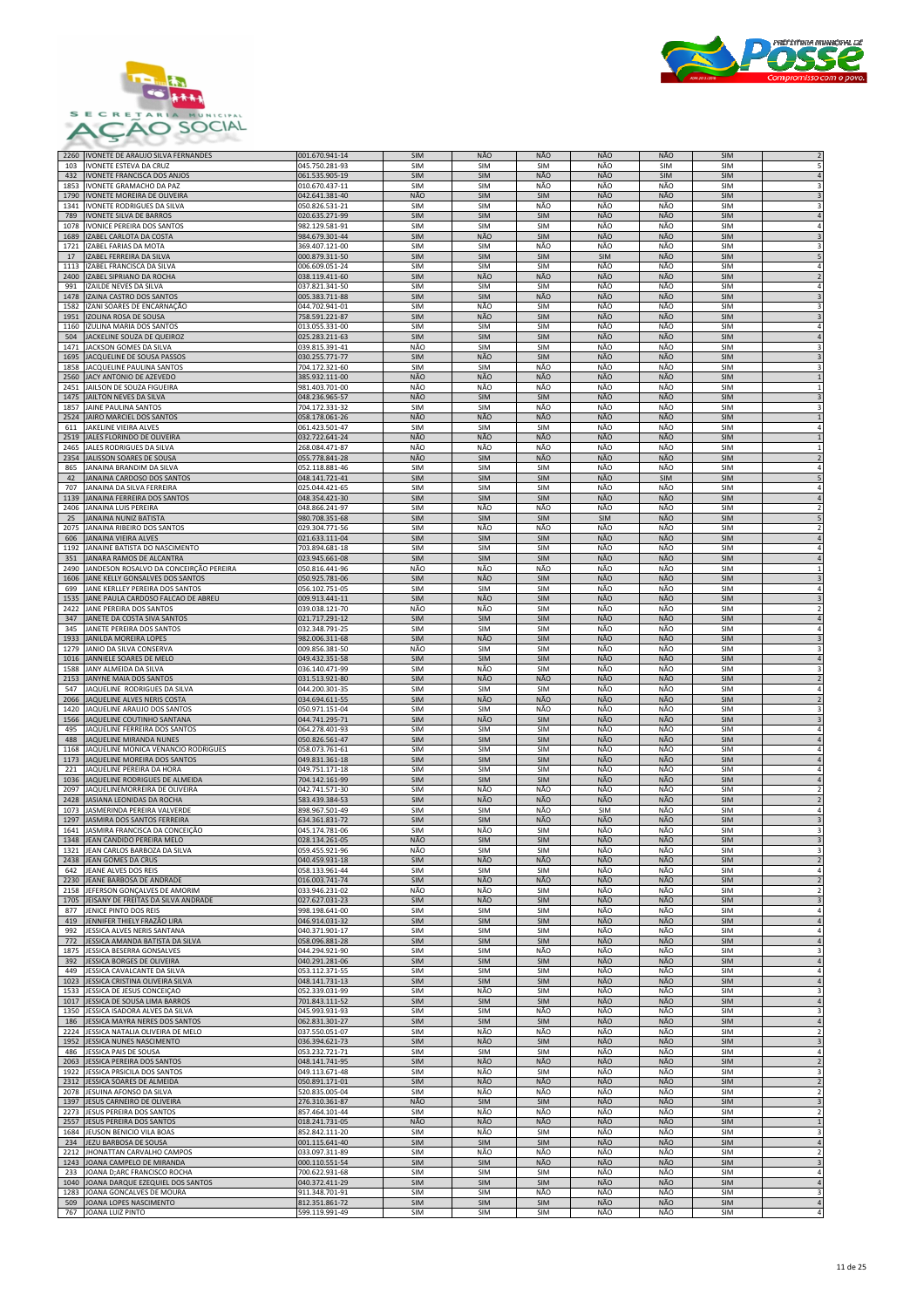| | | | | | | | | | |
|---|---|---|---|---|---|---|---|---|---|
| 2260 | IVONETE DE ARAUJO SILVA FERNANDES | 001.670.941-14 | SIM | NÃO | NÃO | NÃO | NÃO | SIM | 2 |
| 103 | IVONETE ESTEVA DA CRUZ | 045.750.281-93 | SIM | SIM | SIM | NÃO | SIM | SIM | 5 |
| 432 | IVONETE FRANCISCA DOS ANJOS | 061.535.905-19 | SIM | SIM | NÃO | NÃO | SIM | SIM | 4 |
| 1853 | IVONETE GRAMACHO DA PAZ | 010.670.437-11 | SIM | SIM | NÃO | NÃO | NÃO | SIM | 3 |
| 1790 | IVONETE MOREIRA DE OLIVEIRA | 042.641.381-40 | NÃO | SIM | SIM | NÃO | NÃO | SIM | 3 |
| 1341 | IVONETE RODRIGUES DA SILVA | 050.826.531-21 | SIM | SIM | NÃO | NÃO | NÃO | SIM | 3 |
| 789 | IVONETE SILVA DE BARROS | 020.635.271-99 | SIM | SIM | SIM | NÃO | NÃO | SIM | 4 |
| 1078 | IVONICE PEREIRA DOS SANTOS | 982.129.581-91 | SIM | SIM | SIM | NÃO | NÃO | SIM | 4 |
| 1689 | IZABEL CARLOTA DA COSTA | 984.679.301-44 | SIM | NÃO | SIM | NÃO | NÃO | SIM | 3 |
| 1721 | IZABEL FARIAS DA MOTA | 369.407.121-00 | SIM | SIM | NÃO | NÃO | NÃO | SIM | 3 |
| 17 | IZABEL FERREIRA DA SILVA | 000.879.311-50 | SIM | SIM | SIM | SIM | NÃO | SIM | 5 |
| 1113 | IZABEL FRANCISCA DA SILVA | 006.609.051-24 | SIM | SIM | SIM | NÃO | NÃO | SIM | 4 |
| 2400 | IZABEL SIPRIANO DA ROCHA | 038.119.411-60 | SIM | NÃO | NÃO | NÃO | NÃO | SIM | 2 |
| 991 | IZAILDE NEVES DA SILVA | 037.821.341-50 | SIM | SIM | SIM | NÃO | NÃO | SIM | 4 |
| 1478 | IZAINA CASTRO DOS SANTOS | 005.383.711-88 | SIM | SIM | NÃO | NÃO | NÃO | SIM | 3 |
| 1582 | IZANI SOARES DE ENCARNAÇÃO | 044.702.941-01 | SIM | NÃO | SIM | NÃO | NÃO | SIM | 3 |
| 1951 | IZOLINA ROSA DE SOUSA | 758.591.221-87 | SIM | NÃO | SIM | NÃO | NÃO | SIM | 3 |
| 1160 | IZULINA MARIA DOS SANTOS | 013.055.331-00 | SIM | SIM | SIM | NÃO | NÃO | SIM | 4 |
| 504 | JACKELINE SOUZA DE QUEIROZ | 025.283.211-63 | SIM | SIM | SIM | NÃO | NÃO | SIM | 4 |
| 1471 | JACKSON GOMES DA SILVA | 039.815.391-41 | NÃO | SIM | SIM | NÃO | NÃO | SIM | 3 |
| 1695 | JACQUELINE DE SOUSA PASSOS | 030.255.771-77 | SIM | NÃO | SIM | NÃO | NÃO | SIM | 3 |
| 1858 | JACQUELINE PAULINA SANTOS | 704.172.321-60 | SIM | SIM | NÃO | NÃO | NÃO | SIM | 3 |
| 2560 | JACY ANTONIO DE AZEVEDO | 385.932.111-00 | NÃO | NÃO | NÃO | NÃO | NÃO | SIM | 1 |
| 2451 | JAILSON DE SOUZA FIGUEIRA | 981.403.701-00 | NÃO | NÃO | NÃO | NÃO | NÃO | SIM | 1 |
| 1475 | JAILTON NEVES DA SILVA | 048.236.965-57 | NÃO | SIM | SIM | NÃO | NÃO | SIM | 3 |
| 1857 | JAINE PAULINA SANTOS | 704.172.331-32 | SIM | SIM | NÃO | NÃO | NÃO | SIM | 3 |
| 2524 | JAIRO MARCIEL DOS SANTOS | 058.178.061-26 | NÃO | NÃO | NÃO | NÃO | NÃO | SIM | 1 |
| 611 | JAKELINE VIEIRA ALVES | 061.423.501-47 | SIM | SIM | SIM | NÃO | NÃO | SIM | 4 |
| 2519 | JALES FLORINDO DE OLIVEIRA | 032.722.641-24 | NÃO | NÃO | NÃO | NÃO | NÃO | SIM | 1 |
| 2465 | JALES RODRIGUES DA SILVA | 268.084.471-87 | NÃO | NÃO | NÃO | NÃO | NÃO | SIM | 1 |
| 2354 | JALISSON SOARES DE SOUSA | 055.778.841-28 | NÃO | SIM | NÃO | NÃO | NÃO | SIM | 2 |
| 865 | JANAINA BRANDIM DA SILVA | 052.118.881-46 | SIM | SIM | SIM | NÃO | NÃO | SIM | 4 |
| 42 | JANAINA CARDOSO DOS SANTOS | 048.141.721-41 | SIM | SIM | SIM | NÃO | SIM | SIM | 5 |
| 707 | JANAINA DA SILVA FERREIRA | 025.044.421-65 | SIM | SIM | SIM | NÃO | NÃO | SIM | 4 |
| 1139 | JANAINA FERREIRA DOS SANTOS | 048.354.421-30 | SIM | SIM | SIM | NÃO | NÃO | SIM | 4 |
| 2406 | JANAINA LUIS PEREIRA | 048.866.241-97 | SIM | NÃO | NÃO | NÃO | NÃO | SIM | 2 |
| 25 | JANAINA NUNIZ BATISTA | 980.708.351-68 | SIM | SIM | SIM | SIM | NÃO | SIM | 5 |
| 2075 | JANAINA RIBEIRO DOS SANTOS | 029.304.771-56 | SIM | NÃO | NÃO | NÃO | NÃO | SIM | 2 |
| 606 | JANAINA VIEIRA ALVES | 021.633.111-04 | SIM | SIM | SIM | NÃO | NÃO | SIM | 4 |
| 1192 | JANAINE BATISTA DO NASCIMENTO | 703.894.681-18 | SIM | SIM | SIM | NÃO | NÃO | SIM | 4 |
| 351 | JANARA RAMOS DE ALCANTRA | 023.945.661-08 | SIM | SIM | SIM | NÃO | NÃO | SIM | 4 |
| 2490 | JANDESON ROSALVO DA CONCEIÇÃO PEREIRA | 050.816.441-96 | NÃO | NÃO | NÃO | NÃO | NÃO | SIM | 1 |
| 1606 | JANE KELLY GONSALVES DOS SANTOS | 050.925.781-06 | SIM | NÃO | SIM | NÃO | NÃO | SIM | 3 |
| 699 | JANE KERLLEY PEREIRA DOS SANTOS | 056.102.751-05 | SIM | SIM | SIM | NÃO | NÃO | SIM | 4 |
| 1535 | JANE PAULA CARDOSO FALCAO DE ABREU | 009.913.441-11 | SIM | NÃO | SIM | NÃO | NÃO | SIM | 3 |
| 2422 | JANE PEREIRA DOS SANTOS | 039.038.121-70 | NÃO | NÃO | SIM | NÃO | NÃO | SIM | 2 |
| 347 | JANETE DA COSTA SIVA SANTOS | 021.717.291-12 | SIM | SIM | SIM | NÃO | NÃO | SIM | 4 |
| 345 | JANETE PEREIRA DOS SANTOS | 032.348.791-25 | SIM | SIM | SIM | NÃO | NÃO | SIM | 4 |
| 1933 | JANILDA MOREIRA LOPES | 982.006.311-68 | SIM | NÃO | SIM | NÃO | NÃO | SIM | 3 |
| 1279 | JANIO DA SILVA CONSERVA | 009.856.381-50 | NÃO | SIM | SIM | NÃO | NÃO | SIM | 3 |
| 1016 | JANNIELE SOARES DE MELO | 049.432.351-58 | SIM | SIM | SIM | NÃO | NÃO | SIM | 4 |
| 1588 | JANY ALMEIDA DA SILVA | 036.140.471-99 | SIM | NÃO | SIM | NÃO | NÃO | SIM | 3 |
| 2153 | JANYNE MAIA DOS SANTOS | 031.513.921-80 | SIM | NÃO | NÃO | NÃO | NÃO | SIM | 2 |
| 547 | JAQUELINE RODRIGUES DA SILVA | 044.200.301-35 | SIM | SIM | SIM | NÃO | NÃO | SIM | 4 |
| 2066 | JAQUELINE ALVES NERIS COSTA | 034.694.611-55 | SIM | NÃO | NÃO | NÃO | NÃO | SIM | 2 |
| 1420 | JAQUELINE ARAUJO DOS SANTOS | 050.971.151-04 | SIM | SIM | NÃO | NÃO | NÃO | SIM | 3 |
| 1566 | JAQUELINE COUTINHO SANTANA | 044.741.295-71 | SIM | NÃO | SIM | NÃO | NÃO | SIM | 3 |
| 495 | JAQUELINE FERREIRA DOS SANTOS | 064.278.401-93 | SIM | SIM | SIM | NÃO | NÃO | SIM | 4 |
| 488 | JAQUELINE MIRANDA NUNES | 050.826.561-47 | SIM | SIM | SIM | NÃO | NÃO | SIM | 4 |
| 1168 | JAQUELINE MONICA VENANCIO RODRIGUES | 058.073.761-61 | SIM | SIM | SIM | NÃO | NÃO | SIM | 4 |
| 1173 | JAQUELINE MOREIRA DOS SANTOS | 049.831.361-18 | SIM | SIM | SIM | NÃO | NÃO | SIM | 4 |
| 221 | JAQUELINE PEREIRA DA HORA | 049.751.171-18 | SIM | SIM | SIM | NÃO | NÃO | SIM | 4 |
| 1036 | JAQUELINE RODRIGUES DE ALMEIDA | 704.142.161-99 | SIM | SIM | SIM | NÃO | NÃO | SIM | 4 |
| 2097 | JAQUELINEMORREIRA DE OLIVEIRA | 042.741.571-30 | SIM | NÃO | NÃO | NÃO | NÃO | SIM | 2 |
| 2428 | JASIANA LEONIDAS DA ROCHA | 583.439.384-53 | SIM | NÃO | NÃO | NÃO | NÃO | SIM | 2 |
| 1073 | JASMERINDA PEREIRA VALVERDE | 898.967.501-49 | SIM | SIM | NÃO | SIM | NÃO | SIM | 4 |
| 1297 | JASMIRA DOS SANTOS FERREIRA | 634.361.831-72 | SIM | SIM | NÃO | NÃO | NÃO | SIM | 3 |
| 1641 | JASMIRA FRANCISCA DA CONCEIÇÃO | 045.174.781-06 | SIM | NÃO | SIM | NÃO | NÃO | SIM | 3 |
| 1348 | JEAN CANDIDO PEREIRA MELO | 028.134.261-05 | NÃO | SIM | SIM | NÃO | NÃO | SIM | 3 |
| 1321 | JEAN CARLOS BARBOZA DA SILVA | 059.455.921-96 | NÃO | SIM | SIM | NÃO | NÃO | SIM | 3 |
| 2438 | JEAN GOMES DA CRUS | 040.459.931-18 | SIM | NÃO | NÃO | NÃO | NÃO | SIM | 2 |
| 642 | JEANE ALVES DOS REIS | 058.133.961-44 | SIM | SIM | SIM | NÃO | NÃO | SIM | 4 |
| 2230 | JEANE BARBOSA DE ANDRADE | 016.003.741-74 | SIM | NÃO | NÃO | NÃO | NÃO | SIM | 2 |
| 2158 | JEFERSON GONÇALVES DE AMORIM | 033.946.231-02 | NÃO | NÃO | SIM | NÃO | NÃO | SIM | 2 |
| 1705 | JEISANY DE FREITAS DA SILVA ANDRADE | 027.627.031-23 | SIM | NÃO | SIM | NÃO | NÃO | SIM | 3 |
| 877 | JENICE PINTO DOS REIS | 998.198.641-00 | SIM | SIM | SIM | NÃO | NÃO | SIM | 4 |
| 419 | JENNIFER THIELY FRAZÃO LIRA | 046.914.031-32 | SIM | SIM | SIM | NÃO | NÃO | SIM | 4 |
| 992 | JESSICA ALVES NERIS SANTANA | 040.371.901-17 | SIM | SIM | SIM | NÃO | NÃO | SIM | 4 |
| 772 | JESSICA AMANDA BATISTA DA SILVA | 058.096.881-28 | SIM | SIM | SIM | NÃO | NÃO | SIM | 4 |
| 1875 | JESSICA BESERRA GONSALVES | 044.294.921-90 | SIM | SIM | NÃO | NÃO | NÃO | SIM | 3 |
| 392 | JESSICA BORGES DE OLIVEIRA | 040.291.281-06 | SIM | SIM | SIM | NÃO | NÃO | SIM | 4 |
| 449 | JESSICA CAVALCANTE DA SILVA | 053.112.371-55 | SIM | SIM | SIM | NÃO | NÃO | SIM | 4 |
| 1023 | JESSICA CRISTINA OLIVEIRA SILVA | 048.141.731-13 | SIM | SIM | SIM | NÃO | NÃO | SIM | 4 |
| 1533 | JESSICA DE JESUS CONCEIÇAO | 052.339.031-99 | SIM | NÃO | SIM | NÃO | NÃO | SIM | 3 |
| 1017 | JESSICA DE SOUSA LIMA BARROS | 701.843.111-52 | SIM | SIM | SIM | NÃO | NÃO | SIM | 4 |
| 1350 | JESSICA ISADORA ALVES DA SILVA | 045.993.931-93 | SIM | SIM | NÃO | NÃO | NÃO | SIM | 3 |
| 186 | JESSICA MAYRA NERES DOS SANTOS | 062.831.301-27 | SIM | SIM | SIM | NÃO | NÃO | SIM | 4 |
| 2224 | JESSICA NATALIA OLIVEIRA DE MELO | 037.550.051-07 | SIM | NÃO | NÃO | NÃO | NÃO | SIM | 2 |
| 1952 | JESSICA NUNES NASCIMENTO | 036.394.621-73 | SIM | NÃO | SIM | NÃO | NÃO | SIM | 3 |
| 486 | JESSICA PAIS DE SOUSA | 053.232.721-71 | SIM | SIM | SIM | NÃO | NÃO | SIM | 4 |
| 2063 | JESSICA PEREIRA DOS SANTOS | 048.141.741-95 | SIM | NÃO | NÃO | NÃO | NÃO | SIM | 2 |
| 1922 | JESSICA PRSICILA DOS SANTOS | 049.113.671-48 | SIM | NÃO | SIM | NÃO | NÃO | SIM | 3 |
| 2312 | JESSICA SOARES DE ALMEIDA | 050.891.171-01 | SIM | NÃO | NÃO | NÃO | NÃO | SIM | 2 |
| 2078 | JESUINA AFONSO DA SILVA | 520.835.005-04 | SIM | NÃO | NÃO | NÃO | NÃO | SIM | 2 |
| 1397 | JESUS CARNEIRO DE OLIVEIRA | 276.310.361-87 | NÃO | SIM | SIM | NÃO | NÃO | SIM | 3 |
| 2273 | JESUS PEREIRA DOS SANTOS | 857.464.101-44 | SIM | NÃO | NÃO | NÃO | NÃO | SIM | 2 |
| 2557 | JESUS PEREIRA DOS SANTOS | 018.241.731-05 | NÃO | NÃO | NÃO | NÃO | NÃO | SIM | 1 |
| 1684 | JEUSON BENICIO VILA BOAS | 852.842.111-20 | SIM | NÃO | SIM | NÃO | NÃO | SIM | 3 |
| 234 | JEZU BARBOSA DE SOUSA | 001.115.641-40 | SIM | SIM | SIM | NÃO | NÃO | SIM | 4 |
| 2212 | JHONATTAN CARVALHO CAMPOS | 033.097.311-89 | SIM | NÃO | NÃO | NÃO | NÃO | SIM | 2 |
| 1243 | JOANA CAMPELO DE MIRANDA | 000.110.551-54 | SIM | SIM | NÃO | NÃO | NÃO | SIM | 3 |
| 233 | JOANA D;ARC FRANCISCO ROCHA | 700.622.931-68 | SIM | SIM | SIM | NÃO | NÃO | SIM | 4 |
| 1040 | JOANA DARQUE EZEQUIEL DOS SANTOS | 040.372.411-29 | SIM | SIM | SIM | NÃO | NÃO | SIM | 4 |
| 1283 | JOANA GONCALVES DE MOURA | 911.348.701-91 | SIM | SIM | NÃO | NÃO | NÃO | SIM | 3 |
| 509 | JOANA LOPES NASCIMENTO | 812.351.861-72 | SIM | SIM | SIM | NÃO | NÃO | SIM | 4 |
| 767 | JOANA LUIZ PINTO | 599.119.991-49 | SIM | SIM | SIM | NÃO | NÃO | SIM | 4 |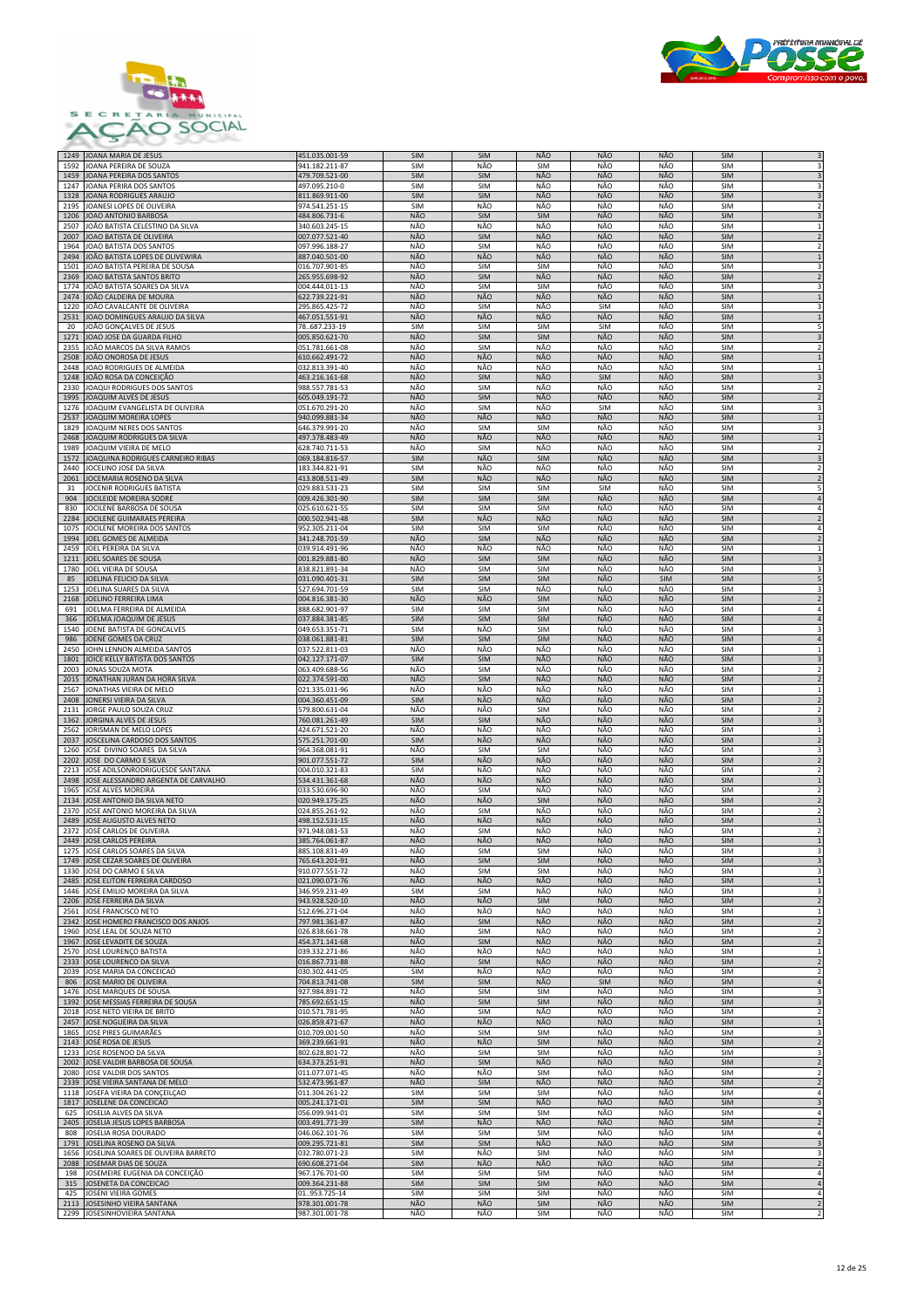| | | | | | | | | | |
|---|---|---|---|---|---|---|---|---|---|
| 1249 | JOANA MARIA DE JESUS | 451.035.001-59 | SIM | SIM | NÃO | NÃO | NÃO | SIM | 3 |
| 1592 | JOANA PEREIRA DE SOUZA | 941.182.211-87 | SIM | NÃO | SIM | NÃO | NÃO | SIM | 3 |
| 1459 | JOANA PEREIRA DOS SANTOS | 479.709.521-00 | SIM | SIM | NÃO | NÃO | NÃO | SIM | 3 |
| 1247 | JOANA PERIRA DOS SANTOS | 497.095.210-0 | SIM | SIM | NÃO | NÃO | NÃO | SIM | 3 |
| 1328 | JOANA RODRIGUES ARAUJO | 811.869.911-00 | SIM | SIM | NÃO | NÃO | NÃO | SIM | 3 |
| 2195 | JOANESI LOPES DE OLIVEIRA | 974.541.251-15 | SIM | NÃO | NÃO | NÃO | NÃO | SIM | 2 |
| 1206 | JOAO ANTONIO BARBOSA | 484.806.731-6 | NÃO | SIM | SIM | NÃO | NÃO | SIM | 3 |
| 2507 | JOÃO BATISTA CELESTINO DA SILVA | 340.603.245-15 | NÃO | NÃO | NÃO | NÃO | NÃO | SIM | 1 |
| 2007 | JOAO BATISTA DE OLIVEIRA | 007.077.521-40 | NÃO | SIM | NÃO | NÃO | NÃO | SIM | 2 |
| 1964 | JOAO BATISTA DOS SANTOS | 097.996.188-27 | NÃO | SIM | NÃO | NÃO | NÃO | SIM | 2 |
| 2494 | JOÃO BATISTA LOPES DE OLIVEWIRA | 887.040.501-00 | NÃO | NÃO | NÃO | NÃO | NÃO | SIM | 1 |
| 1501 | JOAO BATISTA PEREIRA DE SOUSA | 016.707.901-85 | NÃO | SIM | SIM | NÃO | NÃO | SIM | 3 |
| 2369 | JOAO BATISTA SANTOS BRITO | 265.955.698-92 | NÃO | SIM | NÃO | NÃO | NÃO | SIM | 2 |
| 1774 | JOÃO BATISTA SOARES DA SILVA | 004.444.011-13 | NÃO | SIM | SIM | NÃO | NÃO | SIM | 3 |
| 2474 | JOÃO CALDEIRA DE MOURA | 622.739.221-91 | NÃO | NÃO | NÃO | NÃO | NÃO | SIM | 1 |
| 1220 | JOÃO CAVALCANTE DE OLIVEIRA | 295.865.425-72 | NÃO | SIM | NÃO | SIM | NÃO | SIM | 3 |
| 2531 | JOAO DOMINGUES ARAUJO DA SILVA | 467.051.551-91 | NÃO | NÃO | NÃO | NÃO | NÃO | SIM | 1 |
| 20 | JOÃO GONÇALVES DE JESUS | 78..687.233-19 | SIM | SIM | SIM | SIM | NÃO | SIM | 5 |
| 1271 | JOAO JOSE DA GUARDA FILHO | 005.850.621-70 | NÃO | SIM | SIM | NÃO | NÃO | SIM | 3 |
| 2355 | JOÃO MARCOS DA SILVA RAMOS | 051.781.661-08 | NÃO | SIM | NÃO | NÃO | NÃO | SIM | 2 |
| 2508 | JOÃO ONOROSA DE JESUS | 610.662.491-72 | NÃO | NÃO | NÃO | NÃO | NÃO | SIM | 1 |
| 2448 | JOAO RODRIGUES DE ALMEIDA | 032.813.391-40 | NÃO | NÃO | NÃO | NÃO | NÃO | SIM | 1 |
| 1248 | JOÃO ROSA DA CONCEIÇÃO | 463.216.161-68 | NÃO | SIM | NÃO | SIM | NÃO | SIM | 3 |
| 2330 | JOAQUI RODRIGUES DOS SANTOS | 988.557.781-53 | NÃO | SIM | NÃO | NÃO | NÃO | SIM | 2 |
| 1995 | JOAQUIM ALVES DE JESUS | 605.049.191-72 | NÃO | SIM | NÃO | NÃO | NÃO | SIM | 2 |
| 1276 | JOAQUIM EVANGELISTA DE OLIVEIRA | 051.670.291-20 | NÃO | SIM | NÃO | SIM | NÃO | SIM | 3 |
| 2537 | JOAQUIM MOREIRA LOPES | 940.099.881-34 | NÃO | NÃO | NÃO | NÃO | NÃO | SIM | 1 |
| 1829 | JOAQUIM NERES DOS SANTOS | 646.379.991-20 | NÃO | SIM | SIM | NÃO | NÃO | SIM | 3 |
| 2468 | JOAQUIM RODRIGUES DA SILVA | 497.378.483-49 | NÃO | NÃO | NÃO | NÃO | NÃO | SIM | 1 |
| 1989 | JOAQUIM VIEIRA DE MELO | 628.740.711-53 | NÃO | SIM | NÃO | NÃO | NÃO | SIM | 2 |
| 1572 | JOAQUINA RODRIGUES CARNEIRO RIBAS | 069.184.816-57 | SIM | NÃO | SIM | NÃO | NÃO | SIM | 3 |
| 2440 | JOCELINO JOSE DA SILVA | 183.344.821-91 | SIM | NÃO | NÃO | NÃO | NÃO | SIM | 2 |
| 2061 | JOCEMARIA ROSENO DA SILVA | 413.808.511-49 | SIM | NÃO | NÃO | NÃO | NÃO | SIM | 2 |
| 31 | JOCENIR RODRIGUES BATISTA | 029.883.531-23 | SIM | SIM | SIM | SIM | NÃO | SIM | 5 |
| 904 | JOCILEIDE MOREIRA SODRE | 009.426.301-90 | SIM | SIM | SIM | NÃO | NÃO | SIM | 4 |
| 830 | JOCILENE BARBOSA DE SOUSA | 025.610.621-55 | SIM | SIM | SIM | NÃO | NÃO | SIM | 4 |
| 2284 | JOCILENE GUIMARAES PEREIRA | 000.502.941-48 | SIM | NÃO | NÃO | NÃO | NÃO | SIM | 2 |
| 1075 | JOCILENE MOREIRA DOS SANTOS | 952.305.211-04 | SIM | SIM | SIM | NÃO | NÃO | SIM | 4 |
| 1994 | JOEL GOMES DE ALMEIDA | 341.248.701-59 | NÃO | SIM | NÃO | NÃO | NÃO | SIM | 2 |
| 2459 | JOEL PEREIRA DA SILVA | 039.914.491-96 | NÃO | NÃO | NÃO | NÃO | NÃO | SIM | 1 |
| 1211 | JOEL SOARES DE SOUSA | 001.829.881-80 | NÃO | SIM | SIM | NÃO | NÃO | SIM | 3 |
| 1780 | JOEL VIEIRA DE SOUSA | 838.821.891-34 | NÃO | SIM | SIM | NÃO | NÃO | SIM | 3 |
| 85 | JOELINA FELICIO DA SILVA | 031.090.401-31 | SIM | SIM | SIM | NÃO | SIM | SIM | 5 |
| 1253 | JOELINA SUARES DA SILVA | 527.694.701-59 | SIM | SIM | NÃO | NÃO | NÃO | SIM | 3 |
| 2168 | JOELINO FERREIRA LIMA | 004.816.381-30 | NÃO | NÃO | SIM | NÃO | NÃO | SIM | 2 |
| 691 | JOELMA FERREIRA DE ALMEIDA | 888.682.901-97 | SIM | SIM | SIM | NÃO | NÃO | SIM | 4 |
| 366 | JOELMA JOAQUIM DE JESUS | 037.884.381-85 | SIM | SIM | SIM | NÃO | NÃO | SIM | 4 |
| 1540 | JOENE BATISTA DE GONCALVES | 049.653.351-71 | SIM | NÃO | SIM | NÃO | NÃO | SIM | 3 |
| 986 | JOENE GOMES DA CRUZ | 038.061.881-81 | SIM | SIM | SIM | NÃO | NÃO | SIM | 4 |
| 2450 | JOHN LENNON ALMEIDA SANTOS | 037.522.811-03 | NÃO | NÃO | NÃO | NÃO | NÃO | SIM | 1 |
| 1801 | JOICE KELLY BATISTA DOS SANTOS | 042.127.171-07 | SIM | SIM | NÃO | NÃO | NÃO | SIM | 3 |
| 2003 | JONAS SOUZA MOTA | 063.409.688-56 | NÃO | SIM | NÃO | NÃO | NÃO | SIM | 2 |
| 2015 | JONATHAN JURAN DA HORA SILVA | 022.374.591-00 | NÃO | SIM | NÃO | NÃO | NÃO | SIM | 2 |
| 2567 | JONATHAS VIEIRA DE MELO | 021.335.031-96 | NÃO | NÃO | NÃO | NÃO | NÃO | SIM | 1 |
| 2408 | JONERSI VIEIRA DA SILVA | 004.360.451-09 | SIM | NÃO | NÃO | NÃO | NÃO | SIM | 2 |
| 2131 | JORGE PAULO SOUZA CRUZ | 579.800.631-04 | NÃO | NÃO | SIM | NÃO | NÃO | SIM | 2 |
| 1362 | JORGINA ALVES DE JESUS | 760.081.261-49 | SIM | SIM | NÃO | NÃO | NÃO | SIM | 3 |
| 2562 | JORISMAN DE MELO LOPES | 424.671.521-20 | NÃO | NÃO | NÃO | NÃO | NÃO | SIM | 1 |
| 2037 | JOSCELINA CARDOSO DOS SANTOS | 575.251.701-00 | SIM | NÃO | NÃO | NÃO | NÃO | SIM | 2 |
| 1260 | JOSE DIVINO SOARES DA SILVA | 964.368.081-91 | NÃO | SIM | SIM | NÃO | NÃO | SIM | 3 |
| 2202 | JOSE DO CARMO E SILVA | 901.077.551-72 | SIM | NÃO | NÃO | NÃO | NÃO | SIM | 2 |
| 2213 | JOSE ADILSONRODRIGUESDE SANTANA | 004.010.321-83 | SIM | NÃO | NÃO | NÃO | NÃO | SIM | 2 |
| 2498 | JOSE ALESSANDRO ARGENTA DE CARVALHO | 534.431.361-68 | NÃO | NÃO | NÃO | NÃO | NÃO | SIM | 1 |
| 1965 | JOSE ALVES MOREIRA | 033.530.696-90 | NÃO | SIM | NÃO | NÃO | NÃO | SIM | 2 |
| 2134 | JOSE ANTONIO DA SILVA NETO | 020.949.175-25 | NÃO | NÃO | SIM | NÃO | NÃO | SIM | 2 |
| 2370 | JOSE ANTONIO MOREIRA DA SILVA | 024.855.261-92 | NÃO | SIM | NÃO | NÃO | NÃO | SIM | 2 |
| 2489 | JOSE AUGUSTO ALVES NETO | 498.152.531-15 | NÃO | NÃO | NÃO | NÃO | NÃO | SIM | 1 |
| 2372 | JOSÉ CARLOS DE OLIVEIRA | 971.948.081-53 | NÃO | SIM | NÃO | NÃO | NÃO | SIM | 2 |
| 2449 | JOSE CARLOS PEREIRA | 385.764.061-87 | NÃO | NÃO | NÃO | NÃO | NÃO | SIM | 1 |
| 1275 | JOSE CARLOS SOARES DA SILVA | 885.108.831-49 | NÃO | SIM | SIM | NÃO | NÃO | SIM | 3 |
| 1749 | JOSE CEZAR SOARES DE OLIVEIRA | 765.643.201-91 | NÃO | SIM | SIM | NÃO | NÃO | SIM | 3 |
| 1330 | JOSE DO CARMO E SILVA | 910.077.551-72 | NÃO | SIM | SIM | NÃO | NÃO | SIM | 3 |
| 2485 | JOSE ELITON FERREIRA CARDOSO | 021.090.071-76 | NÃO | NÃO | NÃO | NÃO | NÃO | SIM | 1 |
| 1446 | JOSE EMILIO MOREIRA DA SILVA | 346.959.231-49 | SIM | SIM | NÃO | NÃO | NÃO | SIM | 3 |
| 2206 | JOSE FERREIRA DA SILVA | 943.928.520-10 | NÃO | NÃO | SIM | NÃO | NÃO | SIM | 2 |
| 2561 | JOSE FRANCISCO NETO | 512.696.271-04 | NÃO | NÃO | NÃO | NÃO | NÃO | SIM | 1 |
| 2342 | JOSE HOMERO FRANCISCO DOS ANJOS | 797.981.361-87 | NÃO | SIM | NÃO | NÃO | NÃO | SIM | 2 |
| 1960 | JOSE LEAL DE SOUZA NETO | 026.838.661-78 | NÃO | SIM | NÃO | NÃO | NÃO | SIM | 2 |
| 1967 | JOSE LEVADITE DE SOUZA | 454.371.141-68 | NÃO | SIM | NÃO | NÃO | NÃO | SIM | 2 |
| 2570 | JOSE LOURENÇO BATISTA | 039.332.271-86 | NÃO | NÃO | NÃO | NÃO | NÃO | SIM | 1 |
| 2333 | JOSE LOURENCO DA SILVA | 016.867.731-88 | NÃO | SIM | NÃO | NÃO | NÃO | SIM | 2 |
| 2039 | JOSE MARIA DA CONCEICAO | 030.302.441-05 | SIM | NÃO | NÃO | NÃO | NÃO | SIM | 2 |
| 806 | JOSE MARIO DE OLIVEIRA | 704.813.741-08 | SIM | SIM | NÃO | SIM | NÃO | SIM | 4 |
| 1476 | JOSE MARQUES DE SOUSA | 927.984.891-72 | NÃO | SIM | SIM | NÃO | NÃO | SIM | 3 |
| 1392 | JOSE MESSIAS FERREIRA DE SOUSA | 785.692.651-15 | NÃO | SIM | SIM | NÃO | NÃO | SIM | 3 |
| 2018 | JOSE NETO VIEIRA DE BRITO | 010.571.781-95 | NÃO | SIM | NÃO | NÃO | NÃO | SIM | 2 |
| 2457 | JOSE NOGUEIRA DA SILVA | 026.859.471-67 | NÃO | NÃO | NÃO | NÃO | NÃO | SIM | 1 |
| 1865 | JOSE PIRES GUIMARÃES | 010.709.001-50 | NÃO | SIM | SIM | NÃO | NÃO | SIM | 3 |
| 2143 | JOSÉ ROSA DE JESUS | 369.239.661-91 | NÃO | NÃO | SIM | NÃO | NÃO | SIM | 2 |
| 1233 | JOSE ROSENDO DA SILVA | 802.628.801-72 | NÃO | SIM | SIM | NÃO | NÃO | SIM | 3 |
| 2002 | JOSE VALDIR BARBOSA DE SOUSA | 634.373.251-91 | NÃO | SIM | NÃO | NÃO | NÃO | SIM | 2 |
| 2080 | JOSE VALDIR DOS SANTOS | 011.077.071-45 | NÃO | NÃO | SIM | NÃO | NÃO | SIM | 2 |
| 2339 | JOSE VIEIRA SANTANA DE MELO | 532.473.961-87 | NÃO | SIM | NÃO | NÃO | NÃO | SIM | 2 |
| 1118 | JOSEFA VIEIRA DA CONÇEILÇAO | 011.304.261-22 | SIM | SIM | SIM | NÃO | NÃO | SIM | 4 |
| 1817 | JOSELENE DA CONCEICAO | 005.241.171-01 | SIM | SIM | NÃO | NÃO | NÃO | SIM | 3 |
| 625 | JOSELIA ALVES DA SILVA | 056.099.941-01 | SIM | SIM | SIM | NÃO | NÃO | SIM | 4 |
| 2405 | JOSELIA JESUS LOPES BARBOSA | 003.491.771-39 | SIM | NÃO | NÃO | NÃO | NÃO | SIM | 2 |
| 808 | JOSELIA ROSA DOURADO | 046.062.101-76 | SIM | SIM | SIM | NÃO | NÃO | SIM | 4 |
| 1791 | JOSELINA ROSENO DA SILVA | 009.295.721-81 | SIM | SIM | NÃO | NÃO | NÃO | SIM | 3 |
| 1656 | JOSELINA SOARES DE OLIVEIRA BARRETO | 032.780.071-23 | SIM | NÃO | SIM | NÃO | NÃO | SIM | 3 |
| 2088 | JOSEMAR DIAS DE SOUZA | 690.608.271-04 | SIM | NÃO | NÃO | NÃO | NÃO | SIM | 2 |
| 198 | JOSEMEIRE EUGENIA DA CONCEIÇÃO | 967.176.701-00 | SIM | SIM | SIM | NÃO | NÃO | SIM | 4 |
| 315 | JOSENETA DA CONCEICAO | 009.364.231-88 | SIM | SIM | SIM | NÃO | NÃO | SIM | 4 |
| 425 | JOSENI VIEIRA GOMES | 01..953.725-14 | SIM | SIM | SIM | NÃO | NÃO | SIM | 4 |
| 2113 | JOSESINHO VIEIRA SANTANA | 978.301.001-78 | NÃO | NÃO | SIM | NÃO | NÃO | SIM | 2 |
| 2299 | JOSESINHOVIEIRA SANTANA | 987.301.001-78 | NÃO | NÃO | SIM | NÃO | NÃO | SIM | 2 |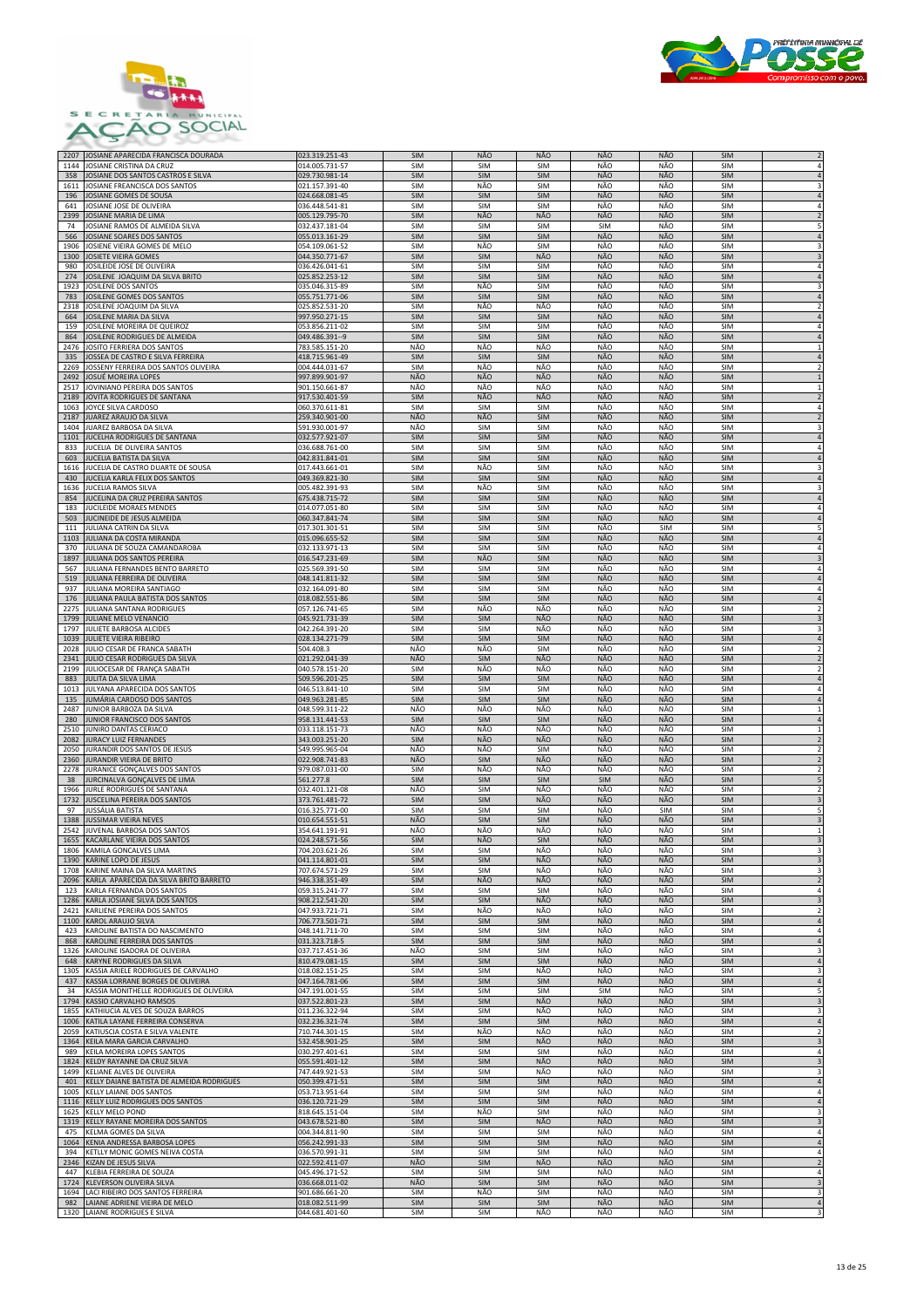| | | | | | | | | | |
|---|---|---|---|---|---|---|---|---|---|
| 2207 | JOSIANE APARECIDA FRANCISCA DOURADA | 023.319.251-43 | SIM | NÃO | NÃO | NÃO | NÃO | SIM | 2 |
| 1144 | JOSIANE CRISTINA DA CRUZ | 014.005.731-57 | SIM | SIM | SIM | NÃO | NÃO | SIM | 4 |
| 358 | JOSIANE DOS SANTOS CASTROS E SILVA | 029.730.981-14 | SIM | SIM | SIM | NÃO | NÃO | SIM | 4 |
| 1611 | JOSIANE FREANCISCA DOS SANTOS | 021.157.391-40 | SIM | NÃO | SIM | NÃO | NÃO | SIM | 3 |
| 196 | JOSIANE GOMES DE SOUSA | 024.668.081-45 | SIM | SIM | SIM | NÃO | NÃO | SIM | 4 |
| 641 | JOSIANE JOSE DE OLIVEIRA | 036.448.541-81 | SIM | SIM | SIM | NÃO | NÃO | SIM | 4 |
| 2399 | JOSIANE MARIA DE LIMA | 005.129.795-70 | SIM | NÃO | NÃO | NÃO | NÃO | SIM | 2 |
| 74 | JOSIANE RAMOS DE ALMEIDA SILVA | 032.437.181-04 | SIM | SIM | SIM | SIM | NÃO | SIM | 5 |
| 566 | JOSIANE SOARES DOS SANTOS | 055.013.161-29 | SIM | SIM | SIM | NÃO | NÃO | SIM | 4 |
| 1906 | JOSIENE VIEIRA GOMES DE MELO | 054.109.061-52 | SIM | NÃO | SIM | NÃO | NÃO | SIM | 3 |
| 1300 | JOSIETE VIEIRA GOMES | 044.350.771-67 | SIM | SIM | NÃO | NÃO | NÃO | SIM | 3 |
| 980 | JOSILEIDE JOSE DE OLIVEIRA | 036.426.041-61 | SIM | SIM | SIM | NÃO | NÃO | SIM | 4 |
| 274 | JOSILENE JOAQUIM DA SILVA BRITO | 025.852.253-12 | SIM | SIM | SIM | NÃO | NÃO | SIM | 4 |
| 1923 | JOSILENE DOS SANTOS | 035.046.315-89 | SIM | NÃO | SIM | NÃO | NÃO | SIM | 3 |
| 783 | JOSILENE GOMES DOS SANTOS | 055.751.771-06 | SIM | SIM | SIM | NÃO | NÃO | SIM | 4 |
| 2318 | JOSILENE JOAQUIM DA SILVA | 025.852.531-20 | SIM | NÃO | NÃO | NÃO | NÃO | SIM | 2 |
| 664 | JOSILENE MARIA DA SILVA | 997.950.271-15 | SIM | SIM | SIM | NÃO | NÃO | SIM | 4 |
| 159 | JOSILENE MOREIRA DE QUEIROZ | 053.856.211-02 | SIM | SIM | SIM | NÃO | NÃO | SIM | 4 |
| 864 | JOSILENE RODRIGUES DE ALMEIDA | 049.486.391--9 | SIM | SIM | SIM | NÃO | NÃO | SIM | 4 |
| 2476 | JOSITO FERREIRA DOS SANTOS | 783.585.151-20 | NÃO | NÃO | NÃO | NÃO | NÃO | SIM | 1 |
| 335 | JOSSEA DE CASTRO E SILVA FERREIRA | 418.715.961-49 | SIM | SIM | SIM | NÃO | NÃO | SIM | 4 |
| 2269 | JOSSENY FERREIRA DOS SANTOS OLIVEIRA | 004.444.031-67 | SIM | NÃO | NÃO | NÃO | NÃO | SIM | 2 |
| 2492 | JOSUÉ MOREIRA LOPES | 997.899.901-97 | NÃO | NÃO | NÃO | NÃO | NÃO | SIM | 1 |
| 2517 | JOVINIANO PEREIRA DOS SANTOS | 901.150.661-87 | NÃO | NÃO | NÃO | NÃO | NÃO | SIM | 1 |
| 2189 | JOVITA RODRIGUES DE SANTANA | 917.530.401-59 | SIM | NÃO | NÃO | NÃO | NÃO | SIM | 2 |
| 1063 | JOYCE SILVA CARDOSO | 060.370.611-81 | SIM | SIM | SIM | NÃO | NÃO | SIM | 4 |
| 2187 | JUAREZ ARAUJO DA SILVA | 259.340.901-00 | NÃO | NÃO | SIM | NÃO | NÃO | SIM | 2 |
| 1404 | JUAREZ BARBOSA DA SILVA | 591.930.001-97 | NÃO | SIM | SIM | NÃO | NÃO | SIM | 3 |
| 1101 | JUCELHA RODRIGUES DE SANTANA | 032.577.921-07 | SIM | SIM | SIM | NÃO | NÃO | SIM | 4 |
| 833 | JUCELIA DE OLIVEIRA SANTOS | 036.688.761-00 | SIM | SIM | SIM | NÃO | NÃO | SIM | 4 |
| 603 | JUCELIA BATISTA DA SILVA | 042.831.841-01 | SIM | SIM | SIM | NÃO | NÃO | SIM | 4 |
| 1616 | JUCELIA DE CASTRO DUARTE DE SOUSA | 017.443.661-01 | SIM | NÃO | SIM | NÃO | NÃO | SIM | 3 |
| 430 | JUCELIA KARLA FELIX DOS SANTOS | 049.369.821-30 | SIM | SIM | SIM | NÃO | NÃO | SIM | 4 |
| 1636 | JUCELIA RAMOS SILVA | 005.482.391-93 | SIM | NÃO | SIM | NÃO | NÃO | SIM | 3 |
| 854 | JUCELINA DA CRUZ PEREIRA SANTOS | 675.438.715-72 | SIM | SIM | SIM | NÃO | NÃO | SIM | 4 |
| 183 | JUCILEIDE MORAES MENDES | 014.077.051-80 | SIM | SIM | SIM | NÃO | NÃO | SIM | 4 |
| 503 | JUCINEIDE DE JESUS ALMEIDA | 060.347.841-74 | SIM | SIM | SIM | NÃO | NÃO | SIM | 4 |
| 111 | JULIANA CATRIN DA SILVA | 017.301.301-51 | SIM | SIM | SIM | NÃO | SIM | SIM | 5 |
| 1103 | JULIANA DA COSTA MIRANDA | 015.096.655-52 | SIM | SIM | SIM | NÃO | NÃO | SIM | 4 |
| 370 | JULIANA DE SOUZA CAMANDAROBA | 032.133.971-13 | SIM | SIM | SIM | NÃO | NÃO | SIM | 4 |
| 1897 | JULIANA DOS SANTOS PEREIRA | 016.547.231-69 | SIM | NÃO | SIM | NÃO | NÃO | SIM | 3 |
| 567 | JULIANA FERNANDES BENTO BARRETO | 025.569.391-50 | SIM | SIM | SIM | NÃO | NÃO | SIM | 4 |
| 519 | JULIANA FERREIRA DE OLIVEIRA | 048.141.811-32 | SIM | SIM | SIM | NÃO | NÃO | SIM | 4 |
| 937 | JULIANA MOREIRA SANTIAGO | 032.164.091-80 | SIM | SIM | SIM | NÃO | NÃO | SIM | 4 |
| 176 | JULIANA PAULA BATISTA DOS SANTOS | 018.082.551-86 | SIM | SIM | SIM | NÃO | NÃO | SIM | 4 |
| 2275 | JULIANA SANTANA RODRIGUES | 057.126.741-65 | SIM | NÃO | NÃO | NÃO | NÃO | SIM | 2 |
| 1799 | JULIANE MELO VENANCIO | 045.921.731-39 | SIM | SIM | NÃO | NÃO | NÃO | SIM | 3 |
| 1797 | JULIETE BARBOSA ALCIDES | 042.264.391-20 | SIM | SIM | NÃO | NÃO | NÃO | SIM | 3 |
| 1039 | JULIETE VIEIRA RIBEIRO | 028.134.271-79 | SIM | SIM | SIM | NÃO | NÃO | SIM | 4 |
| 2028 | JULIO CESAR DE FRANCA SABATH | 504.408.3 | NÃO | NÃO | SIM | NÃO | NÃO | SIM | 2 |
| 2341 | JULIO CESAR RODRIGUES DA SILVA | 021.292.041-39 | NÃO | SIM | NÃO | NÃO | NÃO | SIM | 2 |
| 2199 | JULIOCESAR DE FRANÇA SABATH | 040.578.151-20 | SIM | NÃO | NÃO | NÃO | NÃO | SIM | 2 |
| 883 | JULITA DA SILVA LIMA | 509.596.201-25 | SIM | SIM | SIM | NÃO | NÃO | SIM | 4 |
| 1013 | JULYANA APARECIDA DOS SANTOS | 046.513.841-10 | SIM | SIM | SIM | NÃO | NÃO | SIM | 4 |
| 135 | JUMÁRIA CARDOSO DOS SANTOS | 049.963.281-85 | SIM | SIM | SIM | NÃO | NÃO | SIM | 4 |
| 2487 | JUNIOR BARBOZA DA SILVA | 048.599.311-22 | NÃO | NÃO | NÃO | NÃO | NÃO | SIM | 1 |
| 280 | JUNIOR FRANCISCO DOS SANTOS | 958.131.441-53 | SIM | SIM | SIM | NÃO | NÃO | SIM | 4 |
| 2510 | JUNIRO DANTAS CERIACO | 033.118.151-73 | NÃO | NÃO | NÃO | NÃO | NÃO | SIM | 1 |
| 2082 | JURACY LUIZ FERNANDES | 343.003.251-20 | SIM | NÃO | NÃO | NÃO | NÃO | SIM | 2 |
| 2050 | JURANDIR DOS SANTOS DE JESUS | 549.995.965-04 | NÃO | NÃO | SIM | NÃO | NÃO | SIM | 2 |
| 2360 | JURANDIR VIEIRA DE BRITO | 022.908.741-83 | NÃO | SIM | NÃO | NÃO | NÃO | SIM | 2 |
| 2278 | JURANICE GONÇALVES DOS SANTOS | 979.087.031-00 | SIM | NÃO | NÃO | NÃO | NÃO | SIM | 2 |
| 38 | JURCINALVA GONÇALVES DE LIMA | 561.277.8 | SIM | SIM | SIM | SIM | NÃO | SIM | 5 |
| 1966 | JURLE RODRIGUES DE SANTANA | 032.401.121-08 | NÃO | SIM | NÃO | NÃO | NÃO | SIM | 2 |
| 1732 | JUSCELINA PEREIRA DOS SANTOS | 373.761.481-72 | SIM | SIM | NÃO | NÃO | NÃO | SIM | 3 |
| 97 | JUSSÁLIA BATISTA | 016.325.771-00 | SIM | SIM | SIM | NÃO | SIM | SIM | 5 |
| 1388 | JUSSIMAR VIEIRA NEVES | 010.654.551-51 | NÃO | SIM | SIM | NÃO | NÃO | SIM | 3 |
| 2542 | JUVENAL BARBOSA DOS SANTOS | 354.641.191-91 | NÃO | NÃO | NÃO | NÃO | NÃO | SIM | 1 |
| 1655 | KACARLANE VIEIRA DOS SANTOS | 024.248.571-56 | SIM | NÃO | SIM | NÃO | NÃO | SIM | 3 |
| 1806 | KAMILA GONCALVES LIMA | 704.203.621-26 | SIM | SIM | NÃO | NÃO | NÃO | SIM | 3 |
| 1390 | KARINE LOPO DE JESUS | 041.114.801-01 | SIM | SIM | NÃO | NÃO | NÃO | SIM | 3 |
| 1708 | KARINE MAINA DA SILVA MARTINS | 707.674.571-29 | SIM | SIM | NÃO | NÃO | NÃO | SIM | 3 |
| 2096 | KARLA APARECIDA DA SILVA BRITO BARRETO | 946.338.351-49 | SIM | NÃO | NÃO | NÃO | NÃO | SIM | 2 |
| 123 | KARLA FERNANDA DOS SANTOS | 059.315.241-77 | SIM | SIM | SIM | NÃO | NÃO | SIM | 4 |
| 1286 | KARLA JOSIANE SILVA DOS SANTOS | 908.212.541-20 | SIM | SIM | NÃO | NÃO | NÃO | SIM | 3 |
| 2421 | KARLIENE PEREIRA DOS SANTOS | 047.933.721-71 | SIM | NÃO | NÃO | NÃO | NÃO | SIM | 2 |
| 1100 | KAROL ARAUJO SILVA | 706.773.501-71 | SIM | SIM | SIM | NÃO | NÃO | SIM | 4 |
| 423 | KAROLINE BATISTA DO NASCIMENTO | 048.141.711-70 | SIM | SIM | SIM | NÃO | NÃO | SIM | 4 |
| 868 | KAROLINE FERREIRA DOS SANTOS | 031.323.718-5 | SIM | SIM | SIM | NÃO | NÃO | SIM | 4 |
| 1326 | KAROLINE ISADORA DE OLIVEIRA | 037.717.451-36 | NÃO | SIM | SIM | NÃO | NÃO | SIM | 3 |
| 648 | KARYNE RODRIGUES DA SILVA | 810.479.081-15 | SIM | SIM | SIM | NÃO | NÃO | SIM | 4 |
| 1305 | KASSIA ARIELE RODRIGUES DE CARVALHO | 018.082.151-25 | SIM | SIM | NÃO | NÃO | NÃO | SIM | 3 |
| 437 | KASSIA LORRANE BORGES DE OLIVEIRA | 047.164.781-06 | SIM | SIM | SIM | NÃO | NÃO | SIM | 4 |
| 34 | KASSIA MONITHELLE RODRIGUES DE OLIVEIRA | 047.191.001-55 | SIM | SIM | SIM | SIM | NÃO | SIM | 5 |
| 1794 | KASSIO CARVALHO RAMSOS | 037.522.801-23 | SIM | SIM | NÃO | NÃO | NÃO | SIM | 3 |
| 1855 | KATHIUCIA ALVES DE SOUZA BARROS | 011.236.322-94 | SIM | SIM | NÃO | NÃO | NÃO | SIM | 3 |
| 1006 | KATILA LAYANE FERREIRA CONSERVA | 032.236.321-74 | SIM | SIM | SIM | NÃO | NÃO | SIM | 4 |
| 2059 | KATIUSCIA COSTA E SILVA VALENTE | 710.744.301-15 | SIM | NÃO | NÃO | NÃO | NÃO | SIM | 2 |
| 1364 | KEILA MARA GARCIA CARVALHO | 532.458.901-25 | SIM | SIM | NÃO | NÃO | NÃO | SIM | 3 |
| 989 | KEILA MOREIRA LOPES SANTOS | 030.297.401-61 | SIM | SIM | SIM | NÃO | NÃO | SIM | 4 |
| 1824 | KELDY RAYANNE DA CRUZ SILVA | 055.591.401-12 | SIM | SIM | NÃO | NÃO | NÃO | SIM | 3 |
| 1499 | KELIANE ALVES DE OLIVEIRA | 747.449.921-53 | SIM | SIM | NÃO | NÃO | NÃO | SIM | 3 |
| 401 | KELLY DAIANE BATISTA DE ALMEIDA RODRIGUES | 050.399.471-51 | SIM | SIM | SIM | NÃO | NÃO | SIM | 4 |
| 1005 | KELLY LAIANE DOS SANTOS | 053.713.951-64 | SIM | SIM | SIM | NÃO | NÃO | SIM | 4 |
| 1116 | KELLY LUIZ RODRIGUES DOS SANTOS | 036.120.721-29 | SIM | SIM | SIM | NÃO | NÃO | SIM | 4 |
| 1625 | KELLY MELO POND | 818.645.151-04 | SIM | NÃO | SIM | NÃO | NÃO | SIM | 3 |
| 1319 | KELLY RAYANE MOREIRA DOS SANTOS | 043.678.521-80 | SIM | SIM | NÃO | NÃO | NÃO | SIM | 3 |
| 475 | KELMA GOMES DA SILVA | 004.344.811-90 | SIM | SIM | SIM | NÃO | NÃO | SIM | 4 |
| 1064 | KENIA ANDRESSA BARBOSA LOPES | 056.242.991-33 | SIM | SIM | SIM | NÃO | NÃO | SIM | 4 |
| 394 | KETLLY MONIC GOMES NEIVA COSTA | 036.570.991-31 | SIM | SIM | SIM | NÃO | NÃO | SIM | 4 |
| 2346 | KIZAN DE JESUS SILVA | 022.592.411-07 | NÃO | SIM | NÃO | NÃO | NÃO | SIM | 2 |
| 447 | KLEBIA FERREIRA DE SOUZA | 045.496.171-52 | SIM | SIM | SIM | NÃO | NÃO | SIM | 4 |
| 1724 | KLEVERSON OLIVEIRA SILVA | 036.668.011-02 | NÃO | SIM | SIM | NÃO | NÃO | SIM | 3 |
| 1694 | LACI RIBEIRO DOS SANTOS FERREIRA | 901.686.661-20 | SIM | NÃO | SIM | NÃO | NÃO | SIM | 3 |
| 982 | LAIANE ADRIENE VIEIRA DE MELO | 018.082.511-99 | SIM | SIM | SIM | NÃO | NÃO | SIM | 4 |
| 1320 | LAIANE RODRIGUES E SILVA | 044.681.401-60 | SIM | SIM | NÃO | NÃO | NÃO | SIM | 3 |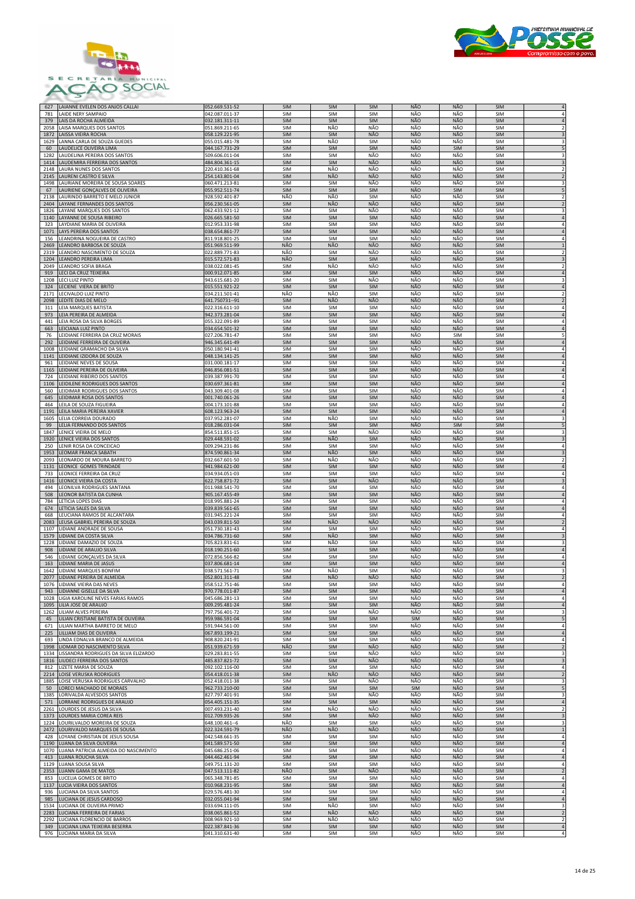| | | | | | | | | | |
|---|---|---|---|---|---|---|---|---|---|
| 627 | LAIANNE EVELEN DOS ANJOS CALLAI | 052.669.531-52 | SIM | SIM | SIM | NÃO | NÃO | SIM | 4 |
| 781 | LAIDE NERY SAMPAIO | 042.087.011-37 | SIM | SIM | SIM | NÃO | NÃO | SIM | 4 |
| 379 | LAIS DA ROCHA ALMEIDA | 032.181.311-11 | SIM | SIM | SIM | NÃO | NÃO | SIM | 4 |
| 2058 | LAISA MARQUES DOS SANTOS | 051.869.211-65 | SIM | NÃO | NÃO | NÃO | NÃO | SIM | 2 |
| 1872 | LAISSA VIEIRA ROCHA | 058.129.221-95 | SIM | SIM | NÃO | NÃO | NÃO | SIM | 3 |
| 1629 | LANNA CARLA DE SOUZA GUEDES | 055.015.481-78 | SIM | NÃO | SIM | NÃO | NÃO | SIM | 3 |
| 60 | LAUDELICE OLIVEIRA LIMA | 044.167.731-29 | SIM | SIM | SIM | NÃO | SIM | SIM | 5 |
| 1282 | LAUDELINA PEREIRA DOS SANTOS | 509.606.011-04 | SIM | SIM | NÃO | NÃO | NÃO | SIM | 3 |
| 1414 | LAUDEMIRA FERREIRA DOS SANTOS | 484.804.361-15 | SIM | SIM | NÃO | NÃO | NÃO | SIM | 3 |
| 2148 | LAURA NUNES DOS SANTOS | 220.410.361-68 | SIM | NÃO | NÃO | NÃO | NÃO | SIM | 2 |
| 2145 | LAURENI CASTRO E SILVA | 254.143.801-04 | SIM | NÃO | NÃO | NÃO | NÃO | SIM | 2 |
| 1498 | LAURIANE MOREIRA DE SOUSA SOARES | 060.471.213-81 | SIM | SIM | NÃO | NÃO | NÃO | SIM | 3 |
| 67 | LAURIENE GONÇALVES DE OLIVEIRA | 055.952.511-74 | SIM | SIM | SIM | NÃO | SIM | SIM | 5 |
| 2138 | LAURINDO BARRETO E MELO JUNIOR | 928.592.401-87 | NÃO | NÃO | SIM | NÃO | NÃO | SIM | 2 |
| 2404 | LAYANE FERNANDES DOS SANTOS | 056.230.561-05 | SIM | NÃO | NÃO | NÃO | NÃO | SIM | 2 |
| 1826 | LAYANE MARQUES DOS SANTOS | 062.433.921-12 | SIM | SIM | NÃO | NÃO | NÃO | SIM | 3 |
| 1140 | LAYANNE DE SOUSA RIBEIRO | 026.665.581-50 | SIM | SIM | SIM | NÃO | NÃO | SIM | 4 |
| 323 | LAYDIANE MARIA DE OLIVEIRA | 012.953.331-98 | SIM | SIM | SIM | NÃO | NÃO | SIM | 4 |
| 1071 | LAYS PEREIRA DOS SANTOS | 038.654.861-77 | SIM | SIM | SIM | NÃO | NÃO | SIM | 4 |
| 156 | LEANDRINA NOGUEIRA DE CASTRO | 811.918.801-25 | SIM | SIM | SIM | NÃO | NÃO | SIM | 4 |
| 2469 | LEANDRO BARBOSA DE SOUZA | 051.969.511-99 | NÃO | NÃO | NÃO | NÃO | NÃO | SIM | 1 |
| 2319 | LEANDRO NASCIMENTO DE SOUZA | 022.889.771-83 | NÃO | SIM | NÃO | NÃO | NÃO | SIM | 2 |
| 1204 | LEANDRO PEREIRA LIMA | 015.572.571-83 | NÃO | SIM | SIM | NÃO | NÃO | SIM | 3 |
| 2049 | LEANDRO SOFIA BRAGA | 038.022.081-45 | SIM | NÃO | NÃO | NÃO | NÃO | SIM | 2 |
| 919 | LECI DA CRUZ TEIXEIRA | 000.912.071-85 | SIM | SIM | SIM | NÃO | NÃO | SIM | 4 |
| 1208 | LECI LUIZ PINTO | 943.615.681-20 | SIM | SIM | NÃO | NÃO | NÃO | SIM | 3 |
| 324 | LECIENE VIERA DE BRITO | 015.551.921-22 | SIM | SIM | SIM | NÃO | NÃO | SIM | 4 |
| 2171 | LECIVALDO LUIZ PINTO | 034.211.501-41 | NÃO | NÃO | SIM | NÃO | NÃO | SIM | 2 |
| 2098 | LEDITE DIAS DE MELO | 641.750731--91 | SIM | NÃO | NÃO | NÃO | NÃO | SIM | 2 |
| 311 | LEIA MARQUES BATISTA | 022.316.611-10 | SIM | SIM | SIM | NÃO | NÃO | SIM | 4 |
| 973 | LEIA PEREIRA DE ALMEIDA | 942.373.281-04 | SIM | SIM | SIM | NÃO | NÃO | SIM | 4 |
| 441 | LEIA ROSA DA SILVA BORGES | 055.322.091-89 | SIM | SIM | SIM | NÃO | NÃO | SIM | 4 |
| 663 | LEICIANA LUIZ PINTO | 034.654.501-32 | SIM | SIM | SIM | NÃO | NÃO | SIM | 4 |
| 76 | LEIDIANE FERREIRA DA CRUZ MORAIS | 027.206.781-47 | SIM | SIM | SIM | NÃO | SIM | SIM | 5 |
| 292 | LEIDIANE FERREIRA DE OLIVEIRA | 946.345.641-49 | SIM | SIM | SIM | NÃO | NÃO | SIM | 4 |
| 1008 | LEIDIANE GRAMACHO DA SILVA | 050.180.941-41 | SIM | SIM | SIM | NÃO | NÃO | SIM | 4 |
| 1141 | LEIDIANE IZIDORA DE SOUZA | 048.134.141-25 | SIM | SIM | SIM | NÃO | NÃO | SIM | 4 |
| 961 | LEIDIANE NEVES DE SOUSA | 031.000.181-17 | SIM | SIM | SIM | NÃO | NÃO | SIM | 4 |
| 1165 | LEIDIANE PEREIRA DE OLIVEIRA | 046.856.081-51 | SIM | SIM | SIM | NÃO | NÃO | SIM | 4 |
| 724 | LEIDIANE RIBEIRO DOS SANTOS | 039.387.991-70 | SIM | SIM | SIM | NÃO | NÃO | SIM | 4 |
| 1106 | LEIDILENE RODRIGUES DOS SANTOS | 030.697.361-81 | SIM | SIM | SIM | NÃO | NÃO | SIM | 4 |
| 560 | LEIDIMAR RODRIGUES DOS SANTOS | 043.309.401-08 | SIM | SIM | SIM | NÃO | NÃO | SIM | 4 |
| 645 | LEIDIMAR ROSA DOS SANTOS | 001.740.061-26 | SIM | SIM | SIM | NÃO | NÃO | SIM | 4 |
| 464 | LEILA DE SOUZA FIGUEIRA | 004.173.101-88 | SIM | SIM | SIM | NÃO | NÃO | SIM | 4 |
| 1191 | LEILA MARIA PEREIRA XAVIER | 608.123.963-24 | SIM | SIM | SIM | NÃO | NÃO | SIM | 4 |
| 1605 | LELIA CORREIA DOURADO | 037.952.281-07 | SIM | NÃO | SIM | NÃO | NÃO | SIM | 3 |
| 99 | LELIA FERNANDO DOS SANTOS | 018.286.031-04 | SIM | SIM | SIM | NÃO | SIM | SIM | 5 |
| 1847 | LENICE VIEIRA DE MELO | 854.511.851-15 | SIM | SIM | NÃO | NÃO | NÃO | SIM | 3 |
| 1920 | LENICE VIEIRA DOS SANTOS | 029.448.591-02 | SIM | NÃO | SIM | NÃO | NÃO | SIM | 3 |
| 250 | LENIR ROSA DA CONCEICAO | 009.294.231-86 | SIM | SIM | SIM | NÃO | NÃO | SIM | 4 |
| 1953 | LEOMAR FRANCA SABATH | 874.590.861-34 | SIM | NÃO | SIM | NÃO | NÃO | SIM | 3 |
| 2093 | LEONARDO DE MOURA BARRETO | 032.667.601-50 | SIM | NÃO | NÃO | NÃO | NÃO | SIM | 2 |
| 1131 | LEONICE GOMES TRINDADE | 941.984.621-00 | SIM | SIM | SIM | NÃO | NÃO | SIM | 4 |
| 733 | LEONICE FERREIRA DA CRUZ | 034.934.051-03 | SIM | SIM | SIM | NÃO | NÃO | SIM | 4 |
| 1416 | LEONICE VIEIRA DA COSTA | 622.758.871-72 | SIM | SIM | NÃO | NÃO | NÃO | SIM | 3 |
| 494 | LEONILVA RODRIGUES SANTANA | 011.988.541-70 | SIM | SIM | SIM | NÃO | NÃO | SIM | 4 |
| 508 | LEONOR BATISTA DA CUNHA | 905.167.455-49 | SIM | SIM | SIM | NÃO | NÃO | SIM | 4 |
| 784 | LETICIA LOPES DIAS | 018.995.881-24 | SIM | SIM | SIM | NÃO | NÃO | SIM | 4 |
| 674 | LETICIA SALES DA SILVA | 039.839.561-65 | SIM | SIM | SIM | NÃO | NÃO | SIM | 4 |
| 668 | LEUCIANA RAMOS DE ALCANTARA | 031.945.221-24 | SIM | SIM | SIM | NÃO | NÃO | SIM | 4 |
| 2083 | LEUSA GABRIEL PEREIRA DE SOUZA | 043.039.811-50 | SIM | NÃO | NÃO | NÃO | NÃO | SIM | 2 |
| 1107 | LIDIANE ANDRADE DE SOUSA | 051.730.181-43 | SIM | SIM | SIM | NÃO | NÃO | SIM | 4 |
| 1579 | LIDIANE DA COSTA SILVA | 034.786.731-60 | SIM | NÃO | SIM | NÃO | NÃO | SIM | 3 |
| 1228 | LIDIANE DAMAZIO DE SOUZA | 705.823.831-61 | SIM | NÃO | SIM | NÃO | NÃO | SIM | 3 |
| 908 | LIDIANE DE ARAUJO SILVA | 018.190.251-60 | SIM | SIM | SIM | NÃO | NÃO | SIM | 4 |
| 546 | LIDIANE GONÇALVES DA SILVA | 072.856.566-82 | SIM | SIM | SIM | NÃO | NÃO | SIM | 4 |
| 163 | LIDIANE MARIA DE JASUS | 037.806.681-14 | SIM | SIM | SIM | NÃO | NÃO | SIM | 4 |
| 1642 | LIDIANE MARQUES BONFIM | 038.571.561-71 | SIM | NÃO | SIM | NÃO | NÃO | SIM | 3 |
| 2077 | LIDIANE PEREIRA DE ALMEIDA | 052.801.311-48 | SIM | NÃO | NÃO | NÃO | NÃO | SIM | 2 |
| 1076 | LIDIANE VIEIRA DAS NEVES | 058.512.751-46 | SIM | SIM | SIM | NÃO | NÃO | SIM | 4 |
| 943 | LIDIANNE GISELLE DA SILVA | 970.778.011-87 | SIM | SIM | SIM | NÃO | NÃO | SIM | 4 |
| 1028 | LIGIA KAROLINE NEVES FARIAS RAMOS | 045.686.281-13 | SIM | SIM | SIM | NÃO | NÃO | SIM | 4 |
| 1095 | LILIA JOSE DE ARAUJO | 009.295.481-24 | SIM | SIM | SIM | NÃO | NÃO | SIM | 4 |
| 1262 | LILIAM ALVES PEREIRA | 797.756.401-72 | SIM | SIM | NÃO | NÃO | NÃO | SIM | 3 |
| 45 | LILIAN CRISTIANE BATISTA DE OLIVEIRA | 959.986.591-04 | SIM | SIM | SIM | SIM | NÃO | SIM | 5 |
| 671 | LILIAN MARTHA BARRETO DE MELO | 591.944.561-00 | SIM | SIM | SIM | NÃO | NÃO | SIM | 4 |
| 225 | LILLIAM DIAS DE OLIVEIRA | 067.893.199-21 | SIM | SIM | SIM | NÃO | NÃO | SIM | 4 |
| 693 | LINDA EDNALVA BRANCO DE ALMEIDA | 908.820.241-91 | SIM | SIM | SIM | NÃO | NÃO | SIM | 4 |
| 1998 | LIOMAR DO NASCIMENTO SILVA | 051.939.671-59 | NÃO | SIM | NÃO | NÃO | NÃO | SIM | 2 |
| 1334 | LISSANDRA RODRIGUES DA SILVA ELIZARDO | 029.283.811-55 | SIM | SIM | NÃO | NÃO | NÃO | SIM | 3 |
| 1816 | LIUDECI FERREIRA DOS SANTOS | 485.837.821-72 | SIM | SIM | NÃO | NÃO | NÃO | SIM | 3 |
| 812 | LIZETE MARIA DE SOUZA | 092.102.116-00 | SIM | SIM | SIM | NÃO | NÃO | SIM | 4 |
| 2214 | LOISE VERUSKA RODRIGUES | 054.418.011-38 | SIM | NÃO | NÃO | NÃO | NÃO | SIM | 2 |
| 1885 | LOISE VERUSKA RODRIGUES CARVALHO | 052.418.011-38 | SIM | SIM | NÃO | NÃO | NÃO | SIM | 3 |
| 50 | LORECI MACHADO DE MORAES | 962.733.210-00 | SIM | SIM | SIM | SIM | NÃO | SIM | 5 |
| 1385 | LORIVALDA ALVESDOS SANTOS | 827.797.401-91 | SIM | SIM | NÃO | NÃO | NÃO | SIM | 3 |
| 571 | LORRANE RODRIGUES DE ARAUJO | 054.405.151-35 | SIM | SIM | SIM | NÃO | NÃO | SIM | 4 |
| 2261 | LOURDES DE JESUS DA SILVA | 007.493.231-40 | SIM | NÃO | NÃO | NÃO | NÃO | SIM | 2 |
| 1373 | LOURDES MARIA COREA REIS | 012.709.935-26 | SIM | SIM | NÃO | NÃO | NÃO | SIM | 3 |
| 1224 | LOURILVALDO MOREIRA DE SOUZA | 648.100.461--6 | NÃO | SIM | SIM | NÃO | NÃO | SIM | 3 |
| 2472 | LOURIVALDO MARQUES DE SOUSA | 022.324.591-79 | NÃO | NÃO | NÃO | NÃO | NÃO | SIM | 1 |
| 428 | LOYANE CHRISTIAN DE JESUS SOUSA | 042.548.661-35 | SIM | SIM | SIM | NÃO | NÃO | SIM | 4 |
| 1190 | LUANA DA SILVA OLIVEIRA | 041.589.571-50 | SIM | SIM | SIM | NÃO | NÃO | SIM | 4 |
| 1070 | LUANA PATRICIA ALMEIDA DO NASCIMENTO | 045.686.251-06 | SIM | SIM | SIM | NÃO | NÃO | SIM | 4 |
| 413 | LUANA ROUCHA SILVA | 044.462.461-94 | SIM | SIM | SIM | NÃO | NÃO | SIM | 4 |
| 1129 | LUANA SOUSA SILVA | 049.751.131-20 | SIM | SIM | SIM | NÃO | NÃO | SIM | 4 |
| 2353 | LUANN GAMA DE MATOS | 047.513.111-82 | NÃO | SIM | NÃO | NÃO | NÃO | SIM | 2 |
| 853 | LUCELIA GOMES DE BRITO | 065.348.781-85 | SIM | SIM | SIM | NÃO | NÃO | SIM | 4 |
| 1137 | LUCIA VIEIRA DOS SANTOS | 010.968.231-95 | SIM | SIM | SIM | NÃO | NÃO | SIM | 4 |
| 936 | LUCIANA DA SILVA SANTOS | 029.576.481-30 | SIM | SIM | SIM | NÃO | NÃO | SIM | 4 |
| 985 | LUCIANA DE JESUS CARDOSO | 032.055.041-94 | SIM | SIM | SIM | NÃO | NÃO | SIM | 4 |
| 1534 | LUCIANA DE OLIVEIRA PRIMO | 033.694.111-05 | SIM | NÃO | SIM | NÃO | NÃO | SIM | 3 |
| 2283 | LUCIANA FERREIRA DE FARIAS | 038.065.861-52 | SIM | NÃO | NÃO | NÃO | NÃO | SIM | 2 |
| 2292 | LUCIANA FLORENCIO DE BARROS | 008.969.921-10 | SIM | NÃO | NÃO | NÃO | NÃO | SIM | 2 |
| 349 | LUCIANA LINA TEIXEIRA BESERRA | 022.387.841-36 | SIM | SIM | SIM | NÃO | NÃO | SIM | 4 |
| 976 | LUCIANA MARIA DA SILVA | 041.310.631-40 | SIM | SIM | SIM | NÃO | NÃO | SIM | 4 |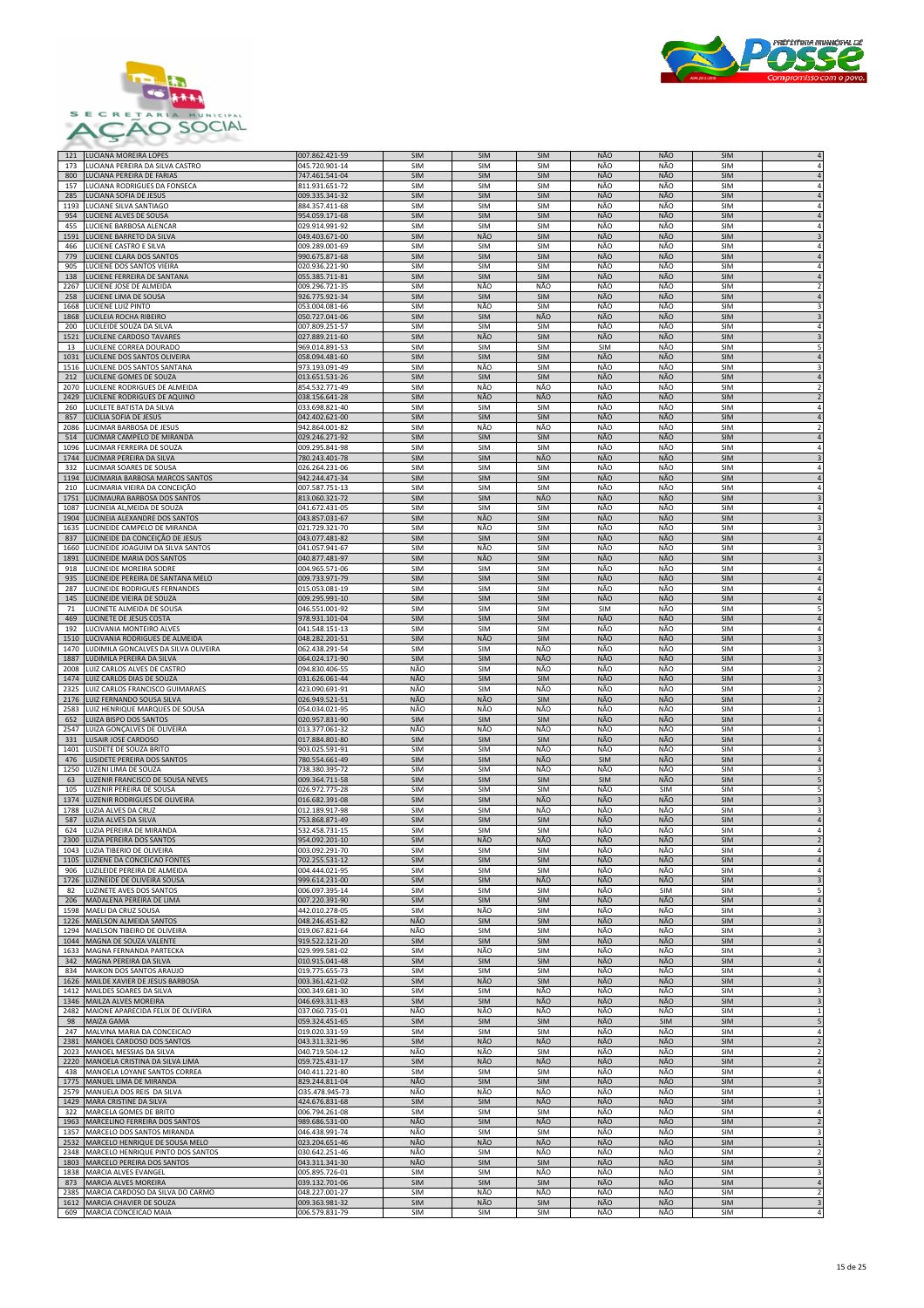| | | | | | | | | | |
|---|---|---|---|---|---|---|---|---|---|
| 121 | LUCIANA MOREIRA LOPES | 007.862.421-59 | SIM | SIM | SIM | NÃO | NÃO | SIM | 4 |
| 173 | LUCIANA PEREIRA DA SILVA CASTRO | 045.720.901-14 | SIM | SIM | SIM | NÃO | NÃO | SIM | 4 |
| 800 | LUCIANA PEREIRA DE FARIAS | 747.461.541-04 | SIM | SIM | SIM | NÃO | NÃO | SIM | 4 |
| 157 | LUCIANA RODRIGUES DA FONSECA | 811.931.651-72 | SIM | SIM | SIM | NÃO | NÃO | SIM | 4 |
| 285 | LUCIANA SOFIA DE JESUS | 009.335.341-32 | SIM | SIM | SIM | NÃO | NÃO | SIM | 4 |
| 1193 | LUCIANE SILVA SANTIAGO | 884.357.411-68 | SIM | SIM | SIM | NÃO | NÃO | SIM | 4 |
| 954 | LUCIENE ALVES DE SOUSA | 954.059.171-68 | SIM | SIM | SIM | NÃO | NÃO | SIM | 4 |
| 455 | LUCIENE BARBOSA ALENCAR | 029.914.991-92 | SIM | SIM | SIM | NÃO | NÃO | SIM | 4 |
| 1591 | LUCIENE BARRETO DA SILVA | 049.403.671-00 | SIM | NÃO | SIM | NÃO | NÃO | SIM | 3 |
| 466 | LUCIENE CASTRO E SILVA | 009.289.001-69 | SIM | SIM | SIM | NÃO | NÃO | SIM | 4 |
| 779 | LUCIENE CLARA DOS SANTOS | 990.675.871-68 | SIM | SIM | SIM | NÃO | NÃO | SIM | 4 |
| 905 | LUCIENE DOS SANTOS VIEIRA | 020.936.221-90 | SIM | SIM | SIM | NÃO | NÃO | SIM | 4 |
| 138 | LUCIENE FERREIRA DE SANTANA | 055.385.711-81 | SIM | SIM | SIM | NÃO | NÃO | SIM | 4 |
| 2267 | LUCIENE JOSE DE ALMEIDA | 009.296.721-35 | SIM | NÃO | NÃO | NÃO | NÃO | SIM | 2 |
| 258 | LUCIENE LIMA DE SOUSA | 926.775.921-34 | SIM | SIM | SIM | NÃO | NÃO | SIM | 4 |
| 1668 | LUCIENE LUIZ PINTO | 053.004.081-66 | SIM | NÃO | SIM | NÃO | NÃO | SIM | 3 |
| 1868 | LUCILEIA ROCHA RIBEIRO | 050.727.041-06 | SIM | SIM | NÃO | NÃO | NÃO | SIM | 3 |
| 200 | LUCILEIDE SOUZA DA SILVA | 007.809.251-57 | SIM | SIM | SIM | NÃO | NÃO | SIM | 4 |
| 1521 | LUCILENE CARDOSO TAVARES | 027.889.211-60 | SIM | NÃO | SIM | NÃO | NÃO | SIM | 3 |
| 13 | LUCILENE CORREA DOURADO | 969.014.891-53 | SIM | SIM | SIM | SIM | NÃO | SIM | 5 |
| 1031 | LUCILENE DOS SANTOS OLIVEIRA | 058.094.481-60 | SIM | SIM | SIM | NÃO | NÃO | SIM | 4 |
| 1516 | LUCILENE DOS SANTOS SANTANA | 973.193.091-49 | SIM | NÃO | SIM | NÃO | NÃO | SIM | 3 |
| 212 | LUCILENE GOMES DE SOUZA | 013.651.531-26 | SIM | SIM | SIM | NÃO | NÃO | SIM | 4 |
| 2070 | LUCILENE RODRIGUES DE ALMEIDA | 854.532.771-49 | SIM | NÃO | NÃO | NÃO | NÃO | SIM | 2 |
| 2429 | LUCILENE RODRIGUES DE AQUINO | 038.156.641-28 | SIM | NÃO | NÃO | NÃO | NÃO | SIM | 2 |
| 260 | LUCILETE BATISTA DA SILVA | 033.698.821-40 | SIM | SIM | SIM | NÃO | NÃO | SIM | 4 |
| 857 | LUCILIA SOFIA DE JESUS | 042.402.621-00 | SIM | SIM | SIM | NÃO | NÃO | SIM | 4 |
| 2086 | LUCIMAR BARBOSA DE JESUS | 942.864.001-82 | SIM | NÃO | NÃO | NÃO | NÃO | SIM | 2 |
| 514 | LUCIMAR CAMPELO DE MIRANDA | 029.246.271-92 | SIM | SIM | SIM | NÃO | NÃO | SIM | 4 |
| 1096 | LUCIMAR FERREIRA DE SOUZA | 009.295.841-98 | SIM | SIM | SIM | NÃO | NÃO | SIM | 4 |
| 1744 | LUCIMAR PEREIRA DA SILVA | 780.243.401-78 | SIM | SIM | NÃO | NÃO | NÃO | SIM | 3 |
| 332 | LUCIMAR SOARES DE SOUSA | 026.264.231-06 | SIM | SIM | SIM | NÃO | NÃO | SIM | 4 |
| 1194 | LUCIMARIA BARBOSA MARCOS SANTOS | 942.244.471-34 | SIM | SIM | SIM | NÃO | NÃO | SIM | 4 |
| 210 | LUCIMARIA VIEIRA DA CONCEIÇÃO | 007.587.751-13 | SIM | SIM | SIM | NÃO | NÃO | SIM | 4 |
| 1751 | LUCIMAURA BARBOSA DOS SANTOS | 813.060.321-72 | SIM | SIM | NÃO | NÃO | NÃO | SIM | 3 |
| 1087 | LUCINEIA AL,MEIDA DE SOUZA | 041.672.431-05 | SIM | SIM | SIM | NÃO | NÃO | SIM | 4 |
| 1904 | LUCINEIA ALEXANDRE DOS SANTOS | 043.857.031-67 | SIM | NÃO | SIM | NÃO | NÃO | SIM | 3 |
| 1635 | LUCINEIDE CAMPELO DE MIRANDA | 021.729.321-70 | SIM | NÃO | SIM | NÃO | NÃO | SIM | 3 |
| 837 | LUCINEIDE DA CONCEIÇÃO DE JESUS | 043.077.481-82 | SIM | SIM | SIM | NÃO | NÃO | SIM | 4 |
| 1660 | LUCINEIDE JOAQUIM DA SILVA SANTOS | 041.057.941-67 | SIM | NÃO | SIM | NÃO | NÃO | SIM | 3 |
| 1891 | LUCINEIDE MARIA DOS SANTOS | 040.877.481-97 | SIM | NÃO | SIM | NÃO | NÃO | SIM | 3 |
| 918 | LUCINEIDE MOREIRA SODRE | 004.965.571-06 | SIM | SIM | SIM | NÃO | NÃO | SIM | 4 |
| 935 | LUCINEIDE PEREIRA DE SANTANA MELO | 009.733.971-79 | SIM | SIM | SIM | NÃO | NÃO | SIM | 4 |
| 287 | LUCINEIDE RODRIGUES FERNANDES | 015.053.081-19 | SIM | SIM | SIM | NÃO | NÃO | SIM | 4 |
| 145 | LUCINEIDE VIEIRA DE SOUZA | 009.295.991-10 | SIM | SIM | SIM | NÃO | NÃO | SIM | 4 |
| 71 | LUCINETE ALMEIDA DE SOUSA | 046.551.001-92 | SIM | SIM | SIM | SIM | NÃO | SIM | 5 |
| 469 | LUCINETE DE JESUS COSTA | 978.931.101-04 | SIM | SIM | SIM | NÃO | NÃO | SIM | 4 |
| 192 | LUCIVANIA MONTEIRO ALVES | 041.548.151-13 | SIM | SIM | SIM | NÃO | NÃO | SIM | 4 |
| 1510 | LUCIVANIA RODRIGUES DE ALMEIDA | 048.282.201-51 | SIM | NÃO | SIM | NÃO | NÃO | SIM | 3 |
| 1470 | LUDIMILA GONCALVES DA SILVA OLIVEIRA | 062.438.291-54 | SIM | SIM | NÃO | NÃO | NÃO | SIM | 3 |
| 1887 | LUDIMILA PEREIRA DA SILVA | 064.024.171-90 | SIM | SIM | NÃO | NÃO | NÃO | SIM | 3 |
| 2008 | LUIZ CARLOS ALVES DE CASTRO | 094.830.406-55 | NÃO | SIM | NÃO | NÃO | NÃO | SIM | 2 |
| 1474 | LUIZ CARLOS DIAS DE SOUZA | 031.626.061-44 | NÃO | SIM | SIM | NÃO | NÃO | SIM | 3 |
| 2325 | LUIZ CARLOS FRANCISCO GUIMARAES | 423.090.691-91 | NÃO | SIM | NÃO | NÃO | NÃO | SIM | 2 |
| 2176 | LUIZ FERNANDO SOUSA SILVA | 026.949.521-51 | NÃO | NÃO | SIM | NÃO | NÃO | SIM | 2 |
| 2583 | LUIZ HENRIQUE MARQUES DE SOUSA | 054.034.021-95 | NÃO | NÃO | NÃO | NÃO | NÃO | SIM | 1 |
| 652 | LUIZA BISPO DOS SANTOS | 020.957.831-90 | SIM | SIM | SIM | NÃO | NÃO | SIM | 4 |
| 2547 | LUIZA GONÇALVES DE OLIVEIRA | 013.377.061-32 | NÃO | NÃO | NÃO | NÃO | NÃO | SIM | 1 |
| 331 | LUSAIR JOSE CARDOSO | 017.884.801-80 | SIM | SIM | SIM | NÃO | NÃO | SIM | 4 |
| 1401 | LUSDETE DE SOUZA BRITO | 903.025.591-91 | SIM | SIM | NÃO | NÃO | NÃO | SIM | 3 |
| 476 | LUSIDETE PEREIRA DOS SANTOS | 780.554.661-49 | SIM | SIM | NÃO | SIM | NÃO | SIM | 4 |
| 1250 | LUZENI LIMA DE SOUZA | 738.380.395-72 | SIM | SIM | NÃO | NÃO | NÃO | SIM | 3 |
| 63 | LUZENIR FRANCISCO DE SOUSA NEVES | 009.364.711-58 | SIM | SIM | SIM | SIM | NÃO | SIM | 5 |
| 105 | LUZENIR PEREIRA DE SOUSA | 026.972.775-28 | SIM | SIM | SIM | NÃO | SIM | SIM | 5 |
| 1374 | LUZENIR RODRIGUES DE OLIVEIRA | 016.682.391-08 | SIM | SIM | NÃO | NÃO | NÃO | SIM | 3 |
| 1788 | LUZIA ALVES DA CRUZ | 012.189.917-98 | SIM | SIM | NÃO | NÃO | NÃO | SIM | 3 |
| 587 | LUZIA ALVES DA SILVA | 753.868.871-49 | SIM | SIM | SIM | NÃO | NÃO | SIM | 4 |
| 624 | LUZIA PEREIRA DE MIRANDA | 532.458.731-15 | SIM | SIM | SIM | NÃO | NÃO | SIM | 4 |
| 2300 | LUZIA PEREIRA DOS SANTOS | 954.092.201-10 | SIM | NÃO | NÃO | NÃO | NÃO | SIM | 2 |
| 1043 | LUZIA TIBERIO DE OLIVEIRA | 003.092.291-70 | SIM | SIM | SIM | NÃO | NÃO | SIM | 4 |
| 1105 | LUZIENE DA CONCEICAO FONTES | 702.255.531-12 | SIM | SIM | SIM | NÃO | NÃO | SIM | 4 |
| 906 | LUZILEIDE PEREIRA DE ALMEIDA | 004.444.021-95 | SIM | SIM | SIM | NÃO | NÃO | SIM | 4 |
| 1726 | LUZINEIDE DE OLIVEIRA SOUSA | 999.614.231-00 | SIM | SIM | NÃO | NÃO | NÃO | SIM | 3 |
| 82 | LUZINETE AVES DOS SANTOS | 006.097.395-14 | SIM | SIM | SIM | NÃO | SIM | SIM | 5 |
| 206 | MADALENA PEREIRA DE LIMA | 007.220.391-90 | SIM | SIM | SIM | NÃO | NÃO | SIM | 4 |
| 1598 | MAELI DA CRUZ SOUSA | 442.010.278-05 | SIM | NÃO | SIM | NÃO | NÃO | SIM | 3 |
| 1226 | MAELSON ALMEIDA SANTOS | 048.246.451-82 | NÃO | SIM | SIM | NÃO | NÃO | SIM | 3 |
| 1294 | MAELSON TIBEIRO DE OLIVEIRA | 019.067.821-64 | NÃO | SIM | SIM | NÃO | NÃO | SIM | 3 |
| 1044 | MAGNA DE SOUZA VALENTE | 919.522.121-20 | SIM | SIM | SIM | NÃO | NÃO | SIM | 4 |
| 1633 | MAGNA FERNANDA PARTECKA | 029.999.581-02 | SIM | NÃO | SIM | NÃO | NÃO | SIM | 3 |
| 342 | MAGNA PEREIRA DA SILVA | 010.915.041-48 | SIM | SIM | SIM | NÃO | NÃO | SIM | 4 |
| 834 | MAIKON DOS SANTOS ARAUJO | 019.775.655-73 | SIM | SIM | SIM | NÃO | NÃO | SIM | 4 |
| 1626 | MAILDE XAVIER DE JESUS BARBOSA | 003.361.421-02 | SIM | NÃO | SIM | NÃO | NÃO | SIM | 3 |
| 1412 | MAILDES SOARES DA SILVA | 000.349.681-30 | SIM | SIM | NÃO | NÃO | NÃO | SIM | 3 |
| 1346 | MAILZA ALVES MOREIRA | 046.693.311-83 | SIM | SIM | NÃO | NÃO | NÃO | SIM | 3 |
| 2482 | MAIONE APARECIDA FELIX DE OLIVEIRA | 037.060.735-01 | NÃO | NÃO | NÃO | NÃO | NÃO | SIM | 1 |
| 98 | MAIZA GAMA | 059.324.451-65 | SIM | SIM | SIM | NÃO | SIM | SIM | 5 |
| 247 | MALVINA MARIA DA CONCEICAO | 019.020.331-59 | SIM | SIM | SIM | NÃO | NÃO | SIM | 4 |
| 2381 | MANOEL CARDOSO DOS SANTOS | 043.311.321-96 | SIM | NÃO | NÃO | NÃO | NÃO | SIM | 2 |
| 2023 | MANOEL MESSIAS DA SILVA | 040.719.504-12 | NÃO | NÃO | SIM | NÃO | NÃO | SIM | 2 |
| 2220 | MANOELA CRISTINA DA SILVA LIMA | 059.725.431-17 | SIM | NÃO | NÃO | NÃO | NÃO | SIM | 2 |
| 438 | MANOELA LOYANE SANTOS CORREA | 040.411.221-80 | SIM | SIM | SIM | NÃO | NÃO | SIM | 4 |
| 1775 | MANUEL LIMA DE MIRANDA | 829.244.811-04 | NÃO | SIM | SIM | NÃO | NÃO | SIM | 3 |
| 2579 | MANUELA DOS REIS DA SILVA | O35.478.945-73 | NÃO | NÃO | NÃO | NÃO | NÃO | SIM | 1 |
| 1429 | MARA CRISTINE DA SILVA | 424.676.831-68 | SIM | SIM | NÃO | NÃO | NÃO | SIM | 3 |
| 322 | MARCELA GOMES DE BRITO | 006.794.261-08 | SIM | SIM | SIM | NÃO | NÃO | SIM | 4 |
| 1963 | MARCELINO FERREIRA DOS SANTOS | 989.686.531-00 | NÃO | SIM | NÃO | NÃO | NÃO | SIM | 2 |
| 1357 | MARCELO DOS SANTOS MIRANDA | 046.438.991-74 | NÃO | SIM | SIM | NÃO | NÃO | SIM | 3 |
| 2532 | MARCELO HENRIQUE DE SOUSA MELO | 023.204.651-46 | NÃO | NÃO | NÃO | NÃO | NÃO | SIM | 1 |
| 2348 | MARCELO HENRIQUE PINTO DOS SANTOS | 030.642.251-46 | NÃO | SIM | NÃO | NÃO | NÃO | SIM | 2 |
| 1803 | MARCELO PEREIRA DOS SANTOS | 043.311.341-30 | NÃO | SIM | SIM | NÃO | NÃO | SIM | 3 |
| 1838 | MARCIA ALVES EVANGEL | 005.895.726-01 | SIM | SIM | NÃO | NÃO | NÃO | SIM | 3 |
| 873 | MARCIA ALVES MOREIRA | 039.132.701-06 | SIM | SIM | SIM | NÃO | NÃO | SIM | 4 |
| 2385 | MARCIA CARDOSO DA SILVA DO CARMO | 048.227.001-27 | SIM | NÃO | NÃO | NÃO | NÃO | SIM | 2 |
| 1612 | MARCIA CHAVIER DE SOUZA | 009.363.981-32 | SIM | NÃO | SIM | NÃO | NÃO | SIM | 3 |
| 609 | MARCIA CONCEICAO MAIA | 006.579.831-79 | SIM | SIM | SIM | NÃO | NÃO | SIM | 4 |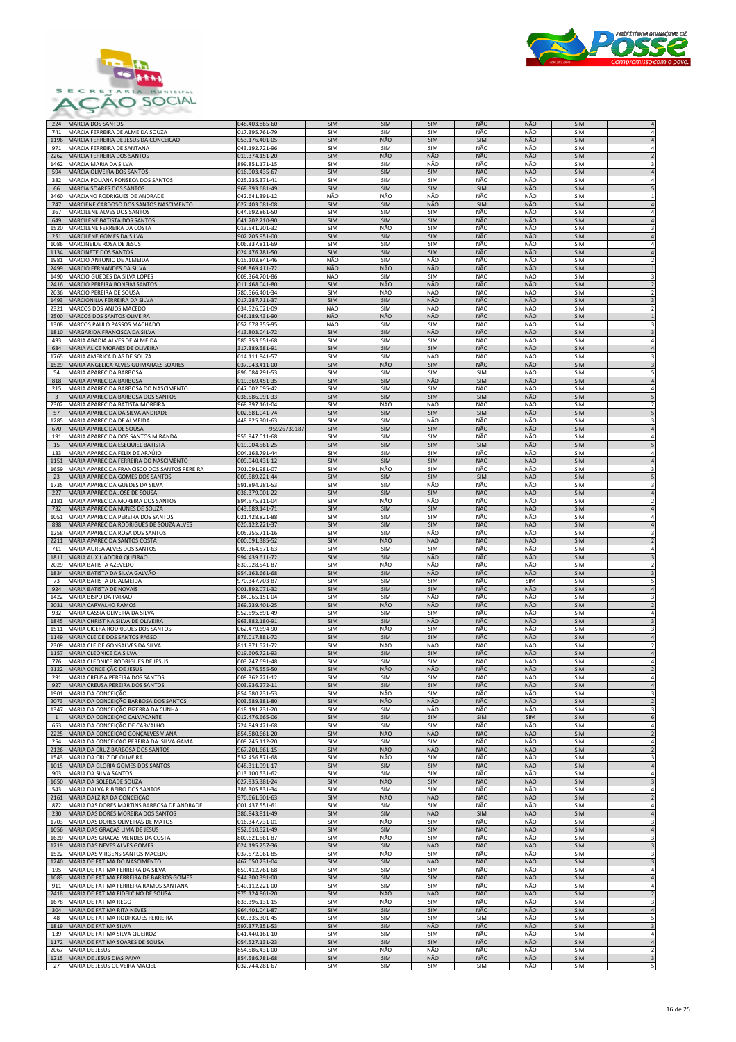| | | | | | | | | | |
|---|---|---|---|---|---|---|---|---|---|
| 224 | MARCIA DOS SANTOS | 048.403.865-60 | SIM | SIM | SIM | NÃO | NÃO | SIM | 4 |
| 741 | MARCIA FERREIRA DE ALMEIDA SOUZA | 017.395.761-79 | SIM | SIM | SIM | NÃO | NÃO | SIM | 4 |
| 1196 | MARCIA FERREIRA DE JESUS DA CONCEICAO | 053.176.401-05 | SIM | NÃO | SIM | SIM | NÃO | SIM | 4 |
| 971 | MARCIA FERREIRA DE SANTANA | 043.192.721-96 | SIM | SIM | SIM | NÃO | NÃO | SIM | 4 |
| 2262 | MARCIA FERREIRA DOS SANTOS | 019.374.151-20 | SIM | NÃO | NÃO | NÃO | NÃO | SIM | 2 |
| 1462 | MARCIA MARIA DA SILVA | 899.851.171-15 | SIM | SIM | NÃO | NÃO | NÃO | SIM | 3 |
| 594 | MARCIA OLIVEIRA DOS SANTOS | 016.903.435-67 | SIM | SIM | SIM | NÃO | NÃO | SIM | 4 |
| 382 | MARCIA POLIANA FONSECA DOS SANTOS | 025.235.371-41 | SIM | SIM | SIM | NÃO | NÃO | SIM | 4 |
| 66 | MARCIA SOARES DOS SANTOS | 968.393.681-49 | SIM | SIM | SIM | SIM | NÃO | SIM | 5 |
| 2460 | MARCIANO RODRIGUES DE ANDRADE | 042.641.391-12 | NÃO | NÃO | NÃO | NÃO | NÃO | SIM | 1 |
| 747 | MARCIENE CARDOSO DOS SANTOS NASCIMENTO | 027.403.081-08 | SIM | SIM | NÃO | SIM | NÃO | SIM | 4 |
| 367 | MARCILENE ALVES DOS SANTOS | 044.692.861-50 | SIM | SIM | SIM | NÃO | NÃO | SIM | 4 |
| 649 | MARCILENE BATISTA DOS SANTOS | 041.702.210-90 | SIM | SIM | SIM | NÃO | NÃO | SIM | 4 |
| 1520 | MARCILENE FERREIRA DA COSTA | 013.541.201-32 | SIM | NÃO | SIM | NÃO | NÃO | SIM | 3 |
| 251 | MARCILENE GOMES DA SILVA | 902.205.951-00 | SIM | SIM | SIM | NÃO | NÃO | SIM | 4 |
| 1086 | MARCINEIDE ROSA DE JESUS | 006.337.811-69 | SIM | SIM | SIM | NÃO | NÃO | SIM | 4 |
| 1134 | MARCINETE DOS SANTOS | 024.476.781-50 | SIM | SIM | SIM | NÃO | NÃO | SIM | 4 |
| 1981 | MARCIO ANTONIO DE ALMEIDA | 015.103.841-46 | NÃO | SIM | NÃO | NÃO | NÃO | SIM | 2 |
| 2499 | MARCIO FERNANDES DA SILVA | 908.869.411-72 | NÃO | NÃO | NÃO | NÃO | NÃO | SIM | 1 |
| 1490 | MARCIO GUEDES DA SILVA LOPES | 009.364.701-86 | NÃO | SIM | SIM | NÃO | NÃO | SIM | 3 |
| 2416 | MARCIO PEREIRA BONFIM SANTOS | 011.468.041-80 | SIM | NÃO | NÃO | NÃO | NÃO | SIM | 2 |
| 2036 | MARCIO PEREIRA DE SOUSA | 780.566.401-34 | SIM | NÃO | NÃO | NÃO | NÃO | SIM | 2 |
| 1493 | MARCIONILIA FERREIRA DA SILVA | 017.287.711-37 | SIM | SIM | NÃO | NÃO | NÃO | SIM | 3 |
| 2321 | MARCOS DOS ANJOS MACEDO | 034.526.021-09 | NÃO | SIM | NÃO | NÃO | NÃO | SIM | 2 |
| 2500 | MARCOS DOS SANTOS OLIVEIRA | 046.189.431-90 | NÃO | NÃO | NÃO | NÃO | NÃO | SIM | 1 |
| 1308 | MARCOS PAULO PASSOS MACHADO | 052.678.355-95 | NÃO | SIM | SIM | NÃO | NÃO | SIM | 3 |
| 1810 | MARGARIDA FRANCISCA DA SILVA | 413.803.041-72 | SIM | SIM | NÃO | NÃO | NÃO | SIM | 3 |
| 493 | MARIA ABADIA ALVES DE ALMEIDA | 585.353.651-68 | SIM | SIM | SIM | NÃO | NÃO | SIM | 4 |
| 684 | MARIA ALICE MORAES DE OLIVEIRA | 317.389.581-91 | SIM | SIM | SIM | NÃO | NÃO | SIM | 4 |
| 1765 | MARIA AMERICA DIAS DE SOUZA | 014.111.841-57 | SIM | SIM | NÃO | NÃO | NÃO | SIM | 3 |
| 1529 | MARIA ANGELICA ALVES GUIMARAES SOARES | 037.043.411-00 | SIM | NÃO | SIM | NÃO | NÃO | SIM | 3 |
| 54 | MARIA APARECIDA BARBOSA | 896.084.291-53 | SIM | SIM | SIM | SIM | NÃO | SIM | 5 |
| 818 | MARIA APARECIDA BARBOSA | 019.369.451-35 | SIM | SIM | NÃO | SIM | NÃO | SIM | 4 |
| 215 | MARIA APARECIDA BARBOSA DO NASCIMENTO | 047.002.095-42 | SIM | SIM | SIM | NÃO | NÃO | SIM | 4 |
| 3 | MARIA APARECIDA BARBOSA DOS SANTOS | 036.586.091-33 | SIM | SIM | SIM | SIM | NÃO | SIM | 5 |
| 2302 | MARIA APARECIDA BATISTA MOREIRA | 968.397.161-04 | SIM | NÃO | NÃO | NÃO | NÃO | SIM | 2 |
| 57 | MARIA APARECIDA DA SILVA ANDRADE | 002.681.041-74 | SIM | SIM | SIM | SIM | NÃO | SIM | 5 |
| 1285 | MARIA APARECIDA DE ALMEIDA | 448.825.301-63 | SIM | SIM | NÃO | NÃO | NÃO | SIM | 3 |
| 670 | MARIA APARECIDA DE SOUSA | 95926739187 | SIM | SIM | SIM | NÃO | NÃO | SIM | 4 |
| 191 | MARIA APARECIDA DOS SANTOS MIRANDA | 955.947.011-68 | SIM | SIM | SIM | NÃO | NÃO | SIM | 4 |
| 15 | MARIA APARECIDA ESEQUIEL BATISTA | 019.004.561-25 | SIM | SIM | SIM | SIM | NÃO | SIM | 5 |
| 133 | MARIA APARECIDA FELIX DE ARAUJO | 004.168.791-44 | SIM | SIM | SIM | NÃO | NÃO | SIM | 4 |
| 1151 | MARIA APARECIDA FERREIRA DO NASCIMENTO | 009.940.431-12 | SIM | SIM | SIM | NÃO | NÃO | SIM | 4 |
| 1659 | MARIA APARECIDA FRANCISCO DOS SANTOS PEREIRA | 701.091.981-07 | SIM | NÃO | SIM | NÃO | NÃO | SIM | 3 |
| 23 | MARIA APARECIDA GOMES DOS SANTOS | 009.589.221-44 | SIM | SIM | SIM | SIM | NÃO | SIM | 5 |
| 1735 | MARIA APARECIDA GUEDES DA SILVA | 591.894.281-53 | SIM | SIM | NÃO | NÃO | NÃO | SIM | 3 |
| 227 | MARIA APARECIDA JOSE DE SOUSA | 036.379.001-22 | SIM | SIM | SIM | NÃO | NÃO | SIM | 4 |
| 2181 | MARIA APARECIDA MOREIRA DOS SANTOS | 894.575.311-04 | SIM | NÃO | NÃO | NÃO | NÃO | SIM | 2 |
| 732 | MARIA APARECIDA NUNES DE SOUZA | 043.689.141-71 | SIM | SIM | SIM | NÃO | NÃO | SIM | 4 |
| 1051 | MARIA APARECIDA PEREIRA DOS SANTOS | 021.428.821-88 | SIM | SIM | SIM | NÃO | NÃO | SIM | 4 |
| 898 | MARIA APARECIDA RODRIGUES DE SOUZA ALVES | 020.122.221-37 | SIM | SIM | SIM | NÃO | NÃO | SIM | 4 |
| 1258 | MARIA APARECIDA ROSA DOS SANTOS | 005.255.711-16 | SIM | SIM | NÃO | NÃO | NÃO | SIM | 3 |
| 2211 | MARIA APARECIDA SANTOS COSTA | 000.091.385-52 | SIM | NÃO | NÃO | NÃO | NÃO | SIM | 2 |
| 711 | MARIA AUREA ALVES DOS SANTOS | 009.364.571-63 | SIM | SIM | SIM | NÃO | NÃO | SIM | 4 |
| 1811 | MARIA AUXILIADORA QUEIRAO | 994.439.611-72 | SIM | SIM | NÃO | NÃO | NÃO | SIM | 3 |
| 2029 | MARIA BATISTA AZEVEDO | 830.928.541-87 | SIM | NÃO | NÃO | NÃO | NÃO | SIM | 2 |
| 1834 | MARIA BATISTA DA SILVA GALVÃO | 954.163.661-68 | SIM | SIM | NÃO | NÃO | NÃO | SIM | 3 |
| 73 | MARIA BATISTA DE ALMEIDA | 970.347.703-87 | SIM | SIM | SIM | NÃO | SIM | SIM | 5 |
| 924 | MARIA BATISTA DE NOVAIS | 001.892.071-32 | SIM | SIM | SIM | NÃO | NÃO | SIM | 4 |
| 1422 | MARIA BISPO DA PAIXAO | 984.065.151-04 | SIM | SIM | NÃO | NÃO | NÃO | SIM | 3 |
| 2031 | MARIA CARVALHO RAMOS | 369.239.401-25 | SIM | NÃO | NÃO | NÃO | NÃO | SIM | 2 |
| 932 | MARIA CASSIA OLIVEIRA DA SILVA | 952.595.891-49 | SIM | SIM | SIM | NÃO | NÃO | SIM | 4 |
| 1845 | MARIA CHRISTINA SILVA DE OLIVEIRA | 963.882.180-91 | SIM | SIM | NÃO | NÃO | NÃO | SIM | 3 |
| 1511 | MARIA CICERA RODRIGUES DOS SANTOS | 062.479.694-90 | SIM | NÃO | SIM | NÃO | NÃO | SIM | 3 |
| 1149 | MARIA CLEIDE DOS SANTOS PASSO | 876.017.881-72 | SIM | SIM | SIM | NÃO | NÃO | SIM | 4 |
| 2309 | MARIA CLEIDE GONSALVES DA SILVA | 811.971.521-72 | SIM | NÃO | NÃO | NÃO | NÃO | SIM | 2 |
| 1157 | MARIA CLEONICE DA SILVA | 019.606.721-93 | SIM | SIM | SIM | NÃO | NÃO | SIM | 4 |
| 776 | MARIA CLEONICE RODRIGUES DE JESUS | 003.247.691-48 | SIM | SIM | SIM | NÃO | NÃO | SIM | 4 |
| 2122 | MARIA CONCEIÇÃO DE JESUS | 003.976.555-50 | SIM | NÃO | NÃO | NÃO | NÃO | SIM | 2 |
| 291 | MARIA CREUSA PEREIRA DOS SANTOS | 009.362.721-12 | SIM | SIM | SIM | NÃO | NÃO | SIM | 4 |
| 927 | MARIA CREUSA PEREIRA DOS SANTOS | 003.936.272-11 | SIM | SIM | SIM | NÃO | NÃO | SIM | 4 |
| 1901 | MARIA DA CONCEIÇÃO | 854.580.231-53 | SIM | NÃO | SIM | NÃO | NÃO | SIM | 3 |
| 2073 | MARIA DA CONCEIÇÃO BARBOSA DOS SANTOS | 003.589.381-80 | SIM | NÃO | NÃO | NÃO | NÃO | SIM | 2 |
| 1347 | MARIA DA CONCEIÇÃO BIZERRA DA CUNHA | 618.191.231-20 | SIM | SIM | NÃO | NÃO | NÃO | SIM | 3 |
| 1 | MARIA DA CONCEIÇAO CALVACANTE | 012.476.665-06 | SIM | SIM | SIM | SIM | SIM | SIM | 6 |
| 653 | MARIA DA CONCEIÇÃO DE CARVALHO | 724.849.421-68 | SIM | SIM | SIM | NÃO | NÃO | SIM | 4 |
| 2225 | MARIA DA CONCEIÇAO GONÇALVES VIANA | 854.580.661-20 | SIM | NÃO | NÃO | NÃO | NÃO | SIM | 2 |
| 254 | MARIA DA CONCEICAO PEREIRA DA SILVA GAMA | 009.245.112-20 | SIM | SIM | SIM | NÃO | NÃO | SIM | 4 |
| 2126 | MARIA DA CRUZ BARBOSA DOS SANTOS | 967.201.661-15 | SIM | NÃO | NÃO | NÃO | NÃO | SIM | 2 |
| 1543 | MARIA DA CRUZ DE OLIVEIRA | 532.456.871-68 | SIM | NÃO | SIM | NÃO | NÃO | SIM | 3 |
| 1015 | MARIA DA GLORIA GOMES DOS SANTOS | 048.311.991-17 | SIM | SIM | SIM | NÃO | NÃO | SIM | 4 |
| 903 | MARIA DA SILVA SANTOS | 013.100.531-62 | SIM | SIM | SIM | NÃO | NÃO | SIM | 4 |
| 1650 | MARIA DA SOLEDADE SOUZA | 027.935.381-24 | SIM | NÃO | SIM | NÃO | NÃO | SIM | 3 |
| 543 | MARIA DALVA RIBEIRO DOS SANTOS | 386.305.831-34 | SIM | SIM | SIM | NÃO | NÃO | SIM | 4 |
| 2161 | MARIA DALZIRA DA CONCEIÇAO | 970.661.501-63 | SIM | NÃO | NÃO | NÃO | NÃO | SIM | 2 |
| 872 | MARIA DAS DORES MARTINS BARBOSA DE ANDRADE | 001.437.551-61 | SIM | SIM | SIM | NÃO | NÃO | SIM | 4 |
| 230 | MARIA DAS DORES MOREIRA DOS SANTOS | 386.843.811-49 | SIM | SIM | NÃO | SIM | NÃO | SIM | 4 |
| 1703 | MARIA DAS DORES OLIVEIRAS DE MATOS | 016.347.731-01 | SIM | NÃO | SIM | NÃO | NÃO | SIM | 3 |
| 1056 | MARIA DAS GRAÇAS LIMA DE JESUS | 952.610.521-49 | SIM | SIM | SIM | NÃO | NÃO | SIM | 4 |
| 1620 | MARIA DAS GRAÇAS MENDES DA COSTA | 800.621.561-87 | SIM | NÃO | SIM | NÃO | NÃO | SIM | 3 |
| 1219 | MARIA DAS NEVES ALVES GOMES | 024.195.257-36 | SIM | SIM | NÃO | NÃO | NÃO | SIM | 3 |
| 1522 | MARIA DAS VIRGENS SANTOS MACEDO | 037.572.061-85 | SIM | NÃO | SIM | NÃO | NÃO | SIM | 3 |
| 1240 | MARIA DE FATIMA DO NASCIMENTO | 467.050.231-04 | SIM | SIM | NÃO | NÃO | NÃO | SIM | 3 |
| 195 | MARIA DE FATIMA FERREIRA DA SILVA | 659.412.761-68 | SIM | SIM | SIM | NÃO | NÃO | SIM | 4 |
| 1083 | MARIA DE FATIMA FERREIRA DE BARROS GOMES | 944.300.391-00 | SIM | SIM | SIM | NÃO | NÃO | SIM | 4 |
| 911 | MARIA DE FATIMA FERREIRA RAMOS SANTANA | 940.112.221-00 | SIM | SIM | SIM | NÃO | NÃO | SIM | 4 |
| 2418 | MARIA DE FATIMA FIDELCINO DE SOUSA | 975.124.861-20 | SIM | NÃO | NÃO | NÃO | NÃO | SIM | 2 |
| 1678 | MARIA DE FATIMA REGO | 633.396.131-15 | SIM | NÃO | SIM | NÃO | NÃO | SIM | 3 |
| 304 | MARIA DE FATIMA RITA NEVES | 964.401.041-87 | SIM | SIM | SIM | NÃO | NÃO | SIM | 4 |
| 48 | MARIA DE FATIMA RODRIGUES FERREIRA | 009.335.301-45 | SIM | SIM | SIM | SIM | NÃO | SIM | 5 |
| 1819 | MARIA DE FATIMA SILVA | 597.377.351-53 | SIM | SIM | NÃO | NÃO | NÃO | SIM | 3 |
| 139 | MARIA DE FATIMA SILVA QUEIROZ | 041.440.161-10 | SIM | SIM | SIM | NÃO | NÃO | SIM | 4 |
| 1172 | MARIA DE FATIMA SOARES DE SOUSA | 054.527.131-23 | SIM | SIM | SIM | NÃO | NÃO | SIM | 4 |
| 2067 | MARIA DE JESUS | 854.586.431-00 | SIM | NÃO | NÃO | NÃO | NÃO | SIM | 2 |
| 1215 | MARIA DE JESUS DIAS PAIVA | 854.586.781-68 | SIM | SIM | NÃO | NÃO | NÃO | SIM | 3 |
| 27 | MARIA DE JESUS OLIVEIRA MACIEL | 032.744.281-67 | SIM | SIM | SIM | SIM | NÃO | SIM | 5 |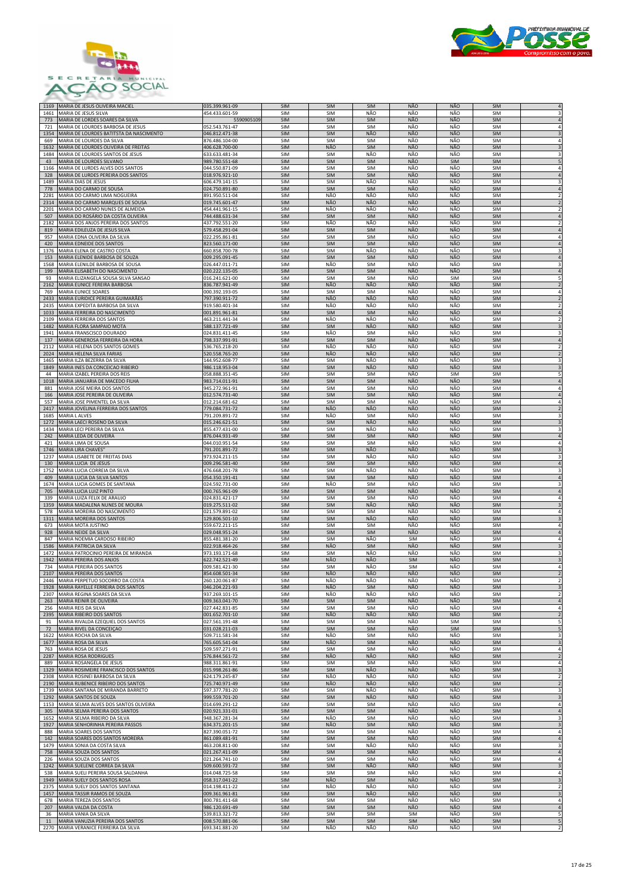| | | | | | | | | | |
|---|---|---|---|---|---|---|---|---|---|
| 1169 | MARIA DE JESUS OLIVEIRA MACIEL | 035.399.961-09 | SIM | SIM | SIM | NÃO | NÃO | SIM | 4 |
| 1461 | MARIA DE JESUS SILVA | 454.433.601-59 | SIM | SIM | NÃO | NÃO | NÃO | SIM | 3 |
| 773 | MARIA DE LORDES SOARES DA SILVA | 5590905109 | SIM | SIM | SIM | NÃO | NÃO | SIM | 4 |
| 721 | MARIA DE LOURDES BARBOSA DE JESUS | 052.543.761-47 | SIM | SIM | SIM | NÃO | NÃO | SIM | 4 |
| 1354 | MARIA DE LOURDES BATITSTA DA NASCIMENTO | 046.812.471-38 | SIM | SIM | NÃO | NÃO | NÃO | SIM | 3 |
| 669 | MARIA DE LOURDES DA SILVA | 876.486.104-00 | SIM | SIM | SIM | NÃO | NÃO | SIM | 4 |
| 1632 | MARIA DE LOURDES OLIVEIRA DE FREITAS | 406.628.700-00 | SIM | NÃO | SIM | NÃO | NÃO | SIM | 3 |
| 1484 | MARIA DE LOURDES SANTOS DE JESUS | 633.633.481-34 | SIM | SIM | NÃO | NÃO | NÃO | SIM | 3 |
| 43 | MARIA DE LOURDES SILVANO | 989.780.551-68 | SIM | SIM | SIM | NÃO | SIM | SIM | 5 |
| 1166 | MARIA DE LURDES ALVES DOS SANTOS | 044.550.871-09 | SIM | SIM | SIM | NÃO | NÃO | SIM | 4 |
| 328 | MARIA DE LURDES PEREIRA DOS SANTOS | 018.976.921-10 | SIM | SIM | SIM | NÃO | NÃO | SIM | 4 |
| 1489 | MARIA DIAS DE JESUS | 606.479.141-15 | SIM | SIM | NÃO | NÃO | NÃO | SIM | 3 |
| 778 | MARIA DO CARMO DE SOUSA | 024.750.891-80 | SIM | SIM | SIM | NÃO | NÃO | SIM | 4 |
| 2281 | MARIA DO CARMO LIMA NOGUEIRA | 891.950.511-04 | SIM | NÃO | NÃO | NÃO | NÃO | SIM | 2 |
| 2314 | MARIA DO CARMO MARQUES DE SOUSA | 019.745.601-47 | SIM | NÃO | NÃO | NÃO | NÃO | SIM | 2 |
| 2201 | MARIA DO CARMO NUNES DE ALMEIDA | 454.441.961-15 | SIM | NÃO | NÃO | NÃO | NÃO | SIM | 2 |
| 507 | MARIA DO ROSÁRIO DA COSTA OLIVEIRA | 744.488.631-34 | SIM | SIM | SIM | NÃO | NÃO | SIM | 4 |
| 2182 | MARIA DOS ANJOS PEREIRA DOS SANTOS | 437.792.551-20 | SIM | NÃO | NÃO | NÃO | NÃO | SIM | 2 |
| 819 | MARIA EDILEUZA DE JESUS SILVA | 579.458.291-04 | SIM | SIM | SIM | NÃO | NÃO | SIM | 4 |
| 957 | MARIA EDNA OLIVEIRA DA SILVA | 022.295.861-81 | SIM | SIM | SIM | NÃO | NÃO | SIM | 4 |
| 420 | MARIA EDNEIDE DOS SANTOS | 823.560.171-00 | SIM | SIM | SIM | NÃO | NÃO | SIM | 4 |
| 1376 | MARIA ELENA DE CASTRO COSTA | 660.858.700-78 | SIM | SIM | NÃO | NÃO | NÃO | SIM | 3 |
| 153 | MARIA ELENIDE BARBOSA DE SOUZA | 009.295.091-45 | SIM | SIM | SIM | NÃO | NÃO | SIM | 4 |
| 1568 | MARIA ELENILDE BARBOSA DE SOUSA | 026.447.011-71 | SIM | NÃO | SIM | NÃO | NÃO | SIM | 3 |
| 199 | MARIA ELISABETH DO NASCIMENTO | 020.222.135-05 | SIM | SIM | SIM | NÃO | NÃO | SIM | 4 |
| 93 | MARIA ELIZANGELA SOUSA SILVA SANSAO | 016.241.621-00 | SIM | SIM | SIM | NÃO | SIM | SIM | 5 |
| 2162 | MARIA EUNICE FEREIRA BARBOSA | 836.787.941-49 | SIM | NÃO | NÃO | NÃO | NÃO | SIM | 2 |
| 769 | MARIA EUNICE SOARES | 000.392.193-05 | SIM | SIM | SIM | NÃO | NÃO | SIM | 4 |
| 2433 | MARIA EURIDICE PEREIRA GUIMARÃES | 797.390.911-72 | SIM | NÃO | NÃO | NÃO | NÃO | SIM | 2 |
| 2435 | MARIA EXPEDITA BARBOSA DA SILVA | 919.580.401-34 | SIM | NÃO | NÃO | NÃO | NÃO | SIM | 2 |
| 1033 | MARIA FERREIRA DO NASCIMENTO | 001.891.961-81 | SIM | SIM | SIM | NÃO | NÃO | SIM | 4 |
| 2109 | MARIA FERREIRA DOS SANTOS | 463.211.441-34 | SIM | NÃO | NÃO | NÃO | NÃO | SIM | 2 |
| 1482 | MARIA FLORA SAMPAIO MOTA | 588.137.721-49 | SIM | SIM | NÃO | NÃO | NÃO | SIM | 3 |
| 1941 | MARIA FRANSCISCO DOURADO | 024.831.411-45 | SIM | NÃO | SIM | NÃO | NÃO | SIM | 3 |
| 137 | MARIA GENEROSA FERREIRA DA HORA | 798.337.991-91 | SIM | SIM | SIM | NÃO | NÃO | SIM | 4 |
| 2112 | MARIA HELENA DOS SANTOS GOMES | 536.765.218-20 | SIM | NÃO | NÃO | NÃO | NÃO | SIM | 2 |
| 2024 | MARIA HELENA SILVA FARIAS | 520.558.765-20 | SIM | NÃO | NÃO | NÃO | NÃO | SIM | 2 |
| 1465 | MARIA ILZA BEZERRA DA SILVA | 144.952.608-77 | SIM | SIM | NÃO | NÃO | NÃO | SIM | 3 |
| 1849 | MARIA INES DA CONCEICAO RIBEIRO | 986.118.953-04 | SIM | SIM | NÃO | NÃO | NÃO | SIM | 3 |
| 44 | MARIA IZABEL PEREIRA DOS REIS | 058.888.351-45 | SIM | SIM | SIM | NÃO | SIM | SIM | 5 |
| 1018 | MARIA JANUARIA DE MACEDO FILHA | 983.714.011-91 | SIM | SIM | SIM | NÃO | NÃO | SIM | 4 |
| 881 | MARIA JOSE MEIRA DOS SANTOS | 945.272.961-91 | SIM | SIM | SIM | NÃO | NÃO | SIM | 4 |
| 166 | MARIA JOSE PEREIRA DE OLIVEIRA | 012.574.731-40 | SIM | SIM | SIM | NÃO | NÃO | SIM | 4 |
| 557 | MARIA JOSE PIMENTEL DA SILVA | 012.214.681-62 | SIM | SIM | SIM | NÃO | NÃO | SIM | 4 |
| 2417 | MARIA JOVELINA FERREIRA DOS SANTOS | 779.084.731-72 | SIM | NÃO | NÃO | NÃO | NÃO | SIM | 2 |
| 1685 | MARIA L ALVES | 791.209.891-72 | SIM | NÃO | SIM | NÃO | NÃO | SIM | 3 |
| 1272 | MARIA LAECI ROSENO DA SILVA | 015.246.621-51 | SIM | SIM | NÃO | NÃO | NÃO | SIM | 3 |
| 1434 | MARIA LECI PEREIRA DA SILVA | 855.477.431-00 | SIM | SIM | NÃO | NÃO | NÃO | SIM | 3 |
| 242 | MARIA LEDA DE OLIVEIRA | 876.044.931-49 | SIM | SIM | SIM | NÃO | NÃO | SIM | 4 |
| 421 | MARIA LIMA DE SOUSA | 044.010.951-54 | SIM | SIM | SIM | NÃO | NÃO | SIM | 4 |
| 1746 | MARIA LIRA CHAVES" | 791.201.891-72 | SIM | SIM | NÃO | NÃO | NÃO | SIM | 3 |
| 1237 | MARIA LISABETE DE FREITAS DIAS | 973.924.211-15 | SIM | SIM | NÃO | NÃO | NÃO | SIM | 3 |
| 130 | MARIA LUCIA DE JESUS | 009.296.581-40 | SIM | SIM | SIM | NÃO | NÃO | SIM | 4 |
| 1752 | MARIA LUCIA CORREIA DA SILVA | 476.668.201-78 | SIM | SIM | NÃO | NÃO | NÃO | SIM | 3 |
| 409 | MARIA LUCIA DA SILVA SANTOS | 054.350.191-41 | SIM | SIM | SIM | NÃO | NÃO | SIM | 4 |
| 1674 | MARIA LUCIA GOMES DE SANTANA | 024.592.731-00 | SIM | NÃO | SIM | NÃO | NÃO | SIM | 3 |
| 705 | MARIA LUCIA LUIZ PINTO | 000.765.961-09 | SIM | SIM | SIM | NÃO | NÃO | SIM | 4 |
| 339 | MARIA LUIZA FELIX DE ARAUJO | 024.831.421-17 | SIM | SIM | SIM | NÃO | NÃO | SIM | 4 |
| 1359 | MARIA MADALENA NUNES DE MOURA | 019.275.511-02 | SIM | SIM | NÃO | NÃO | NÃO | SIM | 3 |
| 578 | MARIA MOREIRA DO NASCIMENTO | 021.579.891-02 | SIM | SIM | SIM | NÃO | NÃO | SIM | 4 |
| 1311 | MARIA MOREIRA DOS SANTOS | 129.806.501-10 | SIM | SIM | NÃO | NÃO | NÃO | SIM | 3 |
| 673 | MARIA MOTA JUSTINO | 559.672.211-15 | SIM | SIM | SIM | NÃO | NÃO | SIM | 4 |
| 928 | MARIA NEIDE DA SILVA | 029.048.951-24 | SIM | SIM | SIM | NÃO | NÃO | SIM | 4 |
| 847 | MARIA NOEMIA CARDOSO RIBEIRO | 855.481.381-20 | SIM | SIM | NÃO | SIM | NÃO | SIM | 4 |
| 1586 | MARIA PATRICIA DA SILVA | 022.918.464-26 | SIM | NÃO | SIM | NÃO | NÃO | SIM | 3 |
| 1472 | MARIA PATROCINIO PEREIRA DE MIRANDA | 973.193.171-68 | SIM | SIM | NÃO | NÃO | NÃO | SIM | 3 |
| 1942 | MARIA PEREIRA DOS ANJOS | 622.742.521-49 | SIM | NÃO | NÃO | SIM | NÃO | SIM | 3 |
| 734 | MARIA PEREIRA DOS SANTOS | 009.581.421-30 | SIM | SIM | NÃO | SIM | NÃO | SIM | 4 |
| 2107 | MARIA PEREIRA DOS SANTOS | 854.608.501-34 | SIM | NÃO | NÃO | NÃO | NÃO | SIM | 2 |
| 2446 | MARIA PERPETUO SOCORRO DA COSTA | 260.120.061-87 | SIM | NÃO | NÃO | NÃO | NÃO | SIM | 2 |
| 1928 | MARIA RAYELLE FERREIRA DOS SANTOS | 046.204.221-93 | SIM | NÃO | SIM | NÃO | NÃO | SIM | 3 |
| 2307 | MARIA REGINA SOARES DA SILVA | 937.269.101-15 | SIM | NÃO | NÃO | NÃO | NÃO | SIM | 2 |
| 263 | MARIA REINIR DE OLIVEIRA | 009.363.041-70 | SIM | SIM | SIM | NÃO | NÃO | SIM | 4 |
| 256 | MARIA REIS DA SILVA | 027.442.831-85 | SIM | SIM | SIM | NÃO | NÃO | SIM | 4 |
| 2395 | MARIA RIBEIRO DOS SANTOS | 001.652.701-10 | SIM | NÃO | NÃO | NÃO | NÃO | SIM | 2 |
| 91 | MARIA RIVALDA EZEQUIEL DOS SANTOS | 027.561.191-48 | SIM | SIM | SIM | NÃO | SIM | SIM | 5 |
| 72 | MARIA RIVEL DA CONCEIÇAO | 031.028.211-03 | SIM | SIM | SIM | NÃO | SIM | SIM | 5 |
| 1622 | MARIA ROCHA DA SILVA | 509.711.581-34 | SIM | NÃO | SIM | NÃO | NÃO | SIM | 3 |
| 1677 | MARIA ROSA DA SILVA | 765.605.541-04 | SIM | NÃO | SIM | NÃO | NÃO | SIM | 3 |
| 763 | MARIA ROSA DE JESUS | 509.597.271-91 | SIM | SIM | SIM | NÃO | NÃO | SIM | 4 |
| 2287 | MARIA ROSA RODRIGUES | 576.844.561-72 | SIM | NÃO | NÃO | NÃO | NÃO | SIM | 2 |
| 889 | MARIA ROSANGELA DE JESUS | 988.311.861-91 | SIM | SIM | SIM | NÃO | NÃO | SIM | 4 |
| 1329 | MARIA ROSIMEIRE FRANCISCO DOS SANTOS | 015.998.261-86 | SIM | SIM | NÃO | NÃO | NÃO | SIM | 3 |
| 2308 | MARIA ROSINEI BARBOSA DA SILVA | 624.179.245-87 | SIM | NÃO | NÃO | NÃO | NÃO | SIM | 2 |
| 2190 | MARIA RUBENICE RIBEIRO DOS SANTOS | 725.740.971-49 | SIM | NÃO | NÃO | NÃO | NÃO | SIM | 2 |
| 1739 | MARIA SANTANA DE MIRANDA BARRETO | 597.377.781-20 | SIM | SIM | NÃO | NÃO | NÃO | SIM | 3 |
| 1292 | MARIA SANTOS DE SOUZA | 999.559.701-20 | SIM | SIM | NÃO | NÃO | NÃO | SIM | 3 |
| 1153 | MARIA SELMA ALVES DOS SANTOS OLIVEIRA | 014.699.291-12 | SIM | SIM | SIM | NÃO | NÃO | SIM | 4 |
| 305 | MARIA SELMA PEREIRA DOS SANTOS | 020.921.331-01 | SIM | SIM | SIM | NÃO | NÃO | SIM | 4 |
| 1652 | MARIA SELMA RIBEIRO DA SILVA | 948.367.281-34 | SIM | NÃO | SIM | NÃO | NÃO | SIM | 3 |
| 1927 | MARIA SENHORINHA PEREIRA PASSOS | 634.371.201-15 | SIM | NÃO | SIM | NÃO | NÃO | SIM | 3 |
| 888 | MARIA SOARES DOS SANTOS | 827.390.051-72 | SIM | SIM | SIM | NÃO | NÃO | SIM | 4 |
| 142 | MARIA SOARES DOS SANTOS MOREIRA | 861.089.481-91 | SIM | SIM | SIM | NÃO | NÃO | SIM | 4 |
| 1479 | MARIA SONIA DA COSTA SILVA | 463.208.811-00 | SIM | SIM | NÃO | NÃO | NÃO | SIM | 3 |
| 758 | MARIA SOUZA DOS SANTOS | 021.267.411-09 | SIM | SIM | SIM | NÃO | NÃO | SIM | 4 |
| 226 | MARIA SOUZA DOS SANTOS | 021.264.741-10 | SIM | SIM | SIM | NÃO | NÃO | SIM | 4 |
| 1242 | MARIA SUELENE CORREA DA SILVA | 509.600.591-72 | SIM | SIM | NÃO | NÃO | NÃO | SIM | 3 |
| 538 | MARIA SUELI PEREIRA SOUSA SALDANHA | 014.048.725-58 | SIM | SIM | SIM | NÃO | NÃO | SIM | 4 |
| 1949 | MARIA SUELY DOS SANTOS ROSA | 058.317.041-22 | SIM | NÃO | SIM | NÃO | NÃO | SIM | 3 |
| 2375 | MARIA SUELY DOS SANTOS SANTANA | 014.198.411-22 | SIM | NÃO | NÃO | NÃO | NÃO | SIM | 2 |
| 1457 | MARIA TASSIR RAMOS DE SOUZA | 009.361.961-81 | SIM | SIM | NÃO | NÃO | NÃO | SIM | 3 |
| 678 | MARIA TEREZA DOS SANTOS | 800.781.411-68 | SIM | SIM | SIM | NÃO | NÃO | SIM | 4 |
| 207 | MARIA VALDA DA COSTA | 986.120.691-49 | SIM | SIM | SIM | NÃO | NÃO | SIM | 4 |
| 36 | MARIA VANIA DA SILVA | 539.813.321-72 | SIM | SIM | SIM | SIM | NÃO | SIM | 5 |
| 11 | MARIA VANUZIA PEREIRA DOS SANTOS | 008.570.881-06 | SIM | SIM | SIM | SIM | NÃO | SIM | 5 |
| 2270 | MARIA VERANICE FERREIRA DA SILVA | 693.341.881-20 | SIM | NÃO | NÃO | NÃO | NÃO | SIM | 2 |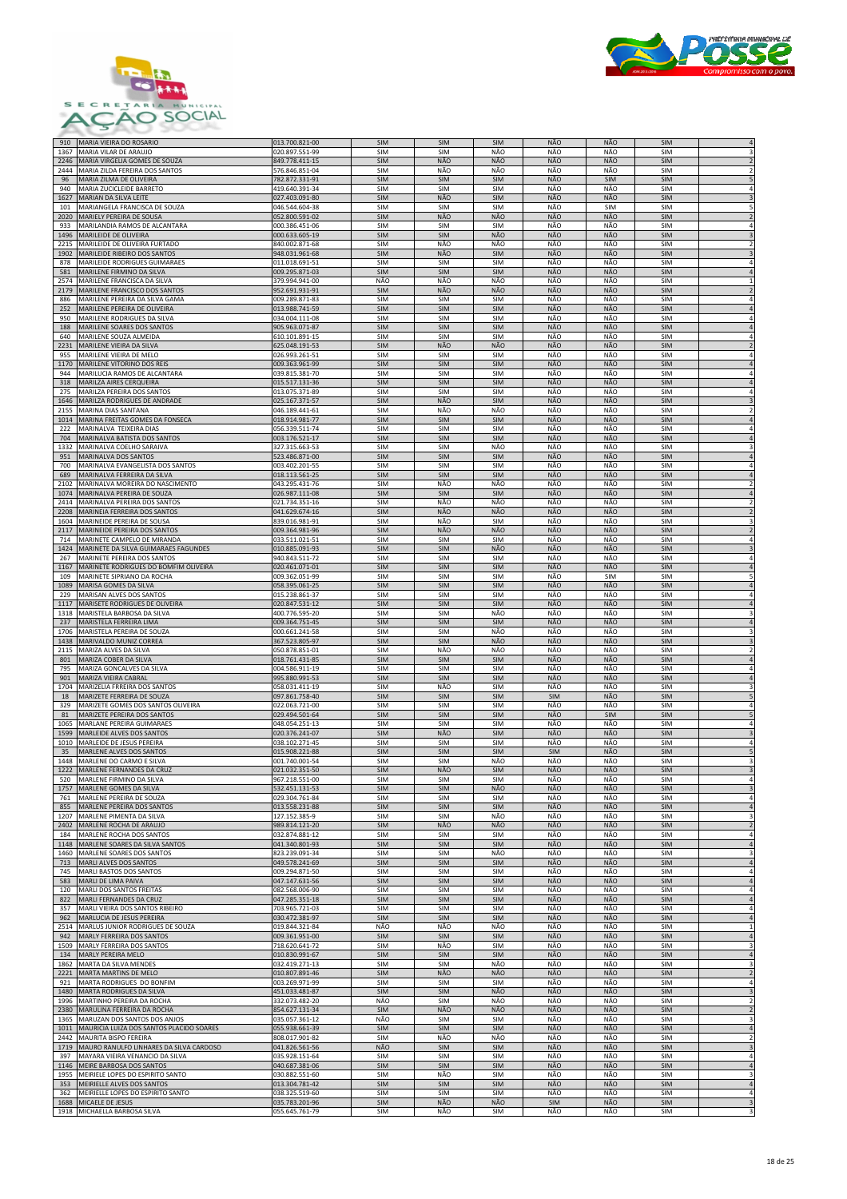| | | | | | | | | | |
|---|---|---|---|---|---|---|---|---|---|
| 910 | MARIA VIEIRA DO ROSARIO | 013.700.821-00 | SIM | SIM | SIM | NÃO | NÃO | SIM | 4 |
| 1367 | MARIA VILAR DE ARAUJO | 020.897.551-99 | SIM | SIM | NÃO | NÃO | NÃO | SIM | 3 |
| 2246 | MARIA VIRGELIA GOMES DE SOUZA | 849.778.411-15 | SIM | NÃO | NÃO | NÃO | NÃO | SIM | 2 |
| 2444 | MARIA ZILDA FEREIRA DOS SANTOS | 576.846.851-04 | SIM | NÃO | NÃO | NÃO | NÃO | SIM | 2 |
| 96 | MARIA ZILMA DE OLIVEIRA | 782.872.331-91 | SIM | SIM | SIM | NÃO | SIM | SIM | 5 |
| 940 | MARIA ZUCICLEIDE BARRETO | 419.640.391-34 | SIM | SIM | SIM | NÃO | NÃO | SIM | 4 |
| 1627 | MARIAN DA SILVA LEITE | 027.403.091-80 | SIM | NÃO | SIM | NÃO | NÃO | SIM | 3 |
| 101 | MARIANGELA FRANCISCA DE SOUZA | 046.544.604-38 | SIM | SIM | SIM | NÃO | SIM | SIM | 5 |
| 2020 | MARIELY PEREIRA DE SOUSA | 052.800.591-02 | SIM | NÃO | NÃO | NÃO | NÃO | SIM | 2 |
| 933 | MARILANDIA RAMOS DE ALCANTARA | 000.386.451-06 | SIM | SIM | SIM | NÃO | NÃO | SIM | 4 |
| 1496 | MARILEIDE DE OLIVEIRA | 000.633.605-19 | SIM | SIM | NÃO | NÃO | NÃO | SIM | 3 |
| 2215 | MARILEIDE DE OLIVEIRA FURTADO | 840.002.871-68 | SIM | NÃO | NÃO | NÃO | NÃO | SIM | 2 |
| 1902 | MARILEIDE RIBEIRO DOS SANTOS | 948.031.961-68 | SIM | NÃO | SIM | NÃO | NÃO | SIM | 3 |
| 878 | MARILEIDE RODRIGUES GUIMARAES | 011.018.691-51 | SIM | SIM | SIM | NÃO | NÃO | SIM | 4 |
| 581 | MARILENE FIRMINO DA SILVA | 009.295.871-03 | SIM | SIM | SIM | NÃO | NÃO | SIM | 4 |
| 2574 | MARILENE FRANCISCA DA SILVA | 379.994.941-00 | NÃO | NÃO | NÃO | NÃO | NÃO | SIM | 1 |
| 2179 | MARILENE FRANCISCO DOS SANTOS | 952.691.931-91 | SIM | NÃO | NÃO | NÃO | NÃO | SIM | 2 |
| 886 | MARILENE PEREIRA DA SILVA GAMA | 009.289.871-83 | SIM | SIM | SIM | NÃO | NÃO | SIM | 4 |
| 252 | MARILENE PEREIRA DE OLIVEIRA | 013.988.741-59 | SIM | SIM | SIM | NÃO | NÃO | SIM | 4 |
| 950 | MARILENE RODRIGUES DA SILVA | 034.004.111-08 | SIM | SIM | SIM | NÃO | NÃO | SIM | 4 |
| 188 | MARILENE SOARES DOS SANTOS | 905.963.071-87 | SIM | SIM | SIM | NÃO | NÃO | SIM | 4 |
| 640 | MARILENE SOUZA ALMEIDA | 610.101.891-15 | SIM | SIM | SIM | NÃO | NÃO | SIM | 4 |
| 2231 | MARILENE VIEIRA DA SILVA | 625.048.191-53 | SIM | NÃO | NÃO | NÃO | NÃO | SIM | 2 |
| 955 | MARILENE VIEIRA DE MELO | 026.993.261-51 | SIM | SIM | SIM | NÃO | NÃO | SIM | 4 |
| 1170 | MARILENE VITORINO DOS REIS | 009.363.961-99 | SIM | SIM | SIM | NÃO | NÃO | SIM | 4 |
| 944 | MARILUCIA RAMOS DE ALCANTARA | 039.815.381-70 | SIM | SIM | SIM | NÃO | NÃO | SIM | 4 |
| 318 | MARILZA AIRES CERQUEIRA | 015.517.131-36 | SIM | SIM | SIM | NÃO | NÃO | SIM | 4 |
| 275 | MARILZA PEREIRA DOS SANTOS | 013.075.371-89 | SIM | SIM | SIM | NÃO | NÃO | SIM | 4 |
| 1646 | MARILZA RODRIGUES DE ANDRADE | 025.167.371-57 | SIM | NÃO | SIM | NÃO | NÃO | SIM | 3 |
| 2155 | MARINA DIAS SANTANA | 046.189.441-61 | SIM | NÃO | NÃO | NÃO | NÃO | SIM | 2 |
| 1014 | MARINA FREITAS GOMES DA FONSECA | 018.914.981-77 | SIM | SIM | SIM | NÃO | NÃO | SIM | 4 |
| 222 | MARINALVA TEIXEIRA DIAS | 056.339.511-74 | SIM | SIM | SIM | NÃO | NÃO | SIM | 4 |
| 704 | MARINALVA BATISTA DOS SANTOS | 003.176.521-17 | SIM | SIM | SIM | NÃO | NÃO | SIM | 4 |
| 1332 | MARINALVA COELHO SARAIVA | 327.315.663-53 | SIM | SIM | NÃO | NÃO | NÃO | SIM | 3 |
| 951 | MARINALVA DOS SANTOS | 523.486.871-00 | SIM | SIM | SIM | NÃO | NÃO | SIM | 4 |
| 700 | MARINALVA EVANGELISTA DOS SANTOS | 003.402.201-55 | SIM | SIM | SIM | NÃO | NÃO | SIM | 4 |
| 689 | MARINALVA FERREIRA DA SILVA | 018.113.561-25 | SIM | SIM | SIM | NÃO | NÃO | SIM | 4 |
| 2102 | MARINALVA MOREIRA DO NASCIMENTO | 043.295.431-76 | SIM | NÃO | NÃO | NÃO | NÃO | SIM | 2 |
| 1074 | MARINALVA PEREIRA DE SOUZA | 026.987.111-08 | SIM | SIM | SIM | NÃO | NÃO | SIM | 4 |
| 2414 | MARINALVA PEREIRA DOS SANTOS | 021.734.351-16 | SIM | NÃO | NÃO | NÃO | NÃO | SIM | 2 |
| 2208 | MARINEIA FERREIRA DOS SANTOS | 041.629.674-16 | SIM | NÃO | NÃO | NÃO | NÃO | SIM | 2 |
| 1604 | MARINEIDE PEREIRA DE SOUSA | 839.016.981-91 | SIM | NÃO | SIM | NÃO | NÃO | SIM | 3 |
| 2117 | MARINEIDE PEREIRA DOS SANTOS | 009.364.981-96 | SIM | NÃO | NÃO | NÃO | NÃO | SIM | 2 |
| 714 | MARINETE CAMPELO DE MIRANDA | 033.511.021-51 | SIM | SIM | SIM | NÃO | NÃO | SIM | 4 |
| 1424 | MARINETE DA SILVA GUIMARAES FAGUNDES | 010.885.091-93 | SIM | SIM | NÃO | NÃO | NÃO | SIM | 3 |
| 267 | MARINETE PEREIRA DOS SANTOS | 940.843.511-72 | SIM | SIM | SIM | NÃO | NÃO | SIM | 4 |
| 1167 | MARINETE RODRIGUES DO BOMFIM OLIVEIRA | 020.461.071-01 | SIM | SIM | SIM | NÃO | NÃO | SIM | 4 |
| 109 | MARINETE SIPRIANO DA ROCHA | 009.362.051-99 | SIM | SIM | SIM | NÃO | SIM | SIM | 5 |
| 1089 | MARISA GOMES DA SILVA | 058.395.061-25 | SIM | SIM | SIM | NÃO | NÃO | SIM | 4 |
| 229 | MARISAN ALVES DOS SANTOS | 015.238.861-37 | SIM | SIM | SIM | NÃO | NÃO | SIM | 4 |
| 1117 | MARISETE RODRIGUES DE OLIVEIRA | 020.847.531-12 | SIM | SIM | SIM | NÃO | NÃO | SIM | 4 |
| 1318 | MARISTELA BARBOSA DA SILVA | 400.776.595-20 | SIM | SIM | NÃO | NÃO | NÃO | SIM | 3 |
| 237 | MARISTELA FERREIRA LIMA | 009.364.751-45 | SIM | SIM | SIM | NÃO | NÃO | SIM | 4 |
| 1706 | MARISTELA PEREIRA DE SOUZA | 000.661.241-58 | SIM | SIM | NÃO | NÃO | NÃO | SIM | 3 |
| 1438 | MARIVALDO MUNIZ CORREA | 367.523.805-97 | SIM | SIM | NÃO | NÃO | NÃO | SIM | 3 |
| 2115 | MARIZA ALVES DA SILVA | 050.878.851-01 | SIM | NÃO | NÃO | NÃO | NÃO | SIM | 2 |
| 801 | MARIZA COBER DA SILVA | 018.761.431-85 | SIM | SIM | SIM | NÃO | NÃO | SIM | 4 |
| 795 | MARIZA GONCALVES DA SILVA | 004.586.911-19 | SIM | SIM | SIM | NÃO | NÃO | SIM | 4 |
| 901 | MARIZA VIEIRA CABRAL | 995.880.991-53 | SIM | SIM | SIM | NÃO | NÃO | SIM | 4 |
| 1704 | MARIZELIA FRREIRA DOS SANTOS | 058.031.411-19 | SIM | NÃO | SIM | NÃO | NÃO | SIM | 3 |
| 18 | MARIZETE FERREIRA DE SOUZA | 097.861.758-40 | SIM | SIM | SIM | SIM | NÃO | SIM | 5 |
| 329 | MARIZETE GOMES DOS SANTOS OLIVEIRA | 022.063.721-00 | SIM | SIM | SIM | NÃO | NÃO | SIM | 4 |
| 81 | MARIZETE PEREIRA DOS SANTOS | 029.494.501-64 | SIM | SIM | SIM | NÃO | SIM | SIM | 5 |
| 1065 | MARLANE PEREIRA GUIMARAES | 048.054.251-13 | SIM | SIM | SIM | NÃO | NÃO | SIM | 4 |
| 1599 | MARLEIDE ALVES DOS SANTOS | 020.376.241-07 | SIM | NÃO | SIM | NÃO | NÃO | SIM | 3 |
| 1010 | MARLEIDE DE JESUS PEREIRA | 038.102.271-45 | SIM | SIM | SIM | NÃO | NÃO | SIM | 4 |
| 35 | MARLENE ALVES DOS SANTOS | 015.908.221-88 | SIM | SIM | SIM | SIM | NÃO | SIM | 5 |
| 1448 | MARLENE DO CARMO E SILVA | 001.740.001-54 | SIM | SIM | NÃO | NÃO | NÃO | SIM | 3 |
| 1222 | MARLENE FERNANDES DA CRUZ | 021.032.351-50 | SIM | NÃO | SIM | NÃO | NÃO | SIM | 3 |
| 520 | MARLENE FIRMINO DA SILVA | 967.218.551-00 | SIM | SIM | SIM | NÃO | NÃO | SIM | 4 |
| 1757 | MARLENE GOMES DA SILVA | 532.451.131-53 | SIM | SIM | NÃO | NÃO | NÃO | SIM | 3 |
| 761 | MARLENE PEREIRA DE SOUZA | 029.304.761-84 | SIM | SIM | SIM | NÃO | NÃO | SIM | 4 |
| 855 | MARLENE PEREIRA DOS SANTOS | 013.558.231-88 | SIM | SIM | SIM | NÃO | NÃO | SIM | 4 |
| 1207 | MARLENE PIMENTA DA SILVA | 127.152.385-9 | SIM | SIM | NÃO | NÃO | NÃO | SIM | 3 |
| 2402 | MARLENE ROCHA DE ARAUJO | 989.814.121-20 | SIM | NÃO | NÃO | NÃO | NÃO | SIM | 2 |
| 184 | MARLENE ROCHA DOS SANTOS | 032.874.881-12 | SIM | SIM | SIM | NÃO | NÃO | SIM | 4 |
| 1148 | MARLENE SOARES DA SILVA SANTOS | 041.340.801-93 | SIM | SIM | SIM | NÃO | NÃO | SIM | 4 |
| 1460 | MARLENE SOARES DOS SANTOS | 823.239.091-34 | SIM | SIM | NÃO | NÃO | NÃO | SIM | 3 |
| 713 | MARLI ALVES DOS SANTOS | 049.578.241-69 | SIM | SIM | SIM | NÃO | NÃO | SIM | 4 |
| 745 | MARLI BASTOS DOS SANTOS | 009.294.871-50 | SIM | SIM | SIM | NÃO | NÃO | SIM | 4 |
| 583 | MARLI DE LIMA PAIVA | 047.147.631-56 | SIM | SIM | SIM | NÃO | NÃO | SIM | 4 |
| 120 | MARLI DOS SANTOS FREITAS | 082.568.006-90 | SIM | SIM | SIM | NÃO | NÃO | SIM | 4 |
| 822 | MARLI FERNANDES DA CRUZ | 047.285.351-18 | SIM | SIM | SIM | NÃO | NÃO | SIM | 4 |
| 357 | MARLI VIEIRA DOS SANTOS RIBEIRO | 703.965.721-03 | SIM | SIM | SIM | NÃO | NÃO | SIM | 4 |
| 962 | MARLUCIA DE JESUS PEREIRA | 030.472.381-97 | SIM | SIM | SIM | NÃO | NÃO | SIM | 4 |
| 2514 | MARLUS JUNIOR RODRIGUES DE SOUZA | 019.844.321-84 | NÃO | NÃO | NÃO | NÃO | NÃO | SIM | 1 |
| 942 | MARLY FERREIRA DOS SANTOS | 009.361.951-00 | SIM | SIM | SIM | NÃO | NÃO | SIM | 4 |
| 1509 | MARLY FERREIRA DOS SANTOS | 718.620.641-72 | SIM | NÃO | SIM | NÃO | NÃO | SIM | 3 |
| 134 | MARLY PEREIRA MELO | 010.830.991-67 | SIM | SIM | SIM | NÃO | NÃO | SIM | 4 |
| 1862 | MARTA DA SILVA MENDES | 032.419.271-13 | SIM | SIM | NÃO | NÃO | NÃO | SIM | 3 |
| 2221 | MARTA MARTINS DE MELO | 010.807.891-46 | SIM | NÃO | NÃO | NÃO | NÃO | SIM | 2 |
| 921 | MARTA RODRIGUES DO BONFIM | 003.269.971-99 | SIM | SIM | SIM | NÃO | NÃO | SIM | 4 |
| 1480 | MARTA RODRIGUES DA SILVA | 451.033.481-87 | SIM | SIM | NÃO | NÃO | NÃO | SIM | 3 |
| 1996 | MARTINHO PEREIRA DA ROCHA | 332.073.482-20 | NÃO | SIM | NÃO | NÃO | NÃO | SIM | 2 |
| 2380 | MARULINA FERREIRA DA ROCHA | 854.627.131-34 | SIM | NÃO | NÃO | NÃO | NÃO | SIM | 2 |
| 1365 | MARUZAN DOS SANTOS DOS ANJOS | 035.057.361-12 | NÃO | SIM | SIM | NÃO | NÃO | SIM | 3 |
| 1011 | MAURICIA LUIZA DOS SANTOS PLACIDO SOARES | 055.938.661-39 | SIM | SIM | SIM | NÃO | NÃO | SIM | 4 |
| 2442 | MAURITA BISPO FEREIRA | 808.017.901-82 | SIM | NÃO | NÃO | NÃO | NÃO | SIM | 2 |
| 1719 | MAURO RANULFO LINHARES DA SILVA CARDOSO | 041.826.561-56 | NÃO | SIM | SIM | NÃO | NÃO | SIM | 3 |
| 397 | MAYARA VIEIRA VENANCIO DA SILVA | 035.928.151-64 | SIM | SIM | SIM | NÃO | NÃO | SIM | 4 |
| 1146 | MEIRE BARBOSA DOS SANTOS | 040.687.381-06 | SIM | SIM | SIM | NÃO | NÃO | SIM | 4 |
| 1955 | MEIRIELE LOPES DO ESPIRITO SANTO | 030.882.551-60 | SIM | NÃO | SIM | NÃO | NÃO | SIM | 3 |
| 353 | MEIRIELLE ALVES DOS SANTOS | 013.304.781-42 | SIM | SIM | SIM | NÃO | NÃO | SIM | 4 |
| 362 | MEIRIELLE LOPES DO ESPIRITO SANTO | 038.325.519-60 | SIM | SIM | SIM | NÃO | NÃO | SIM | 4 |
| 1688 | MICAELE DE JESUS | 035.783.201-96 | SIM | NÃO | NÃO | SIM | NÃO | SIM | 3 |
| 1918 | MICHAELLA BARBOSA SILVA | 055.645.761-79 | SIM | NÃO | SIM | NÃO | NÃO | SIM | 3 |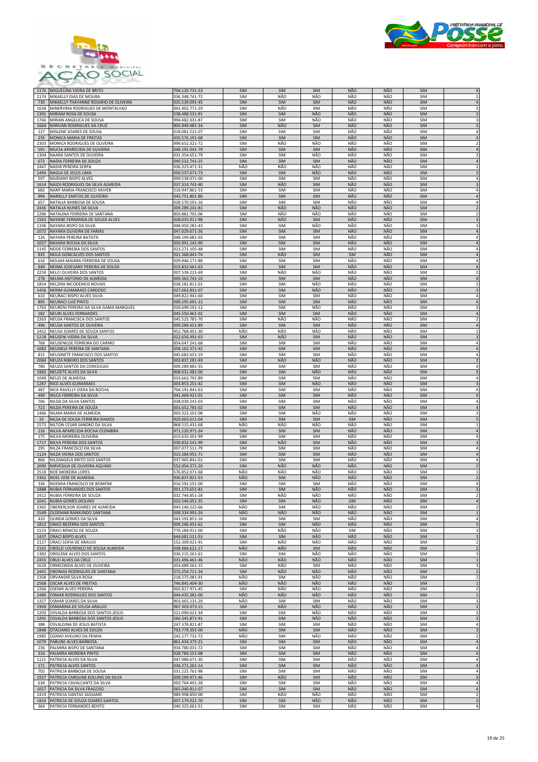| | | | | | | | | | |
|---|---|---|---|---|---|---|---|---|---|
| 1176 | MIGUELINA VIEIRA DE BRITO | 704.120.731-53 | SIM | SIM | SIM | NÃO | NÃO | SIM | 4 |
| 2174 | MIKAELLY DIAS DE MOURA | 036.348.741-72 | SIM | NÃO | NÃO | NÃO | NÃO | SIM | 2 |
| 730 | MIKAELLY THAYANNE ROSARIO DE OLIVEIRA | 035.539.091-45 | SIM | SIM | SIM | NÃO | NÃO | SIM | 4 |
| 1658 | MINERVINA RODRIGUES DE MONTALVAO | 001.402.771-29 | SIM | NÃO | SIM | NÃO | NÃO | SIM | 3 |
| 1391 | MIRIAM ROSA DE SOUSA | 538.488.531-91 | SIM | SIM | NÃO | NÃO | NÃO | SIM | 3 |
| 1766 | MIRIAN ANGELICA DE SOUSA | 994.482.031-87 | SIM | SIM | NÃO | NÃO | NÃO | SIM | 3 |
| 1664 | MIRIVAN RODRIGUES DA CRUZ | 805.949.481-34 | SIM | NÃO | SIM | NÃO | NÃO | SIM | 3 |
| 127 | MISLENE SOARES DE SOUSA | 018.081.521-07 | SIM | SIM | SIM | NÃO | NÃO | SIM | 4 |
| 235 | MONICA MARIA DE FREITAS | 435.576.191-68 | SIM | SIM | SIM | NÃO | NÃO | SIM | 4 |
| 2303 | MONICA RODRIGUES DE OLIVEIRA | 999.652.321-72 | SIM | NÃO | NÃO | NÃO | NÃO | SIM | 2 |
| 591 | MUCIA APARECIDA DE OLIVEIRA | 048.191.041-79 | SIM | SIM | SIM | NÃO | NÃO | SIM | 4 |
| 1304 | NAARA SANTOS DE OLIVEIRA | 031.354.651-79 | SIM | SIM | NÃO | NÃO | NÃO | SIM | 3 |
| 672 | NADIA FERREIRA DE SOUZA | 040.532.741-25 | SIM | SIM | SIM | NÃO | NÃO | SIM | 4 |
| 2447 | NADIR PEREIRA SERPA | 036.323.471-31 | NÃO | NÃO | NÃO | NÃO | NÃO | SIM | 1 |
| 1494 | NAGLA DE JESUS LIMA | 050.537.671-73 | SIM | SIM | NÃO | NÃO | NÃO | SIM | 3 |
| 597 | NAIDIANY BISPO ALVES | 009.538.071-00 | SIM | SIM | SIM | NÃO | NÃO | SIM | 4 |
| 1614 | NAIZA RODRIGUES DA SILVA ALMEIDA | 037.314.741-40 | SIM | NÃO | SIM | NÃO | NÃO | SIM | 3 |
| 682 | NANY MARIA FRANCISCO XAVIER | 516.947.861-53 | SIM | SIM | SIM | NÃO | NÃO | SIM | 4 |
| 994 | NARIELLY SANTOS DE OLIVEIRA | 043.751.801-86 | SIM | SIM | SIM | NÃO | NÃO | SIM | 4 |
| 657 | NATALIA BARBOSA DE SOUSA | 028.570.591-16 | SIM | SIM | SIM | NÃO | NÃO | SIM | 4 |
| 2436 | NATALIA NUNES DA SILVA | 009.289.241-81 | SIM | NÃO | NÃO | NÃO | NÃO | SIM | 2 |
| 2286 | NATALINA FERREIRA DE SANTANA | 850.881.701-06 | SIM | NÃO | NÃO | NÃO | NÃO | SIM | 2 |
| 1563 | NAYANE FERNANDA DE SOUZA ALVES | 028.033.911-98 | SIM | NÃO | SIM | NÃO | NÃO | SIM | 3 |
| 1336 | NAYARA BISPO DA SILVA | 048.950.281-43 | SIM | SIM | NÃO | NÃO | NÃO | SIM | 3 |
| 1072 | NAYARA OLIVEIRA DE FARIAS | 047.029.671-26 | SIM | SIM | SIM | NÃO | NÃO | SIM | 4 |
| 126 | NAYARA PEREIRA BATISTA | 048.194.681-03 | SIM | SIM | SIM | NÃO | NÃO | SIM | 4 |
| 1027 | NAYARA ROCHA DA SILVA | 056.991.141-90 | SIM | SIM | SIM | NÃO | NÃO | SIM | 4 |
| 1145 | NEIDE FERREIRA DOS SANTOS | 023.271.105-48 | SIM | SIM | SIM | NÃO | NÃO | SIM | 4 |
| 835 | NEILA GONCALVES DOS SANTOS | 021.368.841-74 | SIM | NÃO | SIM | SIM | NÃO | SIM | 4 |
| 616 | NEILMA MAIARA FERREIRA DE SOUSA | 029.946.171-88 | SIM | SIM | SIM | NÃO | NÃO | SIM | 4 |
| 949 | NEIMA JOSEVANY PEREIRA DE SOUZA | 015.832.661-63 | SIM | SIM | SIM | NÃO | NÃO | SIM | 4 |
| 2259 | NELCI OLIVEIRA DOS SANTOS | 007.539.221-69 | SIM | NÃO | NÃO | NÃO | NÃO | SIM | 2 |
| 278 | NELMA ANTONIO DE ALMEIDA | 009.363.741-10 | SIM | SIM | SIM | NÃO | NÃO | SIM | 4 |
| 1854 | NELZIRA NICODEMOS NOVAIS | 038.181.811-01 | SIM | SIM | NÃO | NÃO | NÃO | SIM | 3 |
| 1456 | NERIM GUIMARAES CARDOSO | 027.663.831-07 | SIM | SIM | NÃO | NÃO | NÃO | SIM | 3 |
| 610 | NEURACI BISPO ALVES SILVA | 049.822.941-60 | SIM | SIM | SIM | NÃO | NÃO | SIM | 4 |
| 895 | NEURACI LUIZ PINTO | 009.295.691-21 | SIM | SIM | SIM | NÃO | NÃO | SIM | 4 |
| 1763 | NEURENI PEREIRA DA SILVA GAMA MARQUES | 020.699.591-12 | SIM | SIM | NÃO | NÃO | NÃO | SIM | 3 |
| 182 | NEURI ALVES FERNANDES | 045.550.461-02 | SIM | SIM | SIM | NÃO | NÃO | SIM | 4 |
| 2263 | NEUSA FRANCISCA DOS SANTOS | 045.525.781-70 | SIM | NÃO | NÃO | NÃO | NÃO | SIM | 2 |
| 496 | NEUSA SANTOS DE OLIVEIRA | 009.289.451-89 | SIM | SIM | SIM | NÃO | NÃO | SIM | 4 |
| 2452 | NEUSA SOARES DE SOUZA SANTOS | 952.768.401-30 | NÃO | NÃO | NÃO | NÃO | NÃO | SIM | 1 |
| 1218 | NEUSENI VIEIRA DA SILVA | 022.656.491-63 | SIM | NÃO | SIM | NÃO | NÃO | SIM | 3 |
| 768 | NEUSENILDE FERREIRA DO CARMO | 854.647.241-68 | SIM | SIM | SIM | NÃO | NÃO | SIM | 4 |
| 1082 | NEUSIELE PEREIRA DE SANTANA | 058.102.371-42 | SIM | SIM | SIM | NÃO | NÃO | SIM | 4 |
| 815 | NEUSINETE FRANCISCO DOS SANTOS | 045.682.621-19 | SIM | SIM | SIM | NÃO | NÃO | SIM | 4 |
| 2084 | NEUZA RIBEIRO DOS SANTOS | 003.837.281-93 | SIM | NÃO | NÃO | NÃO | NÃO | SIM | 2 |
| 780 | NEUZA SANTOS DA CONCEICAO | 009.289.881-55 | SIM | SIM | SIM | NÃO | NÃO | SIM | 4 |
| 1883 | NEUZETE ALVES DA SILVA | 808.031.481-00 | SIM | SIM | NÃO | NÃO | NÃO | SIM | 3 |
| 1049 | NEUZI DE ALMEIDA | 033.663.791-89 | SIM | SIM | SIM | NÃO | NÃO | SIM | 4 |
| 1287 | NICE ALVES GUIMARAES | 003.853.251-42 | SIM | SIM | NÃO | NÃO | NÃO | SIM | 3 |
| 487 | NICK RAVELLY VIERA DA ROCHA | 704.191.841-63 | SIM | SIM | SIM | NÃO | NÃO | SIM | 4 |
| 490 | NILCA FERREIRA DA SILVA | 041.469.421-01 | SIM | SIM | SIM | NÃO | NÃO | SIM | 4 |
| 706 | NILDA DA SILVA SANTOS | 038.039.241-03 | SIM | SIM | SIM | NÃO | NÃO | SIM | 4 |
| 723 | NILDA PEREIRA DE SOUZA | 001.652.781-02 | SIM | SIM | SIM | NÃO | NÃO | SIM | 4 |
| 1466 | NILMA MARIA DE ALMEIDA | 003.323.101-08 | SIM | SIM | NÃO | NÃO | NÃO | SIM | 3 |
| 33 | NILSA DE SOUSA FERREIRA RAMOS | 920.063.611-04 | SIM | SIM | SIM | SIM | NÃO | SIM | 5 |
| 2573 | NILTON CESAR SANDRO DA SILVA | 868.515.431-68 | NÃO | NÃO | NÃO | NÃO | NÃO | SIM | 1 |
| 216 | NILVA APARECIDA ROCHA CEZIMBRA | 971.120.971-34 | SIM | SIM | SIM | NÃO | NÃO | SIM | 4 |
| 175 | NILVA MOREIRA OLIVEIRA | 015.635.501-99 | SIM | SIM | SIM | NÃO | NÃO | SIM | 4 |
| 1717 | NILVA PEREIRA DOS SANTOS | 030.832.541-99 | SIM | NÃO | SIM | NÃO | NÃO | SIM | 3 |
| 295 | NILZA FRANCISCO DA SILVA | 007.077.511-79 | SIM | SIM | SIM | NÃO | NÃO | SIM | 4 |
| 1124 | NILZA VIEIRA DOS SANTOS | 015.384.951-71 | SIM | SIM | SIM | NÃO | NÃO | SIM | 4 |
| 860 | NILZANGELA BRITO DOS SANTOS | 037.965.841-01 | SIM | SIM | SIM | NÃO | NÃO | SIM | 4 |
| 2090 | NIRVESILIA DE OLIVEIRA AQUINO | 552.054.371-20 | SIM | NÃO | NÃO | NÃO | NÃO | SIM | 2 |
| 2518 | NOÉ MOREIRA LOPES | 576.852.071-68 | NÃO | NÃO | NÃO | NÃO | NÃO | SIM | 1 |
| 2362 | NOEL JOSE DE ALMEIDA | 936.837.821-53 | NÃO | SIM | NÃO | NÃO | NÃO | SIM | 2 |
| 336 | NOEMIA FRANCISCO DE BOMFIM | 016.591.551-00 | SIM | SIM | SIM | NÃO | NÃO | SIM | 4 |
| 1888 | NUBIA FERNANDES DOS SANTOS | 001.173.651-81 | SIM | SIM | NÃO | NÃO | NÃO | SIM | 3 |
| 2412 | NUBIA FERREIRA DE SOUZA | 032.744.851-28 | SIM | NÃO | NÃO | NÃO | NÃO | SIM | 2 |
| 1041 | NUBIA GOMES DIOLINO | 022.546.051-35 | SIM | SIM | NÃO | SIM | NÃO | SIM | 4 |
| 2365 | OBENERLSON SOARES DE ALMEIDA | 043.140.225-66 | NÃO | SIM | NÃO | NÃO | NÃO | SIM | 2 |
| 2549 | OLDEMAR RAIMUNDO SANTANA | 009.334.991-24 | NÃO | NÃO | NÃO | NÃO | NÃO | SIM | 1 |
| 410 | OLINDA GOMES DA SILVA | 043.592.851-16 | SIM | SIM | SIM | NÃO | NÃO | SIM | 4 |
| 1812 | ONICE BEZERRA DOS SANTOS | 009.296.451-62 | SIM | SIM | NÃO | NÃO | NÃO | SIM | 3 |
| 1523 | ORACI BENICIO DE SOUZA | 776.184.911-00 | SIM | NÃO | NÃO | SIM | NÃO | SIM | 3 |
| 1437 | ORACI BISPO ALVES | 644.681.511-53 | SIM | SIM | NÃO | NÃO | NÃO | SIM | 3 |
| 2127 | ORACI SOFIA DE ARAUJO | 152.309.021-91 | SIM | NÃO | NÃO | NÃO | NÃO | SIM | 2 |
| 2141 | ORISLEI LOURENÇO DE SOUSA ALMEIDA | 038.484.621-17 | NÃO | NÃO | SIM | NÃO | NÃO | SIM | 2 |
| 1382 | ORISLENE ALVES DOS SANTOS | 036.215.261-61 | SIM | SIM | NÃO | NÃO | NÃO | SIM | 3 |
| 2455 | ORLEI ALVES DA CRUZ | 031.496.461-46 | NÃO | NÃO | NÃO | NÃO | NÃO | SIM | 1 |
| 1628 | ORMEZINDA ALVES DE OLIVEIRA | 454.489.561-15 | SIM | NÃO | SIM | NÃO | NÃO | SIM | 3 |
| 2441 | ORONIAS RODRIGUES DE SANTANA | 575.254.711-34 | SIM | NÃO | NÃO | NÃO | NÃO | SIM | 2 |
| 2358 | ORVANDIR SILVA ROSA | 218.275.081-91 | NÃO | SIM | NÃO | NÃO | NÃO | SIM | 2 |
| 2568 | OSCAR ALVES DE FREITAS | 746.845.404-30 | NÃO | NÃO | NÃO | NÃO | NÃO | SIM | 1 |
| 2266 | OSENIR ALVES PEREIRA | 002.817.971-45 | SIM | NÃO | NÃO | NÃO | NÃO | SIM | 2 |
| 2480 | OSMAR RODRIGUES DOS SANTOS | 044.435.381-00 | NÃO | NÃO | NÃO | NÃO | NÃO | SIM | 1 |
| 1327 | OSMAR SOARES DA SILVA | 903.465.131-20 | NÃO | SIM | SIM | NÃO | NÃO | SIM | 3 |
| 1969 | OSMARINA DE SOUSA ARAUJO | 967.303.073-15 | SIM | NÃO | NÃO | NÃO | NÃO | SIM | 2 |
| 1203 | OSVALDA BARBOSA DOS SANTOS JESUS | 521.090.621-34 | SIM | SIM | NÃO | NÃO | NÃO | SIM | 3 |
| 1491 | OSVALDA BARBOSA DOS SANTOS JESUS | 566.345.871-91 | SIM | SIM | NÃO | NÃO | NÃO | SIM | 3 |
| 388 | OSVALDINA DE JESUS BATISTA | 247.376.821-87 | SIM | SIM | SIM | NÃO | NÃO | SIM | 4 |
| 1848 | OTACIANO ALVES DE SOUZA | 793.779.391-00 | NÃO | SIM | SIM | NÃO | NÃO | SIM | 3 |
| 1985 | OZANO AVELINO DA PENHA | 242.277.731-72 | NÃO | SIM | NÃO | NÃO | NÃO | SIM | 2 |
| 1079 | PABLINE ALVES BARBOSA | 861.434.375-21 | SIM | SIM | SIM | NÃO | NÃO | SIM | 4 |
| 236 | PALMIRA BISPO DE SANTANA | 934.780.031-72 | SIM | SIM | SIM | NÃO | NÃO | SIM | 4 |
| 316 | PALMIRA MOREIRA PINTO | 028.784.151-08 | SIM | SIM | SIM | NÃO | NÃO | SIM | 4 |
| 1121 | PATRICIA ALVES DA SILVA | 047.980.671-30 | SIM | SIM | SIM | NÃO | NÃO | SIM | 4 |
| 171 | PATRICIA ALVES SANTOS | 036.271.261-14 | SIM | SIM | SIM | NÃO | NÃO | SIM | 4 |
| 702 | PATRICIA BARBOSA DE SOUSA | 031.225.761-98 | SIM | SIM | SIM | NÃO | NÃO | SIM | 4 |
| 1937 | PATRICIA CAROLINE KOLLING DA SILVA | 009.289.971-46 | SIM | NÃO | SIM | NÃO | NÃO | SIM | 3 |
| 634 | PATRICIA CAVALCANTE DA SILVA | 003.764.491-28 | SIM | SIM | SIM | NÃO | NÃO | SIM | 4 |
| 1057 | PATRICIA DA SILVA FRAGOSO | 065.040.811-07 | SIM | SIM | SIM | NÃO | NÃO | SIM | 4 |
| 2419 | PATRICIA DANTAS SASSAME | 989.998.850-00 | SIM | NÃO | NÃO | NÃO | NÃO | SIM | 2 |
| 1833 | PATRICIA DE SOUZA SOARES SANTOS | 007.179.021-70 | SIM | SIM | NÃO | NÃO | NÃO | SIM | 3 |
| 364 | PATRICIA FERNANDES BENTO | 040.325.661-51 | SIM | SIM | SIM | NÃO | NÃO | SIM | 4 |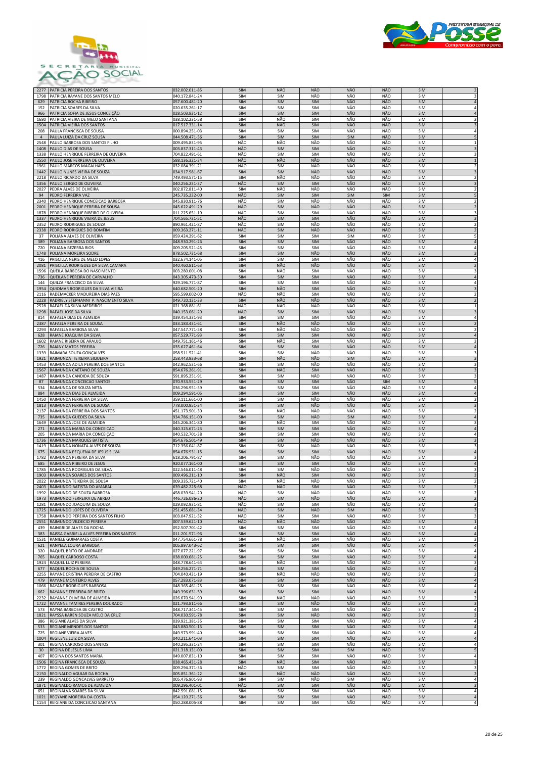| | | | | | | | | | |
|---|---|---|---|---|---|---|---|---|---|
| 2277 | PATRICIA PEREIRA DOS SANTOS | 032.002.011-85 | SIM | NÃO | NÃO | NÃO | NÃO | SIM | 2 |
| 1798 | PATRICIA RAYANE DOS SANTOS MELO | 040.172.841-24 | SIM | SIM | NÃO | NÃO | NÃO | SIM | 3 |
| 629 | PATRICIA ROCHA RIBEIRO | 057.600.481-20 | SIM | SIM | SIM | NÃO | NÃO | SIM | 4 |
| 152 | PATRICIA SOARES DA SILVA | 020.635.261-17 | SIM | SIM | SIM | NÃO | NÃO | SIM | 4 |
| 966 | PATRICIA SOFIA DE JESUS CONCEIÇÃO | 028.503.831-12 | SIM | SIM | SIM | NÃO | NÃO | SIM | 4 |
| 1680 | PATRICIA VIEIRA DE MELO SANTANA | 038.102.231-58 | SIM | NÃO | SIM | NÃO | NÃO | SIM | 3 |
| 1504 | PATRICIA VIEIRA DOS SANTOS | 017.517.331-14 | SIM | NÃO | SIM | NÃO | NÃO | SIM | 3 |
| 208 | PAULA FRANCISCA DE SOUSA | 000.894.251-03 | SIM | SIM | SIM | NÃO | NÃO | SIM | 4 |
| 4 | PAULA LUIZA DA CRUZ SOUSA | 044.508.471-56 | SIM | SIM | SIM | SIM | NÃO | SIM | 5 |
| 2548 | PAULO BARBOSA DOS SANTOS FILHO | 009.495.831-95 | NÃO | NÃO | NÃO | NÃO | NÃO | SIM | 1 |
| 1408 | PAULO DIAS DE SOUSA | 003.837.311-43 | NÃO | SIM | SIM | NÃO | NÃO | SIM | 3 |
| 1338 | PAULO HENRIQUE FERREIRA DE OLIVEIRA | 704.822.491-61 | NÃO | SIM | SIM | NÃO | NÃO | SIM | 3 |
| 2550 | PAULO JOSE FERREIRA DE OLIVEIRA | 588.136.321-34 | NÃO | NÃO | NÃO | NÃO | NÃO | SIM | 1 |
| 1961 | PAULO MARCOS MAGALHAES | 032.084.391-21 | NÃO | SIM | NÃO | NÃO | NÃO | SIM | 2 |
| 1442 | PAULO NUNES VIEIRA DE SOUZA | 034.917.981-67 | SIM | SIM | NÃO | NÃO | NÃO | SIM | 3 |
| 2218 | PAULO RICARDO DA SILVA | 749.493.571-15 | SIM | NÃO | NÃO | NÃO | NÃO | SIM | 2 |
| 1356 | PAULO SERGIO DE OLIVEIRA | 040.256.231-37 | NÃO | SIM | SIM | NÃO | NÃO | SIM | 3 |
| 2027 | PEDRA ALVES DE OLIVEIRA | 002.872.811-40 | SIM | NÃO | NÃO | NÃO | NÃO | SIM | 2 |
| 94 | PEDRO FERREIRA VAZ | 245.735.232-00 | NÃO | SIM | SIM | SIM | SIM | SIM | 5 |
| 2340 | PEDRO HENRIQUE CONCEICAO BARBOSA | 045.830.911-76 | NÃO | SIM | NÃO | NÃO | NÃO | SIM | 2 |
| 2001 | PEDRO HENRIQUE PEREIRA DE SOUSA | 045.622.491-29 | NÃO | SIM | NÃO | NÃO | NÃO | SIM | 2 |
| 1878 | PEDRO HENRIQUE RIBEIRO DE OLIVEIRA | 011.225.651-19 | NÃO | SIM | SIM | NÃO | NÃO | SIM | 3 |
| 1337 | PEDRO HENRIQUE VIEIRA DE JESUS | 704.565.731-51 | NÃO | SIM | SIM | NÃO | NÃO | SIM | 3 |
| 2352 | PEDRO RODRIGUES DE SOUZA | 890.961.421-87 | NÃO | SIM | NÃO | NÃO | NÃO | SIM | 2 |
| 2338 | PEDRO RODRIGUES DO BOMFIM | 009.363.271-11 | NÃO | SIM | NÃO | NÃO | NÃO | SIM | 2 |
| 37 | POLIANA ALVES DE OLIVEIRA | 059.424.291-62 | SIM | SIM | SIM | SIM | NÃO | SIM | 5 |
| 389 | POLIANA BARBOSA DOS SANTOS | 048.930.291-26 | SIM | SIM | SIM | NÃO | NÃO | SIM | 4 |
| 720 | POLIANA BEZERRA RIOS | 009.205.521-45 | SIM | SIM | SIM | NÃO | NÃO | SIM | 4 |
| 1748 | POLIANA MOREIRA SODRE | 878.502.731-68 | SIM | SIM | NÃO | NÃO | NÃO | SIM | 3 |
| 416 | PRISCILLA NERIS DE MELO LOPES | 032.674.141-05 | SIM | SIM | SIM | NÃO | NÃO | SIM | 4 |
| 2081 | PRISCILLA RODRIGUES DA SILVA CAMARA | 040.460.811-63 | SIM | NÃO | NÃO | NÃO | NÃO | SIM | 2 |
| 1596 | QUEILA BARBOSA DO NASCIMENTO | 003.280.001-08 | SIM | NÃO | SIM | NÃO | NÃO | SIM | 3 |
| 736 | QUEILANE PEREIRA DE CARVALHO | 043.305.473-50 | SIM | SIM | SIM | NÃO | NÃO | SIM | 4 |
| 144 | QUILZA FRANCISCO DA SILVA | 929.196.771-87 | SIM | SIM | SIM | NÃO | NÃO | SIM | 4 |
| 1954 | QUIOMAR RODRIGUES DA SILVA VIEIRA | 640.682.501-20 | SIM | NÃO | SIM | NÃO | NÃO | SIM | 3 |
| 2116 | RADEMACKER MADUREIRA DIAS PAES | 595.599.002-00 | NÃO | NÃO | SIM | NÃO | NÃO | SIM | 2 |
| 2228 | RADRIELY STEPHANNI P. NASCIMENTO SILVA | 049.720.131-33 | SIM | NÃO | NÃO | NÃO | NÃO | SIM | 2 |
| 2528 | RAFAEL DA SILVA MEDEIROS | 021.368.881-61 | NÃO | NÃO | NÃO | NÃO | NÃO | SIM | 1 |
| 1298 | RAFAEL JOSE DA SILVA | 040.153.061-20 | NÃO | SIM | SIM | NÃO | NÃO | SIM | 3 |
| 814 | RAFAELA DIAS DE ALMEIDA | 039.454.331-93 | SIM | SIM | SIM | NÃO | NÃO | SIM | 4 |
| 2387 | RAFAELA PEREIRA DE SOUSA | 033.183.431-61 | SIM | NÃO | NÃO | NÃO | NÃO | SIM | 2 |
| 2293 | RAFAELLA BARBOSA SILVA | 047.547.771-58 | SIM | NÃO | NÃO | NÃO | NÃO | SIM | 2 |
| 628 | RAIANE JOAQUIM DA SILVA | 057.529.771-93 | SIM | SIM | SIM | NÃO | NÃO | SIM | 4 |
| 1602 | RAIANE RIBEIRA DE ARAUJO | 049.751.161-46 | SIM | NÃO | SIM | NÃO | NÃO | SIM | 3 |
| 726 | RAIANY MATOS PEREIRA | 035.627.461-64 | SIM | SIM | SIM | NÃO | NÃO | SIM | 4 |
| 1339 | RAIMARA SOUZA GONÇALVES | 058.511.521-41 | SIM | SIM | NÃO | NÃO | NÃO | SIM | 3 |
| 1921 | RAIMUNDA TEIXEIRA SIQUEIRA | 258.443.933-68 | SIM | NÃO | NÃO | SIM | NÃO | SIM | 3 |
| 1453 | RAIMUNDA ADILA PEREIRA DOS SANTOS | 042.962.531-66 | SIM | SIM | NÃO | NÃO | NÃO | SIM | 3 |
| 1567 | RAIMUNDA CAETANO DE SOUZA | 854.676.261-91 | SIM | NÃO | SIM | NÃO | NÃO | SIM | 3 |
| 1487 | RAIMUNDA CANDIDA DE SOUZA | 591.895.251-91 | SIM | SIM | NÃO | NÃO | NÃO | SIM | 3 |
| 87 | RAIMUNDA CONCEICAO SANTOS | 070.933.551-29 | SIM | SIM | SIM | NÃO | SIM | SIM | 5 |
| 534 | RAIMUNDA DE SOUZA NETA | 036.296.951-59 | SIM | SIM | SIM | NÃO | NÃO | SIM | 4 |
| 884 | RAIMUNDA DIAS DE ALMEIDA | 009.294.591-05 | SIM | SIM | SIM | NÃO | NÃO | SIM | 4 |
| 1450 | RAIMUNDA FERREIRA DA SILVA | 359.111.661-00 | SIM | SIM | NÃO | NÃO | NÃO | SIM | 3 |
| 1813 | RAIMUNDA FERREIRA DE SOUSA | 778.000.951-34 | SIM | SIM | NÃO | NÃO | NÃO | SIM | 3 |
| 2137 | RAIMUNDA FERREIRA DOS SANTOS | 451.173.901-30 | SIM | NÃO | NÃO | NÃO | NÃO | SIM | 2 |
| 735 | RAIMUNDA GUEDES DA SILVA | 934.786.151-00 | SIM | SIM | NÃO | SIM | NÃO | SIM | 4 |
| 1649 | RAIMUNDA JOSE DE ALMEIDA | 045.206.341-80 | SIM | NÃO | SIM | NÃO | NÃO | SIM | 3 |
| 271 | RAIMUNDA MARIA DA CONCEICAO | 040.325.671-23 | SIM | SIM | SIM | NÃO | NÃO | SIM | 4 |
| 205 | RAIMUNDA MARIA DA CONCEIÇAO | 040.532.701-38 | SIM | SIM | SIM | NÃO | NÃO | SIM | 4 |
| 1736 | RAIMUNDA MARQUES BATISTA | 854.676.501-49 | SIM | SIM | NÃO | NÃO | NÃO | SIM | 3 |
| 1419 | RAIMUNDA NONATA ALVES DE SOUZA | 712.356.041-87 | SIM | SIM | NÃO | NÃO | NÃO | SIM | 3 |
| 675 | RAIMUNDA PEQUENA DE JESUS SILVA | 854.676.931-15 | SIM | SIM | SIM | NÃO | NÃO | SIM | 4 |
| 1782 | RAIMUNDA PEREIRA DA SILVA | 618.206.791-87 | SIM | SIM | NÃO | NÃO | NÃO | SIM | 3 |
| 685 | RAIMUNDA RIBEIRO DE JESUS | 920.077.161-00 | SIM | SIM | SIM | NÃO | NÃO | SIM | 4 |
| 1785 | RAIMUNDA RODRIGUES DA SILVA | 022.546.011-48 | SIM | SIM | NÃO | NÃO | NÃO | SIM | 3 |
| 1903 | RAIMUNDA SOARES DOS SANTOS | 009.496.211-10 | SIM | NÃO | SIM | NÃO | NÃO | SIM | 3 |
| 2022 | RAIMUNDA TEIXEIRA DE SOUSA | 009.335.721-40 | SIM | NÃO | NÃO | NÃO | NÃO | SIM | 2 |
| 2403 | RAIMUNDO BATISTA DO AMARAL | 639.482.225-68 | NÃO | NÃO | SIM | NÃO | NÃO | SIM | 2 |
| 1992 | RAIMUNDO DE SOUZA BARBOSA | 458.039.941-20 | NÃO | SIM | NÃO | NÃO | NÃO | SIM | 2 |
| 1973 | RAIMUNDO FERREIRA DE ABREU | 446.726.086-20 | NÃO | SIM | NÃO | NÃO | NÃO | SIM | 2 |
| 1281 | RAIMUNDO JOAQUIM DE SOUZA | 029.092.931-81 | NÃO | SIM | SIM | NÃO | NÃO | SIM | 3 |
| 1725 | RAIMUNDO LOPES DE OLIVEIRA | 251.455.681-34 | NÃO | SIM | NÃO | SIM | NÃO | SIM | 3 |
| 1758 | RAIMUNDO PEREIRA DOS SANTOS FILHO | 003.047.921-52 | NÃO | SIM | SIM | NÃO | NÃO | SIM | 3 |
| 2551 | RAIMUNDO VILDECIO PEREIRA | 007.539.621-10 | NÃO | NÃO | NÃO | NÃO | NÃO | SIM | 1 |
| 439 | RAINGRIDE ALVES DA ROCHA | 052.507.701-42 | SIM | SIM | SIM | NÃO | NÃO | SIM | 4 |
| 383 | RAISSA GABRIELA ALVES PEREIRA DOS SANTOS | 011.201.571-96 | SIM | SIM | SIM | NÃO | NÃO | SIM | 4 |
| 1531 | RANIELE GUIMARAES COSTA | 047.754.661-78 | SIM | NÃO | SIM | NÃO | NÃO | SIM | 3 |
| 621 | RANYELA LOURA BARBOSA | 005.897.043-62 | SIM | SIM | SIM | NÃO | NÃO | SIM | 4 |
| 320 | RAQUEL BRITO DE ANDRADE | 027.077.221-97 | SIM | SIM | SIM | NÃO | NÃO | SIM | 4 |
| 765 | RAQUEL CARDOSO COSTA | 038.000.681-25 | SIM | SIM | SIM | NÃO | NÃO | SIM | 4 |
| 1924 | RAQUEL LUIZ PEREIRA | 048.778.641-64 | SIM | NÃO | SIM | NÃO | NÃO | SIM | 3 |
| 677 | RAQUEL ROCHA DE SOUSA | 049.256.271-71 | SIM | SIM | SIM | NÃO | NÃO | SIM | 4 |
| 2255 | RAYANE CRISTINA PEREIRA DE CASTRO | 704.040.431-19 | SIM | NÃO | NÃO | NÃO | NÃO | SIM | 2 |
| 479 | RAYANE MONTEIRO ALVES | 057.283.071-83 | SIM | SIM | SIM | NÃO | NÃO | SIM | 4 |
| 1066 | RAYANE RODRIGUES BARBOSA | 048.365.461-25 | SIM | SIM | SIM | NÃO | NÃO | SIM | 4 |
| 662 | RAYANNE FERREIRA DE BRITO | 049.396.631-59 | SIM | SIM | SIM | NÃO | NÃO | SIM | 4 |
| 2232 | RAYANNE OLIVEIRA DE ALMEIDA | 026.670.941-90 | SIM | NÃO | NÃO | NÃO | NÃO | SIM | 2 |
| 1722 | RAYANNE TAMIRES PEREIRA DOURADO | 021.793.811-66 | SIM | SIM | NÃO | NÃO | NÃO | SIM | 3 |
| 573 | RAYNA BARBOSA DE CASTRO | 048.717.341-45 | SIM | SIM | SIM | NÃO | NÃO | SIM | 4 |
| 1821 | RAYSSA KAREN SOUZA MELO DA CRUZ | 704.030.591-78 | SIM | SIM | NÃO | NÃO | NÃO | SIM | 3 |
| 386 | REGIANE ALVES DA SILVA | 039.921.381-35 | SIM | SIM | SIM | NÃO | NÃO | SIM | 4 |
| 533 | REGIANE MENDES DOS SANTOS | 043.880.501-13 | SIM | SIM | SIM | NÃO | NÃO | SIM | 4 |
| 725 | REGIANE VIEIRA ALVES | 049.973.991-40 | SIM | SIM | SIM | NÃO | NÃO | SIM | 4 |
| 1004 | REGILENE LUIZ DA SILVA | 040.211.641-03 | SIM | SIM | SIM | NÃO | NÃO | SIM | 4 |
| 301 | REGINA CARDOSO DOS SANTOS | 040.295.331-24 | SIM | SIM | SIM | NÃO | NÃO | SIM | 4 |
| 30 | REGINA DE JESUS LIMA | 021.318.131-00 | SIM | SIM | SIM | SIM | NÃO | SIM | 5 |
| 407 | REGINA DOS SANTOS MARIA | 049.007.831-10 | SIM | SIM | SIM | NÃO | NÃO | SIM | 4 |
| 1506 | REGINA FRANCISCA DE SOUZA | 038.465.431-28 | SIM | NÃO | SIM | NÃO | NÃO | SIM | 3 |
| 1772 | REGINA GOMES DE BRITO | 009.294.371-36 | NÃO | SIM | SIM | NÃO | NÃO | SIM | 3 |
| 2150 | REGINALDO AGUIAR DA ROCHA | 005.851.361-22 | SIM | NÃO | NÃO | NÃO | NÃO | SIM | 2 |
| 239 | REGINALDO GONCALVES BARRETO | 005.476.901-93 | SIM | SIM | NÃO | SIM | NÃO | SIM | 4 |
| 1871 | REGINALDO RAMOS DE ALMEIDA | 009.296.401-01 | NÃO | SIM | SIM | NÃO | NÃO | SIM | 3 |
| 651 | REGINALVA SOARES DA SILVA | 842.591.081-15 | SIM | SIM | SIM | NÃO | NÃO | SIM | 4 |
| 1021 | REGYANE MOREIRA DA COSTA | 054.120.271-56 | SIM | SIM | SIM | NÃO | NÃO | SIM | 4 |
| 1154 | REIGIANE DA CONCEICAO SANTANA | 050.288.005-88 | SIM | SIM | SIM | NÃO | NÃO | SIM | 4 |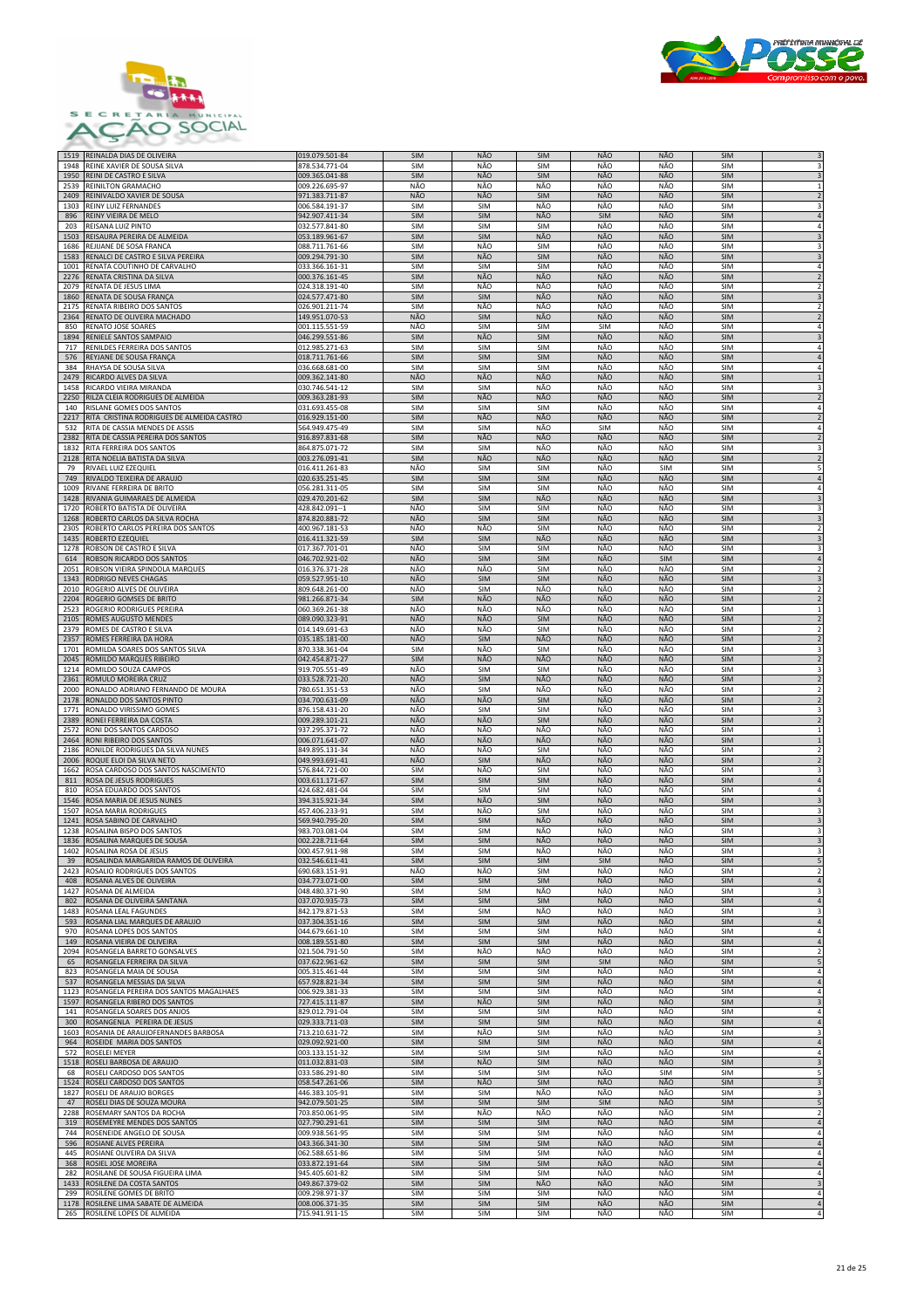| | | | | | | | | | |
|---|---|---|---|---|---|---|---|---|---|
| 1519 | REINALDA DIAS DE OLIVEIRA | 019.079.501-84 | SIM | NÃO | SIM | NÃO | NÃO | SIM | 3 |
| 1948 | REINE XAVIER DE SOUSA SILVA | 878.534.771-04 | SIM | NÃO | SIM | NÃO | NÃO | SIM | 3 |
| 1950 | REINI DE CASTRO E SILVA | 009.365.041-88 | SIM | NÃO | SIM | NÃO | NÃO | SIM | 3 |
| 2539 | REINILTON GRAMACHO | 009.226.695-97 | NÃO | NÃO | NÃO | NÃO | NÃO | SIM | 1 |
| 2409 | REINIVALDO XAVIER DE SOUSA | 971.383.711-87 | NÃO | NÃO | SIM | NÃO | NÃO | SIM | 2 |
| 1303 | REINY LUIZ FERNANDES | 006.584.191-37 | SIM | SIM | NÃO | NÃO | NÃO | SIM | 3 |
| 896 | REINY VIEIRA DE MELO | 942.907.411-34 | SIM | SIM | NÃO | SIM | NÃO | SIM | 4 |
| 203 | REISANA LUIZ PINTO | 032.577.841-80 | SIM | SIM | SIM | NÃO | NÃO | SIM | 4 |
| 1503 | REISAURA PEREIRA DE ALMEIDA | 053.189.961-67 | SIM | SIM | NÃO | NÃO | NÃO | SIM | 3 |
| 1686 | REJIANE DE SOSA FRANCA | 088.711.761-66 | SIM | NÃO | SIM | NÃO | NÃO | SIM | 3 |
| 1583 | RENALCI DE CASTRO E SILVA PEREIRA | 009.294.791-30 | SIM | NÃO | SIM | NÃO | NÃO | SIM | 3 |
| 1001 | RENATA COUTINHO DE CARVALHO | 033.366.161-31 | SIM | SIM | SIM | NÃO | NÃO | SIM | 4 |
| 2276 | RENATA CRISTINA DA SILVA | 000.376.161-45 | SIM | NÃO | NÃO | NÃO | NÃO | SIM | 2 |
| 2079 | RENATA DE JESUS LIMA | 024.318.191-40 | SIM | NÃO | NÃO | NÃO | NÃO | SIM | 2 |
| 1860 | RENATA DE SOUSA FRANÇA | 024.577.471-80 | SIM | SIM | NÃO | NÃO | NÃO | SIM | 3 |
| 2175 | RENATA RIBEIRO DOS SANTOS | 026.901.211-74 | SIM | NÃO | NÃO | NÃO | NÃO | SIM | 2 |
| 2364 | RENATO DE OLIVEIRA MACHADO | 149.951.070-53 | NÃO | SIM | NÃO | NÃO | NÃO | SIM | 2 |
| 850 | RENATO JOSE SOARES | 001.115.551-59 | NÃO | SIM | SIM | SIM | NÃO | SIM | 4 |
| 1894 | RENIELE SANTOS SAMPAIO | 046.299.551-86 | SIM | NÃO | SIM | NÃO | NÃO | SIM | 3 |
| 717 | RENILDES FERREIRA DOS SANTOS | 012.985.271-63 | SIM | SIM | SIM | NÃO | NÃO | SIM | 4 |
| 576 | REYJANE DE SOUSA FRANÇA | 018.711.761-66 | SIM | SIM | SIM | NÃO | NÃO | SIM | 4 |
| 384 | RHAYSA DE SOUSA SILVA | 036.668.681-00 | SIM | SIM | SIM | NÃO | NÃO | SIM | 4 |
| 2479 | RICARDO ALVES DA SILVA | 009.362.141-80 | NÃO | NÃO | NÃO | NÃO | NÃO | SIM | 1 |
| 1458 | RICARDO VIEIRA MIRANDA | 030.746.541-12 | SIM | SIM | NÃO | NÃO | NÃO | SIM | 3 |
| 2250 | RILZA CLEIA RODRIGUES DE ALMEIDA | 009.363.281-93 | SIM | NÃO | NÃO | NÃO | NÃO | SIM | 2 |
| 140 | RISLANE GOMES DOS SANTOS | 031.693.455-08 | SIM | SIM | SIM | NÃO | NÃO | SIM | 4 |
| 2217 | RITA CRISTINA RODRIGUES DE ALMEIDA CASTRO | 016.929.151-00 | SIM | NÃO | NÃO | NÃO | NÃO | SIM | 2 |
| 532 | RITA DE CASSIA MENDES DE ASSIS | 564.949.475-49 | SIM | SIM | NÃO | SIM | NÃO | SIM | 4 |
| 2382 | RITA DE CASSIA PEREIRA DOS SANTOS | 916.897.831-68 | SIM | NÃO | NÃO | NÃO | NÃO | SIM | 2 |
| 1832 | RITA FERREIRA DOS SANTOS | 864.875.071-72 | SIM | SIM | NÃO | NÃO | NÃO | SIM | 3 |
| 2128 | RITA NOELIA BATISTA DA SILVA | 003.276.091-41 | SIM | NÃO | NÃO | NÃO | NÃO | SIM | 2 |
| 79 | RIVAEL LUIZ EZEQUIEL | 016.411.261-83 | NÃO | SIM | SIM | NÃO | SIM | SIM | 5 |
| 749 | RIVALDO TEIXEIRA DE ARAUJO | 020.635.251-45 | SIM | SIM | SIM | NÃO | NÃO | SIM | 4 |
| 1009 | RIVANE FERREIRA DE BRITO | 056.281.311-05 | SIM | SIM | SIM | NÃO | NÃO | SIM | 4 |
| 1428 | RIVANIA GUIMARAES DE ALMEIDA | 029.470.201-62 | SIM | SIM | NÃO | NÃO | NÃO | SIM | 3 |
| 1720 | ROBERTO BATISTA DE OLIVEIRA | 428.842.091--1 | NÃO | SIM | SIM | NÃO | NÃO | SIM | 3 |
| 1268 | ROBERTO CARLOS DA SILVA ROCHA | 874.820.881-72 | NÃO | SIM | SIM | NÃO | NÃO | SIM | 3 |
| 2305 | ROBERTO CARLOS PEREIRA DOS SANTOS | 400.967.181-53 | NÃO | NÃO | SIM | NÃO | NÃO | SIM | 2 |
| 1435 | ROBERTO EZEQUIEL | 016.411.321-59 | SIM | SIM | NÃO | NÃO | NÃO | SIM | 3 |
| 1278 | ROBSON DE CASTRO E SILVA | 017.367.701-01 | NÃO | SIM | SIM | NÃO | NÃO | SIM | 3 |
| 614 | ROBSON RICARDO DOS SANTOS | 046.702.921-02 | NÃO | SIM | SIM | NÃO | SIM | SIM | 4 |
| 2051 | ROBSON VIEIRA SPINDOLA MARQUES | 016.376.371-28 | NÃO | NÃO | SIM | NÃO | NÃO | SIM | 2 |
| 1343 | RODRIGO NEVES CHAGAS | 059.527.951-10 | NÃO | SIM | SIM | NÃO | NÃO | SIM | 3 |
| 2010 | ROGERIO ALVES DE OLIVEIRA | 809.648.261-00 | NÃO | SIM | NÃO | NÃO | NÃO | SIM | 2 |
| 2204 | ROGERIO GOMSES DE BRITO | 981.266.871-34 | SIM | NÃO | NÃO | NÃO | NÃO | SIM | 2 |
| 2523 | ROGERIO RODRIGUES PEREIRA | 060.369.261-38 | NÃO | NÃO | NÃO | NÃO | NÃO | SIM | 1 |
| 2105 | ROMES AUGUSTO MENDES | 089.090.323-91 | NÃO | NÃO | SIM | NÃO | NÃO | SIM | 2 |
| 2379 | ROMES DE CASTRO E SILVA | 014.149.691-63 | NÃO | NÃO | SIM | NÃO | NÃO | SIM | 2 |
| 2357 | ROMES FERREIRA DA HORA | 035.185.181-00 | NÃO | SIM | NÃO | NÃO | NÃO | SIM | 2 |
| 1701 | ROMILDA SOARES DOS SANTOS SILVA | 870.338.361-04 | SIM | NÃO | SIM | NÃO | NÃO | SIM | 3 |
| 2045 | ROMILDO MARQUES RIBEIRO | 042.454.871-27 | SIM | NÃO | NÃO | NÃO | NÃO | SIM | 2 |
| 1214 | ROMILDO SOUZA CAMPOS | 919.705.551-49 | NÃO | SIM | SIM | NÃO | NÃO | SIM | 3 |
| 2361 | ROMULO MOREIRA CRUZ | 033.528.721-20 | NÃO | SIM | NÃO | NÃO | NÃO | SIM | 2 |
| 2000 | RONALDO ADRIANO FERNANDO DE MOURA | 780.651.351-53 | NÃO | SIM | NÃO | NÃO | NÃO | SIM | 2 |
| 2178 | RONALDO DOS SANTOS PINTO | 034.700.631-09 | NÃO | NÃO | SIM | NÃO | NÃO | SIM | 2 |
| 1771 | RONALDO VIRISSIMO GOMES | 876.158.431-20 | NÃO | SIM | SIM | NÃO | NÃO | SIM | 3 |
| 2389 | RONEI FERREIRA DA COSTA | 009.289.301-21 | NÃO | NÃO | SIM | NÃO | NÃO | SIM | 2 |
| 2572 | RONI DOS SANTOS CARDOSO | 937.295.371-72 | NÃO | NÃO | NÃO | NÃO | NÃO | SIM | 1 |
| 2464 | RONI RIBEIRO DOS SANTOS | 006.071.641-07 | NÃO | NÃO | NÃO | NÃO | NÃO | SIM | 1 |
| 2186 | RONILDE RODRIGUES DA SILVA NUNES | 849.895.131-34 | NÃO | NÃO | SIM | NÃO | NÃO | SIM | 2 |
| 2006 | ROQUE ELOI DA SILVA NETO | 049.993.691-41 | NÃO | SIM | NÃO | NÃO | NÃO | SIM | 2 |
| 1662 | ROSA CARDOSO DOS SANTOS NASCIMENTO | 576.844.721-00 | SIM | NÃO | SIM | NÃO | NÃO | SIM | 3 |
| 811 | ROSA DE JESUS RODRIGUES | 003.611.171-67 | SIM | SIM | SIM | NÃO | NÃO | SIM | 4 |
| 810 | ROSA EDUARDO DOS SANTOS | 042.682.481-04 | SIM | SIM | SIM | NÃO | NÃO | SIM | 4 |
| 1546 | ROSA MARIA DE JESUS NUNES | 394.315.921-34 | SIM | NÃO | SIM | NÃO | NÃO | SIM | 3 |
| 1507 | ROSA MARIA RODRIGUES | 457.406.233-91 | SIM | NÃO | SIM | NÃO | NÃO | SIM | 3 |
| 1241 | ROSA SABINO DE CARVALHO | 569.940.795-20 | SIM | SIM | NÃO | NÃO | NÃO | SIM | 3 |
| 1238 | ROSALINA BISPO DOS SANTOS | 983.703.081-04 | SIM | SIM | NÃO | NÃO | NÃO | SIM | 3 |
| 1836 | ROSALINA MARQUES DE SOUSA | 002.228.711-64 | SIM | SIM | NÃO | NÃO | NÃO | SIM | 3 |
| 1402 | ROSALINA ROSA DE JESUS | 000.457.911-98 | SIM | SIM | NÃO | NÃO | NÃO | SIM | 3 |
| 39 | ROSALINDA MARGARIDA RAMOS DE OLIVEIRA | 032.546.611-41 | SIM | SIM | SIM | SIM | NÃO | SIM | 5 |
| 2423 | ROSALIO RODRIGUES DOS SANTOS | 690.683.151-91 | NÃO | NÃO | SIM | NÃO | NÃO | SIM | 2 |
| 408 | ROSANA ALVES DE OLIVEIRA | 034.773.071-00 | SIM | SIM | SIM | NÃO | NÃO | SIM | 4 |
| 1427 | ROSANA DE ALMEIDA | 048.480.371-90 | SIM | SIM | NÃO | NÃO | NÃO | SIM | 3 |
| 802 | ROSANA DE OLIVEIRA SANTANA | 037.070.935-73 | SIM | SIM | SIM | NÃO | NÃO | SIM | 4 |
| 1483 | ROSANA LEAL FAGUNDES | 842.179.871-53 | SIM | SIM | NÃO | NÃO | NÃO | SIM | 3 |
| 593 | ROSANA LIAL MARQUES DE ARAUJO | 037.304.351-16 | SIM | SIM | SIM | NÃO | NÃO | SIM | 4 |
| 970 | ROSANA LOPES DOS SANTOS | 044.679.661-10 | SIM | SIM | SIM | NÃO | NÃO | SIM | 4 |
| 149 | ROSANA VIEIRA DE OLIVEIRA | 008.189.551-80 | SIM | SIM | SIM | NÃO | NÃO | SIM | 4 |
| 2094 | ROSANGELA BARRETO GONSALVES | 021.504.791-50 | SIM | NÃO | NÃO | NÃO | NÃO | SIM | 2 |
| 65 | ROSANGELA FERREIRA DA SILVA | 037.622.961-62 | SIM | SIM | SIM | SIM | NÃO | SIM | 5 |
| 823 | ROSANGELA MAIA DE SOUSA | 005.315.461-44 | SIM | SIM | SIM | NÃO | NÃO | SIM | 4 |
| 537 | ROSANGELA MESSIAS DA SILVA | 657.928.821-34 | SIM | SIM | SIM | NÃO | NÃO | SIM | 4 |
| 1123 | ROSANGELA PEREIRA DOS SANTOS MAGALHAES | 006.929.381-33 | SIM | SIM | SIM | NÃO | NÃO | SIM | 4 |
| 1597 | ROSANGELA RIBERO DOS SANTOS | 727.415.111-87 | SIM | NÃO | SIM | NÃO | NÃO | SIM | 3 |
| 141 | ROSANGELA SOARES DOS ANJOS | 829.012.791-04 | SIM | SIM | SIM | NÃO | NÃO | SIM | 4 |
| 300 | ROSANGENLA PEREIRA DE JESUS | 029.333.711-03 | SIM | SIM | SIM | NÃO | NÃO | SIM | 4 |
| 1603 | ROSANIA DE ARAUJOFERNANDES BARBOSA | 713.210.631-72 | SIM | NÃO | SIM | NÃO | NÃO | SIM | 3 |
| 964 | ROSEIDE MARIA DOS SANTOS | 029.092.921-00 | SIM | SIM | SIM | NÃO | NÃO | SIM | 4 |
| 572 | ROSELEI MEYER | 003.133.151-32 | SIM | SIM | SIM | NÃO | NÃO | SIM | 4 |
| 1518 | ROSELI BARBOSA DE ARAUJO | 011.032.831-03 | SIM | NÃO | SIM | NÃO | NÃO | SIM | 3 |
| 68 | ROSELI CARDOSO DOS SANTOS | 033.586.291-80 | SIM | SIM | SIM | NÃO | SIM | SIM | 5 |
| 1524 | ROSELI CARDOSO DOS SANTOS | 058.547.261-06 | SIM | NÃO | SIM | NÃO | NÃO | SIM | 3 |
| 1827 | ROSELI DE ARAUJO BORGES | 446.383.105-91 | SIM | SIM | NÃO | NÃO | NÃO | SIM | 3 |
| 47 | ROSELI DIAS DE SOUZA MOURA | 942.079.501-25 | SIM | SIM | SIM | SIM | NÃO | SIM | 5 |
| 2288 | ROSEMARY SANTOS DA ROCHA | 703.850.061-95 | SIM | NÃO | NÃO | NÃO | NÃO | SIM | 2 |
| 319 | ROSEMEYRE MENDES DOS SANTOS | 027.790.291-61 | SIM | SIM | SIM | NÃO | NÃO | SIM | 4 |
| 744 | ROSENEIDE ANGELO DE SOUSA | 009.938.561-95 | SIM | SIM | SIM | NÃO | NÃO | SIM | 4 |
| 596 | ROSIANE ALVES PEREIRA | 043.366.341-30 | SIM | SIM | SIM | NÃO | NÃO | SIM | 4 |
| 445 | ROSIANE OLIVEIRA DA SILVA | 062.588.651-86 | SIM | SIM | SIM | NÃO | NÃO | SIM | 4 |
| 368 | ROSIEL JOSE MOREIRA | 033.872.191-64 | SIM | SIM | SIM | NÃO | NÃO | SIM | 4 |
| 282 | ROSILANE DE SOUSA FIGUEIRA LIMA | 945.405.601-82 | SIM | SIM | SIM | NÃO | NÃO | SIM | 4 |
| 1433 | ROSILENE DA COSTA SANTOS | 049.867.379-02 | SIM | SIM | NÃO | NÃO | NÃO | SIM | 3 |
| 299 | ROSILENE GOMES DE BRITO | 009.298.971-37 | SIM | SIM | SIM | NÃO | NÃO | SIM | 4 |
| 1178 | ROSILENE LIMA SABATE DE ALMEIDA | 008.006.371-35 | SIM | SIM | SIM | NÃO | NÃO | SIM | 4 |
| 265 | ROSILENE LOPES DE ALMEIDA | 715.941.911-15 | SIM | SIM | SIM | NÃO | NÃO | SIM | 4 |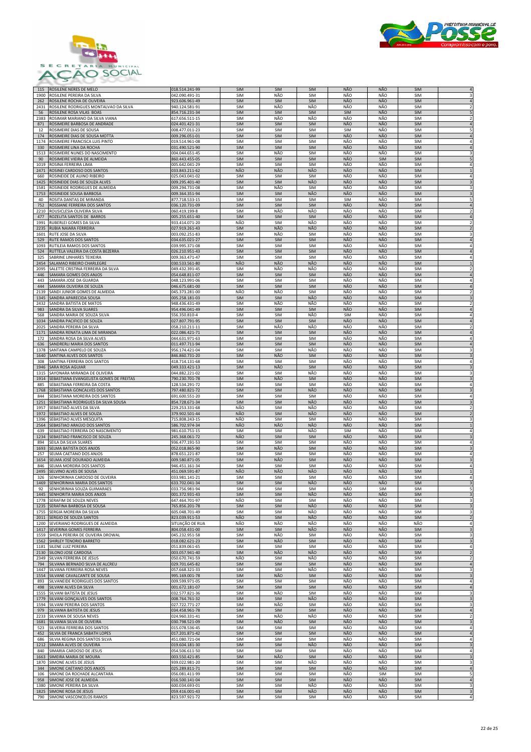| | | | | | | | | | |
|---|---|---|---|---|---|---|---|---|---|
| 115 | ROSILENE NERES DE MELO | 018.514.241-99 | SIM | SIM | SIM | NÃO | NÃO | SIM | 4 |
| 1900 | ROSILENE PEREIRA DA SILVA | 042.090.491-31 | SIM | NÃO | SIM | NÃO | NÃO | SIM | 3 |
| 262 | ROSILENE ROCHA DE OLIVEIRA | 923.606.961-49 | SIM | SIM | SIM | NÃO | NÃO | SIM | 4 |
| 2431 | ROSILENE RODRIGUES MONTALVAO DA SILVA | 940.124.581-91 | SIM | NÃO | NÃO | NÃO | NÃO | SIM | 2 |
| 56 | ROSILENE ROSA VILAS BOAS | 854.716.231-34 | SIM | SIM | SIM | SIM | NÃO | SIM | 5 |
| 2383 | ROSIMAR MARIANO DA SILVA VIANA | 617.656.511-15 | SIM | NÃO | NÃO | NÃO | NÃO | SIM | 2 |
| 871 | ROSIMEIRE BARBOSA DE ANDRADE | 024.401.421-31 | SIM | SIM | SIM | NÃO | NÃO | SIM | 4 |
| 12 | ROSIMEIRE DIAS DE SOUSA | 008.477.011-23 | SIM | SIM | SIM | SIM | NÃO | SIM | 5 |
| 174 | ROSIMEIRE DIAS DE SOUSA MOTTA | 009.296.051-01 | SIM | SIM | SIM | NÃO | NÃO | SIM | 4 |
| 1174 | ROSIMEIRE FRANCISCA LUIS PINTO | 019.514.961-08 | SIM | SIM | SIM | NÃO | NÃO | SIM | 4 |
| 330 | ROSIMEIRE LINA DA ROCHA | 031.490.521-90 | SIM | SIM | SIM | NÃO | NÃO | SIM | 4 |
| 1513 | ROSIMEIRE NUNES DO NASCIMENTO | 004.044.651-45 | SIM | NÃO | SIM | NÃO | NÃO | SIM | 3 |
| 90 | ROSIMEIRE VIEIRA DE ALMEIDA | 860.443.455-05 | SIM | SIM | SIM | NÃO | SIM | SIM | 5 |
| 1019 | ROSINA FERREIRA LIMA | 005.642.041-29 | SIM | SIM | SIM | NÃO | NÃO | SIM | 4 |
| 2471 | ROSINEI CARDOSO DOS SANTOS | 033.843.211-62 | NÃO | NÃO | NÃO | NÃO | NÃO | SIM | 1 |
| 660 | ROSINEIDE DE AUINO RIBEIRO | 025.043.041-02 | SIM | SIM | SIM | NÃO | NÃO | SIM | 4 |
| 1425 | ROSINEIDE DIAS DE SOUZA ALVES | 009.295.401-40 | SIM | SIM | NÃO | NÃO | NÃO | SIM | 3 |
| 1581 | ROSINEIDE RODRIGUES DE ALMEIDA | 009.294.731-08 | SIM | NÃO | SIM | NÃO | NÃO | SIM | 3 |
| 1753 | ROSINEIDE SOUSA BARBOSA | 009.364.351-94 | SIM | SIM | NÃO | NÃO | NÃO | SIM | 3 |
| 40 | ROSITA DANTAS DE MIRANDA | 877.718.533-15 | SIM | SIM | SIM | SIM | NÃO | SIM | 5 |
| 752 | ROSSIANE FERREIRA DOS SANTOS | 036.120.731-09 | SIM | SIM | SIM | NÃO | NÃO | SIM | 4 |
| 2210 | ROUSICLESIA OLIVEIRA SILVA | 060.419.199-8 | SIM | NÃO | NÃO | NÃO | NÃO | SIM | 2 |
| 477 | ROZELITA SANTOS DE BARROS | 005.255.651-40 | SIM | SIM | SIM | NÃO | NÃO | SIM | 4 |
| 1991 | RUBERLEI GOMES DA SILVA | 933.414.071-20 | NÃO | SIM | NÃO | NÃO | NÃO | SIM | 2 |
| 2235 | RUBIA NAIARA FERREIRA | 027.919.261-43 | SIM | NÃO | NÃO | NÃO | NÃO | SIM | 2 |
| 1601 | RUTE JOSE DA SILVA | 003.092.251-83 | SIM | NÃO | SIM | NÃO | NÃO | SIM | 3 |
| 529 | RUTE RAMOS DOS SANTOS | 034.635.021-27 | SIM | SIM | SIM | NÃO | NÃO | SIM | 4 |
| 1093 | RUTILEIA RAMOS DOS SANTOS | 039.995.371-08 | SIM | SIM | SIM | NÃO | NÃO | SIM | 4 |
| 524 | RUTTELA VALERIA DA COSTA BEZERRA | 026.210.951-43 | SIM | SIM | SIM | NÃO | NÃO | SIM | 4 |
| 325 | SABRINE LINHARES TEIXEIRA | 009.363.471-47 | SIM | SIM | SIM | NÃO | NÃO | SIM | 4 |
| 2454 | SALAMAO RIBEIRO CHARLEGRE | 030.533.561-80 | NÃO | NÃO | NÃO | NÃO | NÃO | SIM | 1 |
| 2095 | SALETTE CRISTINA FERREIRA DA SILVA | 049.432.391-45 | SIM | NÃO | NÃO | NÃO | NÃO | SIM | 2 |
| 446 | SAMARA GOMES DOS ANJOS | 054.648.811-07 | SIM | SIM | SIM | NÃO | NÃO | SIM | 4 |
| 443 | SAMARA JOSE DA GUARDA | 048.123.991-06 | SIM | SIM | SIM | NÃO | NÃO | SIM | 4 |
| 444 | SAMARA OLIVEIRA DE SOUZA | 046.675.681-00 | SIM | SIM | SIM | NÃO | NÃO | SIM | 4 |
| 2139 | SANDI JUNIOR GOMES DE ALMEIDA | 045.373.281-00 | NÃO | NÃO | SIM | NÃO | NÃO | SIM | 2 |
| 1345 | SANDRA APARECIDA SOUSA | 005.258.181-03 | SIM | SIM | NÃO | NÃO | NÃO | SIM | 3 |
| 2432 | SANDRA BATISTA DE MATOS | 948.436.431-49 | SIM | NÃO | NÃO | NÃO | NÃO | SIM | 2 |
| 983 | SANDRA DA SILVA SUARES | 954.496.041-49 | SIM | SIM | SIM | NÃO | NÃO | SIM | 4 |
| 568 | SANDRA MARIA DE SOUZA SILVA | 556.350.810-4 | SIM | SIM | NÃO | SIM | NÃO | SIM | 4 |
| 1034 | SANDRA PACIFICO DE SOUZA | 027.807.791-95 | SIM | SIM | SIM | NÃO | NÃO | SIM | 4 |
| 2025 | SANDRA PEREIRA DA SILVA | 058.210.211-11 | SIM | NÃO | NÃO | NÃO | NÃO | SIM | 2 |
| 1171 | SANDRA RENATA LIMA DE MIRANDA | 022.086.421-71 | SIM | SIM | SIM | NÃO | NÃO | SIM | 4 |
| 172 | SANDRA ROSA DA SILVA ALVES | 044.631.971-63 | SIM | SIM | SIM | NÃO | NÃO | SIM | 4 |
| 636 | SANDRERLI MARIA DOS SANTOS | 011.497.711-94 | SIM | SIM | SIM | NÃO | NÃO | SIM | 4 |
| 1378 | SANTANA CAMPELO DE SOUZA | 956.174.421-04 | SIM | SIM | NÃO | NÃO | NÃO | SIM | 3 |
| 1640 | SANTINA ALVES DOS SANTOS | 846.860.731-20 | SIM | NÃO | SIM | NÃO | NÃO | SIM | 3 |
| 308 | SANTINA FERREIRA DOS SANTOS | 418.714.131-68 | SIM | SIM | SIM | NÃO | NÃO | SIM | 4 |
| 1946 | SARA ROSA AGUIAR | 049.333.421-13 | SIM | NÃO | SIM | NÃO | NÃO | SIM | 3 |
| 1315 | SAYONARA MIRANDA DE OLIVEIRA | 044.882.221-02 | SIM | SIM | NÃO | NÃO | NÃO | SIM | 3 |
| 1914 | SEBASTIANA EVANGELISTA GOMES DE FREITAS | 790.230.701-78 | SIM | NÃO | SIM | NÃO | NÃO | SIM | 3 |
| 885 | SEBASTIANA FERREIRA DA COSTA | 128.534.291-72 | SIM | SIM | SIM | NÃO | NÃO | SIM | 4 |
| 1768 | SEBASTIANA GONCALVES DOS SANTOS | 797.480.821-72 | SIM | SIM | NÃO | NÃO | NÃO | SIM | 3 |
| 844 | SEBASTIANA MOREIRA DOS SANTOS | 691.600.551-20 | SIM | SIM | SIM | NÃO | NÃO | SIM | 4 |
| 1251 | SEBASTIANA RODRIGUES DA SILVA SOUSA | 854.728.671-34 | SIM | SIM | NÃO | NÃO | NÃO | SIM | 3 |
| 1957 | SEBASTIAÕ ALVES DA SILVA | 229.253.331-68 | NÃO | SIM | NÃO | NÃO | NÃO | SIM | 2 |
| 1972 | SEBASTIAO ALVES DE SOUZA | 379.902.501-44 | NÃO | SIM | NÃO | NÃO | NÃO | SIM | 2 |
| 1396 | SEBASTIAO ALVES MESQUITA | 715.808.243-15 | NÃO | SIM | SIM | NÃO | NÃO | SIM | 3 |
| 2564 | SEBASTIAO ARAÚJO DOS SANTOS | 586.702.974-34 | NÃO | NÃO | NÃO | NÃO | NÃO | SIM | 1 |
| 639 | SEBASTIAO FERREIRA DO NASCIMENTO | 981.610.751-15 | SIM | SIM | NÃO | SIM | NÃO | SIM | 4 |
| 1234 | SEBASTIAO FRANCISCO DE SOUZA | 245.368.061-72 | NÃO | SIM | SIM | NÃO | NÃO | SIM | 3 |
| 894 | SEILA DA SILVA SUARES | 936.477.191-53 | SIM | SIM | SIM | NÃO | NÃO | SIM | 4 |
| 1693 | SELMA BATISTA DOS ANJOS | 052.018.865-90 | SIM | NÃO | SIM | NÃO | NÃO | SIM | 3 |
| 257 | SELMA CAETANO DOS ANJOS | 878.651.221-87 | SIM | SIM | SIM | NÃO | NÃO | SIM | 4 |
| 1654 | SELMA JOSÉ DOURADO ALMEIDA | 009.580.871-05 | SIM | NÃO | SIM | NÃO | NÃO | SIM | 3 |
| 846 | SELMA MOREIRA DOS SANTOS | 946.451.161-34 | SIM | SIM | SIM | NÃO | NÃO | SIM | 4 |
| 2495 | SELVINO ALVES DE SOUSA | 451.069.591-87 | NÃO | NÃO | NÃO | NÃO | NÃO | SIM | 1 |
| 326 | SENHORINHA CARDOSO DE OLVEIRA | 033.981.141-21 | SIM | SIM | SIM | NÃO | NÃO | SIM | 4 |
| 1469 | SENHORINHA MARIA DOS SANTOS | 633.702.041-34 | SIM | SIM | NÃO | NÃO | NÃO | SIM | 3 |
| 92 | SENHORINHA SOUZA GUIMARAES | 033.756.981-94 | SIM | SIM | SIM | NÃO | SIM | SIM | 5 |
| 1445 | SENHORITA MARIA DOS ANJOS | 001.372.931-43 | SIM | SIM | NÃO | NÃO | NÃO | SIM | 3 |
| 1778 | SERAFIM DE SOUZA NEVES | 647.464.701-97 | NÃO | SIM | SIM | NÃO | NÃO | SIM | 3 |
| 1235 | SERAFINA BARBOSA DE SOUSA | 765.856.201-78 | SIM | SIM | NÃO | NÃO | NÃO | SIM | 3 |
| 1755 | SERGIA MOREIRA DA SILVA | 605.048.701-49 | SIM | SIM | NÃO | NÃO | NÃO | SIM | 3 |
| 2011 | SERGIO DE SOUZA SANTOS | 823.039.911-53 | NÃO | SIM | NÃO | NÃO | NÃO | SIM | 2 |
| 1200 | SEVERIANO RODRIGUES DE ALMEIDA | SITUAÇÃO DE RUA | NÃO | NÃO | NÃO | NÃO | NÃO | NÃO | 4 |
| 1417 | SEVERINA GOMES FERREIRA | 804.058.431-00 | SIM | SIM | NÃO | NÃO | NÃO | SIM | 3 |
| 1559 | SHEILA PEREIRA DE OLIVEIRA DROWAL | 045.232.951-58 | SIM | NÃO | SIM | NÃO | NÃO | SIM | 3 |
| 1562 | SHIRLEY TENORIO BARRETO | 018.082.621-23 | SIM | NÃO | SIM | NÃO | NÃO | SIM | 3 |
| 1181 | SILENE LUIZ PEREIRA | 051.839.061-65 | SIM | SIM | SIM | NÃO | NÃO | SIM | 4 |
| 2130 | SILONO JOSE CARDOSA | 003.057.941-40 | SIM | NÃO | NÃO | NÃO | NÃO | SIM | 2 |
| 2349 | SILVAN FERREIRA DE JESUS | 050.670.741-59 | NÃO | SIM | NÃO | NÃO | NÃO | SIM | 2 |
| 794 | SILVANA BERNADO SILVA DE ALCREU | 029.701.645-82 | SIM | SIM | SIM | NÃO | NÃO | SIM | 4 |
| 1447 | SILVANA FERREIRA ROSA NEVES | 057.668.321-33 | SIM | SIM | NÃO | NÃO | NÃO | SIM | 3 |
| 1554 | SILVANE CAVALCANTE DE SOUSA | 995.169.001-78 | SIM | NÃO | SIM | NÃO | NÃO | SIM | 3 |
| 893 | SILVANEIDE RODRIGUES DOS SANTOS | 009.599.971-05 | SIM | SIM | SIM | NÃO | NÃO | SIM | 4 |
| 498 | SILVANI ALVES DA SILVA | 001.672.181-07 | SIM | SIM | SIM | NÃO | NÃO | SIM | 4 |
| 1555 | SILVANI BATISTA DE JESUS | 032.577.821-36 | SIM | NÃO | SIM | NÃO | NÃO | SIM | 3 |
| 1779 | SILVANI GONÇALVES DOS SANTOS | 008.764.761-32 | SIM | SIM | NÃO | NÃO | NÃO | SIM | 3 |
| 1594 | SILVANI PEREIRA DOS SANTOS | 027.722.771-27 | SIM | NÃO | SIM | NÃO | NÃO | SIM | 3 |
| 979 | SILVANIA BATISTA DE JESUS | 034.458.961-78 | SIM | SIM | SIM | NÃO | NÃO | SIM | 4 |
| 2233 | SILVANIA DE SOUSA NEVES | 024.960.331-41 | SIM | NÃO | NÃO | NÃO | NÃO | SIM | 2 |
| 1681 | SILVANIA SILVA DE OLIVEIRA | 030.798.521-09 | SIM | NÃO | SIM | NÃO | NÃO | SIM | 3 |
| 523 | SILVERIA FERREIRA DOS SANTOS | 015.078.536-45 | SIM | SIM | SIM | NÃO | NÃO | SIM | 4 |
| 452 | SILVIA DE FRANCA SABATH LOPES | 017.201.871-42 | SIM | SIM | SIM | NÃO | NÃO | SIM | 4 |
| 686 | SILVIA REGINA DOS SANTOS SILVA | 451.080.721-04 | SIM | SIM | SIM | NÃO | NÃO | SIM | 4 |
| 1212 | SIMARA ALVES DE OLIVEIRA | 019.604.181-30 | SIM | SIM | NÃO | NÃO | NÃO | SIM | 3 |
| 840 | SIMARIA CARDOSO DE JESUS | 054.506.611-50 | SIM | SIM | SIM | NÃO | NÃO | SIM | 4 |
| 1663 | SIMEIRA MARIA DE MOURA | 003.550.421-85 | SIM | NÃO | SIM | NÃO | NÃO | SIM | 3 |
| 1870 | SIMONE ALVES DE JESUS | 939.022.981-20 | SIM | SIM | NÃO | NÃO | NÃO | SIM | 3 |
| 344 | SIMONE CAETANO DOS ANJOS | 025.289.811-71 | SIM | SIM | SIM | NÃO | NÃO | SIM | 4 |
| 106 | SIMONE DA ROCHADE ALCANTARA | 056.081.411-99 | SIM | SIM | SIM | NÃO | SIM | SIM | 5 |
| 958 | SIMONE JOSE DE ALMEIDA | 016.500.141-04 | SIM | SIM | SIM | NÃO | NÃO | SIM | 4 |
| 1380 | SIMONE PEREIRA DA SILVA | 600.034.693-01 | SIM | SIM | NÃO | NÃO | NÃO | SIM | 3 |
| 1825 | SIMONE ROSA DE JESUS | 059.416.001-43 | SIM | SIM | NÃO | NÃO | NÃO | SIM | 3 |
| 790 | SIMONE VASCONCELOS RAMOS | 823.597.921-72 | SIM | SIM | SIM | NÃO | NÃO | SIM | 4 |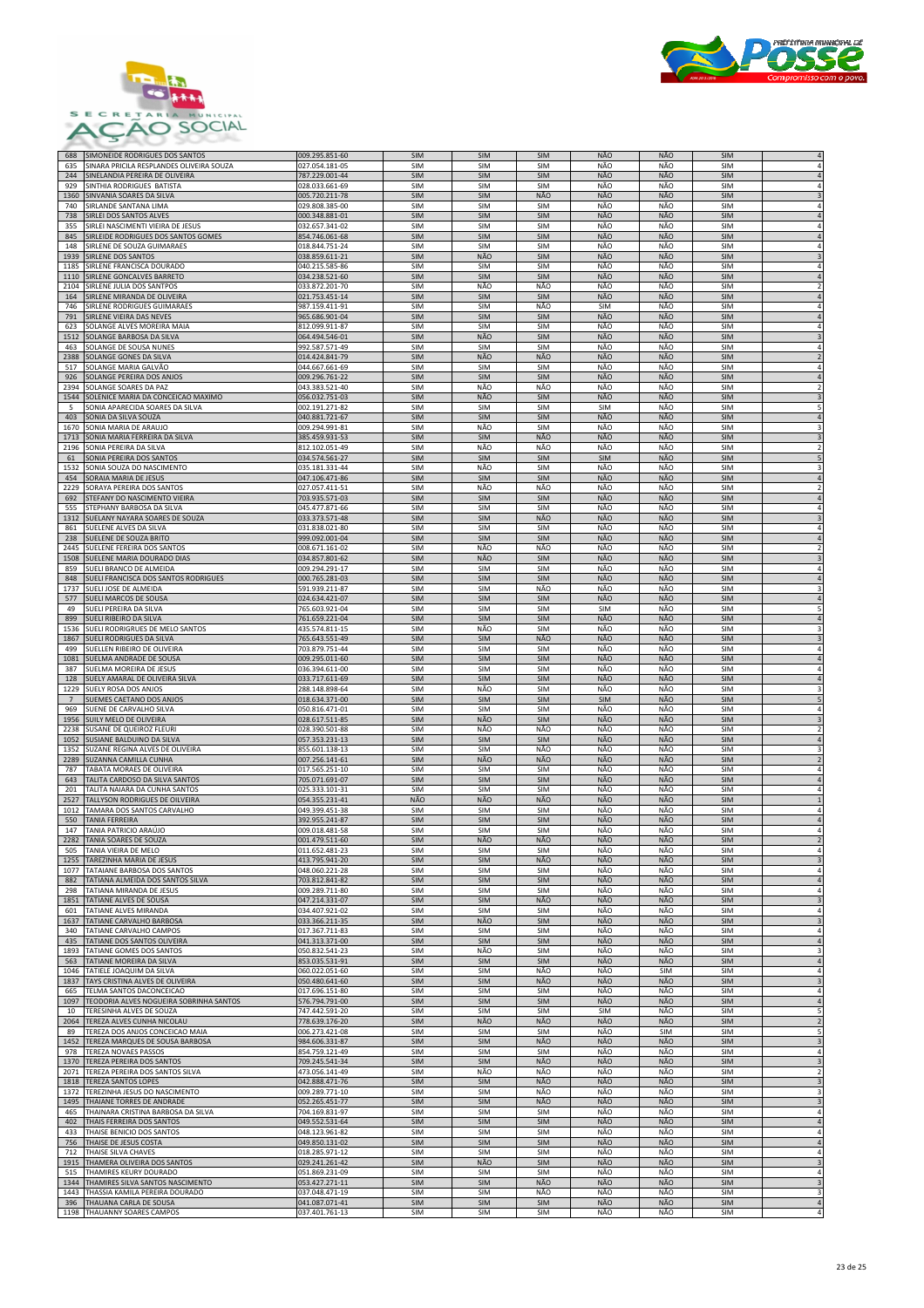| | | | | | | | | | |
|---|---|---|---|---|---|---|---|---|---|
| 688 | SIMONEIDE RODRIGUES DOS SANTOS | 009.295.851-60 | SIM | SIM | SIM | NÃO | NÃO | SIM | 4 |
| 635 | SINARA PRICILA RESPLANDES OLIVEIRA SOUZA | 027.054.181-05 | SIM | SIM | SIM | NÃO | NÃO | SIM | 4 |
| 244 | SINELANDIA PEREIRA DE OLIVEIRA | 787.229.001-44 | SIM | SIM | SIM | NÃO | NÃO | SIM | 4 |
| 929 | SINTHIA RODRIGUES BATISTA | 028.033.661-69 | SIM | SIM | SIM | NÃO | NÃO | SIM | 4 |
| 1360 | SINVANIA SOARES DA SILVA | 005.720.211-78 | SIM | SIM | NÃO | NÃO | NÃO | SIM | 3 |
| 740 | SIRLANDE SANTANA LIMA | 029.808.385-00 | SIM | SIM | SIM | NÃO | NÃO | SIM | 4 |
| 738 | SIRLEI DOS SANTOS ALVES | 000.348.881-01 | SIM | SIM | SIM | NÃO | NÃO | SIM | 4 |
| 355 | SIRLEI NASCIMENTI VIEIRA DE JESUS | 032.657.341-02 | SIM | SIM | SIM | NÃO | NÃO | SIM | 4 |
| 845 | SIRLEIDE RODRIGUES DOS SANTOS GOMES | 854.746.061-68 | SIM | SIM | SIM | NÃO | NÃO | SIM | 4 |
| 148 | SIRLENE DE SOUZA GUIMARAES | 018.844.751-24 | SIM | SIM | SIM | NÃO | NÃO | SIM | 4 |
| 1939 | SIRLENE DOS SANTOS | 038.859.611-21 | SIM | NÃO | SIM | NÃO | NÃO | SIM | 3 |
| 1185 | SIRLENE FRANCISCA DOURADO | 040.215.585-86 | SIM | SIM | SIM | NÃO | NÃO | SIM | 4 |
| 1110 | SIRLENE GONCALVES BARRETO | 034.238.521-60 | SIM | SIM | SIM | NÃO | NÃO | SIM | 4 |
| 2104 | SIRLENE JULIA DOS SANTPOS | 033.872.201-70 | SIM | NÃO | NÃO | NÃO | NÃO | SIM | 2 |
| 164 | SIRLENE MIRANDA DE OLIVEIRA | 021.753.451-14 | SIM | SIM | SIM | NÃO | NÃO | SIM | 4 |
| 746 | SIRLENE RODRIGUES GUIMARAES | 987.159.411-91 | SIM | SIM | NÃO | SIM | NÃO | SIM | 4 |
| 791 | SIRLENE VIEIRA DAS NEVES | 965.686.901-04 | SIM | SIM | SIM | NÃO | NÃO | SIM | 4 |
| 623 | SOLANGE ALVES MOREIRA MAIA | 812.099.911-87 | SIM | SIM | SIM | NÃO | NÃO | SIM | 4 |
| 1512 | SOLANGE BARBOSA DA SILVA | 064.494.546-01 | SIM | NÃO | SIM | NÃO | NÃO | SIM | 3 |
| 463 | SOLANGE DE SOUSA NUNES | 992.587.571-49 | SIM | SIM | SIM | NÃO | NÃO | SIM | 4 |
| 2388 | SOLANGE GONES DA SILVA | 014.424.841-79 | SIM | NÃO | NÃO | NÃO | NÃO | SIM | 2 |
| 517 | SOLANGE MARIA GALVÃO | 044.667.661-69 | SIM | SIM | SIM | NÃO | NÃO | SIM | 4 |
| 926 | SOLANGE PEREIRA DOS ANJOS | 009.296.761-22 | SIM | SIM | SIM | NÃO | NÃO | SIM | 4 |
| 2394 | SOLANGE SOARES DA PAZ | 043.383.521-40 | SIM | NÃO | NÃO | NÃO | NÃO | SIM | 2 |
| 1544 | SOLENICE MARIA DA CONCEICAO MAXIMO | 056.032.751-03 | SIM | NÃO | SIM | NÃO | NÃO | SIM | 3 |
| 5 | SONIA APARECIDA SOARES DA SILVA | 002.191.271-82 | SIM | SIM | SIM | SIM | NÃO | SIM | 5 |
| 403 | SONIA DA SILVA SOUZA | 040.881.721-67 | SIM | SIM | SIM | NÃO | NÃO | SIM | 4 |
| 1670 | SONIA MARIA DE ARAUJO | 009.294.991-81 | SIM | NÃO | SIM | NÃO | NÃO | SIM | 3 |
| 1713 | SONIA MARIA FERREIRA DA SILVA | 385.459.931-53 | SIM | SIM | NÃO | NÃO | NÃO | SIM | 3 |
| 2196 | SONIA PEREIRA DA SILVA | 812.102.051-49 | SIM | NÃO | NÃO | NÃO | NÃO | SIM | 2 |
| 61 | SONIA PEREIRA DOS SANTOS | 034.574.561-27 | SIM | SIM | SIM | SIM | NÃO | SIM | 5 |
| 1532 | SONIA SOUZA DO NASCIMENTO | 035.181.331-44 | SIM | NÃO | SIM | NÃO | NÃO | SIM | 3 |
| 454 | SORAIA MARIA DE JESUS | 047.106.471-86 | SIM | SIM | SIM | NÃO | NÃO | SIM | 4 |
| 2229 | SORAYA PEREIRA DOS SANTOS | 027.057.411-51 | SIM | NÃO | NÃO | NÃO | NÃO | SIM | 2 |
| 692 | STEFANY DO NASCIMENTO VIEIRA | 703.935.571-03 | SIM | SIM | SIM | NÃO | NÃO | SIM | 4 |
| 555 | STEPHANY BARBOSA DA SILVA | 045.477.871-66 | SIM | SIM | SIM | NÃO | NÃO | SIM | 4 |
| 1312 | SUELANY NAYARA SOARES DE SOUZA | 033.373.571-48 | SIM | SIM | NÃO | NÃO | NÃO | SIM | 3 |
| 861 | SUELENE ALVES DA SILVA | 031.838.021-80 | SIM | SIM | SIM | NÃO | NÃO | SIM | 4 |
| 238 | SUELENE DE SOUZA BRITO | 999.092.001-04 | SIM | SIM | SIM | NÃO | NÃO | SIM | 4 |
| 2445 | SUELENE FEREIRA DOS SANTOS | 008.671.161-02 | SIM | NÃO | NÃO | NÃO | NÃO | SIM | 2 |
| 1508 | SUELENE MARIA DOURADO DIAS | 034.857.801-62 | SIM | NÃO | SIM | NÃO | NÃO | SIM | 3 |
| 859 | SUELI BRANCO DE ALMEIDA | 009.294.291-17 | SIM | SIM | SIM | NÃO | NÃO | SIM | 4 |
| 848 | SUELI FRANCISCA DOS SANTOS RODRIGUES | 000.765.281-03 | SIM | SIM | SIM | NÃO | NÃO | SIM | 4 |
| 1737 | SUELI JOSE DE ALMEIDA | 591.939.211-87 | SIM | SIM | NÃO | NÃO | NÃO | SIM | 3 |
| 577 | SUELI MARCOS DE SOUSA | 024.634.421-07 | SIM | SIM | SIM | NÃO | NÃO | SIM | 4 |
| 49 | SUELI PEREIRA DA SILVA | 765.603.921-04 | SIM | SIM | SIM | SIM | NÃO | SIM | 5 |
| 899 | SUELI RIBEIRO DA SILVA | 761.659.221-04 | SIM | SIM | SIM | NÃO | NÃO | SIM | 4 |
| 1536 | SUELI RODRIGRUES DE MELO SANTOS | 435.574.811-15 | SIM | NÃO | SIM | NÃO | NÃO | SIM | 3 |
| 1867 | SUELI RODRIGUES DA SILVA | 765.643.551-49 | SIM | SIM | NÃO | NÃO | NÃO | SIM | 3 |
| 499 | SUELLEN RIBEIRO DE OLIVEIRA | 703.879.751-44 | SIM | SIM | SIM | NÃO | NÃO | SIM | 4 |
| 1081 | SUELMA ANDRADE DE SOUSA | 009.295.011-60 | SIM | SIM | SIM | NÃO | NÃO | SIM | 4 |
| 387 | SUELMA MOREIRA DE JESUS | 036.394.611-00 | SIM | SIM | SIM | NÃO | NÃO | SIM | 4 |
| 128 | SUELY AMARAL DE OLIVEIRA SILVA | 033.717.611-69 | SIM | SIM | SIM | NÃO | NÃO | SIM | 4 |
| 1229 | SUELY ROSA DOS ANJOS | 288.148.898-64 | SIM | NÃO | SIM | NÃO | NÃO | SIM | 3 |
| 7 | SUEMES CAETANO DOS ANJOS | 018.634.371-00 | SIM | SIM | SIM | SIM | NÃO | SIM | 5 |
| 969 | SUENE DE CARVALHO SILVA | 050.816.471-01 | SIM | SIM | SIM | NÃO | NÃO | SIM | 4 |
| 1956 | SUILY MELO DE OLIVEIRA | 028.617.511-85 | SIM | NÃO | SIM | NÃO | NÃO | SIM | 3 |
| 2238 | SUSANE DE QUEIROZ FLEURI | 028.390.501-88 | SIM | NÃO | NÃO | NÃO | NÃO | SIM | 2 |
| 1052 | SUSIANE BALDUINO DA SILVA | 057.353.231-13 | SIM | SIM | SIM | NÃO | NÃO | SIM | 4 |
| 1352 | SUZANE REGINA ALVES DE OLIVEIRA | 855.601.138-13 | SIM | SIM | NÃO | NÃO | NÃO | SIM | 3 |
| 2289 | SUZANNA CAMILLA CUNHA | 007.256.141-61 | SIM | NÃO | NÃO | NÃO | NÃO | SIM | 2 |
| 787 | TABATA MORAES DE OLIVEIRA | 017.565.251-10 | SIM | SIM | SIM | NÃO | NÃO | SIM | 4 |
| 643 | TALITA CARDOSO DA SILVA SANTOS | 705.071.691-07 | SIM | SIM | SIM | NÃO | NÃO | SIM | 4 |
| 201 | TALITA NAIARA DA CUNHA SANTOS | 025.333.101-31 | SIM | SIM | SIM | NÃO | NÃO | SIM | 4 |
| 2527 | TALLYSON RODRIGUES DE OILVEIRA | 054.355.231-41 | NÃO | NÃO | NÃO | NÃO | NÃO | SIM | 1 |
| 1012 | TAMARA DOS SANTOS CARVALHO | 049.399.451-38 | SIM | SIM | SIM | NÃO | NÃO | SIM | 4 |
| 550 | TANIA FERREIRA | 392.955.241-87 | SIM | SIM | SIM | NÃO | NÃO | SIM | 4 |
| 147 | TANIA PATRICIO ARAÚJO | 009.018.481-58 | SIM | SIM | SIM | NÃO | NÃO | SIM | 4 |
| 2282 | TANIA SOARES DE SOUZA | 001.479.511-60 | SIM | NÃO | NÃO | NÃO | NÃO | SIM | 2 |
| 505 | TANIA VIEIRA DE MELO | 011.652.481-23 | SIM | SIM | SIM | NÃO | NÃO | SIM | 4 |
| 1255 | TAREZINHA MARIA DE JESUS | 413.795.941-20 | SIM | SIM | NÃO | NÃO | NÃO | SIM | 3 |
| 1077 | TATAIANE BARBOSA DOS SANTOS | 048.060.221-28 | SIM | SIM | SIM | NÃO | NÃO | SIM | 4 |
| 882 | TATIANA ALMEIDA DOS SANTOS SILVA | 703.812.841-82 | SIM | SIM | SIM | NÃO | NÃO | SIM | 4 |
| 298 | TATIANA MIRANDA DE JESUS | 009.289.711-80 | SIM | SIM | SIM | NÃO | NÃO | SIM | 4 |
| 1851 | TATIANE ALVES DE SOUSA | 047.214.331-07 | SIM | SIM | NÃO | NÃO | NÃO | SIM | 3 |
| 601 | TATIANE ALVES MIRANDA | 034.407.921-02 | SIM | SIM | SIM | NÃO | NÃO | SIM | 4 |
| 1637 | TATIANE CARVALHO BARBOSA | 033.366.211-35 | SIM | NÃO | SIM | NÃO | NÃO | SIM | 3 |
| 340 | TATIANE CARVALHO CAMPOS | 017.367.711-83 | SIM | SIM | SIM | NÃO | NÃO | SIM | 4 |
| 435 | TATIANE DOS SANTOS OLIVEIRA | 041.313.371-00 | SIM | SIM | SIM | NÃO | NÃO | SIM | 4 |
| 1893 | TATIANE GOMES DOS SANTOS | 050.832.541-23 | SIM | NÃO | SIM | NÃO | NÃO | SIM | 3 |
| 563 | TATIANE MOREIRA DA SILVA | 853.035.531-91 | SIM | SIM | SIM | NÃO | NÃO | SIM | 4 |
| 1046 | TATIELE JOAQUIM DA SILVA | 060.022.051-60 | SIM | SIM | NÃO | NÃO | SIM | SIM | 4 |
| 1837 | TAYS CRISTINA ALVES DE OLIVEIRA | 050.480.641-60 | SIM | SIM | NÃO | NÃO | NÃO | SIM | 3 |
| 665 | TELMA SANTOS DACONCEICAO | 017.696.151-80 | SIM | SIM | SIM | NÃO | NÃO | SIM | 4 |
| 1097 | TEODORIA ALVES NOGUEIRA SOBRINHA SANTOS | 576.794.791-00 | SIM | SIM | SIM | NÃO | NÃO | SIM | 4 |
| 10 | TERESINHA ALVES DE SOUZA | 747.442.591-20 | SIM | SIM | SIM | SIM | NÃO | SIM | 5 |
| 2064 | TEREZA ALVES CUNHA NICOLAU | 778.639.176-20 | SIM | NÃO | NÃO | NÃO | NÃO | SIM | 2 |
| 89 | TEREZA DOS ANJOS CONCEICAO MAIA | 006.273.421-08 | SIM | SIM | SIM | NÃO | SIM | SIM | 5 |
| 1452 | TEREZA MARQUES DE SOUSA BARBOSA | 984.606.331-87 | SIM | SIM | NÃO | NÃO | NÃO | SIM | 3 |
| 978 | TEREZA NOVAES PASSOS | 854.759.121-49 | SIM | SIM | SIM | NÃO | NÃO | SIM | 4 |
| 1370 | TEREZA PEREIRA DOS SANTOS | 709.245.541-34 | SIM | SIM | NÃO | NÃO | NÃO | SIM | 3 |
| 2071 | TEREZA PEREIRA DOS SANTOS SILVA | 473.056.141-49 | SIM | NÃO | NÃO | NÃO | NÃO | SIM | 2 |
| 1818 | TEREZA SANTOS LOPES | 042.888.471-76 | SIM | SIM | NÃO | NÃO | NÃO | SIM | 3 |
| 1372 | TEREZINHA JESUS DO NASCIMENTO | 009.289.771-10 | SIM | SIM | NÃO | NÃO | NÃO | SIM | 3 |
| 1495 | THAIANE TORRES DE ANDRADE | 052.265.451-77 | SIM | SIM | NÃO | NÃO | NÃO | SIM | 3 |
| 465 | THAINARA CRISTINA BARBOSA DA SILVA | 704.169.831-97 | SIM | SIM | SIM | NÃO | NÃO | SIM | 4 |
| 402 | THAIS FERREIRA DOS SANTOS | 049.552.531-64 | SIM | SIM | SIM | NÃO | NÃO | SIM | 4 |
| 433 | THAISE BENICIO DOS SANTOS | 048.123.961-82 | SIM | SIM | SIM | NÃO | NÃO | SIM | 4 |
| 756 | THAISE DE JESUS COSTA | 049.850.131-02 | SIM | SIM | SIM | NÃO | NÃO | SIM | 4 |
| 712 | THAISE SILVA CHAVES | 018.285.971-12 | SIM | SIM | SIM | NÃO | NÃO | SIM | 4 |
| 1915 | THAMERA OLIVEIRA DOS SANTOS | 029.241.261-42 | SIM | NÃO | SIM | NÃO | NÃO | SIM | 3 |
| 515 | THAMIRES KEURY DOURADO | 051.869.231-09 | SIM | SIM | SIM | NÃO | NÃO | SIM | 4 |
| 1344 | THAMIRES SILVA SANTOS NASCIMENTO | 053.427.271-11 | SIM | SIM | NÃO | NÃO | NÃO | SIM | 3 |
| 1443 | THASSIA KAMILA PEREIRA DOURADO | 037.048.471-19 | SIM | SIM | NÃO | NÃO | NÃO | SIM | 3 |
| 396 | THAUANA CARLA DE SOUSA | 041.087.071-41 | SIM | SIM | SIM | NÃO | NÃO | SIM | 4 |
| 1198 | THAUANNY SOARES CAMPOS | 037.401.761-13 | SIM | SIM | SIM | NÃO | NÃO | SIM | 4 |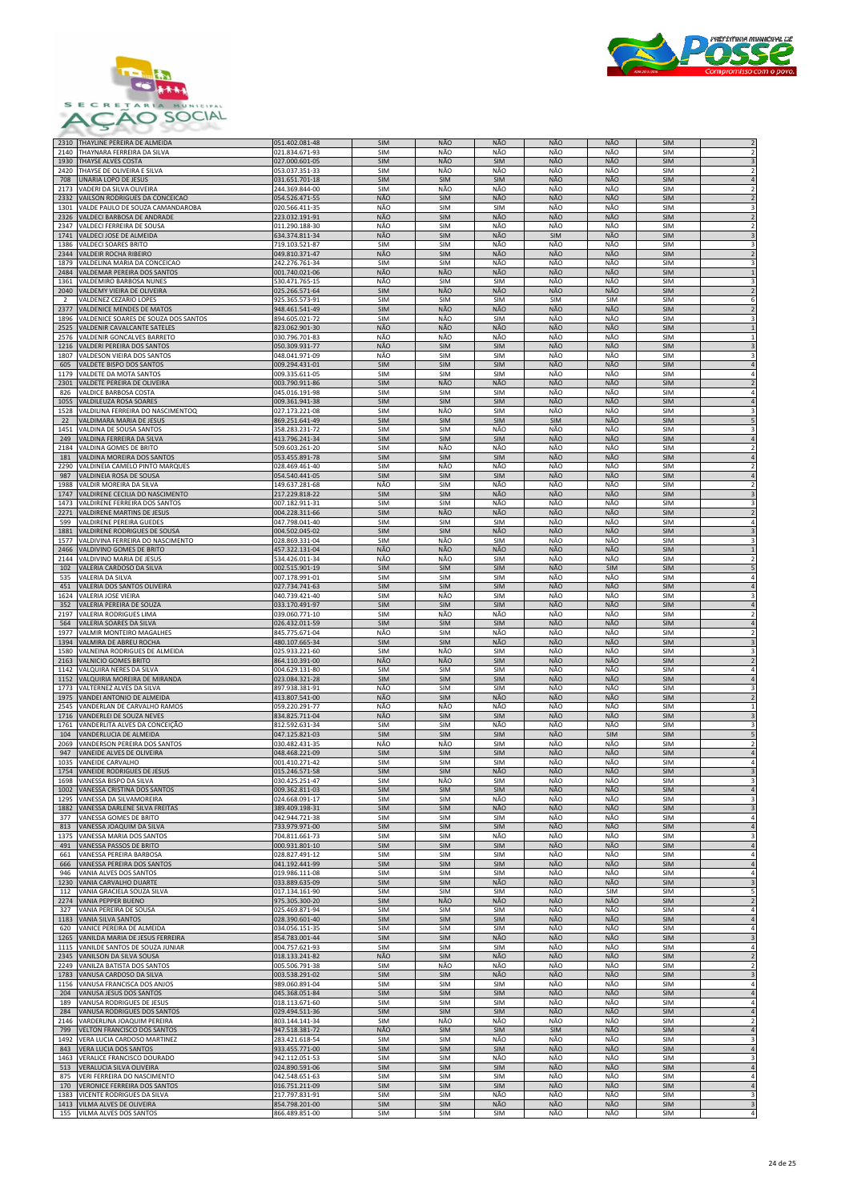| | | | | | | | | | |
|---|---|---|---|---|---|---|---|---|---|
| 2310 | THAYLINE PEREIRA DE ALMEIDA | 051.402.081-48 | SIM | NÃO | NÃO | NÃO | NÃO | SIM | 2 |
| 2140 | THAYNARA FERREIRA DA SILVA | 021.834.671-93 | SIM | NÃO | NÃO | NÃO | NÃO | SIM | 2 |
| 1930 | THAYSE ALVES COSTA | 027.000.601-05 | SIM | NÃO | SIM | NÃO | NÃO | SIM | 3 |
| 2420 | THAYSE DE OLIVEIRA E SILVA | 053.037.351-33 | SIM | NÃO | NÃO | NÃO | NÃO | SIM | 2 |
| 708 | UNARIA LOPO DE JESUS | 031.651.701-18 | SIM | SIM | SIM | NÃO | NÃO | SIM | 4 |
| 2173 | VADERI DA SILVA OLIVEIRA | 244.369.844-00 | SIM | NÃO | NÃO | NÃO | NÃO | SIM | 2 |
| 2332 | VAILSON RODRIGUES DA CONCEICAO | 054.526.471-55 | NÃO | SIM | NÃO | NÃO | NÃO | SIM | 2 |
| 1301 | VALDE PAULO DE SOUZA CAMANDAROBA | 020.566.411-35 | NÃO | SIM | SIM | NÃO | NÃO | SIM | 3 |
| 2326 | VALDECI BARBOSA DE ANDRADE | 223.032.191-91 | NÃO | SIM | NÃO | NÃO | NÃO | SIM | 2 |
| 2347 | VALDECI FERREIRA DE SOUSA | 011.290.188-30 | NÃO | SIM | NÃO | NÃO | NÃO | SIM | 2 |
| 1741 | VALDECI JOSE DE ALMEIDA | 634.374.811-34 | NÃO | SIM | NÃO | SIM | NÃO | SIM | 3 |
| 1386 | VALDECI SOARES BRITO | 719.103.521-87 | SIM | SIM | NÃO | NÃO | NÃO | SIM | 3 |
| 2344 | VALDEIR ROCHA RIBEIRO | 049.810.371-47 | NÃO | SIM | NÃO | NÃO | NÃO | SIM | 2 |
| 1879 | VALDELINA MARIA DA CONCEICAO | 242.276.761-34 | SIM | SIM | NÃO | NÃO | NÃO | SIM | 3 |
| 2484 | VALDEMAR PEREIRA DOS SANTOS | 001.740.021-06 | NÃO | NÃO | NÃO | NÃO | NÃO | SIM | 1 |
| 1361 | VALDEMIRO BARBOSA NUNES | 530.471.765-15 | NÃO | SIM | SIM | NÃO | NÃO | SIM | 3 |
| 2040 | VALDEMY VIEIRA DE OLIVEIRA | 025.266.571-64 | SIM | NÃO | NÃO | NÃO | NÃO | SIM | 2 |
| 2 | VALDENEZ CEZARIO LOPES | 925.365.573-91 | SIM | SIM | SIM | SIM | SIM | SIM | 6 |
| 2377 | VALDENICE MENDES DE MATOS | 948.461.541-49 | SIM | NÃO | NÃO | NÃO | NÃO | SIM | 2 |
| 1896 | VALDENICE SOARES DE SOUZA DOS SANTOS | 894.605.021-72 | SIM | NÃO | SIM | NÃO | NÃO | SIM | 3 |
| 2525 | VALDENIR CAVALCANTE SATELES | 823.062.901-30 | NÃO | NÃO | NÃO | NÃO | NÃO | SIM | 1 |
| 2576 | VALDENIR GONCALVES BARRETO | 030.796.701-83 | NÃO | NÃO | NÃO | NÃO | NÃO | SIM | 1 |
| 1216 | VALDERI PEREIRA DOS SANTOS | 050.309.931-77 | NÃO | SIM | SIM | NÃO | NÃO | SIM | 3 |
| 1807 | VALDESON VIEIRA DOS SANTOS | 048.041.971-09 | NÃO | SIM | SIM | NÃO | NÃO | SIM | 3 |
| 605 | VALDETE BISPO DOS SANTOS | 009.294.431-01 | SIM | SIM | SIM | NÃO | NÃO | SIM | 4 |
| 1179 | VALDETE DA MOTA SANTOS | 009.335.611-05 | SIM | SIM | SIM | NÃO | NÃO | SIM | 4 |
| 2301 | VALDETE PEREIRA DE OLIVEIRA | 003.790.911-86 | SIM | NÃO | NÃO | NÃO | NÃO | SIM | 2 |
| 826 | VALDICE BARBOSA COSTA | 045.016.191-98 | SIM | SIM | SIM | NÃO | NÃO | SIM | 4 |
| 1055 | VALDILEUZA ROSA SOARES | 009.361.941-38 | SIM | SIM | SIM | NÃO | NÃO | SIM | 4 |
| 1528 | VALDILINA FERREIRA DO NASCIMENTOQ | 027.173.221-08 | SIM | NÃO | SIM | NÃO | NÃO | SIM | 3 |
| 22 | VALDIMARA MARIA DE JESUS | 869.251.641-49 | SIM | SIM | SIM | SIM | NÃO | SIM | 5 |
| 1451 | VALDINA DE SOUSA SANTOS | 358.283.231-72 | SIM | SIM | NÃO | NÃO | NÃO | SIM | 3 |
| 249 | VALDINA FERREIRA DA SILVA | 413.796.241-34 | SIM | SIM | SIM | NÃO | NÃO | SIM | 4 |
| 2184 | VALDINA GOMES DE BRITO | 509.603.261-20 | SIM | NÃO | NÃO | NÃO | NÃO | SIM | 2 |
| 181 | VALDINA MOREIRA DOS SANTOS | 053.455.891-78 | SIM | SIM | SIM | NÃO | NÃO | SIM | 4 |
| 2290 | VALDINEIA CAMELO PINTO MARQUES | 028.469.461-40 | SIM | NÃO | NÃO | NÃO | NÃO | SIM | 2 |
| 987 | VALDINEIA ROSA DE SOUSA | 054.540.441-05 | SIM | SIM | SIM | NÃO | NÃO | SIM | 4 |
| 1988 | VALDIR MOREIRA DA SILVA | 149.637.281-68 | NÃO | SIM | NÃO | NÃO | NÃO | SIM | 2 |
| 1747 | VALDIRENE CECILIA DO NASCIMENTO | 217.229.818-22 | SIM | SIM | NÃO | NÃO | NÃO | SIM | 3 |
| 1473 | VALDIRENE FERREIRA DOS SANTOS | 007.182.911-31 | SIM | SIM | NÃO | NÃO | NÃO | SIM | 3 |
| 2271 | VALDIRENE MARTINS DE JESUS | 004.228.311-66 | SIM | NÃO | NÃO | NÃO | NÃO | SIM | 2 |
| 599 | VALDIRENE PEREIRA GUEDES | 047.798.041-40 | SIM | SIM | SIM | NÃO | NÃO | SIM | 4 |
| 1881 | VALDIRENE RODRIGUES DE SOUSA | 004.502.045-02 | SIM | SIM | NÃO | NÃO | NÃO | SIM | 3 |
| 1577 | VALDIVINA FERREIRA DO NASCIMENTO | 028.869.331-04 | SIM | NÃO | SIM | NÃO | NÃO | SIM | 3 |
| 2466 | VALDIVINO GOMES DE BRITO | 457.322.131-04 | NÃO | NÃO | NÃO | NÃO | NÃO | SIM | 1 |
| 2144 | VALDIVINO MARIA DE JESUS | 534.426.011-34 | NÃO | NÃO | SIM | NÃO | NÃO | SIM | 2 |
| 102 | VALERIA CARDOSO DA SILVA | 002.515.901-19 | SIM | SIM | SIM | NÃO | SIM | SIM | 5 |
| 535 | VALERIA DA SILVA | 007.178.991-01 | SIM | SIM | SIM | NÃO | NÃO | SIM | 4 |
| 451 | VALERIA DOS SANTOS OLIVEIRA | 027.734.741-63 | SIM | SIM | SIM | NÃO | NÃO | SIM | 4 |
| 1624 | VALERIA JOSE VIEIRA | 040.739.421-40 | SIM | NÃO | SIM | NÃO | NÃO | SIM | 3 |
| 352 | VALERIA PEREIRA DE SOUZA | 033.170.491-97 | SIM | SIM | SIM | NÃO | NÃO | SIM | 4 |
| 2197 | VALERIA RODRIGUES LIMA | 039.060.771-10 | SIM | NÃO | NÃO | NÃO | NÃO | SIM | 2 |
| 564 | VALERIA SOARES DA SILVA | 026.432.011-59 | SIM | SIM | SIM | NÃO | NÃO | SIM | 4 |
| 1977 | VALMIR MONTEIRO MAGALHES | 845.775.671-04 | NÃO | SIM | NÃO | NÃO | NÃO | SIM | 2 |
| 1394 | VALMIRA DE ABREU ROCHA | 480.107.665-34 | SIM | SIM | NÃO | NÃO | NÃO | SIM | 3 |
| 1580 | VALNEINA RODRIGUES DE ALMEIDA | 025.933.221-60 | SIM | NÃO | SIM | NÃO | NÃO | SIM | 3 |
| 2163 | VALNICIO GOMES BRITO | 864.110.391-00 | NÃO | NÃO | SIM | NÃO | NÃO | SIM | 2 |
| 1142 | VALQUIRA NERES DA SILVA | 004.629.131-80 | SIM | SIM | SIM | NÃO | NÃO | SIM | 4 |
| 1152 | VALQUIRIA MOREIRA DE MIRANDA | 023.084.321-28 | SIM | SIM | SIM | NÃO | NÃO | SIM | 4 |
| 1773 | VALTERNEZ ALVES DA SILVA | 897.938.381-91 | NÃO | SIM | SIM | NÃO | NÃO | SIM | 3 |
| 1975 | VANDEI ANTONIO DE ALMEIDA | 413.807.541-00 | NÃO | SIM | NÃO | NÃO | NÃO | SIM | 2 |
| 2545 | VANDERLAN DE CARVALHO RAMOS | 059.220.291-77 | NÃO | NÃO | NÃO | NÃO | NÃO | SIM | 1 |
| 1716 | VANDERLEI DE SOUZA NEVES | 834.825.711-04 | NÃO | SIM | SIM | NÃO | NÃO | SIM | 3 |
| 1761 | VANDERLITA ALVES DA CONCEIÇÃO | 812.592.631-34 | SIM | SIM | NÃO | NÃO | NÃO | SIM | 3 |
| 104 | VANDERLUCIA DE ALMEIDA | 047.125.821-03 | SIM | SIM | SIM | NÃO | SIM | SIM | 5 |
| 2069 | VANDERSON PEREIRA DOS SANTOS | 030.482.431-35 | NÃO | NÃO | SIM | NÃO | NÃO | SIM | 2 |
| 947 | VANEIDE ALVES DE OLIVEIRA | 048.468.221-09 | SIM | SIM | SIM | NÃO | NÃO | SIM | 4 |
| 1035 | VANEIDE CARVALHO | 001.410.271-42 | SIM | SIM | SIM | NÃO | NÃO | SIM | 4 |
| 1754 | VANEIDE RODRIGUES DE JESUS | 015.246.571-58 | SIM | SIM | NÃO | NÃO | NÃO | SIM | 3 |
| 1698 | VANESSA BISPO DA SILVA | 030.425.251-47 | SIM | NÃO | SIM | NÃO | NÃO | SIM | 3 |
| 1002 | VANESSA CRISTINA DOS SANTOS | 009.362.811-03 | SIM | SIM | SIM | NÃO | NÃO | SIM | 4 |
| 1295 | VANESSA DA SILVAMOREIRA | 024.668.091-17 | SIM | SIM | NÃO | NÃO | NÃO | SIM | 3 |
| 1882 | VANESSA DARLENE SILVA FREITAS | 389.409.198-31 | SIM | SIM | NÃO | NÃO | NÃO | SIM | 3 |
| 377 | VANESSA GOMES DE BRITO | 042.944.721-38 | SIM | SIM | SIM | NÃO | NÃO | SIM | 4 |
| 813 | VANESSA JOAQUIM DA SILVA | 733.979.971-00 | SIM | SIM | SIM | NÃO | NÃO | SIM | 4 |
| 1375 | VANESSA MARIA DOS SANTOS | 704.811.661-73 | SIM | SIM | NÃO | NÃO | NÃO | SIM | 3 |
| 491 | VANESSA PASSOS DE BRITO | 000.931.801-10 | SIM | SIM | SIM | NÃO | NÃO | SIM | 4 |
| 661 | VANESSA PEREIRA BARBOSA | 028.827.491-12 | SIM | SIM | SIM | NÃO | NÃO | SIM | 4 |
| 666 | VANESSA PEREIRA DOS SANTOS | 041.192.441-99 | SIM | SIM | SIM | NÃO | NÃO | SIM | 4 |
| 946 | VANIA ALVES DOS SANTOS | 019.986.111-08 | SIM | SIM | SIM | NÃO | NÃO | SIM | 4 |
| 1230 | VANIA CARVALHO DUARTE | 033.889.635-09 | SIM | SIM | NÃO | NÃO | NÃO | SIM | 3 |
| 112 | VANIA GRACIELA SOUZA SILVA | 017.134.161-90 | SIM | SIM | SIM | NÃO | SIM | SIM | 5 |
| 2274 | VANIA PEPPER BUENO | 975.305.300-20 | SIM | NÃO | NÃO | NÃO | NÃO | SIM | 2 |
| 327 | VANIA PEREIRA DE SOUSA | 025.469.871-94 | SIM | SIM | SIM | NÃO | NÃO | SIM | 4 |
| 1183 | VANIA SILVA SANTOS | 028.390.601-40 | SIM | SIM | SIM | NÃO | NÃO | SIM | 4 |
| 620 | VANICE PEREIRA DE ALMEIDA | 034.056.151-35 | SIM | SIM | SIM | NÃO | NÃO | SIM | 4 |
| 1265 | VANILDA MARIA DE JESUS FERREIRA | 854.783.001-44 | SIM | SIM | NÃO | NÃO | NÃO | SIM | 3 |
| 1115 | VANILDE SANTOS DE SOUZA JUNIAR | 004.757.621-93 | SIM | SIM | SIM | NÃO | NÃO | SIM | 4 |
| 2345 | VANILSON DA SILVA SOUSA | 018.133.241-82 | NÃO | SIM | NÃO | NÃO | NÃO | SIM | 2 |
| 2249 | VANILZA BATISTA DOS SANTOS | 005.506.791-38 | SIM | NÃO | NÃO | NÃO | NÃO | SIM | 2 |
| 1783 | VANUSA CARDOSO DA SILVA | 003.538.291-02 | SIM | SIM | NÃO | NÃO | NÃO | SIM | 3 |
| 1156 | VANUSA FRANCISCA DOS ANJOS | 989.060.891-04 | SIM | SIM | SIM | NÃO | NÃO | SIM | 4 |
| 204 | VANUSA JESUS DOS SANTOS | 045.368.051-84 | SIM | SIM | SIM | NÃO | NÃO | SIM | 4 |
| 189 | VANUSA RODRIGUES DE JESUS | 018.113.671-60 | SIM | SIM | SIM | NÃO | NÃO | SIM | 4 |
| 284 | VANUSA RODRIGUES DOS SANTOS | 029.494.511-36 | SIM | SIM | SIM | NÃO | NÃO | SIM | 4 |
| 2146 | VARDERLINA JOAQUIM PEREIRA | 803.144.141-34 | SIM | NÃO | NÃO | NÃO | NÃO | SIM | 2 |
| 799 | VELTON FRANCISCO DOS SANTOS | 947.518.381-72 | NÃO | SIM | SIM | SIM | NÃO | SIM | 4 |
| 1492 | VERA LUCIA CARDOSO MARTINEZ | 283.421.618-54 | SIM | SIM | NÃO | NÃO | NÃO | SIM | 3 |
| 843 | VERA LUCIA DOS SANTOS | 933.455.771-00 | SIM | SIM | SIM | NÃO | NÃO | SIM | 4 |
| 1463 | VERALICE FRANCISCO DOURADO | 942.112.051-53 | SIM | SIM | NÃO | NÃO | NÃO | SIM | 3 |
| 513 | VERALUCIA SILVA OLIVEIRA | 024.890.591-06 | SIM | SIM | SIM | NÃO | NÃO | SIM | 4 |
| 875 | VERI FERREIRA DO NASCIMENTO | 042.548.651-63 | SIM | SIM | SIM | NÃO | NÃO | SIM | 4 |
| 170 | VERONICE FERREIRA DOS SANTOS | 016.751.211-09 | SIM | SIM | SIM | NÃO | NÃO | SIM | 4 |
| 1383 | VICENTE RODRIGUES DA SILVA | 217.797.831-91 | SIM | SIM | NÃO | NÃO | NÃO | SIM | 3 |
| 1413 | VILMA ALVES DE OLIVEIRA | 854.798.201-00 | SIM | SIM | NÃO | NÃO | NÃO | SIM | 3 |
| 155 | VILMA ALVES DOS SANTOS | 866.489.851-00 | SIM | SIM | SIM | NÃO | NÃO | SIM | 4 |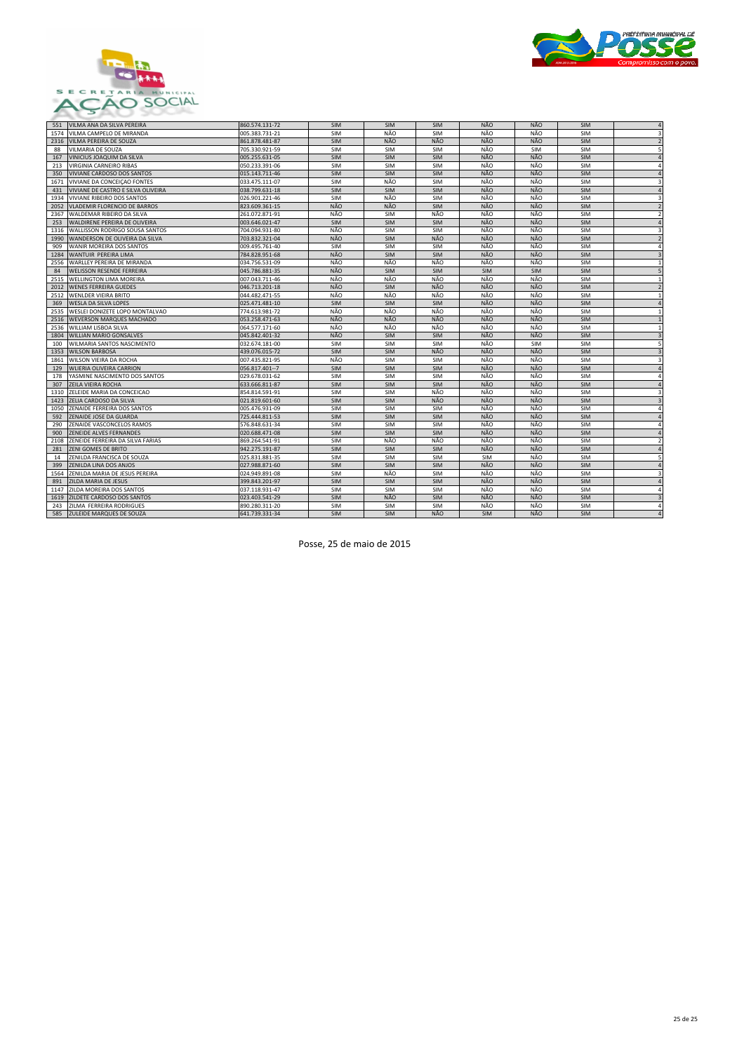| | | | | | | | | | |
|---|---|---|---|---|---|---|---|---|---|
| 551 | VILMA ANA DA SILVA PEREIRA | 860.574.131-72 | SIM | SIM | SIM | NÃO | NÃO | SIM | 4 |
| 1574 | VILMA CAMPELO DE MIRANDA | 005.383.731-21 | SIM | NÃO | SIM | NÃO | NÃO | SIM | 3 |
| 2316 | VILMA PEREIRA DE SOUZA | 861.878.481-87 | SIM | NÃO | NÃO | NÃO | NÃO | SIM | 2 |
| 88 | VILMARIA DE SOUZA | 705.330.921-59 | SIM | SIM | SIM | NÃO | SIM | SIM | 5 |
| 167 | VINICIUS JOAQUIM DA SILVA | 005.255.631-05 | SIM | SIM | SIM | NÃO | NÃO | SIM | 4 |
| 213 | VIRGINIA CARNEIRO RIBAS | 050.233.391-06 | SIM | SIM | SIM | NÃO | NÃO | SIM | 4 |
| 350 | VIVIANE CARDOSO DOS SANTOS | 015.143.711-46 | SIM | SIM | SIM | NÃO | NÃO | SIM | 4 |
| 1671 | VIVIANE DA CONCEIÇAO FONTES | 033.475.111-07 | SIM | NÃO | SIM | NÃO | NÃO | SIM | 3 |
| 431 | VIVIANE DE CASTRO E SILVA OLIVEIRA | 038.799.631-18 | SIM | SIM | SIM | NÃO | NÃO | SIM | 4 |
| 1934 | VIVIANE RIBEIRO DOS SANTOS | 026.901.221-46 | SIM | NÃO | SIM | NÃO | NÃO | SIM | 3 |
| 2052 | VLADEMIR FLORENCIO DE BARROS | 823.609.361-15 | NÃO | NÃO | SIM | NÃO | NÃO | SIM | 2 |
| 2367 | WALDEMAR RIBEIRO DA SILVA | 261.072.871-91 | NÃO | SIM | NÃO | NÃO | NÃO | SIM | 2 |
| 253 | WALDIRENE PEREIRA DE OLIVEIRA | 003.646.021-47 | SIM | SIM | SIM | NÃO | NÃO | SIM | 4 |
| 1316 | WALLISSON RODRIGO SOUSA SANTOS | 704.094.931-80 | NÃO | SIM | SIM | NÃO | NÃO | SIM | 3 |
| 1990 | WANDERSON DE OLIVEIRA DA SILVA | 703.832.321-04 | NÃO | SIM | NÃO | NÃO | NÃO | SIM | 2 |
| 909 | WANIR MOREIRA DOS SANTOS | 009.495.761-40 | SIM | SIM | SIM | NÃO | NÃO | SIM | 4 |
| 1284 | WANTUIR PEREIRA LIMA | 784.828.951-68 | NÃO | SIM | SIM | NÃO | NÃO | SIM | 3 |
| 2556 | WARLLEY PEREIRA DE MIRANDA | 034.756.531-09 | NÃO | NÃO | NÃO | NÃO | NÃO | SIM | 1 |
| 84 | WELISSON RESENDE FERREIRA | 045.786.881-35 | NÃO | SIM | SIM | SIM | SIM | SIM | 5 |
| 2515 | WELLINGTON LIMA MOREIRA | 007.043.711-46 | NÃO | NÃO | NÃO | NÃO | NÃO | SIM | 1 |
| 2012 | WENES FERREIRA GUEDES | 046.713.201-18 | NÃO | SIM | NÃO | NÃO | NÃO | SIM | 2 |
| 2512 | WENLDER VIEIRA BRITO | 044.482.471-55 | NÃO | NÃO | NÃO | NÃO | NÃO | SIM | 1 |
| 369 | WESLA DA SILVA LOPES | 025.471.481-10 | SIM | SIM | SIM | NÃO | NÃO | SIM | 4 |
| 2535 | WESLEI DONIZETE LOPO MONTALVAO | 774.613.981-72 | NÃO | NÃO | NÃO | NÃO | NÃO | SIM | 1 |
| 2516 | WEVERSON MARQUES MACHADO | 053.258.471-63 | NÃO | NÃO | NÃO | NÃO | NÃO | SIM | 1 |
| 2536 | WILLIAM LISBOA SILVA | 064.577.171-60 | NÃO | NÃO | NÃO | NÃO | NÃO | SIM | 1 |
| 1804 | WILLIAN MARIO GONSALVES | 045.842.401-32 | NÃO | SIM | SIM | NÃO | NÃO | SIM | 3 |
| 100 | WILMARIA SANTOS NASCIMENTO | 032.674.181-00 | SIM | SIM | SIM | NÃO | SIM | SIM | 5 |
| 1353 | WILSON BARBOSA | 439.076.015-72 | SIM | SIM | NÃO | NÃO | NÃO | SIM | 3 |
| 1861 | WILSON VIEIRA DA ROCHA | 007.435.821-95 | NÃO | SIM | SIM | NÃO | NÃO | SIM | 3 |
| 129 | WLIERIA OLIVEIRA CARRION | 056.817.401--7 | SIM | SIM | SIM | NÃO | NÃO | SIM | 4 |
| 178 | YASMINE NASCIMENTO DOS SANTOS | 029.678.031-62 | SIM | SIM | SIM | NÃO | NÃO | SIM | 4 |
| 307 | ZEILA VIEIRA ROCHA | 633.666.811-87 | SIM | SIM | SIM | NÃO | NÃO | SIM | 4 |
| 1310 | ZELEIDE MARIA DA CONCEICAO | 854.814.591-91 | SIM | SIM | NÃO | NÃO | NÃO | SIM | 3 |
| 1423 | ZELIA CARDOSO DA SILVA | 021.819.601-60 | SIM | SIM | NÃO | NÃO | NÃO | SIM | 3 |
| 1050 | ZENAIDE FERREIRA DOS SANTOS | 005.476.931-09 | SIM | SIM | SIM | NÃO | NÃO | SIM | 4 |
| 592 | ZENAIDE JOSE DA GUARDA | 725.444.811-53 | SIM | SIM | SIM | NÃO | NÃO | SIM | 4 |
| 290 | ZENAIDE VASCONCELOS RAMOS | 576.848.631-34 | SIM | SIM | SIM | NÃO | NÃO | SIM | 4 |
| 900 | ZENEIDE ALVES FERNANDES | 020.688.471-08 | SIM | SIM | SIM | NÃO | NÃO | SIM | 4 |
| 2108 | ZENEIDE FERREIRA DA SILVA FARIAS | 869.264.541-91 | SIM | NÃO | NÃO | NÃO | NÃO | SIM | 2 |
| 281 | ZENI GOMES DE BRITO | 942.275.191-87 | SIM | SIM | SIM | NÃO | NÃO | SIM | 4 |
| 14 | ZENILDA FRANCISCA DE SOUZA | 025.831.881-35 | SIM | SIM | SIM | SIM | NÃO | SIM | 5 |
| 399 | ZENILDA LINA DOS ANJOS | 027.988.871-60 | SIM | SIM | SIM | NÃO | NÃO | SIM | 4 |
| 1564 | ZENILDA MARIA DE JESUS PEREIRA | 024.949.891-08 | SIM | NÃO | SIM | NÃO | NÃO | SIM | 3 |
| 891 | ZILDA MARIA DE JESUS | 399.843.201-97 | SIM | SIM | SIM | NÃO | NÃO | SIM | 4 |
| 1147 | ZILDA MOREIRA DOS SANTOS | 037.118.931-47 | SIM | SIM | SIM | NÃO | NÃO | SIM | 4 |
| 1619 | ZILDETE CARDOSO DOS SANTOS | 023.403.541-29 | SIM | NÃO | SIM | NÃO | NÃO | SIM | 3 |
| 243 | ZILMA FERREIRA RODRIGUES | 890.280.311-20 | SIM | SIM | SIM | NÃO | NÃO | SIM | 4 |
| 585 | ZULEIDE MARQUES DE SOUZA | 641.739.331-34 | SIM | SIM | NÃO | SIM | NÃO | SIM | 4 |

Posse, 25 de maio de 2015